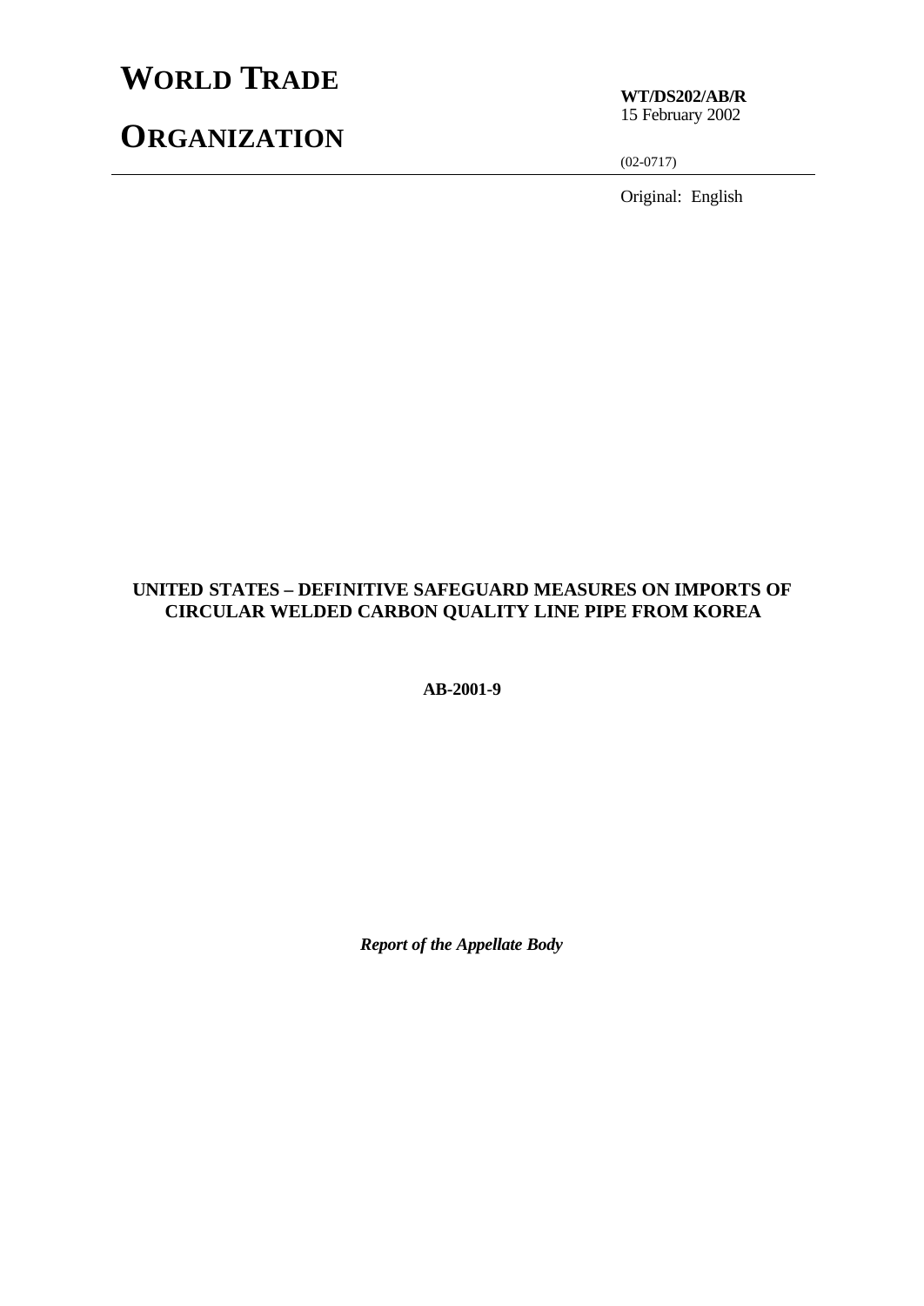# WORLD TRADE ORGANIZATION

**WT/DS202/AB/R**
15 February 2002

(02-0717)

Original: English

**UNITED STATES – DEFINITIVE SAFEGUARD MEASURES ON IMPORTS OF CIRCULAR WELDED CARBON QUALITY LINE PIPE FROM KOREA**

**AB-2001-9**

***Report of the Appellate Body***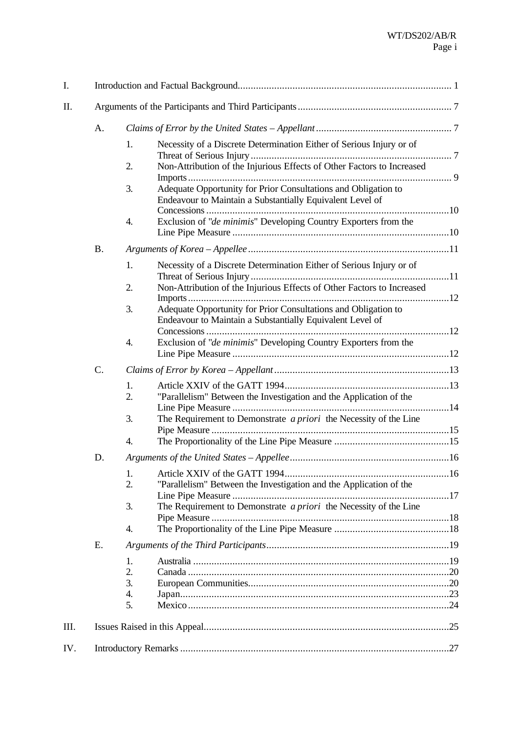| | | | | |
|---|---|---|---|---|
| I. | Introduction and Factual Background | | | 1 |
| II. | Arguments of the Participants and Third Participants | | | 7 |
| | A. | *Claims of Error by the United States – Appellant* | | 7 |
| | | 1. | Necessity of a Discrete Determination Either of Serious Injury or of Threat of Serious Injury | 7 |
| | | 2. | Non-Attribution of the Injurious Effects of Other Factors to Increased Imports | 9 |
| | | 3. | Adequate Opportunity for Prior Consultations and Obligation to Endeavour to Maintain a Substantially Equivalent Level of Concessions | 10 |
| | | 4. | Exclusion of "*de minimis*" Developing Country Exporters from the Line Pipe Measure | 10 |
| | B. | *Arguments of Korea – Appellee* | | 11 |
| | | 1. | Necessity of a Discrete Determination Either of Serious Injury or of Threat of Serious Injury | 11 |
| | | 2. | Non-Attribution of the Injurious Effects of Other Factors to Increased Imports | 12 |
| | | 3. | Adequate Opportunity for Prior Consultations and Obligation to Endeavour to Maintain a Substantially Equivalent Level of Concessions | 12 |
| | | 4. | Exclusion of "*de minimis*" Developing Country Exporters from the Line Pipe Measure | 12 |
| | C. | *Claims of Error by Korea – Appellant* | | 13 |
| | | 1. | Article XXIV of the GATT 1994 | 13 |
| | | 2. | "Parallelism" Between the Investigation and the Application of the Line Pipe Measure | 14 |
| | | 3. | The Requirement to Demonstrate *a priori* the Necessity of the Line Pipe Measure | 15 |
| | | 4. | The Proportionality of the Line Pipe Measure | 15 |
| | D. | *Arguments of the United States – Appellee* | | 16 |
| | | 1. | Article XXIV of the GATT 1994 | 16 |
| | | 2. | "Parallelism" Between the Investigation and the Application of the Line Pipe Measure | 17 |
| | | 3. | The Requirement to Demonstrate *a priori* the Necessity of the Line Pipe Measure | 18 |
| | | 4. | The Proportionality of the Line Pipe Measure | 18 |
| | E. | *Arguments of the Third Participants* | | 19 |
| | | 1. | Australia | 19 |
| | | 2. | Canada | 20 |
| | | 3. | European Communities | 20 |
| | | 4. | Japan | 23 |
| | | 5. | Mexico | 24 |
| III. | Issues Raised in this Appeal | | | 25 |
| IV. | Introductory Remarks | | | 27 |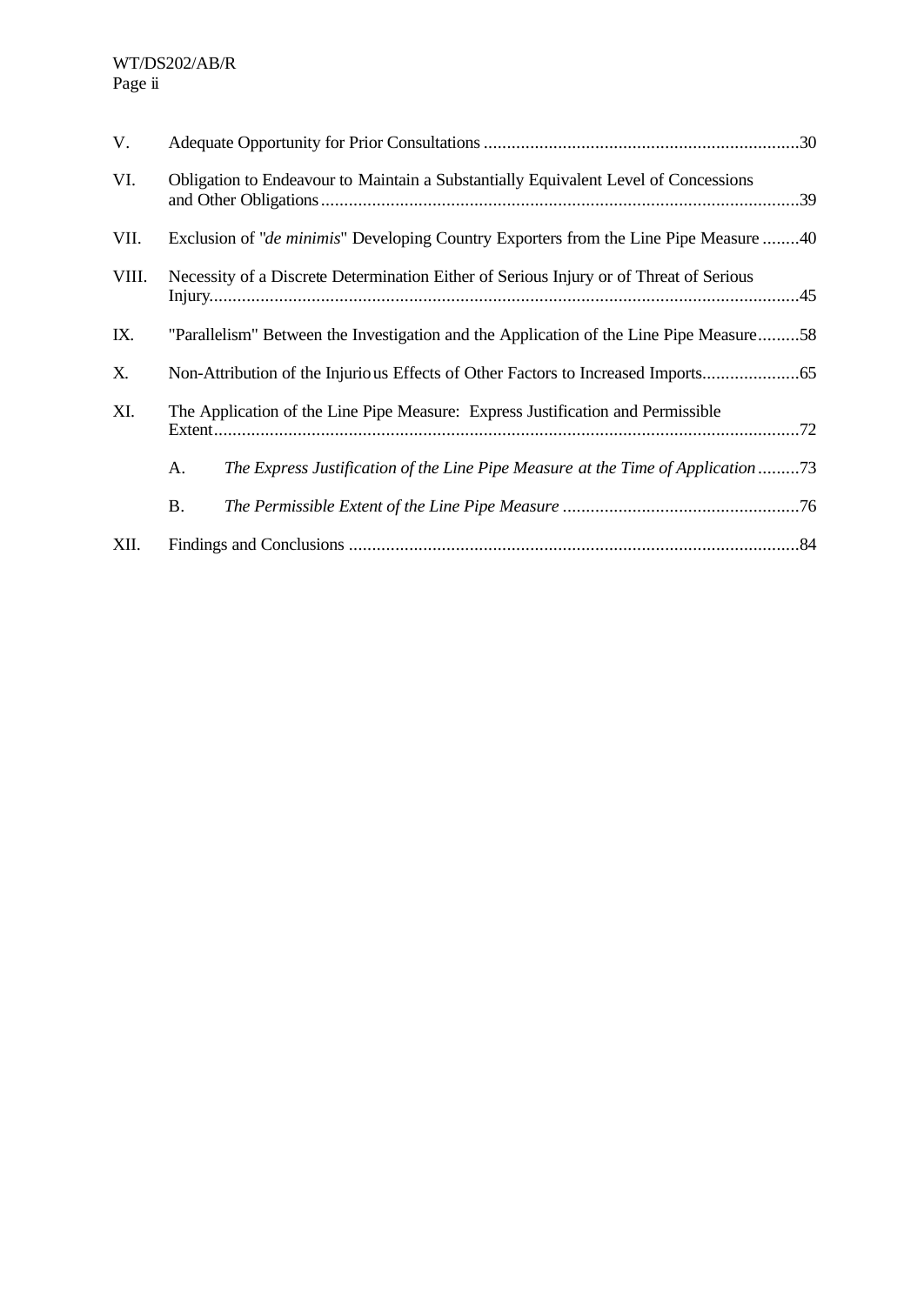| | | |
|---|---|---|
| V. | Adequate Opportunity for Prior Consultations | 30 |
| VI. | Obligation to Endeavour to Maintain a Substantially Equivalent Level of Concessions and Other Obligations | 39 |
| VII. | Exclusion of "*de minimis*" Developing Country Exporters from the Line Pipe Measure | 40 |
| VIII. | Necessity of a Discrete Determination Either of Serious Injury or of Threat of Serious Injury | 45 |
| IX. | "Parallelism" Between the Investigation and the Application of the Line Pipe Measure | 58 |
| X. | Non-Attribution of the Injurious Effects of Other Factors to Increased Imports | 65 |
| XI. | The Application of the Line Pipe Measure: Express Justification and Permissible Extent | 72 |
| | A. *The Express Justification of the Line Pipe Measure at the Time of Application* | 73 |
| | B. *The Permissible Extent of the Line Pipe Measure* | 76 |
| XII. | Findings and Conclusions | 84 |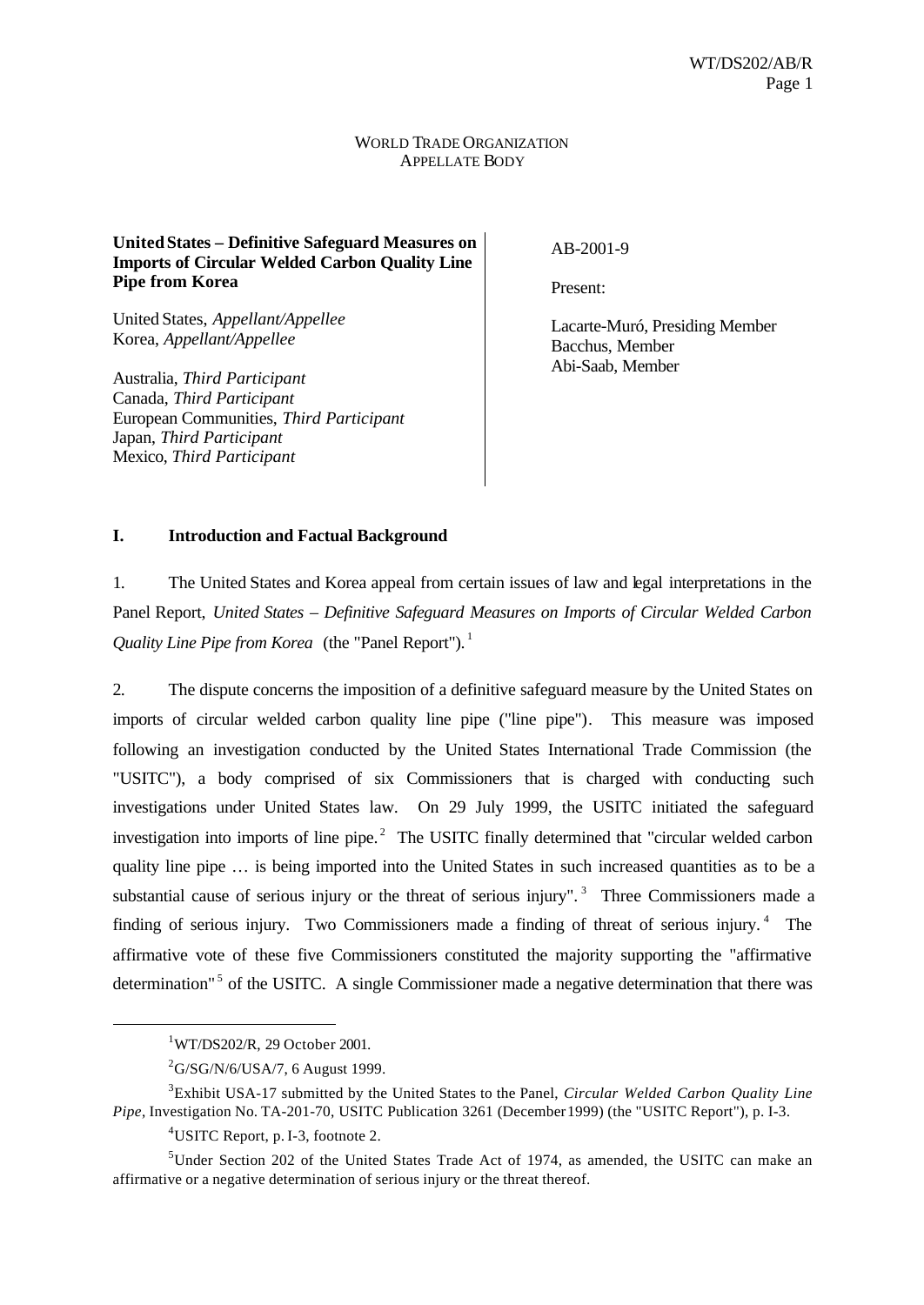WORLD TRADE ORGANIZATION
APPELLATE BODY

| | |
|---|---|
| **United States – Definitive Safeguard Measures on Imports of Circular Welded Carbon Quality Line Pipe from Korea**<br><br>United States, *Appellant/Appellee*<br>Korea, *Appellant/Appellee*<br><br>Australia, *Third Participant*<br>Canada, *Third Participant*<br>European Communities, *Third Participant*<br>Japan, *Third Participant*<br>Mexico, *Third Participant* | AB-2001-9<br><br>Present:<br><br>Lacarte-Muró, Presiding Member<br>Bacchus, Member<br>Abi-Saab, Member |

## I. Introduction and Factual Background

1. The United States and Korea appeal from certain issues of law and legal interpretations in the Panel Report, *United States – Definitive Safeguard Measures on Imports of Circular Welded Carbon Quality Line Pipe from Korea* (the "Panel Report").[1]

2. The dispute concerns the imposition of a definitive safeguard measure by the United States on imports of circular welded carbon quality line pipe ("line pipe"). This measure was imposed following an investigation conducted by the United States International Trade Commission (the "USITC"), a body comprised of six Commissioners that is charged with conducting such investigations under United States law. On 29 July 1999, the USITC initiated the safeguard investigation into imports of line pipe.[2] The USITC finally determined that "circular welded carbon quality line pipe … is being imported into the United States in such increased quantities as to be a substantial cause of serious injury or the threat of serious injury".[3] Three Commissioners made a finding of serious injury. Two Commissioners made a finding of threat of serious injury.[4] The affirmative vote of these five Commissioners constituted the majority supporting the "affirmative determination"[5] of the USITC. A single Commissioner made a negative determination that there was

---

[1] WT/DS202/R, 29 October 2001.

[2] G/SG/N/6/USA/7, 6 August 1999.

[3] Exhibit USA-17 submitted by the United States to the Panel, *Circular Welded Carbon Quality Line Pipe*, Investigation No. TA-201-70, USITC Publication 3261 (December 1999) (the "USITC Report"), p. I-3.

[4] USITC Report, p. I-3, footnote 2.

[5] Under Section 202 of the United States Trade Act of 1974, as amended, the USITC can make an affirmative or a negative determination of serious injury or the threat thereof.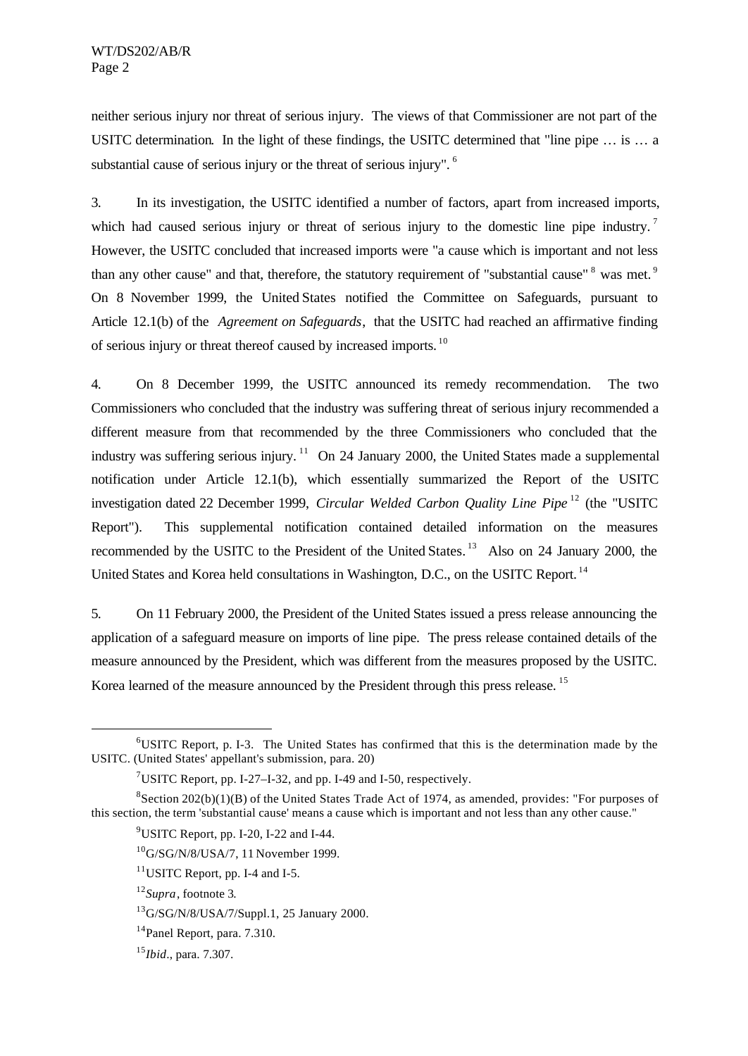neither serious injury nor threat of serious injury. The views of that Commissioner are not part of the USITC determination. In the light of these findings, the USITC determined that "line pipe … is … a substantial cause of serious injury or the threat of serious injury". [6]

3. In its investigation, the USITC identified a number of factors, apart from increased imports, which had caused serious injury or threat of serious injury to the domestic line pipe industry. [7] However, the USITC concluded that increased imports were "a cause which is important and not less than any other cause" and that, therefore, the statutory requirement of "substantial cause" [8] was met. [9] On 8 November 1999, the United States notified the Committee on Safeguards, pursuant to Article 12.1(b) of the *Agreement on Safeguards*, that the USITC had reached an affirmative finding of serious injury or threat thereof caused by increased imports. [10]

4. On 8 December 1999, the USITC announced its remedy recommendation. The two Commissioners who concluded that the industry was suffering threat of serious injury recommended a different measure from that recommended by the three Commissioners who concluded that the industry was suffering serious injury. [11] On 24 January 2000, the United States made a supplemental notification under Article 12.1(b), which essentially summarized the Report of the USITC investigation dated 22 December 1999, *Circular Welded Carbon Quality Line Pipe* [12] (the "USITC Report"). This supplemental notification contained detailed information on the measures recommended by the USITC to the President of the United States. [13] Also on 24 January 2000, the United States and Korea held consultations in Washington, D.C., on the USITC Report. [14]

5. On 11 February 2000, the President of the United States issued a press release announcing the application of a safeguard measure on imports of line pipe. The press release contained details of the measure announced by the President, which was different from the measures proposed by the USITC. Korea learned of the measure announced by the President through this press release. [15]

---

[6] USITC Report, p. I-3. The United States has confirmed that this is the determination made by the USITC. (United States' appellant's submission, para. 20)

[7] USITC Report, pp. I-27–I-32, and pp. I-49 and I-50, respectively.

[8] Section 202(b)(1)(B) of the United States Trade Act of 1974, as amended, provides: "For purposes of this section, the term 'substantial cause' means a cause which is important and not less than any other cause."

[9] USITC Report, pp. I-20, I-22 and I-44.

[10] G/SG/N/8/USA/7, 11 November 1999.

[11] USITC Report, pp. I-4 and I-5.

[12] *Supra*, footnote 3.

[13] G/SG/N/8/USA/7/Suppl.1, 25 January 2000.

[14] Panel Report, para. 7.310.

[15] *Ibid*., para. 7.307.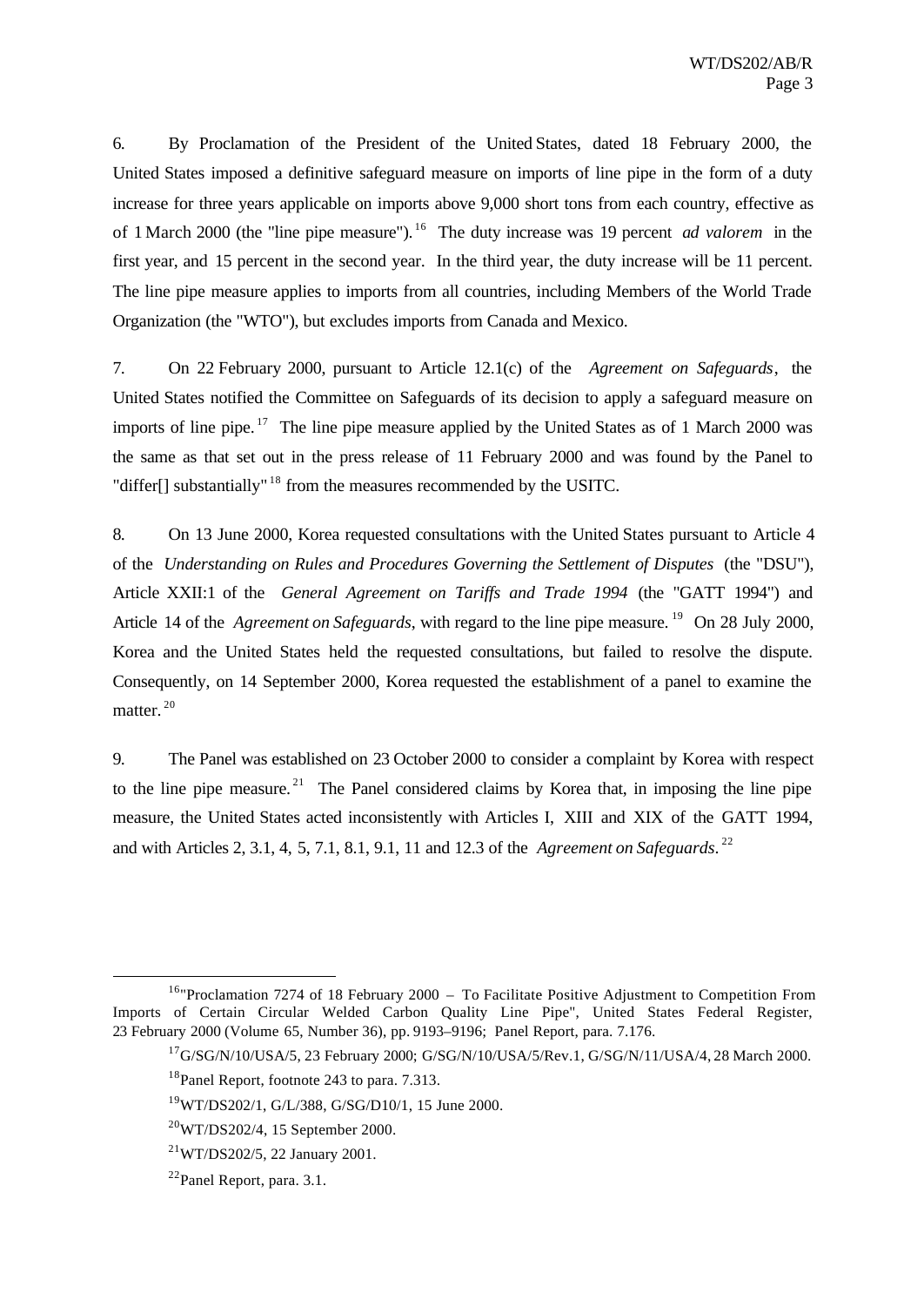6. By Proclamation of the President of the United States, dated 18 February 2000, the United States imposed a definitive safeguard measure on imports of line pipe in the form of a duty increase for three years applicable on imports above 9,000 short tons from each country, effective as of 1 March 2000 (the "line pipe measure").[16] The duty increase was 19 percent *ad valorem* in the first year, and 15 percent in the second year. In the third year, the duty increase will be 11 percent. The line pipe measure applies to imports from all countries, including Members of the World Trade Organization (the "WTO"), but excludes imports from Canada and Mexico.

7. On 22 February 2000, pursuant to Article 12.1(c) of the *Agreement on Safeguards*, the United States notified the Committee on Safeguards of its decision to apply a safeguard measure on imports of line pipe.[17] The line pipe measure applied by the United States as of 1 March 2000 was the same as that set out in the press release of 11 February 2000 and was found by the Panel to "differ[] substantially"[18] from the measures recommended by the USITC.

8. On 13 June 2000, Korea requested consultations with the United States pursuant to Article 4 of the *Understanding on Rules and Procedures Governing the Settlement of Disputes* (the "DSU"), Article XXII:1 of the *General Agreement on Tariffs and Trade 1994* (the "GATT 1994") and Article 14 of the *Agreement on Safeguards*, with regard to the line pipe measure.[19] On 28 July 2000, Korea and the United States held the requested consultations, but failed to resolve the dispute. Consequently, on 14 September 2000, Korea requested the establishment of a panel to examine the matter.[20]

9. The Panel was established on 23 October 2000 to consider a complaint by Korea with respect to the line pipe measure.[21] The Panel considered claims by Korea that, in imposing the line pipe measure, the United States acted inconsistently with Articles I, XIII and XIX of the GATT 1994, and with Articles 2, 3.1, 4, 5, 7.1, 8.1, 9.1, 11 and 12.3 of the *Agreement on Safeguards*.[22]

---

[16] "Proclamation 7274 of 18 February 2000 – To Facilitate Positive Adjustment to Competition From Imports of Certain Circular Welded Carbon Quality Line Pipe", United States Federal Register, 23 February 2000 (Volume 65, Number 36), pp. 9193–9196; Panel Report, para. 7.176.

[17] G/SG/N/10/USA/5, 23 February 2000; G/SG/N/10/USA/5/Rev.1, G/SG/N/11/USA/4, 28 March 2000.

[18] Panel Report, footnote 243 to para. 7.313.

[19] WT/DS202/1, G/L/388, G/SG/D10/1, 15 June 2000.

[20] WT/DS202/4, 15 September 2000.

[21] WT/DS202/5, 22 January 2001.

[22] Panel Report, para. 3.1.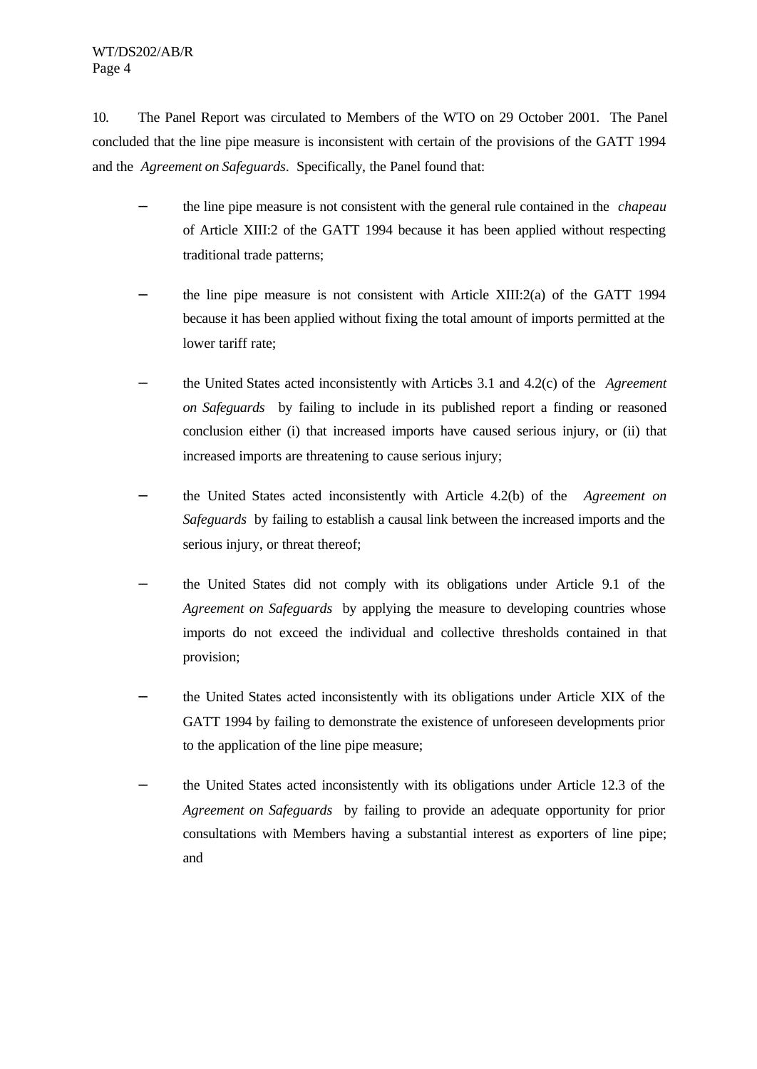10. The Panel Report was circulated to Members of the WTO on 29 October 2001. The Panel concluded that the line pipe measure is inconsistent with certain of the provisions of the GATT 1994 and the *Agreement on Safeguards*. Specifically, the Panel found that:

- the line pipe measure is not consistent with the general rule contained in the *chapeau* of Article XIII:2 of the GATT 1994 because it has been applied without respecting traditional trade patterns;

- the line pipe measure is not consistent with Article XIII:2(a) of the GATT 1994 because it has been applied without fixing the total amount of imports permitted at the lower tariff rate;

- the United States acted inconsistently with Articles 3.1 and 4.2(c) of the *Agreement on Safeguards* by failing to include in its published report a finding or reasoned conclusion either (i) that increased imports have caused serious injury, or (ii) that increased imports are threatening to cause serious injury;

- the United States acted inconsistently with Article 4.2(b) of the *Agreement on Safeguards* by failing to establish a causal link between the increased imports and the serious injury, or threat thereof;

- the United States did not comply with its obligations under Article 9.1 of the *Agreement on Safeguards* by applying the measure to developing countries whose imports do not exceed the individual and collective thresholds contained in that provision;

- the United States acted inconsistently with its obligations under Article XIX of the GATT 1994 by failing to demonstrate the existence of unforeseen developments prior to the application of the line pipe measure;

- the United States acted inconsistently with its obligations under Article 12.3 of the *Agreement on Safeguards* by failing to provide an adequate opportunity for prior consultations with Members having a substantial interest as exporters of line pipe; and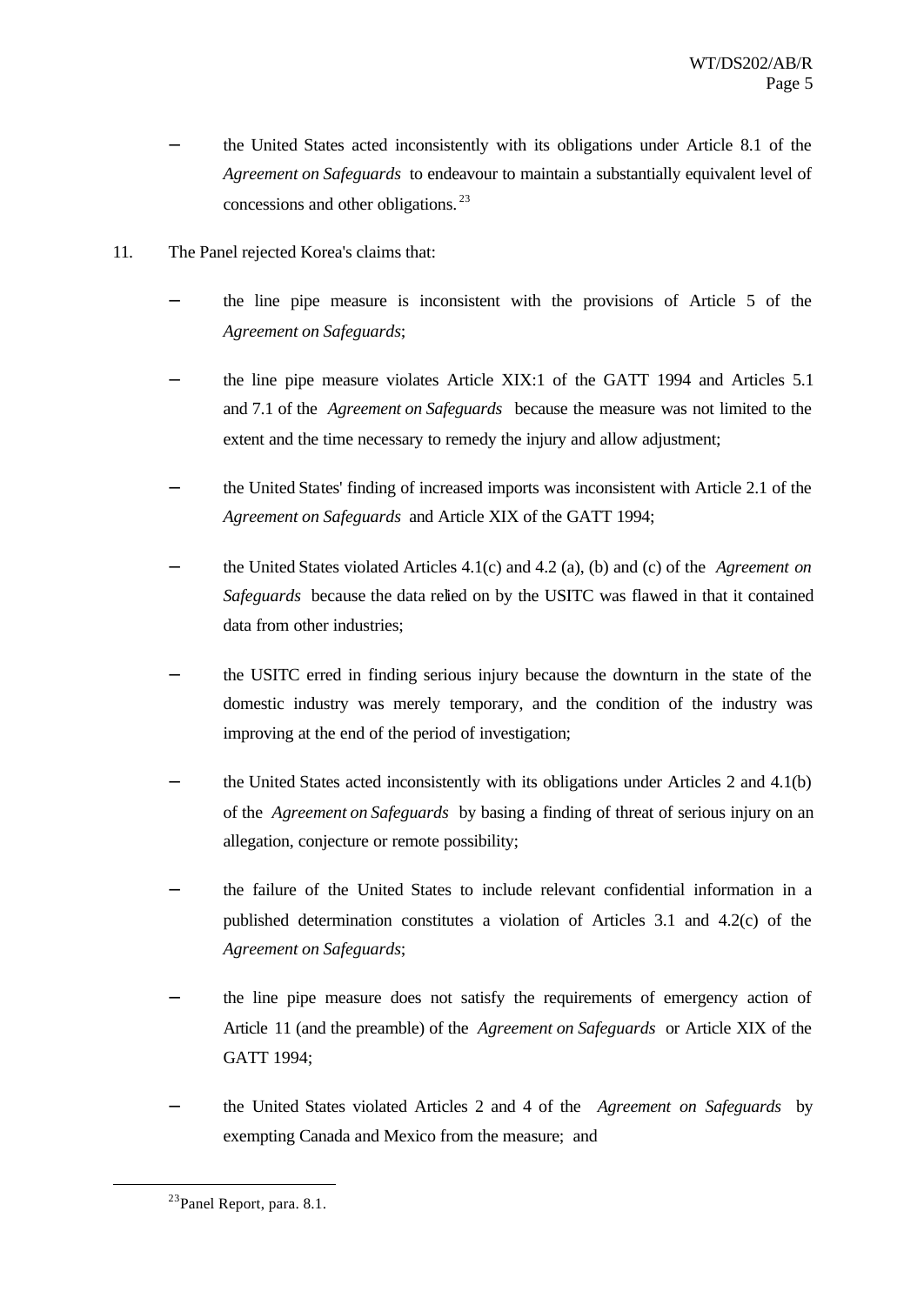- the United States acted inconsistently with its obligations under Article 8.1 of the *Agreement on Safeguards* to endeavour to maintain a substantially equivalent level of concessions and other obligations.[23]

11. The Panel rejected Korea's claims that:

- the line pipe measure is inconsistent with the provisions of Article 5 of the *Agreement on Safeguards*;
- the line pipe measure violates Article XIX:1 of the GATT 1994 and Articles 5.1 and 7.1 of the *Agreement on Safeguards* because the measure was not limited to the extent and the time necessary to remedy the injury and allow adjustment;
- the United States' finding of increased imports was inconsistent with Article 2.1 of the *Agreement on Safeguards* and Article XIX of the GATT 1994;
- the United States violated Articles 4.1(c) and 4.2 (a), (b) and (c) of the *Agreement on Safeguards* because the data relied on by the USITC was flawed in that it contained data from other industries;
- the USITC erred in finding serious injury because the downturn in the state of the domestic industry was merely temporary, and the condition of the industry was improving at the end of the period of investigation;
- the United States acted inconsistently with its obligations under Articles 2 and 4.1(b) of the *Agreement on Safeguards* by basing a finding of threat of serious injury on an allegation, conjecture or remote possibility;
- the failure of the United States to include relevant confidential information in a published determination constitutes a violation of Articles 3.1 and 4.2(c) of the *Agreement on Safeguards*;
- the line pipe measure does not satisfy the requirements of emergency action of Article 11 (and the preamble) of the *Agreement on Safeguards* or Article XIX of the GATT 1994;
- the United States violated Articles 2 and 4 of the *Agreement on Safeguards* by exempting Canada and Mexico from the measure; and

[23] Panel Report, para. 8.1.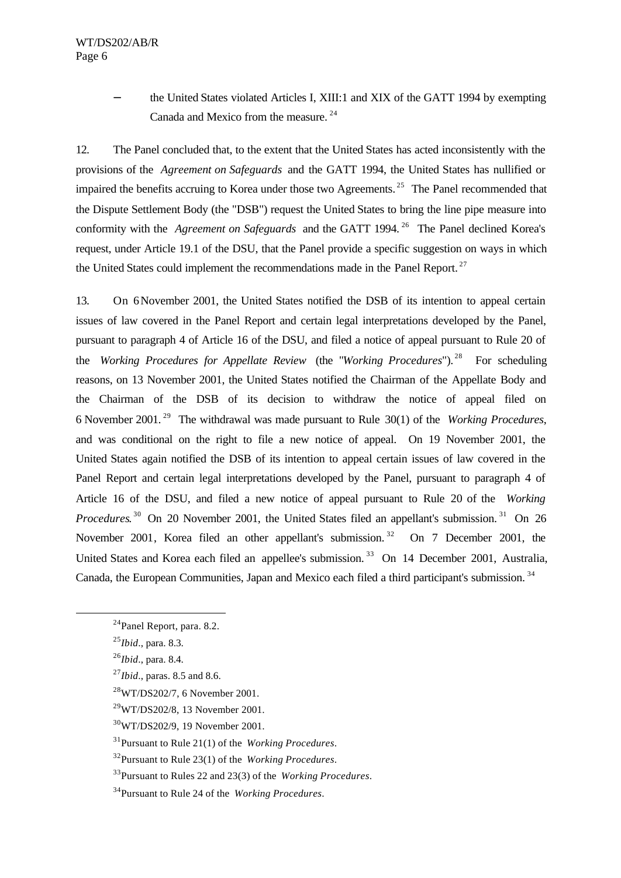- the United States violated Articles I, XIII:1 and XIX of the GATT 1994 by exempting Canada and Mexico from the measure.[24]

12. The Panel concluded that, to the extent that the United States has acted inconsistently with the provisions of the *Agreement on Safeguards* and the GATT 1994, the United States has nullified or impaired the benefits accruing to Korea under those two Agreements.[25] The Panel recommended that the Dispute Settlement Body (the "DSB") request the United States to bring the line pipe measure into conformity with the *Agreement on Safeguards* and the GATT 1994.[26] The Panel declined Korea's request, under Article 19.1 of the DSU, that the Panel provide a specific suggestion on ways in which the United States could implement the recommendations made in the Panel Report.[27]

13. On 6 November 2001, the United States notified the DSB of its intention to appeal certain issues of law covered in the Panel Report and certain legal interpretations developed by the Panel, pursuant to paragraph 4 of Article 16 of the DSU, and filed a notice of appeal pursuant to Rule 20 of the *Working Procedures for Appellate Review* (the "*Working Procedures*").[28] For scheduling reasons, on 13 November 2001, the United States notified the Chairman of the Appellate Body and the Chairman of the DSB of its decision to withdraw the notice of appeal filed on 6 November 2001.[29] The withdrawal was made pursuant to Rule 30(1) of the *Working Procedures*, and was conditional on the right to file a new notice of appeal. On 19 November 2001, the United States again notified the DSB of its intention to appeal certain issues of law covered in the Panel Report and certain legal interpretations developed by the Panel, pursuant to paragraph 4 of Article 16 of the DSU, and filed a new notice of appeal pursuant to Rule 20 of the *Working Procedures*.[30] On 20 November 2001, the United States filed an appellant's submission.[31] On 26 November 2001, Korea filed an other appellant's submission.[32] On 7 December 2001, the United States and Korea each filed an appellee's submission.[33] On 14 December 2001, Australia, Canada, the European Communities, Japan and Mexico each filed a third participant's submission.[34]

---

[24] Panel Report, para. 8.2.

[25] *Ibid*., para. 8.3.

[26] *Ibid*., para. 8.4.

[27] *Ibid*., paras. 8.5 and 8.6.

[28] WT/DS202/7, 6 November 2001.

[29] WT/DS202/8, 13 November 2001.

[30] WT/DS202/9, 19 November 2001.

[31] Pursuant to Rule 21(1) of the *Working Procedures*.

[32] Pursuant to Rule 23(1) of the *Working Procedures*.

[33] Pursuant to Rules 22 and 23(3) of the *Working Procedures*.

[34] Pursuant to Rule 24 of the *Working Procedures*.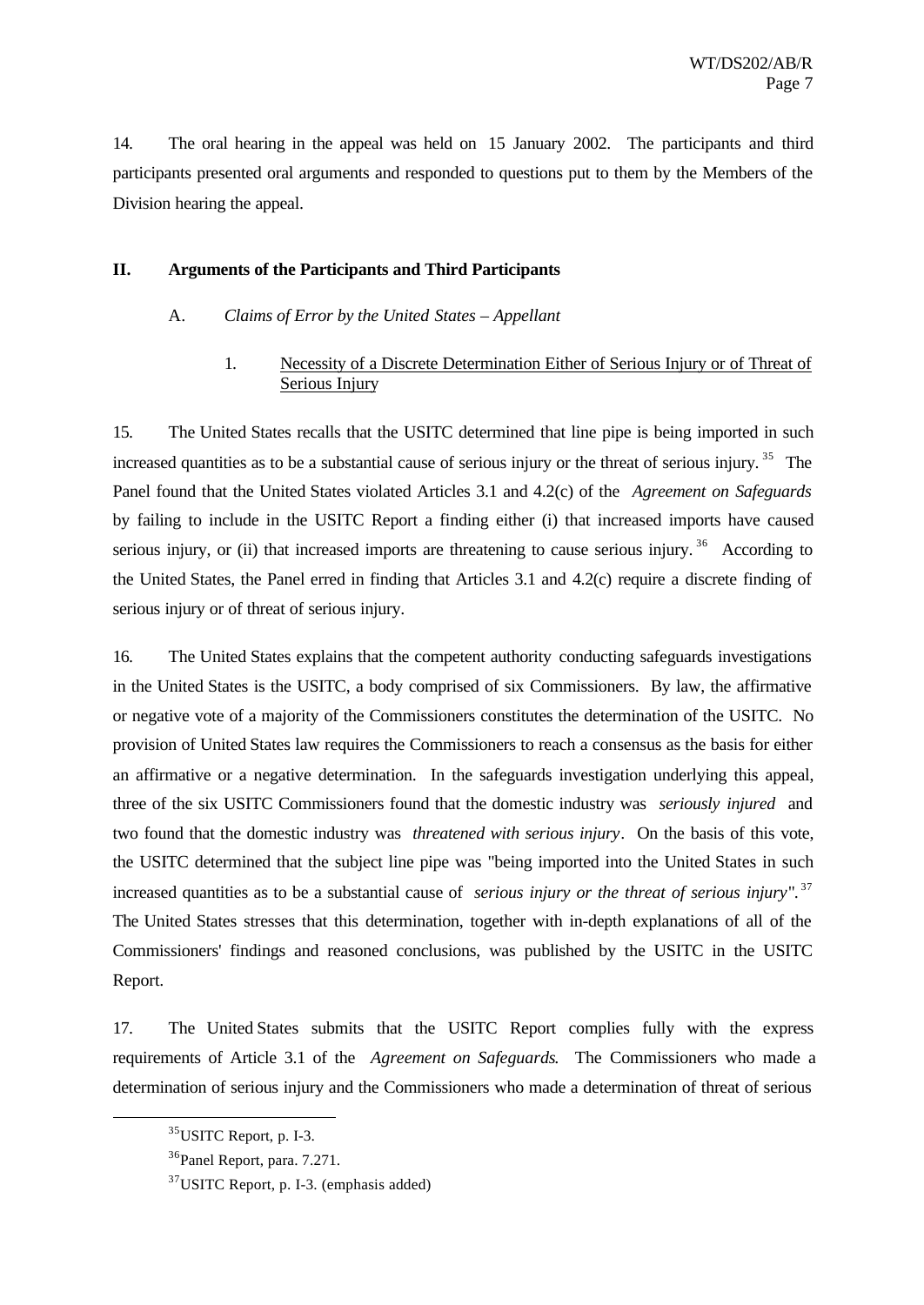14. The oral hearing in the appeal was held on 15 January 2002. The participants and third participants presented oral arguments and responded to questions put to them by the Members of the Division hearing the appeal.

## II. Arguments of the Participants and Third Participants

### A. *Claims of Error by the United States – Appellant*

#### 1. Necessity of a Discrete Determination Either of Serious Injury or of Threat of Serious Injury

15. The United States recalls that the USITC determined that line pipe is being imported in such increased quantities as to be a substantial cause of serious injury or the threat of serious injury.[35] The Panel found that the United States violated Articles 3.1 and 4.2(c) of the *Agreement on Safeguards* by failing to include in the USITC Report a finding either (i) that increased imports have caused serious injury, or (ii) that increased imports are threatening to cause serious injury.[36] According to the United States, the Panel erred in finding that Articles 3.1 and 4.2(c) require a discrete finding of serious injury or of threat of serious injury.

16. The United States explains that the competent authority conducting safeguards investigations in the United States is the USITC, a body comprised of six Commissioners. By law, the affirmative or negative vote of a majority of the Commissioners constitutes the determination of the USITC. No provision of United States law requires the Commissioners to reach a consensus as the basis for either an affirmative or a negative determination. In the safeguards investigation underlying this appeal, three of the six USITC Commissioners found that the domestic industry was *seriously injured* and two found that the domestic industry was *threatened with serious injury*. On the basis of this vote, the USITC determined that the subject line pipe was "being imported into the United States in such increased quantities as to be a substantial cause of *serious injury or the threat of serious injury*".[37] The United States stresses that this determination, together with in-depth explanations of all of the Commissioners' findings and reasoned conclusions, was published by the USITC in the USITC Report.

17. The United States submits that the USITC Report complies fully with the express requirements of Article 3.1 of the *Agreement on Safeguards*. The Commissioners who made a determination of serious injury and the Commissioners who made a determination of threat of serious

---

[35] USITC Report, p. I-3.

[36] Panel Report, para. 7.271.

[37] USITC Report, p. I-3. (emphasis added)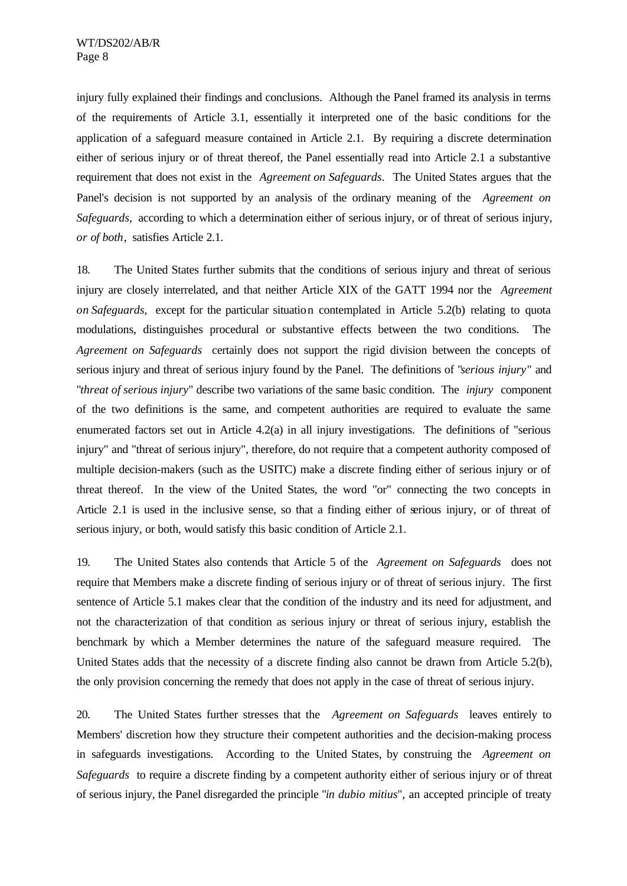injury fully explained their findings and conclusions. Although the Panel framed its analysis in terms of the requirements of Article 3.1, essentially it interpreted one of the basic conditions for the application of a safeguard measure contained in Article 2.1. By requiring a discrete determination either of serious injury or of threat thereof, the Panel essentially read into Article 2.1 a substantive requirement that does not exist in the *Agreement on Safeguards*. The United States argues that the Panel's decision is not supported by an analysis of the ordinary meaning of the *Agreement on Safeguards*, according to which a determination either of serious injury, or of threat of serious injury, *or of both*, satisfies Article 2.1.

18. The United States further submits that the conditions of serious injury and threat of serious injury are closely interrelated, and that neither Article XIX of the GATT 1994 nor the *Agreement on Safeguards*, except for the particular situation contemplated in Article 5.2(b) relating to quota modulations, distinguishes procedural or substantive effects between the two conditions. The *Agreement on Safeguards* certainly does not support the rigid division between the concepts of serious injury and threat of serious injury found by the Panel. The definitions of "*serious injury*" and "*threat of serious injury*" describe two variations of the same basic condition. The *injury* component of the two definitions is the same, and competent authorities are required to evaluate the same enumerated factors set out in Article 4.2(a) in all injury investigations. The definitions of "serious injury" and "threat of serious injury", therefore, do not require that a competent authority composed of multiple decision-makers (such as the USITC) make a discrete finding either of serious injury or of threat thereof. In the view of the United States, the word "or" connecting the two concepts in Article 2.1 is used in the inclusive sense, so that a finding either of serious injury, or of threat of serious injury, or both, would satisfy this basic condition of Article 2.1.

19. The United States also contends that Article 5 of the *Agreement on Safeguards* does not require that Members make a discrete finding of serious injury or of threat of serious injury. The first sentence of Article 5.1 makes clear that the condition of the industry and its need for adjustment, and not the characterization of that condition as serious injury or threat of serious injury, establish the benchmark by which a Member determines the nature of the safeguard measure required. The United States adds that the necessity of a discrete finding also cannot be drawn from Article 5.2(b), the only provision concerning the remedy that does not apply in the case of threat of serious injury.

20. The United States further stresses that the *Agreement on Safeguards* leaves entirely to Members' discretion how they structure their competent authorities and the decision-making process in safeguards investigations. According to the United States, by construing the *Agreement on Safeguards* to require a discrete finding by a competent authority either of serious injury or of threat of serious injury, the Panel disregarded the principle "*in dubio mitius*", an accepted principle of treaty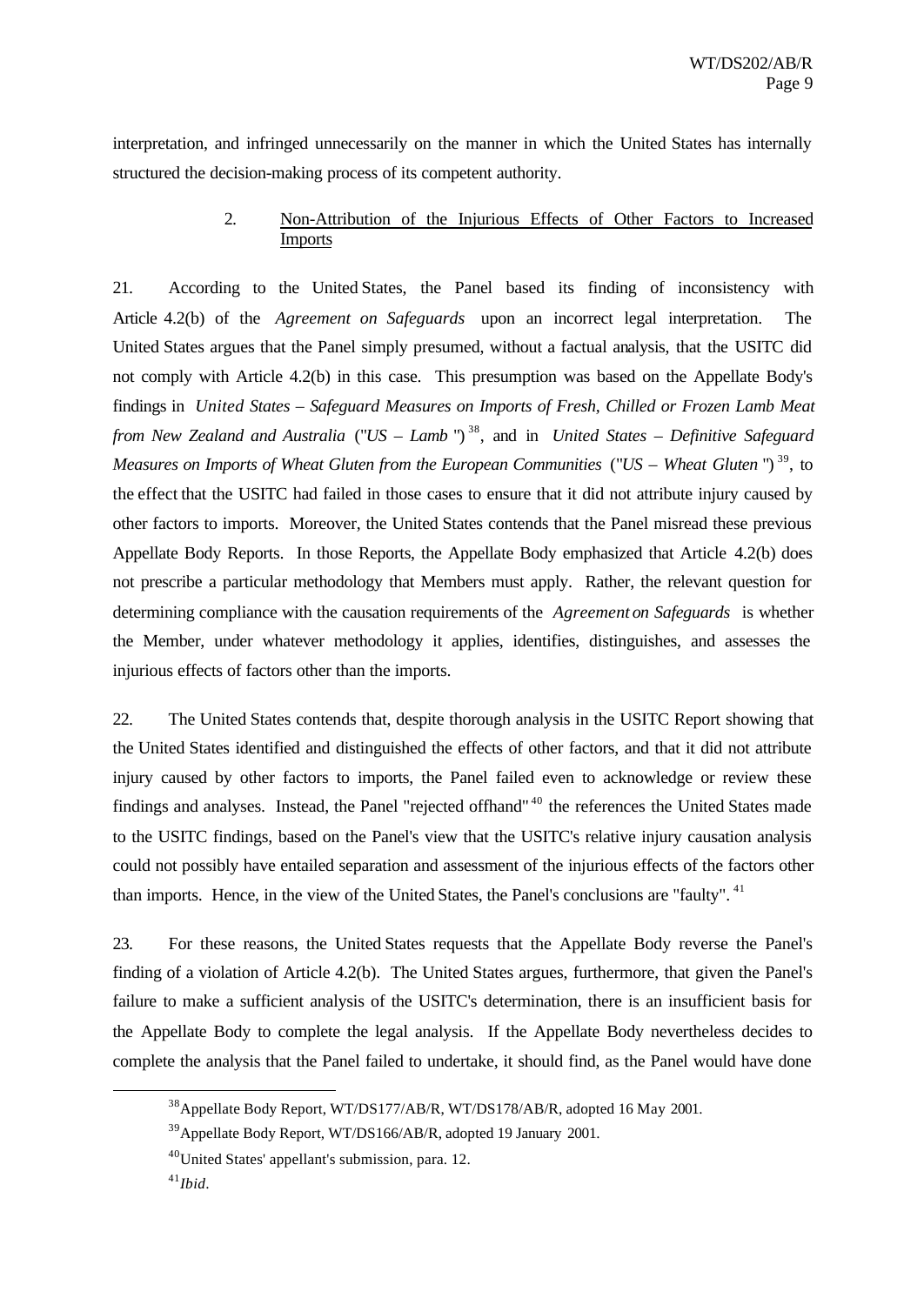interpretation, and infringed unnecessarily on the manner in which the United States has internally structured the decision-making process of its competent authority.

### 2. Non-Attribution of the Injurious Effects of Other Factors to Increased Imports

21. According to the United States, the Panel based its finding of inconsistency with Article 4.2(b) of the *Agreement on Safeguards* upon an incorrect legal interpretation. The United States argues that the Panel simply presumed, without a factual analysis, that the USITC did not comply with Article 4.2(b) in this case. This presumption was based on the Appellate Body's findings in *United States – Safeguard Measures on Imports of Fresh, Chilled or Frozen Lamb Meat from New Zealand and Australia* ("*US – Lamb* ")[38], and in *United States – Definitive Safeguard Measures on Imports of Wheat Gluten from the European Communities* ("*US – Wheat Gluten* ")[39], to the effect that the USITC had failed in those cases to ensure that it did not attribute injury caused by other factors to imports. Moreover, the United States contends that the Panel misread these previous Appellate Body Reports. In those Reports, the Appellate Body emphasized that Article 4.2(b) does not prescribe a particular methodology that Members must apply. Rather, the relevant question for determining compliance with the causation requirements of the *Agreement on Safeguards* is whether the Member, under whatever methodology it applies, identifies, distinguishes, and assesses the injurious effects of factors other than the imports.

22. The United States contends that, despite thorough analysis in the USITC Report showing that the United States identified and distinguished the effects of other factors, and that it did not attribute injury caused by other factors to imports, the Panel failed even to acknowledge or review these findings and analyses. Instead, the Panel "rejected offhand"[40] the references the United States made to the USITC findings, based on the Panel's view that the USITC's relative injury causation analysis could not possibly have entailed separation and assessment of the injurious effects of the factors other than imports. Hence, in the view of the United States, the Panel's conclusions are "faulty".[41]

23. For these reasons, the United States requests that the Appellate Body reverse the Panel's finding of a violation of Article 4.2(b). The United States argues, furthermore, that given the Panel's failure to make a sufficient analysis of the USITC's determination, there is an insufficient basis for the Appellate Body to complete the legal analysis. If the Appellate Body nevertheless decides to complete the analysis that the Panel failed to undertake, it should find, as the Panel would have done

---

[38] Appellate Body Report, WT/DS177/AB/R, WT/DS178/AB/R, adopted 16 May 2001.

[39] Appellate Body Report, WT/DS166/AB/R, adopted 19 January 2001.

[40] United States' appellant's submission, para. 12.

[41] *Ibid*.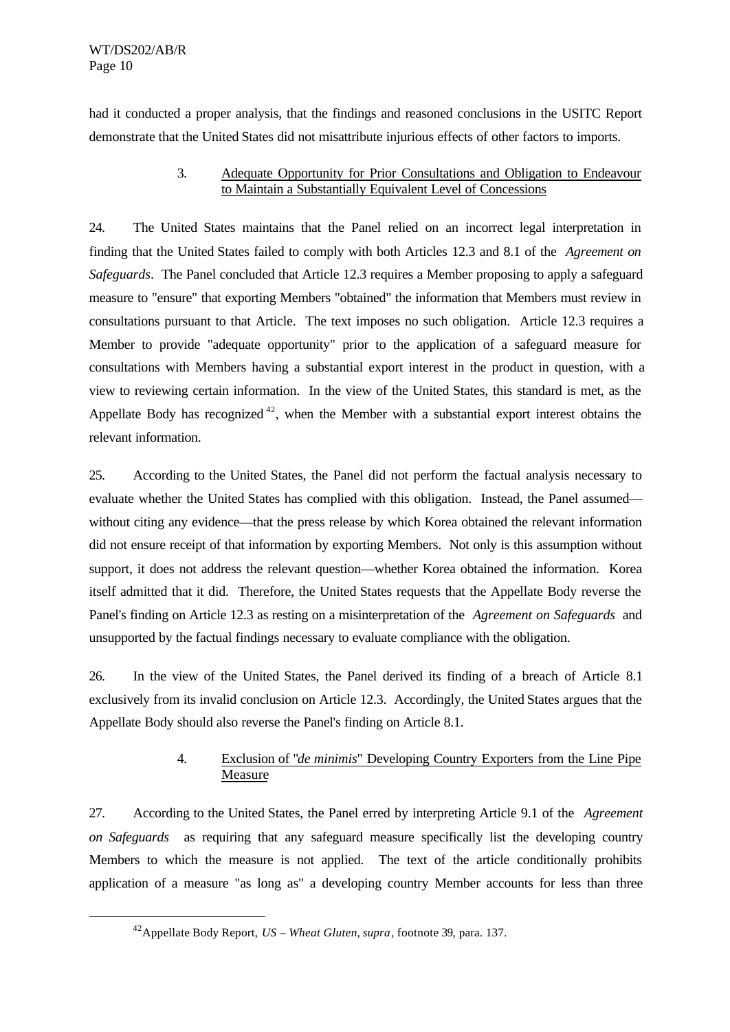had it conducted a proper analysis, that the findings and reasoned conclusions in the USITC Report demonstrate that the United States did not misattribute injurious effects of other factors to imports.

### 3. Adequate Opportunity for Prior Consultations and Obligation to Endeavour to Maintain a Substantially Equivalent Level of Concessions

24. The United States maintains that the Panel relied on an incorrect legal interpretation in finding that the United States failed to comply with both Articles 12.3 and 8.1 of the *Agreement on Safeguards*. The Panel concluded that Article 12.3 requires a Member proposing to apply a safeguard measure to "ensure" that exporting Members "obtained" the information that Members must review in consultations pursuant to that Article. The text imposes no such obligation. Article 12.3 requires a Member to provide "adequate opportunity" prior to the application of a safeguard measure for consultations with Members having a substantial export interest in the product in question, with a view to reviewing certain information. In the view of the United States, this standard is met, as the Appellate Body has recognized [42], when the Member with a substantial export interest obtains the relevant information.

25. According to the United States, the Panel did not perform the factual analysis necessary to evaluate whether the United States has complied with this obligation. Instead, the Panel assumed—without citing any evidence—that the press release by which Korea obtained the relevant information did not ensure receipt of that information by exporting Members. Not only is this assumption without support, it does not address the relevant question—whether Korea obtained the information. Korea itself admitted that it did. Therefore, the United States requests that the Appellate Body reverse the Panel's finding on Article 12.3 as resting on a misinterpretation of the *Agreement on Safeguards* and unsupported by the factual findings necessary to evaluate compliance with the obligation.

26. In the view of the United States, the Panel derived its finding of a breach of Article 8.1 exclusively from its invalid conclusion on Article 12.3. Accordingly, the United States argues that the Appellate Body should also reverse the Panel's finding on Article 8.1.

### 4. Exclusion of "*de minimis*" Developing Country Exporters from the Line Pipe Measure

27. According to the United States, the Panel erred by interpreting Article 9.1 of the *Agreement on Safeguards* as requiring that any safeguard measure specifically list the developing country Members to which the measure is not applied. The text of the article conditionally prohibits application of a measure "as long as" a developing country Member accounts for less than three

[42] Appellate Body Report, *US – Wheat Gluten*, *supra*, footnote 39, para. 137.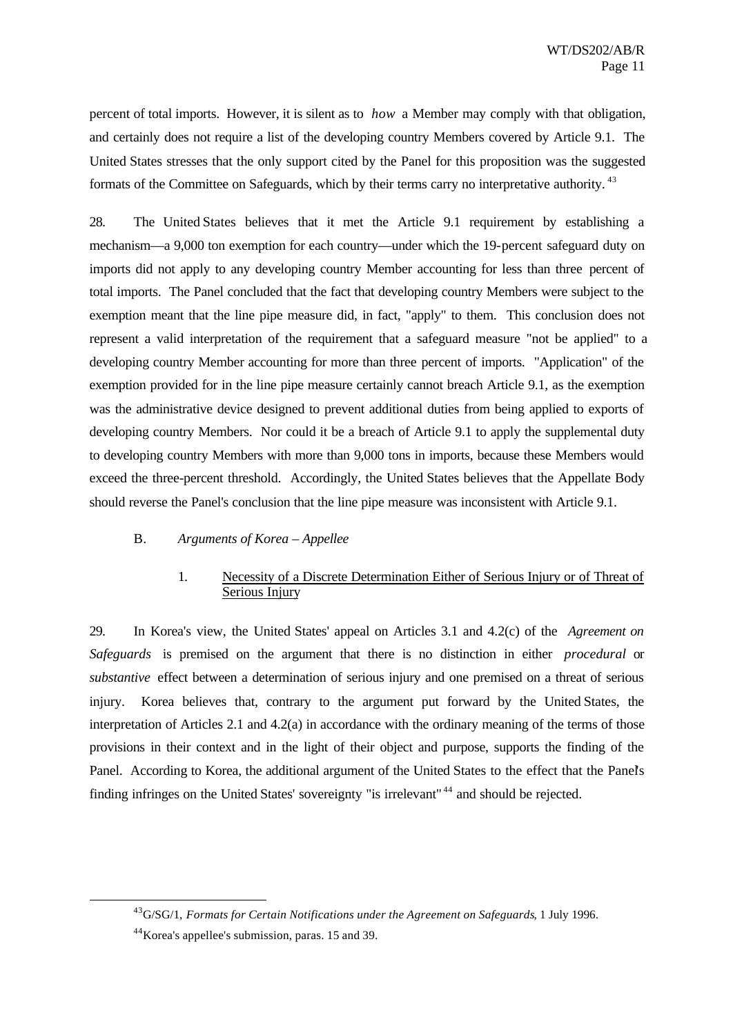percent of total imports. However, it is silent as to *how* a Member may comply with that obligation, and certainly does not require a list of the developing country Members covered by Article 9.1. The United States stresses that the only support cited by the Panel for this proposition was the suggested formats of the Committee on Safeguards, which by their terms carry no interpretative authority.[43]

28. The United States believes that it met the Article 9.1 requirement by establishing a mechanism—a 9,000 ton exemption for each country—under which the 19-percent safeguard duty on imports did not apply to any developing country Member accounting for less than three percent of total imports. The Panel concluded that the fact that developing country Members were subject to the exemption meant that the line pipe measure did, in fact, "apply" to them. This conclusion does not represent a valid interpretation of the requirement that a safeguard measure "not be applied" to a developing country Member accounting for more than three percent of imports. "Application" of the exemption provided for in the line pipe measure certainly cannot breach Article 9.1, as the exemption was the administrative device designed to prevent additional duties from being applied to exports of developing country Members. Nor could it be a breach of Article 9.1 to apply the supplemental duty to developing country Members with more than 9,000 tons in imports, because these Members would exceed the three-percent threshold. Accordingly, the United States believes that the Appellate Body should reverse the Panel's conclusion that the line pipe measure was inconsistent with Article 9.1.

## B. *Arguments of Korea – Appellee*

### 1. Necessity of a Discrete Determination Either of Serious Injury or of Threat of Serious Injury

29. In Korea's view, the United States' appeal on Articles 3.1 and 4.2(c) of the *Agreement on Safeguards* is premised on the argument that there is no distinction in either *procedural* or *substantive* effect between a determination of serious injury and one premised on a threat of serious injury. Korea believes that, contrary to the argument put forward by the United States, the interpretation of Articles 2.1 and 4.2(a) in accordance with the ordinary meaning of the terms of those provisions in their context and in the light of their object and purpose, supports the finding of the Panel. According to Korea, the additional argument of the United States to the effect that the Panel's finding infringes on the United States' sovereignty "is irrelevant"[44] and should be rejected.

---

[43] G/SG/1, *Formats for Certain Notifications under the Agreement on Safeguards*, 1 July 1996.

[44] Korea's appellee's submission, paras. 15 and 39.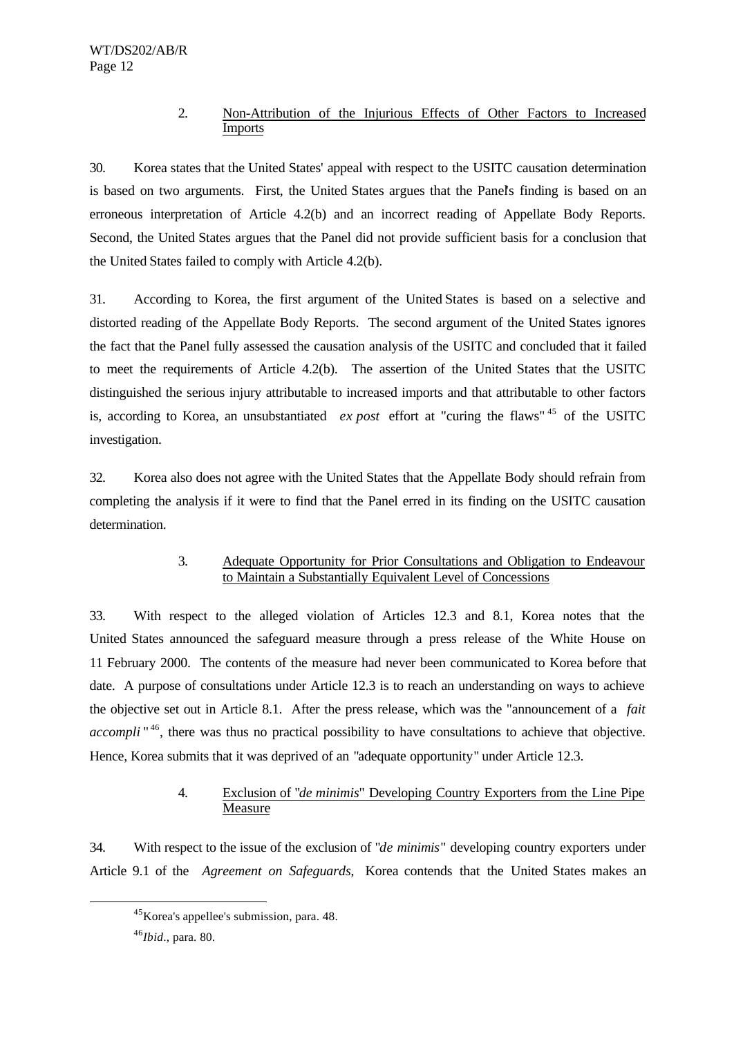### 2. Non-Attribution of the Injurious Effects of Other Factors to Increased Imports

30. Korea states that the United States' appeal with respect to the USITC causation determination is based on two arguments. First, the United States argues that the Panel's finding is based on an erroneous interpretation of Article 4.2(b) and an incorrect reading of Appellate Body Reports. Second, the United States argues that the Panel did not provide sufficient basis for a conclusion that the United States failed to comply with Article 4.2(b).

31. According to Korea, the first argument of the United States is based on a selective and distorted reading of the Appellate Body Reports. The second argument of the United States ignores the fact that the Panel fully assessed the causation analysis of the USITC and concluded that it failed to meet the requirements of Article 4.2(b). The assertion of the United States that the USITC distinguished the serious injury attributable to increased imports and that attributable to other factors is, according to Korea, an unsubstantiated *ex post* effort at "curing the flaws"[45] of the USITC investigation.

32. Korea also does not agree with the United States that the Appellate Body should refrain from completing the analysis if it were to find that the Panel erred in its finding on the USITC causation determination.

### 3. Adequate Opportunity for Prior Consultations and Obligation to Endeavour to Maintain a Substantially Equivalent Level of Concessions

33. With respect to the alleged violation of Articles 12.3 and 8.1, Korea notes that the United States announced the safeguard measure through a press release of the White House on 11 February 2000. The contents of the measure had never been communicated to Korea before that date. A purpose of consultations under Article 12.3 is to reach an understanding on ways to achieve the objective set out in Article 8.1. After the press release, which was the "announcement of a *fait accompli*"[46], there was thus no practical possibility to have consultations to achieve that objective. Hence, Korea submits that it was deprived of an "adequate opportunity" under Article 12.3.

### 4. Exclusion of "*de minimis*" Developing Country Exporters from the Line Pipe Measure

34. With respect to the issue of the exclusion of "*de minimis*" developing country exporters under Article 9.1 of the *Agreement on Safeguards*, Korea contends that the United States makes an

[45] Korea's appellee's submission, para. 48.

[46] *Ibid*., para. 80.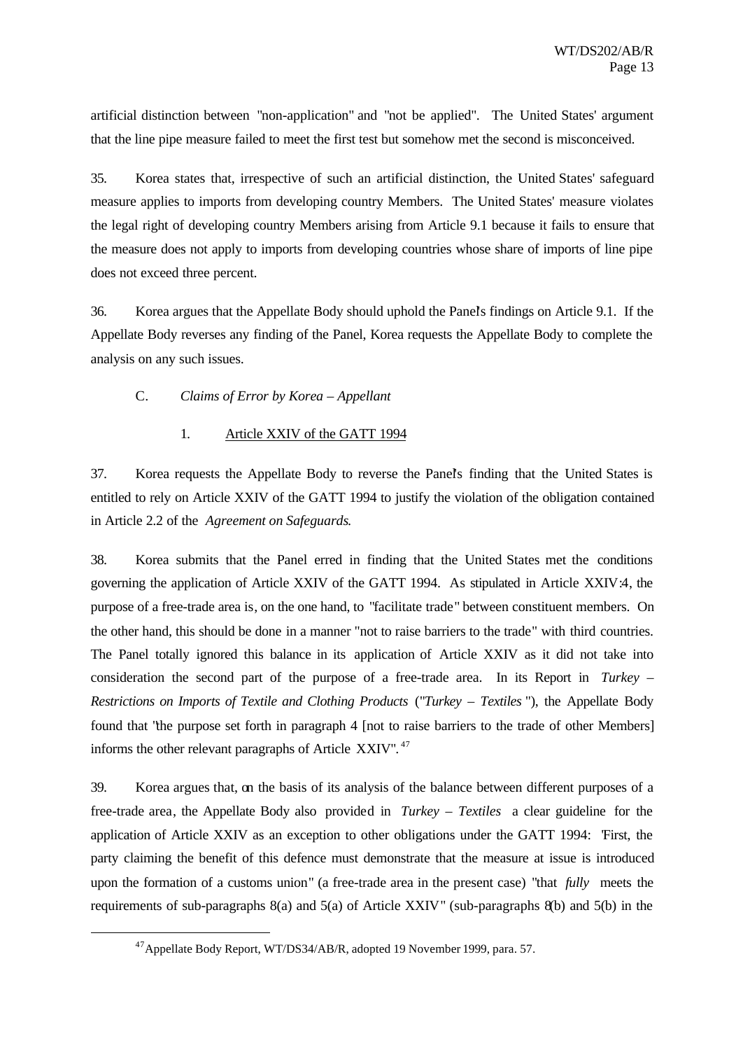artificial distinction between "non-application" and "not be applied". The United States' argument that the line pipe measure failed to meet the first test but somehow met the second is misconceived.

35. Korea states that, irrespective of such an artificial distinction, the United States' safeguard measure applies to imports from developing country Members. The United States' measure violates the legal right of developing country Members arising from Article 9.1 because it fails to ensure that the measure does not apply to imports from developing countries whose share of imports of line pipe does not exceed three percent.

36. Korea argues that the Appellate Body should uphold the Panel's findings on Article 9.1. If the Appellate Body reverses any finding of the Panel, Korea requests the Appellate Body to complete the analysis on any such issues.

### C. *Claims of Error by Korea – Appellant*

#### 1. Article XXIV of the GATT 1994

37. Korea requests the Appellate Body to reverse the Panel's finding that the United States is entitled to rely on Article XXIV of the GATT 1994 to justify the violation of the obligation contained in Article 2.2 of the *Agreement on Safeguards*.

38. Korea submits that the Panel erred in finding that the United States met the conditions governing the application of Article XXIV of the GATT 1994. As stipulated in Article XXIV:4, the purpose of a free-trade area is, on the one hand, to "facilitate trade" between constituent members. On the other hand, this should be done in a manner "not to raise barriers to the trade" with third countries. The Panel totally ignored this balance in its application of Article XXIV as it did not take into consideration the second part of the purpose of a free-trade area. In its Report in *Turkey – Restrictions on Imports of Textile and Clothing Products* ("*Turkey – Textiles*"), the Appellate Body found that "the purpose set forth in paragraph 4 [not to raise barriers to the trade of other Members] informs the other relevant paragraphs of Article XXIV".[47]

39. Korea argues that, on the basis of its analysis of the balance between different purposes of a free-trade area, the Appellate Body also provided in *Turkey – Textiles* a clear guideline for the application of Article XXIV as an exception to other obligations under the GATT 1994: "First, the party claiming the benefit of this defence must demonstrate that the measure at issue is introduced upon the formation of a customs union" (a free-trade area in the present case) "that *fully* meets the requirements of sub-paragraphs 8(a) and 5(a) of Article XXIV" (sub-paragraphs 8(b) and 5(b) in the

---

[47] Appellate Body Report, WT/DS34/AB/R, adopted 19 November 1999, para. 57.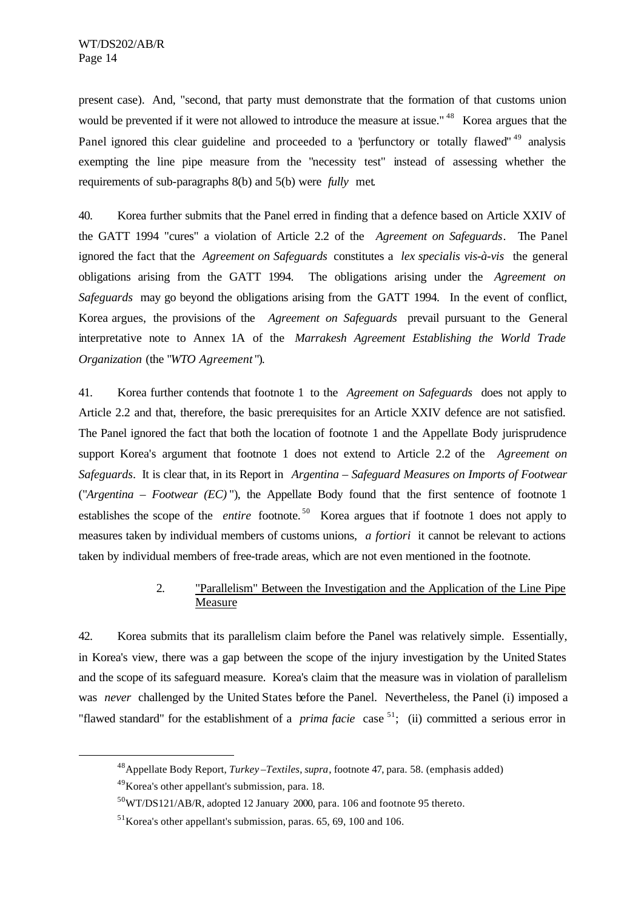present case). And, "second, that party must demonstrate that the formation of that customs union would be prevented if it were not allowed to introduce the measure at issue."[48] Korea argues that the Panel ignored this clear guideline and proceeded to a "perfunctory or totally flawed"[49] analysis exempting the line pipe measure from the "necessity test" instead of assessing whether the requirements of sub-paragraphs 8(b) and 5(b) were *fully* met.

40. Korea further submits that the Panel erred in finding that a defence based on Article XXIV of the GATT 1994 "cures" a violation of Article 2.2 of the *Agreement on Safeguards*. The Panel ignored the fact that the *Agreement on Safeguards* constitutes a *lex specialis vis-à-vis* the general obligations arising from the GATT 1994. The obligations arising under the *Agreement on Safeguards* may go beyond the obligations arising from the GATT 1994. In the event of conflict, Korea argues, the provisions of the *Agreement on Safeguards* prevail pursuant to the General interpretative note to Annex 1A of the *Marrakesh Agreement Establishing the World Trade Organization* (the "*WTO Agreement*").

41. Korea further contends that footnote 1 to the *Agreement on Safeguards* does not apply to Article 2.2 and that, therefore, the basic prerequisites for an Article XXIV defence are not satisfied. The Panel ignored the fact that both the location of footnote 1 and the Appellate Body jurisprudence support Korea's argument that footnote 1 does not extend to Article 2.2 of the *Agreement on Safeguards*. It is clear that, in its Report in *Argentina – Safeguard Measures on Imports of Footwear* ("*Argentina – Footwear (EC)*"), the Appellate Body found that the first sentence of footnote 1 establishes the scope of the *entire* footnote.[50] Korea argues that if footnote 1 does not apply to measures taken by individual members of customs unions, *a fortiori* it cannot be relevant to actions taken by individual members of free-trade areas, which are not even mentioned in the footnote.

2. "Parallelism" Between the Investigation and the Application of the Line Pipe Measure

42. Korea submits that its parallelism claim before the Panel was relatively simple. Essentially, in Korea's view, there was a gap between the scope of the injury investigation by the United States and the scope of its safeguard measure. Korea's claim that the measure was in violation of parallelism was *never* challenged by the United States before the Panel. Nevertheless, the Panel (i) imposed a "flawed standard" for the establishment of a *prima facie* case[51]; (ii) committed a serious error in

---

[48] Appellate Body Report, *Turkey – Textiles*, *supra*, footnote 47, para. 58. (emphasis added)

[49] Korea's other appellant's submission, para. 18.

[50] WT/DS121/AB/R, adopted 12 January 2000, para. 106 and footnote 95 thereto.

[51] Korea's other appellant's submission, paras. 65, 69, 100 and 106.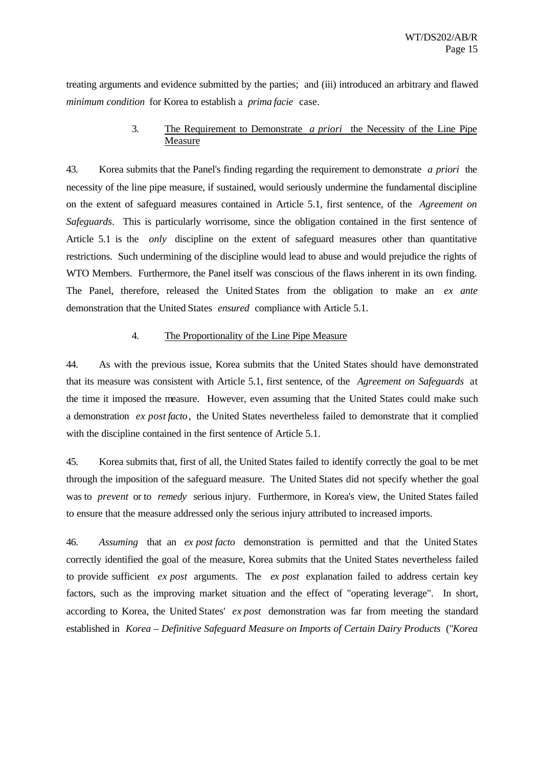treating arguments and evidence submitted by the parties; and (iii) introduced an arbitrary and flawed *minimum condition* for Korea to establish a *prima facie* case.

### 3. The Requirement to Demonstrate *a priori* the Necessity of the Line Pipe Measure

43. Korea submits that the Panel's finding regarding the requirement to demonstrate *a priori* the necessity of the line pipe measure, if sustained, would seriously undermine the fundamental discipline on the extent of safeguard measures contained in Article 5.1, first sentence, of the *Agreement on Safeguards*. This is particularly worrisome, since the obligation contained in the first sentence of Article 5.1 is the *only* discipline on the extent of safeguard measures other than quantitative restrictions. Such undermining of the discipline would lead to abuse and would prejudice the rights of WTO Members. Furthermore, the Panel itself was conscious of the flaws inherent in its own finding. The Panel, therefore, released the United States from the obligation to make an *ex ante* demonstration that the United States *ensured* compliance with Article 5.1.

### 4. The Proportionality of the Line Pipe Measure

44. As with the previous issue, Korea submits that the United States should have demonstrated that its measure was consistent with Article 5.1, first sentence, of the *Agreement on Safeguards* at the time it imposed the measure. However, even assuming that the United States could make such a demonstration *ex post facto*, the United States nevertheless failed to demonstrate that it complied with the discipline contained in the first sentence of Article 5.1.

45. Korea submits that, first of all, the United States failed to identify correctly the goal to be met through the imposition of the safeguard measure. The United States did not specify whether the goal was to *prevent* or to *remedy* serious injury. Furthermore, in Korea's view, the United States failed to ensure that the measure addressed only the serious injury attributed to increased imports.

46. *Assuming* that an *ex post facto* demonstration is permitted and that the United States correctly identified the goal of the measure, Korea submits that the United States nevertheless failed to provide sufficient *ex post* arguments. The *ex post* explanation failed to address certain key factors, such as the improving market situation and the effect of "operating leverage". In short, according to Korea, the United States' *ex post* demonstration was far from meeting the standard established in *Korea – Definitive Safeguard Measure on Imports of Certain Dairy Products* ("*Korea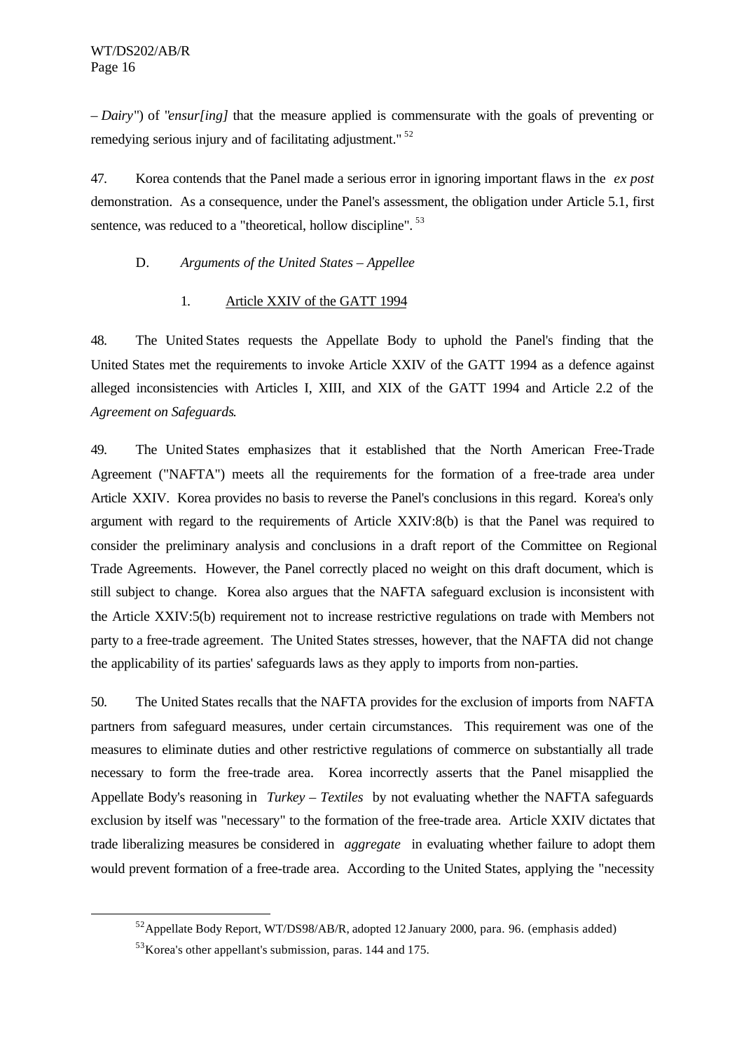– *Dairy*") of "*ensur[ing]* that the measure applied is commensurate with the goals of preventing or remedying serious injury and of facilitating adjustment." [52]

47. Korea contends that the Panel made a serious error in ignoring important flaws in the *ex post* demonstration. As a consequence, under the Panel's assessment, the obligation under Article 5.1, first sentence, was reduced to a "theoretical, hollow discipline". [53]

### D. *Arguments of the United States – Appellee*

#### 1. Article XXIV of the GATT 1994

48. The United States requests the Appellate Body to uphold the Panel's finding that the United States met the requirements to invoke Article XXIV of the GATT 1994 as a defence against alleged inconsistencies with Articles I, XIII, and XIX of the GATT 1994 and Article 2.2 of the *Agreement on Safeguards*.

49. The United States emphasizes that it established that the North American Free-Trade Agreement ("NAFTA") meets all the requirements for the formation of a free-trade area under Article XXIV. Korea provides no basis to reverse the Panel's conclusions in this regard. Korea's only argument with regard to the requirements of Article XXIV:8(b) is that the Panel was required to consider the preliminary analysis and conclusions in a draft report of the Committee on Regional Trade Agreements. However, the Panel correctly placed no weight on this draft document, which is still subject to change. Korea also argues that the NAFTA safeguard exclusion is inconsistent with the Article XXIV:5(b) requirement not to increase restrictive regulations on trade with Members not party to a free-trade agreement. The United States stresses, however, that the NAFTA did not change the applicability of its parties' safeguards laws as they apply to imports from non-parties.

50. The United States recalls that the NAFTA provides for the exclusion of imports from NAFTA partners from safeguard measures, under certain circumstances. This requirement was one of the measures to eliminate duties and other restrictive regulations of commerce on substantially all trade necessary to form the free-trade area. Korea incorrectly asserts that the Panel misapplied the Appellate Body's reasoning in *Turkey – Textiles* by not evaluating whether the NAFTA safeguards exclusion by itself was "necessary" to the formation of the free-trade area. Article XXIV dictates that trade liberalizing measures be considered in *aggregate* in evaluating whether failure to adopt them would prevent formation of a free-trade area. According to the United States, applying the "necessity

---

[52] Appellate Body Report, WT/DS98/AB/R, adopted 12 January 2000, para. 96. (emphasis added)

[53] Korea's other appellant's submission, paras. 144 and 175.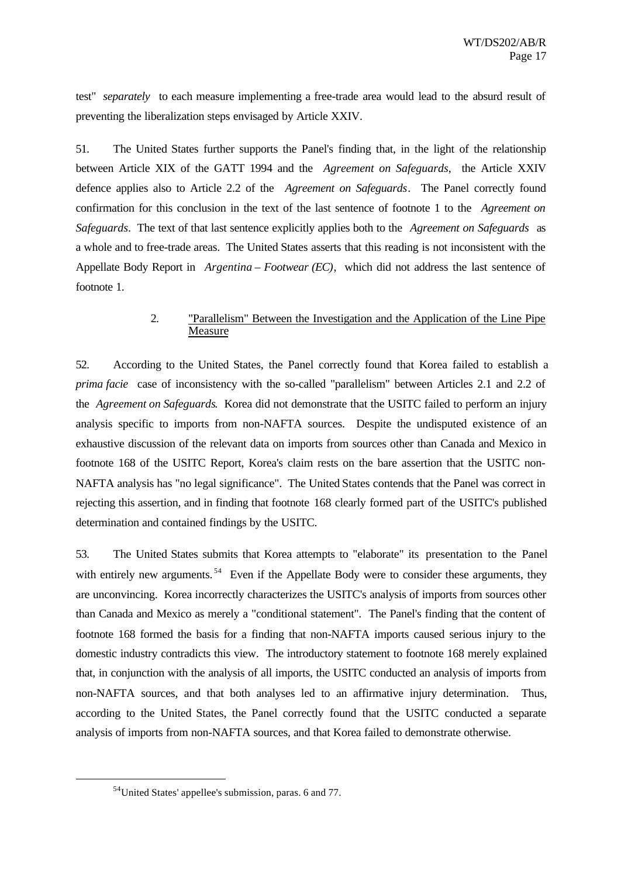test" *separately* to each measure implementing a free-trade area would lead to the absurd result of preventing the liberalization steps envisaged by Article XXIV.

51. The United States further supports the Panel's finding that, in the light of the relationship between Article XIX of the GATT 1994 and the *Agreement on Safeguards*, the Article XXIV defence applies also to Article 2.2 of the *Agreement on Safeguards*. The Panel correctly found confirmation for this conclusion in the text of the last sentence of footnote 1 to the *Agreement on Safeguards*. The text of that last sentence explicitly applies both to the *Agreement on Safeguards* as a whole and to free-trade areas. The United States asserts that this reading is not inconsistent with the Appellate Body Report in *Argentina – Footwear (EC)*, which did not address the last sentence of footnote 1.

### 2. "Parallelism" Between the Investigation and the Application of the Line Pipe Measure

52. According to the United States, the Panel correctly found that Korea failed to establish a *prima facie* case of inconsistency with the so-called "parallelism" between Articles 2.1 and 2.2 of the *Agreement on Safeguards*. Korea did not demonstrate that the USITC failed to perform an injury analysis specific to imports from non-NAFTA sources. Despite the undisputed existence of an exhaustive discussion of the relevant data on imports from sources other than Canada and Mexico in footnote 168 of the USITC Report, Korea's claim rests on the bare assertion that the USITC non-NAFTA analysis has "no legal significance". The United States contends that the Panel was correct in rejecting this assertion, and in finding that footnote 168 clearly formed part of the USITC's published determination and contained findings by the USITC.

53. The United States submits that Korea attempts to "elaborate" its presentation to the Panel with entirely new arguments.[54] Even if the Appellate Body were to consider these arguments, they are unconvincing. Korea incorrectly characterizes the USITC's analysis of imports from sources other than Canada and Mexico as merely a "conditional statement". The Panel's finding that the content of footnote 168 formed the basis for a finding that non-NAFTA imports caused serious injury to the domestic industry contradicts this view. The introductory statement to footnote 168 merely explained that, in conjunction with the analysis of all imports, the USITC conducted an analysis of imports from non-NAFTA sources, and that both analyses led to an affirmative injury determination. Thus, according to the United States, the Panel correctly found that the USITC conducted a separate analysis of imports from non-NAFTA sources, and that Korea failed to demonstrate otherwise.

---

[54] United States' appellee's submission, paras. 6 and 77.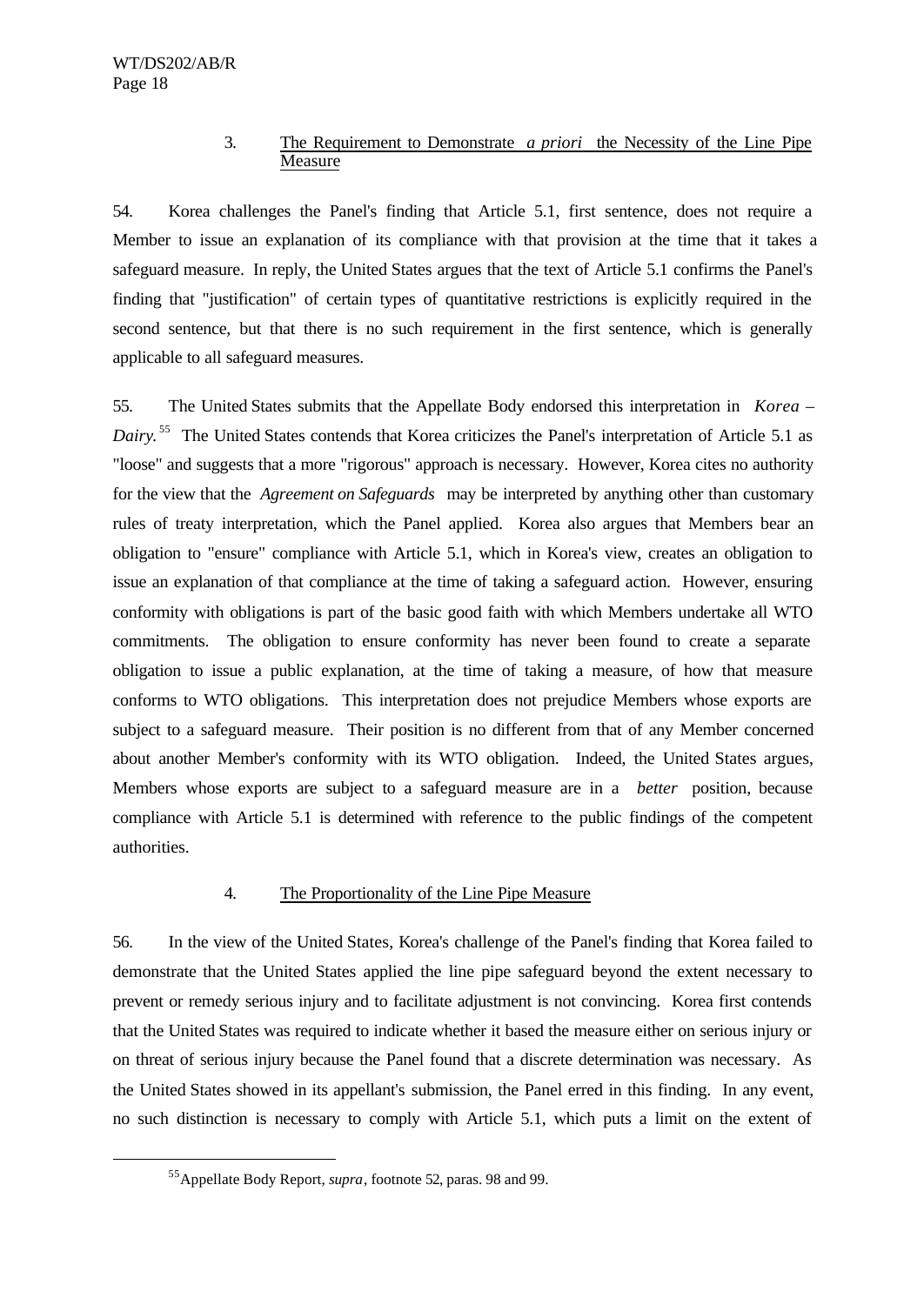### 3. The Requirement to Demonstrate *a priori* the Necessity of the Line Pipe Measure

54. Korea challenges the Panel's finding that Article 5.1, first sentence, does not require a Member to issue an explanation of its compliance with that provision at the time that it takes a safeguard measure. In reply, the United States argues that the text of Article 5.1 confirms the Panel's finding that "justification" of certain types of quantitative restrictions is explicitly required in the second sentence, but that there is no such requirement in the first sentence, which is generally applicable to all safeguard measures.

55. The United States submits that the Appellate Body endorsed this interpretation in *Korea – Dairy*.[55] The United States contends that Korea criticizes the Panel's interpretation of Article 5.1 as "loose" and suggests that a more "rigorous" approach is necessary. However, Korea cites no authority for the view that the *Agreement on Safeguards* may be interpreted by anything other than customary rules of treaty interpretation, which the Panel applied. Korea also argues that Members bear an obligation to "ensure" compliance with Article 5.1, which in Korea's view, creates an obligation to issue an explanation of that compliance at the time of taking a safeguard action. However, ensuring conformity with obligations is part of the basic good faith with which Members undertake all WTO commitments. The obligation to ensure conformity has never been found to create a separate obligation to issue a public explanation, at the time of taking a measure, of how that measure conforms to WTO obligations. This interpretation does not prejudice Members whose exports are subject to a safeguard measure. Their position is no different from that of any Member concerned about another Member's conformity with its WTO obligation. Indeed, the United States argues, Members whose exports are subject to a safeguard measure are in a *better* position, because compliance with Article 5.1 is determined with reference to the public findings of the competent authorities.

### 4. The Proportionality of the Line Pipe Measure

56. In the view of the United States, Korea's challenge of the Panel's finding that Korea failed to demonstrate that the United States applied the line pipe safeguard beyond the extent necessary to prevent or remedy serious injury and to facilitate adjustment is not convincing. Korea first contends that the United States was required to indicate whether it based the measure either on serious injury or on threat of serious injury because the Panel found that a discrete determination was necessary. As the United States showed in its appellant's submission, the Panel erred in this finding. In any event, no such distinction is necessary to comply with Article 5.1, which puts a limit on the extent of

---

[55] Appellate Body Report, *supra*, footnote 52, paras. 98 and 99.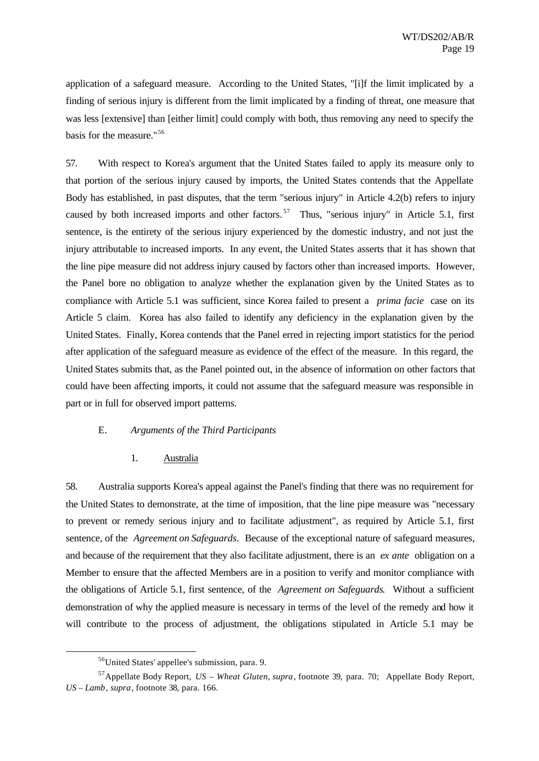application of a safeguard measure. According to the United States, "[i]f the limit implicated by a finding of serious injury is different from the limit implicated by a finding of threat, one measure that was less [extensive] than [either limit] could comply with both, thus removing any need to specify the basis for the measure."[56]

57. With respect to Korea's argument that the United States failed to apply its measure only to that portion of the serious injury caused by imports, the United States contends that the Appellate Body has established, in past disputes, that the term "serious injury" in Article 4.2(b) refers to injury caused by both increased imports and other factors.[57] Thus, "serious injury" in Article 5.1, first sentence, is the entirety of the serious injury experienced by the domestic industry, and not just the injury attributable to increased imports. In any event, the United States asserts that it has shown that the line pipe measure did not address injury caused by factors other than increased imports. However, the Panel bore no obligation to analyze whether the explanation given by the United States as to compliance with Article 5.1 was sufficient, since Korea failed to present a *prima facie* case on its Article 5 claim. Korea has also failed to identify any deficiency in the explanation given by the United States. Finally, Korea contends that the Panel erred in rejecting import statistics for the period after application of the safeguard measure as evidence of the effect of the measure. In this regard, the United States submits that, as the Panel pointed out, in the absence of information on other factors that could have been affecting imports, it could not assume that the safeguard measure was responsible in part or in full for observed import patterns.

### E. *Arguments of the Third Participants*

#### 1. Australia

58. Australia supports Korea's appeal against the Panel's finding that there was no requirement for the United States to demonstrate, at the time of imposition, that the line pipe measure was "necessary to prevent or remedy serious injury and to facilitate adjustment", as required by Article 5.1, first sentence, of the *Agreement on Safeguards*. Because of the exceptional nature of safeguard measures, and because of the requirement that they also facilitate adjustment, there is an *ex ante* obligation on a Member to ensure that the affected Members are in a position to verify and monitor compliance with the obligations of Article 5.1, first sentence, of the *Agreement on Safeguards*. Without a sufficient demonstration of why the applied measure is necessary in terms of the level of the remedy and how it will contribute to the process of adjustment, the obligations stipulated in Article 5.1 may be

---

[56] United States' appellee's submission, para. 9.

[57] Appellate Body Report, *US – Wheat Gluten*, *supra*, footnote 39, para. 70; Appellate Body Report, *US – Lamb*, *supra*, footnote 38, para. 166.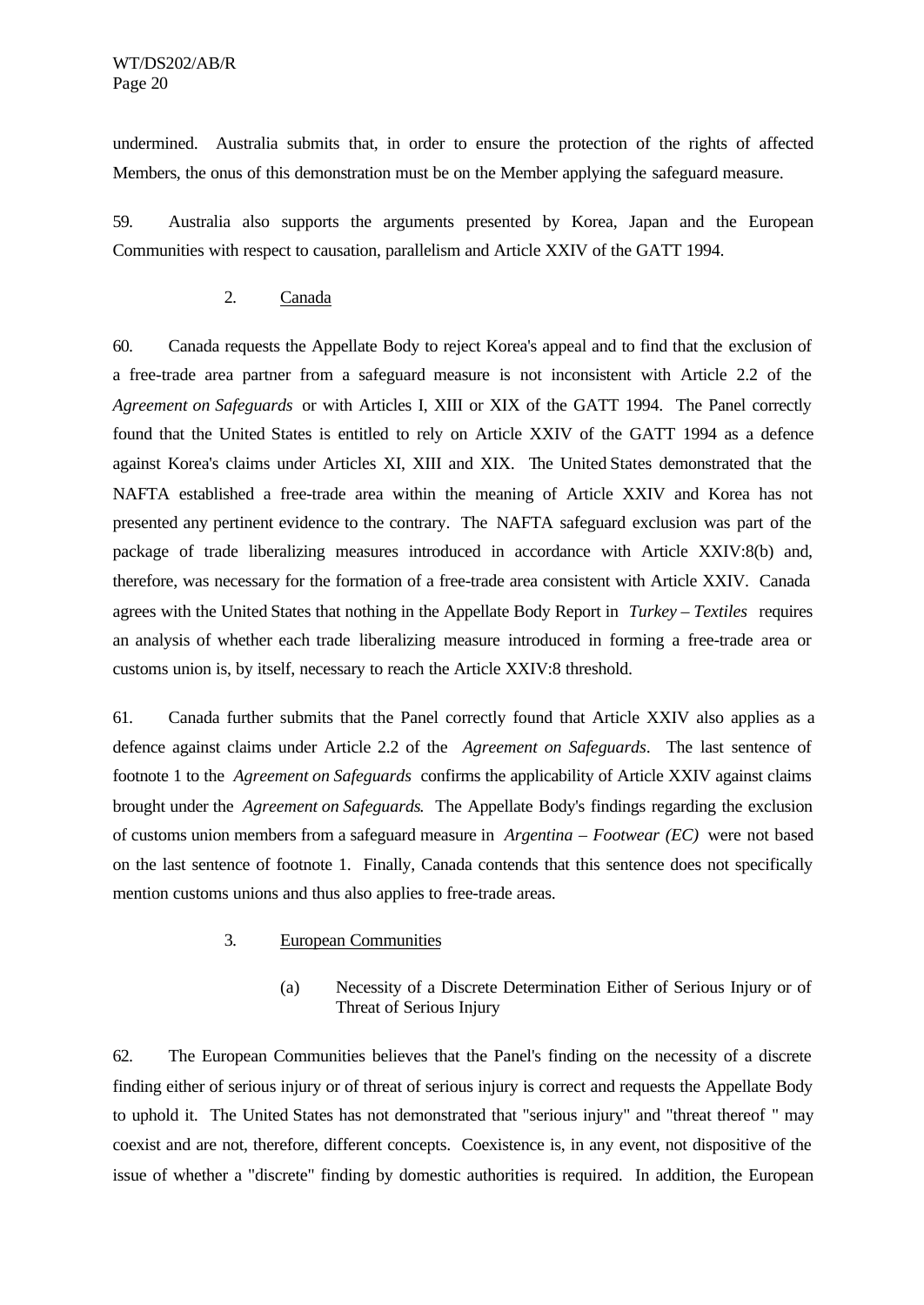undermined. Australia submits that, in order to ensure the protection of the rights of affected Members, the onus of this demonstration must be on the Member applying the safeguard measure.

59. Australia also supports the arguments presented by Korea, Japan and the European Communities with respect to causation, parallelism and Article XXIV of the GATT 1994.

### 2. Canada

60. Canada requests the Appellate Body to reject Korea's appeal and to find that the exclusion of a free-trade area partner from a safeguard measure is not inconsistent with Article 2.2 of the *Agreement on Safeguards* or with Articles I, XIII or XIX of the GATT 1994. The Panel correctly found that the United States is entitled to rely on Article XXIV of the GATT 1994 as a defence against Korea's claims under Articles XI, XIII and XIX. The United States demonstrated that the NAFTA established a free-trade area within the meaning of Article XXIV and Korea has not presented any pertinent evidence to the contrary. The NAFTA safeguard exclusion was part of the package of trade liberalizing measures introduced in accordance with Article XXIV:8(b) and, therefore, was necessary for the formation of a free-trade area consistent with Article XXIV. Canada agrees with the United States that nothing in the Appellate Body Report in *Turkey – Textiles* requires an analysis of whether each trade liberalizing measure introduced in forming a free-trade area or customs union is, by itself, necessary to reach the Article XXIV:8 threshold.

61. Canada further submits that the Panel correctly found that Article XXIV also applies as a defence against claims under Article 2.2 of the *Agreement on Safeguards*. The last sentence of footnote 1 to the *Agreement on Safeguards* confirms the applicability of Article XXIV against claims brought under the *Agreement on Safeguards*. The Appellate Body's findings regarding the exclusion of customs union members from a safeguard measure in *Argentina – Footwear (EC)* were not based on the last sentence of footnote 1. Finally, Canada contends that this sentence does not specifically mention customs unions and thus also applies to free-trade areas.

### 3. European Communities

#### (a) Necessity of a Discrete Determination Either of Serious Injury or of Threat of Serious Injury

62. The European Communities believes that the Panel's finding on the necessity of a discrete finding either of serious injury or of threat of serious injury is correct and requests the Appellate Body to uphold it. The United States has not demonstrated that "serious injury" and "threat thereof " may coexist and are not, therefore, different concepts. Coexistence is, in any event, not dispositive of the issue of whether a "discrete" finding by domestic authorities is required. In addition, the European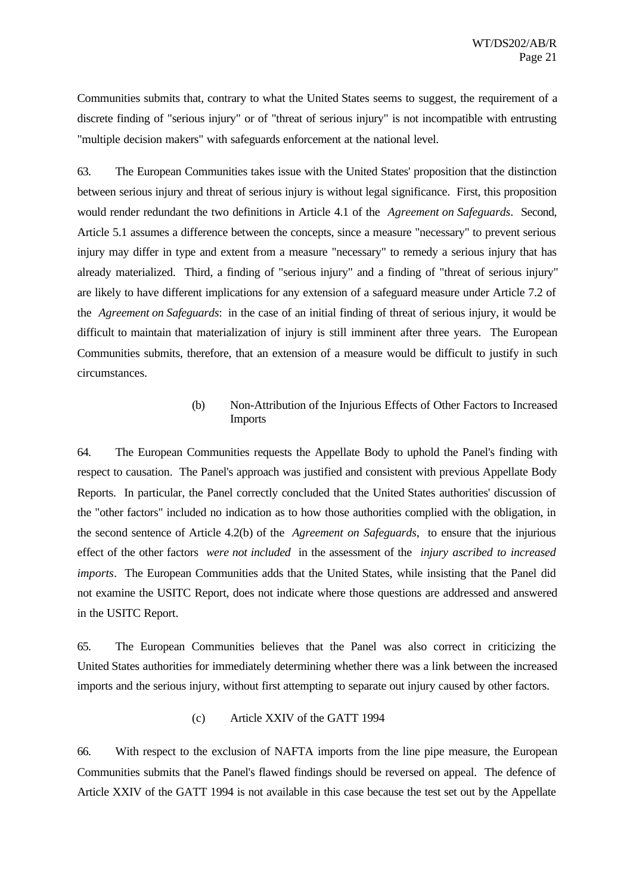Communities submits that, contrary to what the United States seems to suggest, the requirement of a discrete finding of "serious injury" or of "threat of serious injury" is not incompatible with entrusting "multiple decision makers" with safeguards enforcement at the national level.

63. The European Communities takes issue with the United States' proposition that the distinction between serious injury and threat of serious injury is without legal significance. First, this proposition would render redundant the two definitions in Article 4.1 of the *Agreement on Safeguards*. Second, Article 5.1 assumes a difference between the concepts, since a measure "necessary" to prevent serious injury may differ in type and extent from a measure "necessary" to remedy a serious injury that has already materialized. Third, a finding of "serious injury" and a finding of "threat of serious injury" are likely to have different implications for any extension of a safeguard measure under Article 7.2 of the *Agreement on Safeguards*: in the case of an initial finding of threat of serious injury, it would be difficult to maintain that materialization of injury is still imminent after three years. The European Communities submits, therefore, that an extension of a measure would be difficult to justify in such circumstances.

(b) Non-Attribution of the Injurious Effects of Other Factors to Increased Imports

64. The European Communities requests the Appellate Body to uphold the Panel's finding with respect to causation. The Panel's approach was justified and consistent with previous Appellate Body Reports. In particular, the Panel correctly concluded that the United States authorities' discussion of the "other factors" included no indication as to how those authorities complied with the obligation, in the second sentence of Article 4.2(b) of the *Agreement on Safeguards*, to ensure that the injurious effect of the other factors *were not included* in the assessment of the *injury ascribed to increased imports*. The European Communities adds that the United States, while insisting that the Panel did not examine the USITC Report, does not indicate where those questions are addressed and answered in the USITC Report.

65. The European Communities believes that the Panel was also correct in criticizing the United States authorities for immediately determining whether there was a link between the increased imports and the serious injury, without first attempting to separate out injury caused by other factors.

(c) Article XXIV of the GATT 1994

66. With respect to the exclusion of NAFTA imports from the line pipe measure, the European Communities submits that the Panel's flawed findings should be reversed on appeal. The defence of Article XXIV of the GATT 1994 is not available in this case because the test set out by the Appellate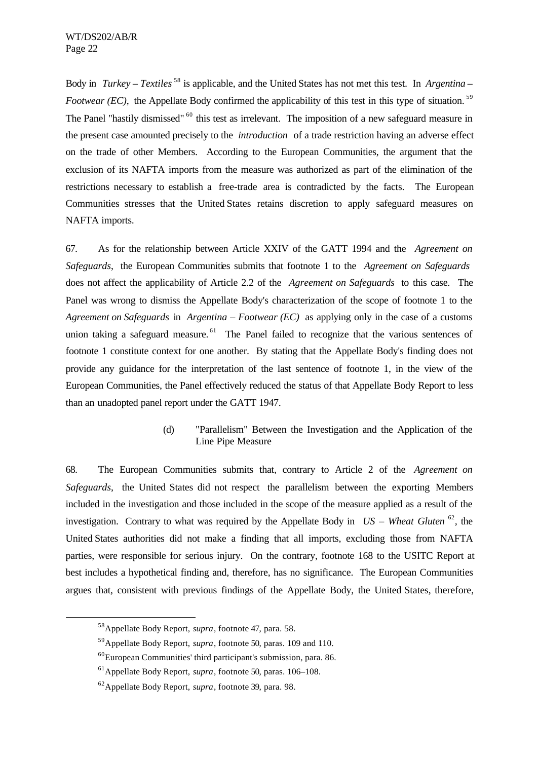Body in *Turkey – Textiles* [58] is applicable, and the United States has not met this test. In *Argentina – Footwear (EC)*, the Appellate Body confirmed the applicability of this test in this type of situation. [59] The Panel "hastily dismissed" [60] this test as irrelevant. The imposition of a new safeguard measure in the present case amounted precisely to the *introduction* of a trade restriction having an adverse effect on the trade of other Members. According to the European Communities, the argument that the exclusion of its NAFTA imports from the measure was authorized as part of the elimination of the restrictions necessary to establish a free-trade area is contradicted by the facts. The European Communities stresses that the United States retains discretion to apply safeguard measures on NAFTA imports.

67. As for the relationship between Article XXIV of the GATT 1994 and the *Agreement on Safeguards*, the European Communities submits that footnote 1 to the *Agreement on Safeguards* does not affect the applicability of Article 2.2 of the *Agreement on Safeguards* to this case. The Panel was wrong to dismiss the Appellate Body's characterization of the scope of footnote 1 to the *Agreement on Safeguards* in *Argentina – Footwear (EC)* as applying only in the case of a customs union taking a safeguard measure. [61] The Panel failed to recognize that the various sentences of footnote 1 constitute context for one another. By stating that the Appellate Body's finding does not provide any guidance for the interpretation of the last sentence of footnote 1, in the view of the European Communities, the Panel effectively reduced the status of that Appellate Body Report to less than an unadopted panel report under the GATT 1947.

(d) "Parallelism" Between the Investigation and the Application of the Line Pipe Measure

68. The European Communities submits that, contrary to Article 2 of the *Agreement on Safeguards*, the United States did not respect the parallelism between the exporting Members included in the investigation and those included in the scope of the measure applied as a result of the investigation. Contrary to what was required by the Appellate Body in *US – Wheat Gluten* [62], the United States authorities did not make a finding that all imports, excluding those from NAFTA parties, were responsible for serious injury. On the contrary, footnote 168 to the USITC Report at best includes a hypothetical finding and, therefore, has no significance. The European Communities argues that, consistent with previous findings of the Appellate Body, the United States, therefore,

---

[58] Appellate Body Report, *supra*, footnote 47, para. 58.

[59] Appellate Body Report, *supra*, footnote 50, paras. 109 and 110.

[60] European Communities' third participant's submission, para. 86.

[61] Appellate Body Report, *supra*, footnote 50, paras. 106–108.

[62] Appellate Body Report, *supra*, footnote 39, para. 98.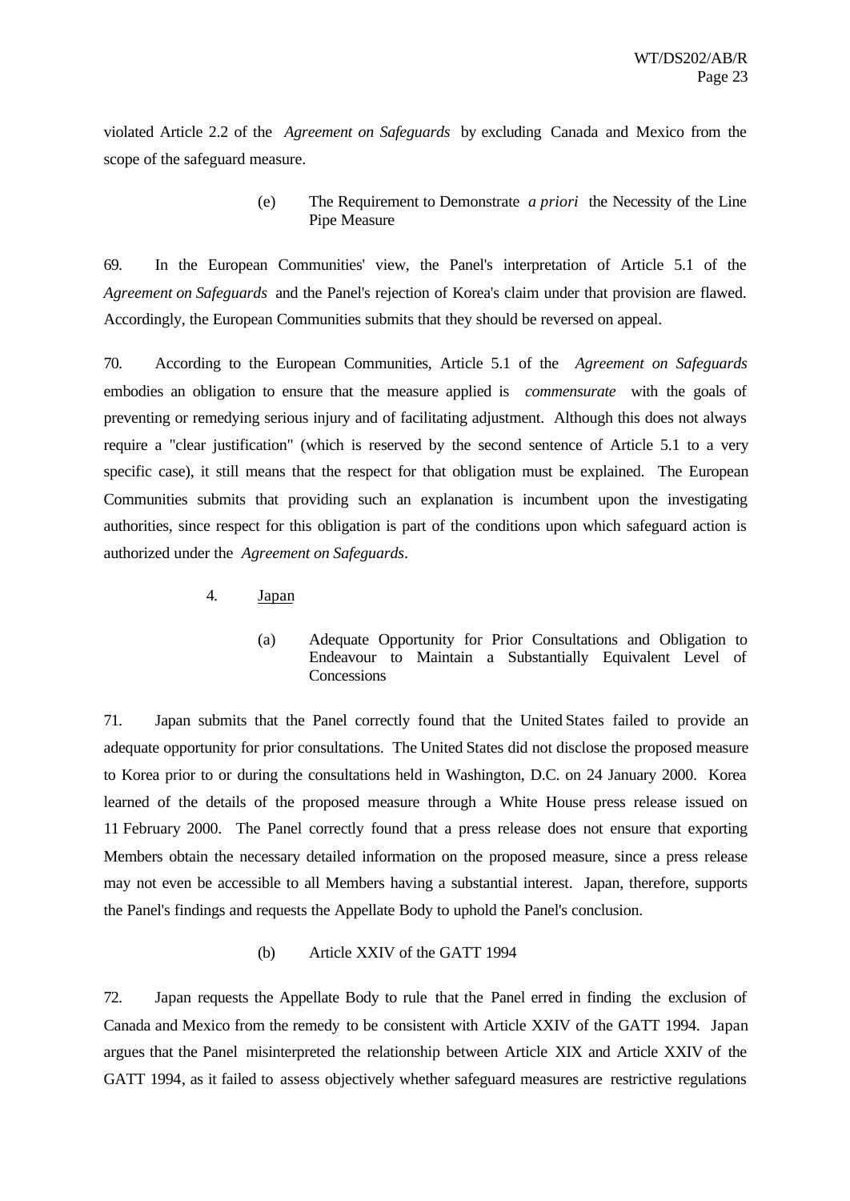violated Article 2.2 of the *Agreement on Safeguards* by excluding Canada and Mexico from the scope of the safeguard measure.

(e) The Requirement to Demonstrate *a priori* the Necessity of the Line Pipe Measure

69. In the European Communities' view, the Panel's interpretation of Article 5.1 of the *Agreement on Safeguards* and the Panel's rejection of Korea's claim under that provision are flawed. Accordingly, the European Communities submits that they should be reversed on appeal.

70. According to the European Communities, Article 5.1 of the *Agreement on Safeguards* embodies an obligation to ensure that the measure applied is *commensurate* with the goals of preventing or remedying serious injury and of facilitating adjustment. Although this does not always require a "clear justification" (which is reserved by the second sentence of Article 5.1 to a very specific case), it still means that the respect for that obligation must be explained. The European Communities submits that providing such an explanation is incumbent upon the investigating authorities, since respect for this obligation is part of the conditions upon which safeguard action is authorized under the *Agreement on Safeguards*.

4. Japan

(a) Adequate Opportunity for Prior Consultations and Obligation to Endeavour to Maintain a Substantially Equivalent Level of Concessions

71. Japan submits that the Panel correctly found that the United States failed to provide an adequate opportunity for prior consultations. The United States did not disclose the proposed measure to Korea prior to or during the consultations held in Washington, D.C. on 24 January 2000. Korea learned of the details of the proposed measure through a White House press release issued on 11 February 2000. The Panel correctly found that a press release does not ensure that exporting Members obtain the necessary detailed information on the proposed measure, since a press release may not even be accessible to all Members having a substantial interest. Japan, therefore, supports the Panel's findings and requests the Appellate Body to uphold the Panel's conclusion.

(b) Article XXIV of the GATT 1994

72. Japan requests the Appellate Body to rule that the Panel erred in finding the exclusion of Canada and Mexico from the remedy to be consistent with Article XXIV of the GATT 1994. Japan argues that the Panel misinterpreted the relationship between Article XIX and Article XXIV of the GATT 1994, as it failed to assess objectively whether safeguard measures are restrictive regulations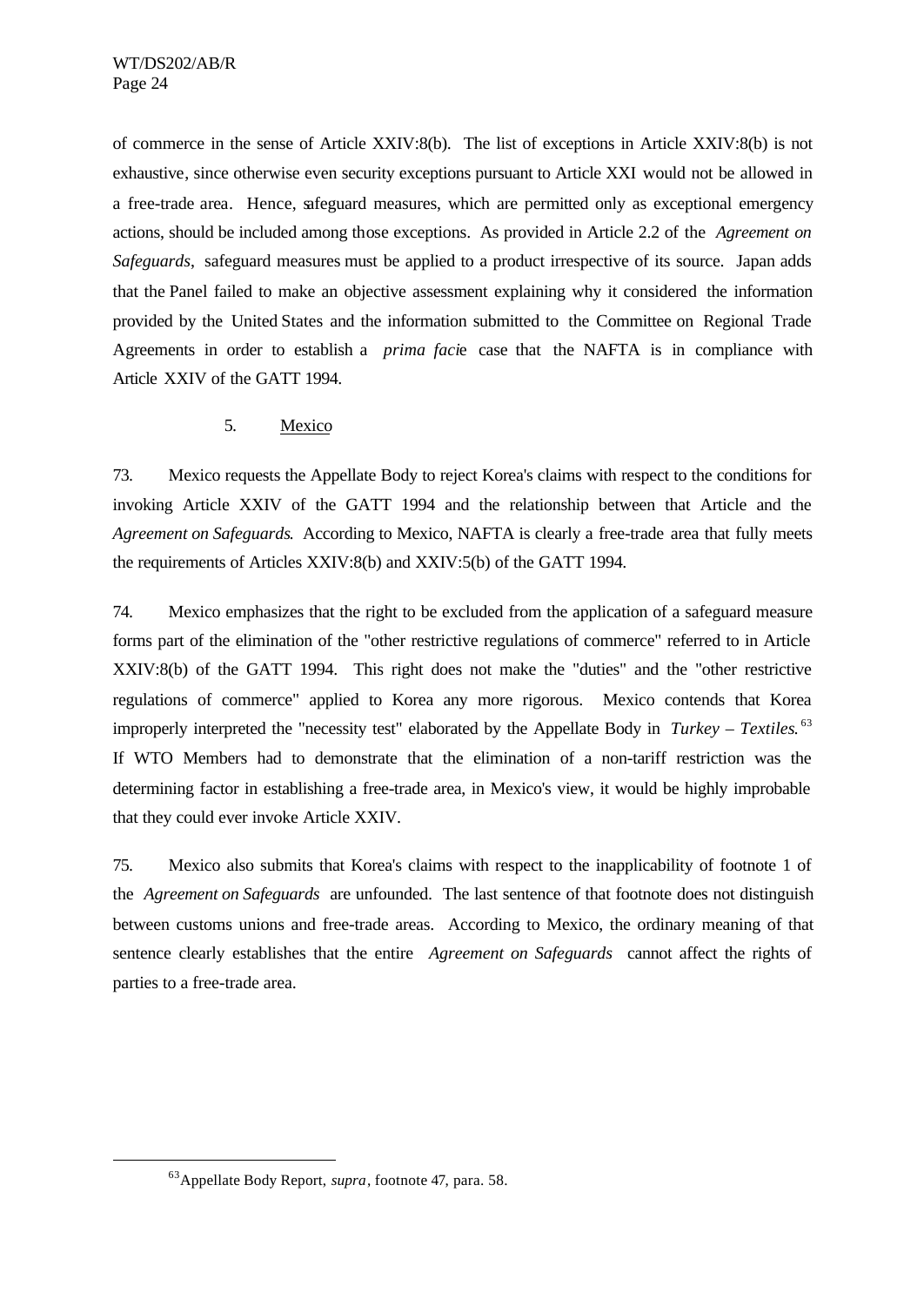of commerce in the sense of Article XXIV:8(b). The list of exceptions in Article XXIV:8(b) is not exhaustive, since otherwise even security exceptions pursuant to Article XXI would not be allowed in a free-trade area. Hence, safeguard measures, which are permitted only as exceptional emergency actions, should be included among those exceptions. As provided in Article 2.2 of the *Agreement on Safeguards*, safeguard measures must be applied to a product irrespective of its source. Japan adds that the Panel failed to make an objective assessment explaining why it considered the information provided by the United States and the information submitted to the Committee on Regional Trade Agreements in order to establish a *prima facie* case that the NAFTA is in compliance with Article XXIV of the GATT 1994.

### 5. Mexico

73. Mexico requests the Appellate Body to reject Korea's claims with respect to the conditions for invoking Article XXIV of the GATT 1994 and the relationship between that Article and the *Agreement on Safeguards*. According to Mexico, NAFTA is clearly a free-trade area that fully meets the requirements of Articles XXIV:8(b) and XXIV:5(b) of the GATT 1994.

74. Mexico emphasizes that the right to be excluded from the application of a safeguard measure forms part of the elimination of the "other restrictive regulations of commerce" referred to in Article XXIV:8(b) of the GATT 1994. This right does not make the "duties" and the "other restrictive regulations of commerce" applied to Korea any more rigorous. Mexico contends that Korea improperly interpreted the "necessity test" elaborated by the Appellate Body in *Turkey – Textiles*.[63] If WTO Members had to demonstrate that the elimination of a non-tariff restriction was the determining factor in establishing a free-trade area, in Mexico's view, it would be highly improbable that they could ever invoke Article XXIV.

75. Mexico also submits that Korea's claims with respect to the inapplicability of footnote 1 of the *Agreement on Safeguards* are unfounded. The last sentence of that footnote does not distinguish between customs unions and free-trade areas. According to Mexico, the ordinary meaning of that sentence clearly establishes that the entire *Agreement on Safeguards* cannot affect the rights of parties to a free-trade area.

---

[63] Appellate Body Report, *supra*, footnote 47, para. 58.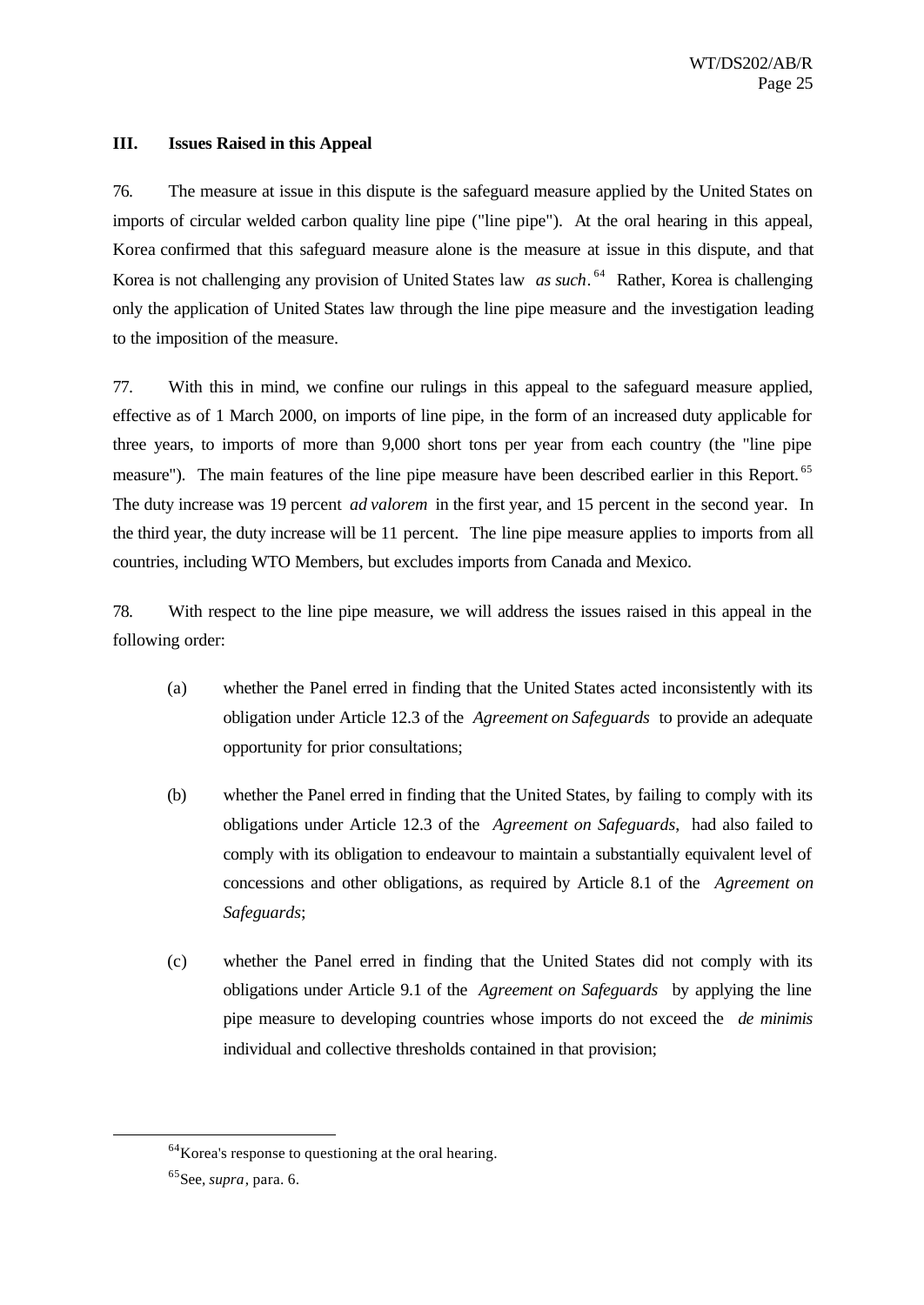## III. Issues Raised in this Appeal

76. The measure at issue in this dispute is the safeguard measure applied by the United States on imports of circular welded carbon quality line pipe ("line pipe"). At the oral hearing in this appeal, Korea confirmed that this safeguard measure alone is the measure at issue in this dispute, and that Korea is not challenging any provision of United States law *as such*.[64] Rather, Korea is challenging only the application of United States law through the line pipe measure and the investigation leading to the imposition of the measure.

77. With this in mind, we confine our rulings in this appeal to the safeguard measure applied, effective as of 1 March 2000, on imports of line pipe, in the form of an increased duty applicable for three years, to imports of more than 9,000 short tons per year from each country (the "line pipe measure"). The main features of the line pipe measure have been described earlier in this Report.[65] The duty increase was 19 percent *ad valorem* in the first year, and 15 percent in the second year. In the third year, the duty increase will be 11 percent. The line pipe measure applies to imports from all countries, including WTO Members, but excludes imports from Canada and Mexico.

78. With respect to the line pipe measure, we will address the issues raised in this appeal in the following order:

(a) whether the Panel erred in finding that the United States acted inconsistently with its obligation under Article 12.3 of the *Agreement on Safeguards* to provide an adequate opportunity for prior consultations;

(b) whether the Panel erred in finding that the United States, by failing to comply with its obligations under Article 12.3 of the *Agreement on Safeguards*, had also failed to comply with its obligation to endeavour to maintain a substantially equivalent level of concessions and other obligations, as required by Article 8.1 of the *Agreement on Safeguards*;

(c) whether the Panel erred in finding that the United States did not comply with its obligations under Article 9.1 of the *Agreement on Safeguards* by applying the line pipe measure to developing countries whose imports do not exceed the *de minimis* individual and collective thresholds contained in that provision;

---

[64] Korea's response to questioning at the oral hearing.

[65] See, *supra*, para. 6.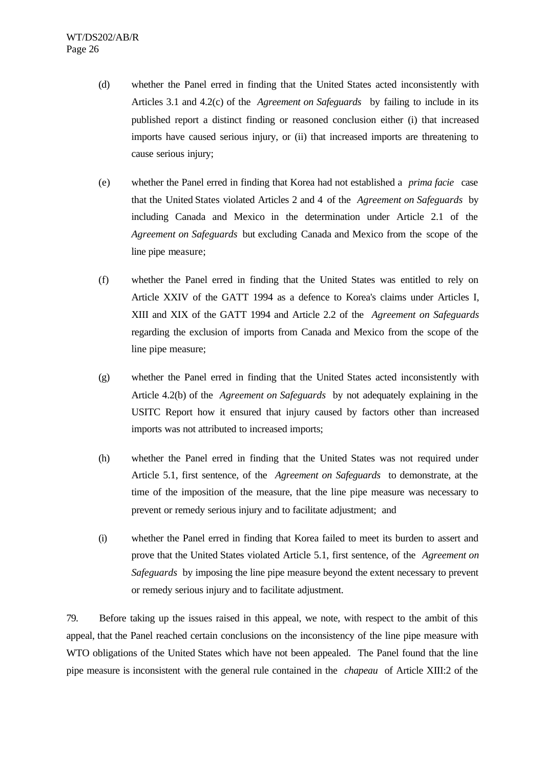(d) whether the Panel erred in finding that the United States acted inconsistently with Articles 3.1 and 4.2(c) of the *Agreement on Safeguards* by failing to include in its published report a distinct finding or reasoned conclusion either (i) that increased imports have caused serious injury, or (ii) that increased imports are threatening to cause serious injury;

(e) whether the Panel erred in finding that Korea had not established a *prima facie* case that the United States violated Articles 2 and 4 of the *Agreement on Safeguards* by including Canada and Mexico in the determination under Article 2.1 of the *Agreement on Safeguards* but excluding Canada and Mexico from the scope of the line pipe measure;

(f) whether the Panel erred in finding that the United States was entitled to rely on Article XXIV of the GATT 1994 as a defence to Korea's claims under Articles I, XIII and XIX of the GATT 1994 and Article 2.2 of the *Agreement on Safeguards* regarding the exclusion of imports from Canada and Mexico from the scope of the line pipe measure;

(g) whether the Panel erred in finding that the United States acted inconsistently with Article 4.2(b) of the *Agreement on Safeguards* by not adequately explaining in the USITC Report how it ensured that injury caused by factors other than increased imports was not attributed to increased imports;

(h) whether the Panel erred in finding that the United States was not required under Article 5.1, first sentence, of the *Agreement on Safeguards* to demonstrate, at the time of the imposition of the measure, that the line pipe measure was necessary to prevent or remedy serious injury and to facilitate adjustment; and

(i) whether the Panel erred in finding that Korea failed to meet its burden to assert and prove that the United States violated Article 5.1, first sentence, of the *Agreement on Safeguards* by imposing the line pipe measure beyond the extent necessary to prevent or remedy serious injury and to facilitate adjustment.

79. Before taking up the issues raised in this appeal, we note, with respect to the ambit of this appeal, that the Panel reached certain conclusions on the inconsistency of the line pipe measure with WTO obligations of the United States which have not been appealed. The Panel found that the line pipe measure is inconsistent with the general rule contained in the *chapeau* of Article XIII:2 of the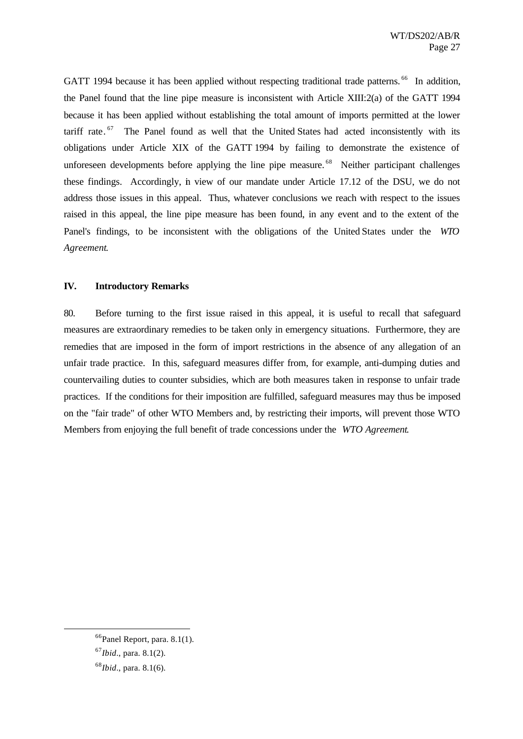GATT 1994 because it has been applied without respecting traditional trade patterns.[66] In addition, the Panel found that the line pipe measure is inconsistent with Article XIII:2(a) of the GATT 1994 because it has been applied without establishing the total amount of imports permitted at the lower tariff rate.[67] The Panel found as well that the United States had acted inconsistently with its obligations under Article XIX of the GATT 1994 by failing to demonstrate the existence of unforeseen developments before applying the line pipe measure.[68] Neither participant challenges these findings. Accordingly, in view of our mandate under Article 17.12 of the DSU, we do not address those issues in this appeal. Thus, whatever conclusions we reach with respect to the issues raised in this appeal, the line pipe measure has been found, in any event and to the extent of the Panel's findings, to be inconsistent with the obligations of the United States under the *WTO Agreement*.

## IV. Introductory Remarks

80. Before turning to the first issue raised in this appeal, it is useful to recall that safeguard measures are extraordinary remedies to be taken only in emergency situations. Furthermore, they are remedies that are imposed in the form of import restrictions in the absence of any allegation of an unfair trade practice. In this, safeguard measures differ from, for example, anti-dumping duties and countervailing duties to counter subsidies, which are both measures taken in response to unfair trade practices. If the conditions for their imposition are fulfilled, safeguard measures may thus be imposed on the "fair trade" of other WTO Members and, by restricting their imports, will prevent those WTO Members from enjoying the full benefit of trade concessions under the *WTO Agreement*.

---

[66] Panel Report, para. 8.1(1).

[67] *Ibid*., para. 8.1(2).

[68] *Ibid*., para. 8.1(6).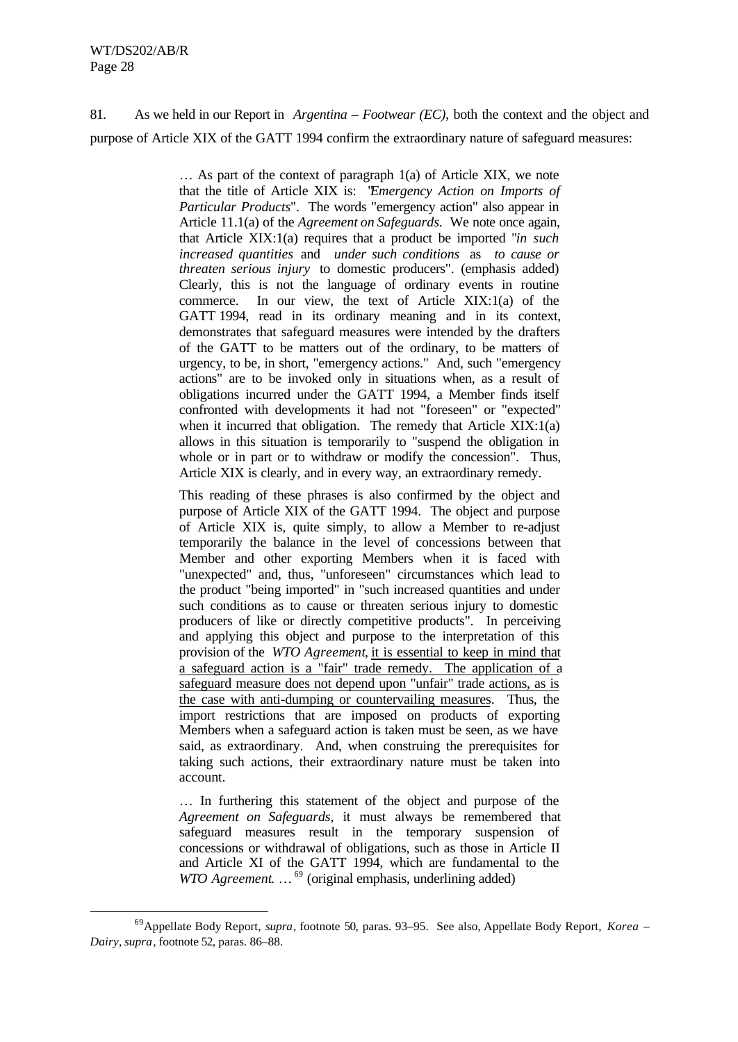81. As we held in our Report in *Argentina – Footwear (EC)*, both the context and the object and purpose of Article XIX of the GATT 1994 confirm the extraordinary nature of safeguard measures:

> … As part of the context of paragraph 1(a) of Article XIX, we note that the title of Article XIX is: "*Emergency Action on Imports of Particular Products*". The words "emergency action" also appear in Article 11.1(a) of the *Agreement on Safeguards*. We note once again, that Article XIX:1(a) requires that a product be imported "*in such increased quantities* and *under such conditions* as *to cause or threaten serious injury* to domestic producers". (emphasis added) Clearly, this is not the language of ordinary events in routine commerce. In our view, the text of Article XIX:1(a) of the GATT 1994, read in its ordinary meaning and in its context, demonstrates that safeguard measures were intended by the drafters of the GATT to be matters out of the ordinary, to be matters of urgency, to be, in short, "emergency actions." And, such "emergency actions" are to be invoked only in situations when, as a result of obligations incurred under the GATT 1994, a Member finds itself confronted with developments it had not "foreseen" or "expected" when it incurred that obligation. The remedy that Article XIX:1(a) allows in this situation is temporarily to "suspend the obligation in whole or in part or to withdraw or modify the concession". Thus, Article XIX is clearly, and in every way, an extraordinary remedy.
>
> This reading of these phrases is also confirmed by the object and purpose of Article XIX of the GATT 1994. The object and purpose of Article XIX is, quite simply, to allow a Member to re-adjust temporarily the balance in the level of concessions between that Member and other exporting Members when it is faced with "unexpected" and, thus, "unforeseen" circumstances which lead to the product "being imported" in "such increased quantities and under such conditions as to cause or threaten serious injury to domestic producers of like or directly competitive products". In perceiving and applying this object and purpose to the interpretation of this provision of the *WTO Agreement*, <u>it is essential to keep in mind that a safeguard action is a "fair" trade remedy. The application of a safeguard measure does not depend upon "unfair" trade actions, as is the case with anti-dumping or countervailing measures</u>. Thus, the import restrictions that are imposed on products of exporting Members when a safeguard action is taken must be seen, as we have said, as extraordinary. And, when construing the prerequisites for taking such actions, their extraordinary nature must be taken into account.
>
> … In furthering this statement of the object and purpose of the *Agreement on Safeguards*, it must always be remembered that safeguard measures result in the temporary suspension of concessions or withdrawal of obligations, such as those in Article II and Article XI of the GATT 1994, which are fundamental to the *WTO Agreement*. …[69] (original emphasis, underlining added)

---

[69] Appellate Body Report, *supra*, footnote 50, paras. 93–95. See also, Appellate Body Report, *Korea – Dairy*, *supra*, footnote 52, paras. 86–88.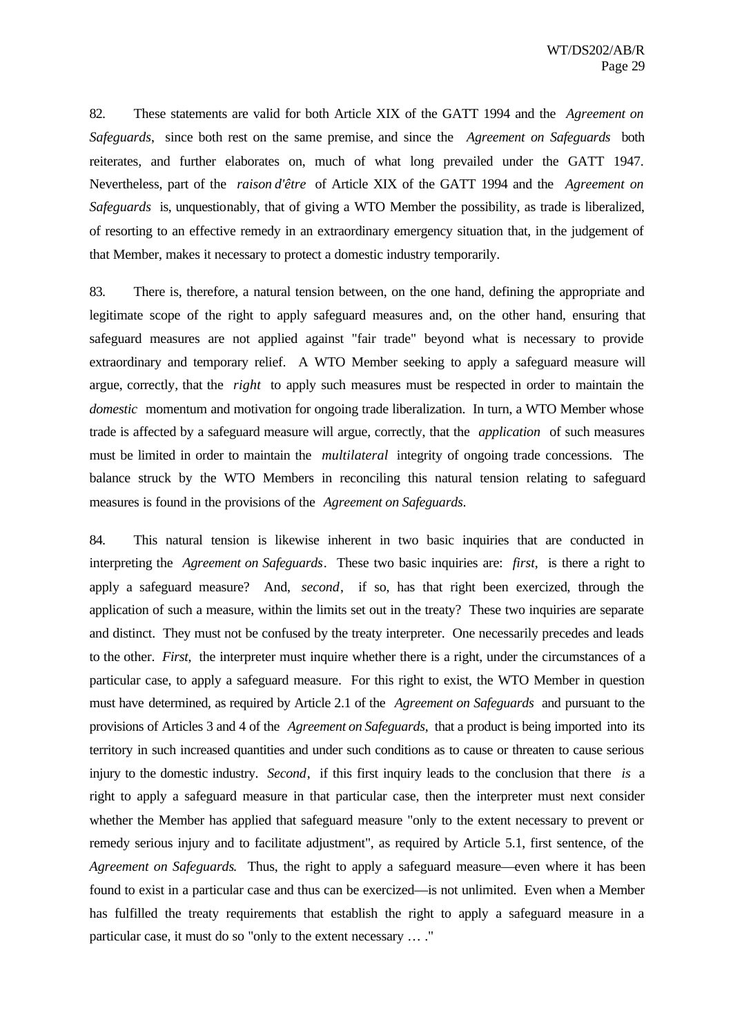82. These statements are valid for both Article XIX of the GATT 1994 and the *Agreement on Safeguards*, since both rest on the same premise, and since the *Agreement on Safeguards* both reiterates, and further elaborates on, much of what long prevailed under the GATT 1947. Nevertheless, part of the *raison d'être* of Article XIX of the GATT 1994 and the *Agreement on Safeguards* is, unquestionably, that of giving a WTO Member the possibility, as trade is liberalized, of resorting to an effective remedy in an extraordinary emergency situation that, in the judgement of that Member, makes it necessary to protect a domestic industry temporarily.

83. There is, therefore, a natural tension between, on the one hand, defining the appropriate and legitimate scope of the right to apply safeguard measures and, on the other hand, ensuring that safeguard measures are not applied against "fair trade" beyond what is necessary to provide extraordinary and temporary relief. A WTO Member seeking to apply a safeguard measure will argue, correctly, that the *right* to apply such measures must be respected in order to maintain the *domestic* momentum and motivation for ongoing trade liberalization. In turn, a WTO Member whose trade is affected by a safeguard measure will argue, correctly, that the *application* of such measures must be limited in order to maintain the *multilateral* integrity of ongoing trade concessions. The balance struck by the WTO Members in reconciling this natural tension relating to safeguard measures is found in the provisions of the *Agreement on Safeguards*.

84. This natural tension is likewise inherent in two basic inquiries that are conducted in interpreting the *Agreement on Safeguards*. These two basic inquiries are: *first*, is there a right to apply a safeguard measure? And, *second*, if so, has that right been exercized, through the application of such a measure, within the limits set out in the treaty? These two inquiries are separate and distinct. They must not be confused by the treaty interpreter. One necessarily precedes and leads to the other. *First*, the interpreter must inquire whether there is a right, under the circumstances of a particular case, to apply a safeguard measure. For this right to exist, the WTO Member in question must have determined, as required by Article 2.1 of the *Agreement on Safeguards* and pursuant to the provisions of Articles 3 and 4 of the *Agreement on Safeguards*, that a product is being imported into its territory in such increased quantities and under such conditions as to cause or threaten to cause serious injury to the domestic industry. *Second*, if this first inquiry leads to the conclusion that there *is* a right to apply a safeguard measure in that particular case, then the interpreter must next consider whether the Member has applied that safeguard measure "only to the extent necessary to prevent or remedy serious injury and to facilitate adjustment", as required by Article 5.1, first sentence, of the *Agreement on Safeguards*. Thus, the right to apply a safeguard measure—even where it has been found to exist in a particular case and thus can be exercized—is not unlimited. Even when a Member has fulfilled the treaty requirements that establish the right to apply a safeguard measure in a particular case, it must do so "only to the extent necessary … ."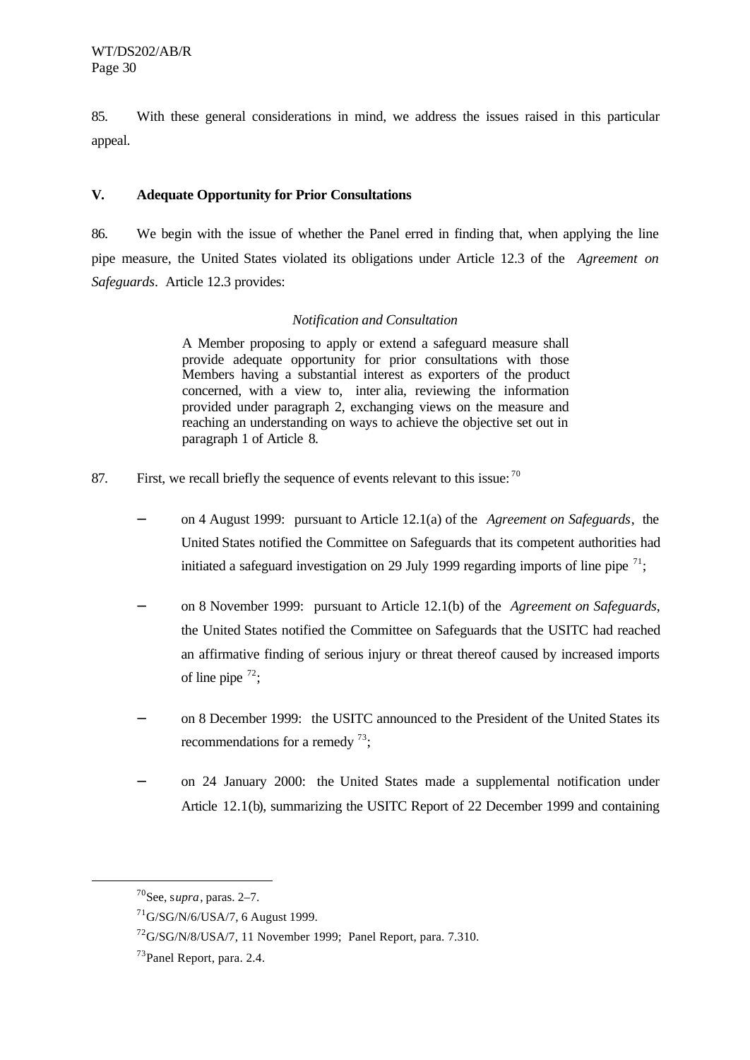85. With these general considerations in mind, we address the issues raised in this particular appeal.

## V. Adequate Opportunity for Prior Consultations

86. We begin with the issue of whether the Panel erred in finding that, when applying the line pipe measure, the United States violated its obligations under Article 12.3 of the *Agreement on Safeguards*. Article 12.3 provides:

> *Notification and Consultation*
>
> A Member proposing to apply or extend a safeguard measure shall provide adequate opportunity for prior consultations with those Members having a substantial interest as exporters of the product concerned, with a view to, inter alia, reviewing the information provided under paragraph 2, exchanging views on the measure and reaching an understanding on ways to achieve the objective set out in paragraph 1 of Article 8.

87. First, we recall briefly the sequence of events relevant to this issue:[70]

- on 4 August 1999: pursuant to Article 12.1(a) of the *Agreement on Safeguards*, the United States notified the Committee on Safeguards that its competent authorities had initiated a safeguard investigation on 29 July 1999 regarding imports of line pipe[71];
- on 8 November 1999: pursuant to Article 12.1(b) of the *Agreement on Safeguards*, the United States notified the Committee on Safeguards that the USITC had reached an affirmative finding of serious injury or threat thereof caused by increased imports of line pipe[72];
- on 8 December 1999: the USITC announced to the President of the United States its recommendations for a remedy[73];
- on 24 January 2000: the United States made a supplemental notification under Article 12.1(b), summarizing the USITC Report of 22 December 1999 and containing

---

[70] See, *supra*, paras. 2–7.

[71] G/SG/N/6/USA/7, 6 August 1999.

[72] G/SG/N/8/USA/7, 11 November 1999; Panel Report, para. 7.310.

[73] Panel Report, para. 2.4.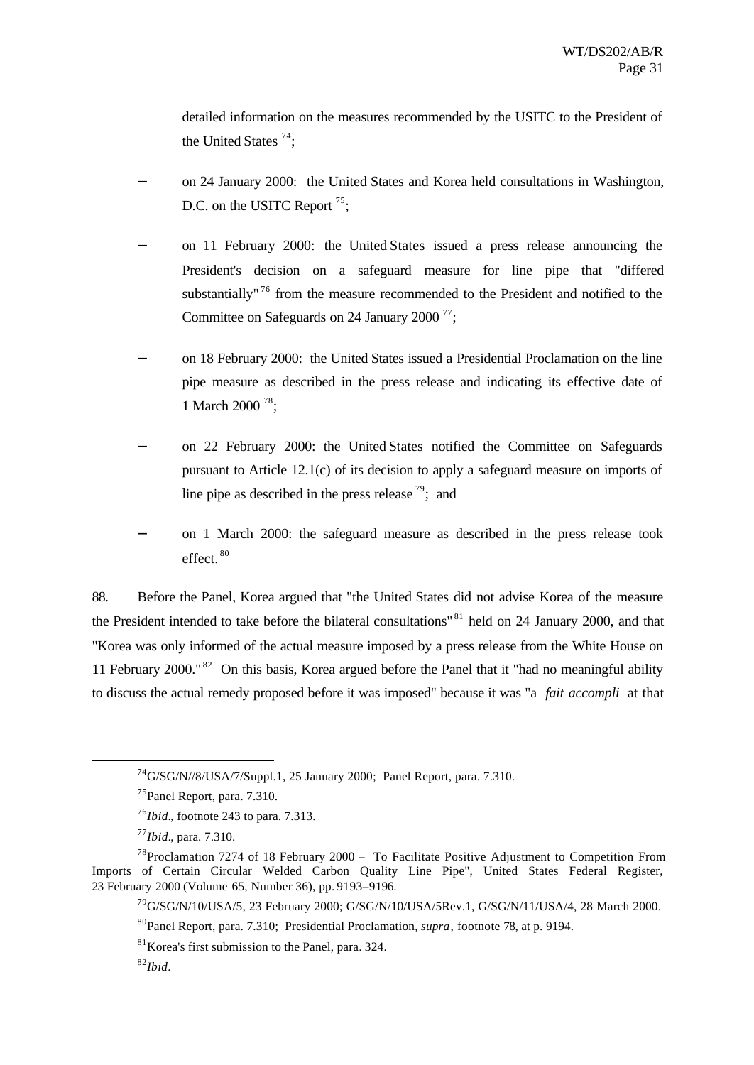detailed information on the measures recommended by the USITC to the President of the United States [74];

- on 24 January 2000: the United States and Korea held consultations in Washington, D.C. on the USITC Report [75];

- on 11 February 2000: the United States issued a press release announcing the President's decision on a safeguard measure for line pipe that "differed substantially" [76] from the measure recommended to the President and notified to the Committee on Safeguards on 24 January 2000 [77];

- on 18 February 2000: the United States issued a Presidential Proclamation on the line pipe measure as described in the press release and indicating its effective date of 1 March 2000 [78];

- on 22 February 2000: the United States notified the Committee on Safeguards pursuant to Article 12.1(c) of its decision to apply a safeguard measure on imports of line pipe as described in the press release [79]; and

- on 1 March 2000: the safeguard measure as described in the press release took effect. [80]

88. Before the Panel, Korea argued that "the United States did not advise Korea of the measure the President intended to take before the bilateral consultations" [81] held on 24 January 2000, and that "Korea was only informed of the actual measure imposed by a press release from the White House on 11 February 2000." [82] On this basis, Korea argued before the Panel that it "had no meaningful ability to discuss the actual remedy proposed before it was imposed" because it was "a *fait accompli* at that

[74] G/SG/N//8/USA/7/Suppl.1, 25 January 2000; Panel Report, para. 7.310.

[75] Panel Report, para. 7.310.

[76] *Ibid*., footnote 243 to para. 7.313.

[77] *Ibid*., para. 7.310.

[78] Proclamation 7274 of 18 February 2000 – To Facilitate Positive Adjustment to Competition From Imports of Certain Circular Welded Carbon Quality Line Pipe", United States Federal Register, 23 February 2000 (Volume 65, Number 36), pp. 9193–9196.

[79] G/SG/N/10/USA/5, 23 February 2000; G/SG/N/10/USA/5Rev.1, G/SG/N/11/USA/4, 28 March 2000.

[80] Panel Report, para. 7.310; Presidential Proclamation, *supra*, footnote 78, at p. 9194.

[81] Korea's first submission to the Panel, para. 324.

[82] *Ibid*.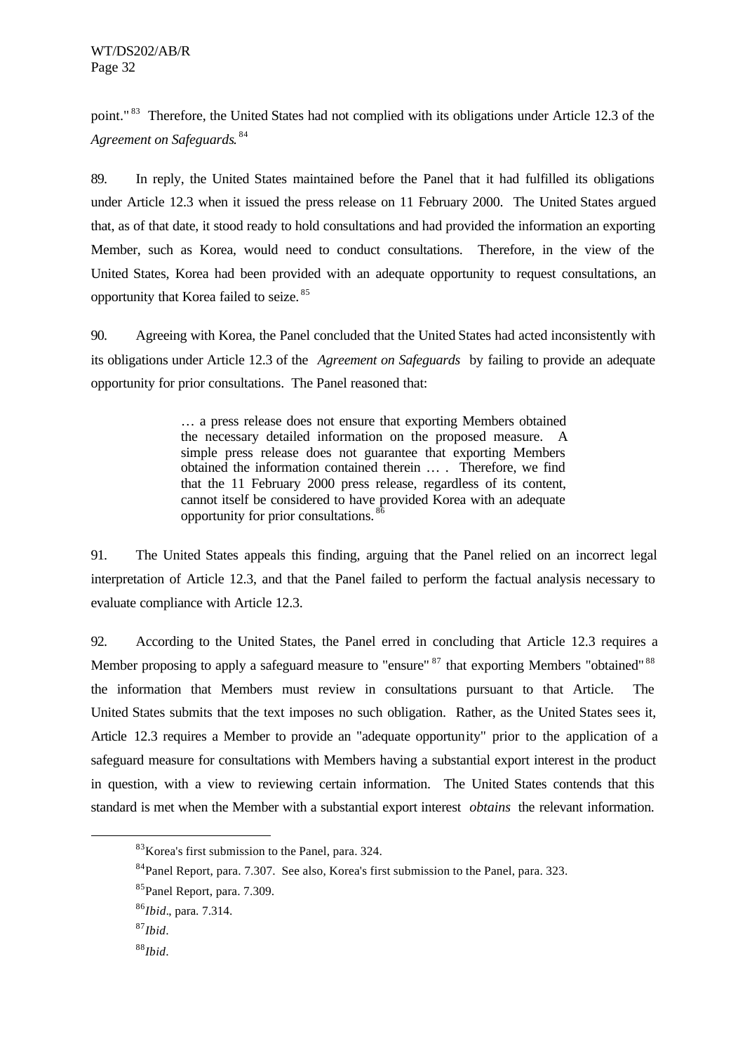point."[83] Therefore, the United States had not complied with its obligations under Article 12.3 of the *Agreement on Safeguards*.[84]

89. In reply, the United States maintained before the Panel that it had fulfilled its obligations under Article 12.3 when it issued the press release on 11 February 2000. The United States argued that, as of that date, it stood ready to hold consultations and had provided the information an exporting Member, such as Korea, would need to conduct consultations. Therefore, in the view of the United States, Korea had been provided with an adequate opportunity to request consultations, an opportunity that Korea failed to seize.[85]

90. Agreeing with Korea, the Panel concluded that the United States had acted inconsistently with its obligations under Article 12.3 of the *Agreement on Safeguards* by failing to provide an adequate opportunity for prior consultations. The Panel reasoned that:

> … a press release does not ensure that exporting Members obtained the necessary detailed information on the proposed measure. A simple press release does not guarantee that exporting Members obtained the information contained therein … . Therefore, we find that the 11 February 2000 press release, regardless of its content, cannot itself be considered to have provided Korea with an adequate opportunity for prior consultations.[86]

91. The United States appeals this finding, arguing that the Panel relied on an incorrect legal interpretation of Article 12.3, and that the Panel failed to perform the factual analysis necessary to evaluate compliance with Article 12.3.

92. According to the United States, the Panel erred in concluding that Article 12.3 requires a Member proposing to apply a safeguard measure to "ensure"[87] that exporting Members "obtained"[88] the information that Members must review in consultations pursuant to that Article. The United States submits that the text imposes no such obligation. Rather, as the United States sees it, Article 12.3 requires a Member to provide an "adequate opportunity" prior to the application of a safeguard measure for consultations with Members having a substantial export interest in the product in question, with a view to reviewing certain information. The United States contends that this standard is met when the Member with a substantial export interest *obtains* the relevant information.

---

[83] Korea's first submission to the Panel, para. 324.

[84] Panel Report, para. 7.307. See also, Korea's first submission to the Panel, para. 323.

[85] Panel Report, para. 7.309.

[86] *Ibid*., para. 7.314.

[87] *Ibid*.

[88] *Ibid*.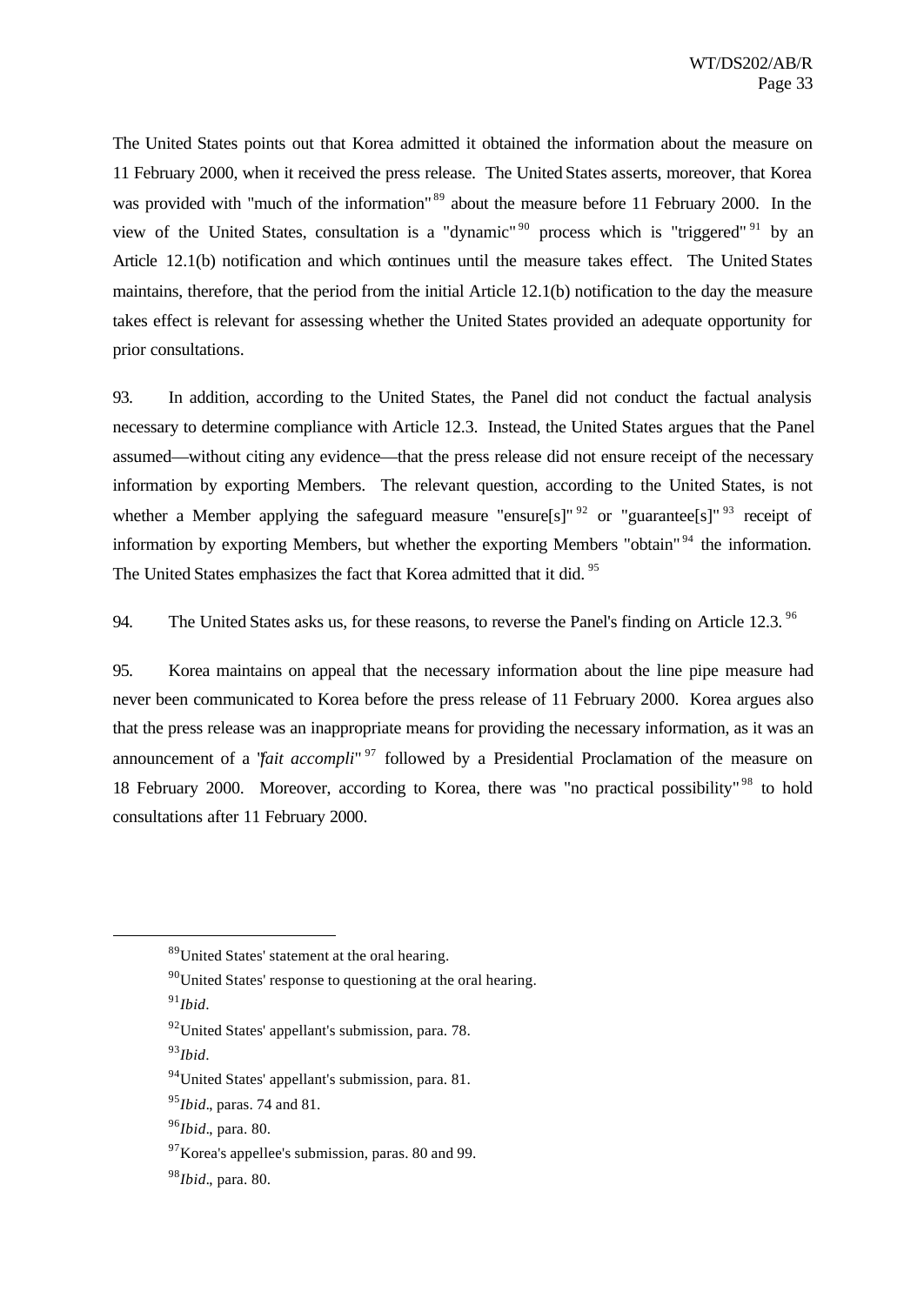The United States points out that Korea admitted it obtained the information about the measure on 11 February 2000, when it received the press release. The United States asserts, moreover, that Korea was provided with "much of the information"[89] about the measure before 11 February 2000. In the view of the United States, consultation is a "dynamic"[90] process which is "triggered"[91] by an Article 12.1(b) notification and which continues until the measure takes effect. The United States maintains, therefore, that the period from the initial Article 12.1(b) notification to the day the measure takes effect is relevant for assessing whether the United States provided an adequate opportunity for prior consultations.

93. In addition, according to the United States, the Panel did not conduct the factual analysis necessary to determine compliance with Article 12.3. Instead, the United States argues that the Panel assumed—without citing any evidence—that the press release did not ensure receipt of the necessary information by exporting Members. The relevant question, according to the United States, is not whether a Member applying the safeguard measure "ensure[s]"[92] or "guarantee[s]"[93] receipt of information by exporting Members, but whether the exporting Members "obtain"[94] the information. The United States emphasizes the fact that Korea admitted that it did.[95]

94. The United States asks us, for these reasons, to reverse the Panel's finding on Article 12.3.[96]

95. Korea maintains on appeal that the necessary information about the line pipe measure had never been communicated to Korea before the press release of 11 February 2000. Korea argues also that the press release was an inappropriate means for providing the necessary information, as it was an announcement of a "*fait accompli*"[97] followed by a Presidential Proclamation of the measure on 18 February 2000. Moreover, according to Korea, there was "no practical possibility"[98] to hold consultations after 11 February 2000.

---

[89] United States' statement at the oral hearing.

[90] United States' response to questioning at the oral hearing.

[91] *Ibid*.

[92] United States' appellant's submission, para. 78.

[93] *Ibid*.

[94] United States' appellant's submission, para. 81.

[95] *Ibid*., paras. 74 and 81.

[96] *Ibid*., para. 80.

[97] Korea's appellee's submission, paras. 80 and 99.

[98] *Ibid*., para. 80.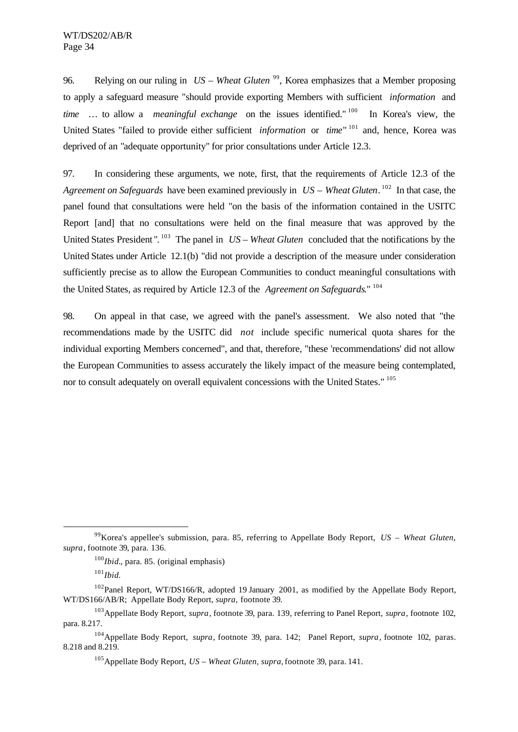96. Relying on our ruling in *US – Wheat Gluten* [99], Korea emphasizes that a Member proposing to apply a safeguard measure "should provide exporting Members with sufficient *information* and *time* … to allow a *meaningful exchange* on the issues identified." [100] In Korea's view, the United States "failed to provide either sufficient *information* or *time*" [101] and, hence, Korea was deprived of an "adequate opportunity" for prior consultations under Article 12.3.

97. In considering these arguments, we note, first, that the requirements of Article 12.3 of the *Agreement on Safeguards* have been examined previously in *US – Wheat Gluten*. [102] In that case, the panel found that consultations were held "on the basis of the information contained in the USITC Report [and] that no consultations were held on the final measure that was approved by the United States President". [103] The panel in *US – Wheat Gluten* concluded that the notifications by the United States under Article 12.1(b) "did not provide a description of the measure under consideration sufficiently precise as to allow the European Communities to conduct meaningful consultations with the United States, as required by Article 12.3 of the *Agreement on Safeguards*." [104]

98. On appeal in that case, we agreed with the panel's assessment. We also noted that "the recommendations made by the USITC did *not* include specific numerical quota shares for the individual exporting Members concerned", and that, therefore, "these 'recommendations' did not allow the European Communities to assess accurately the likely impact of the measure being contemplated, nor to consult adequately on overall equivalent concessions with the United States." [105]

---

[99] Korea's appellee's submission, para. 85, referring to Appellate Body Report, *US – Wheat Gluten*, *supra*, footnote 39, para. 136.

[100] *Ibid*., para. 85. (original emphasis)

[101] *Ibid*.

[102] Panel Report, WT/DS166/R, adopted 19 January 2001, as modified by the Appellate Body Report, WT/DS166/AB/R; Appellate Body Report, *supra*, footnote 39.

[103] Appellate Body Report, *supra*, footnote 39, para. 139, referring to Panel Report, *supra*, footnote 102, para. 8.217.

[104] Appellate Body Report, *supra*, footnote 39, para. 142; Panel Report, *supra*, footnote 102, paras. 8.218 and 8.219.

[105] Appellate Body Report, *US – Wheat Gluten*, *supra*, footnote 39, para. 141.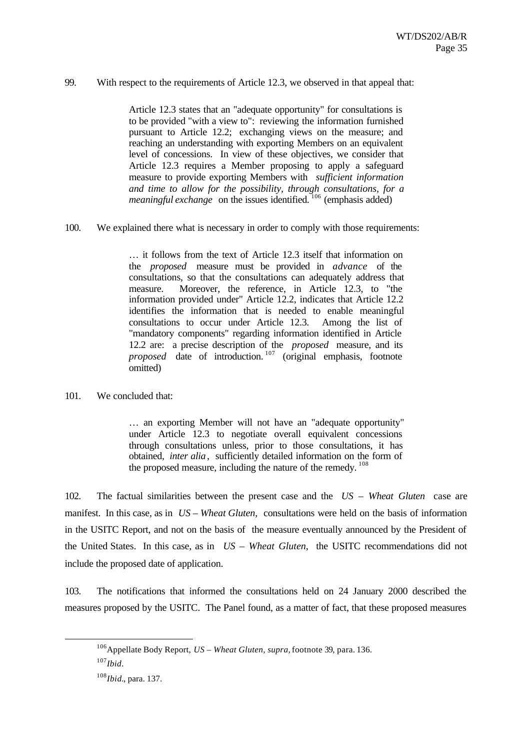99. With respect to the requirements of Article 12.3, we observed in that appeal that:

> Article 12.3 states that an "adequate opportunity" for consultations is to be provided "with a view to": reviewing the information furnished pursuant to Article 12.2; exchanging views on the measure; and reaching an understanding with exporting Members on an equivalent level of concessions. In view of these objectives, we consider that Article 12.3 requires a Member proposing to apply a safeguard measure to provide exporting Members with *sufficient information and time to allow for the possibility, through consultations, for a meaningful exchange* on the issues identified.[106] (emphasis added)

100. We explained there what is necessary in order to comply with those requirements:

> … it follows from the text of Article 12.3 itself that information on the *proposed* measure must be provided in *advance* of the consultations, so that the consultations can adequately address that measure. Moreover, the reference, in Article 12.3, to "the information provided under" Article 12.2, indicates that Article 12.2 identifies the information that is needed to enable meaningful consultations to occur under Article 12.3. Among the list of "mandatory components" regarding information identified in Article 12.2 are: a precise description of the *proposed* measure, and its *proposed* date of introduction.[107] (original emphasis, footnote omitted)

101. We concluded that:

> … an exporting Member will not have an "adequate opportunity" under Article 12.3 to negotiate overall equivalent concessions through consultations unless, prior to those consultations, it has obtained, *inter alia*, sufficiently detailed information on the form of the proposed measure, including the nature of the remedy.[108]

102. The factual similarities between the present case and the *US – Wheat Gluten* case are manifest. In this case, as in *US – Wheat Gluten*, consultations were held on the basis of information in the USITC Report, and not on the basis of the measure eventually announced by the President of the United States. In this case, as in *US – Wheat Gluten*, the USITC recommendations did not include the proposed date of application.

103. The notifications that informed the consultations held on 24 January 2000 described the measures proposed by the USITC. The Panel found, as a matter of fact, that these proposed measures

---

[106] Appellate Body Report, *US – Wheat Gluten*, *supra*, footnote 39, para. 136.

[107] *Ibid*.

[108] *Ibid*., para. 137.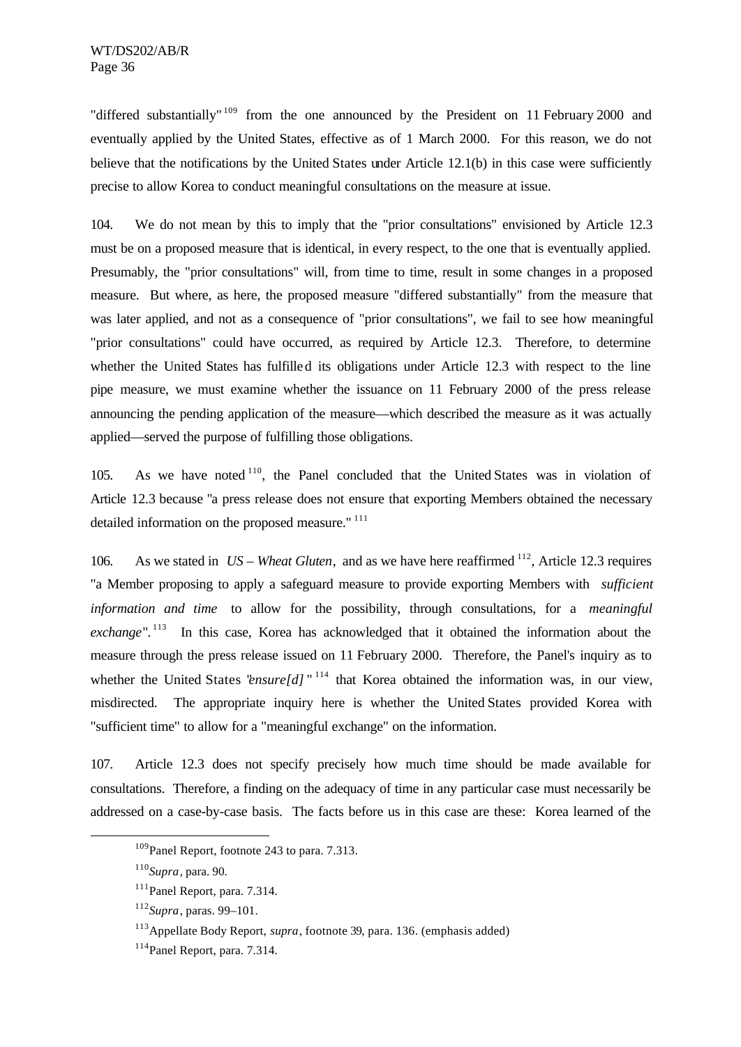"differed substantially"[109] from the one announced by the President on 11 February 2000 and eventually applied by the United States, effective as of 1 March 2000. For this reason, we do not believe that the notifications by the United States under Article 12.1(b) in this case were sufficiently precise to allow Korea to conduct meaningful consultations on the measure at issue.

104. We do not mean by this to imply that the "prior consultations" envisioned by Article 12.3 must be on a proposed measure that is identical, in every respect, to the one that is eventually applied. Presumably, the "prior consultations" will, from time to time, result in some changes in a proposed measure. But where, as here, the proposed measure "differed substantially" from the measure that was later applied, and not as a consequence of "prior consultations", we fail to see how meaningful "prior consultations" could have occurred, as required by Article 12.3. Therefore, to determine whether the United States has fulfilled its obligations under Article 12.3 with respect to the line pipe measure, we must examine whether the issuance on 11 February 2000 of the press release announcing the pending application of the measure—which described the measure as it was actually applied—served the purpose of fulfilling those obligations.

105. As we have noted[110], the Panel concluded that the United States was in violation of Article 12.3 because "a press release does not ensure that exporting Members obtained the necessary detailed information on the proposed measure."[111]

106. As we stated in *US – Wheat Gluten*, and as we have here reaffirmed[112], Article 12.3 requires "a Member proposing to apply a safeguard measure to provide exporting Members with *sufficient information and time* to allow for the possibility, through consultations, for a *meaningful exchange*".[113] In this case, Korea has acknowledged that it obtained the information about the measure through the press release issued on 11 February 2000. Therefore, the Panel's inquiry as to whether the United States "*ensure[d]*"[114] that Korea obtained the information was, in our view, misdirected. The appropriate inquiry here is whether the United States provided Korea with "sufficient time" to allow for a "meaningful exchange" on the information.

107. Article 12.3 does not specify precisely how much time should be made available for consultations. Therefore, a finding on the adequacy of time in any particular case must necessarily be addressed on a case-by-case basis. The facts before us in this case are these: Korea learned of the

---

[109] Panel Report, footnote 243 to para. 7.313.

[110] *Supra*, para. 90.

[111] Panel Report, para. 7.314.

[112] *Supra*, paras. 99–101.

[113] Appellate Body Report, *supra*, footnote 39, para. 136. (emphasis added)

[114] Panel Report, para. 7.314.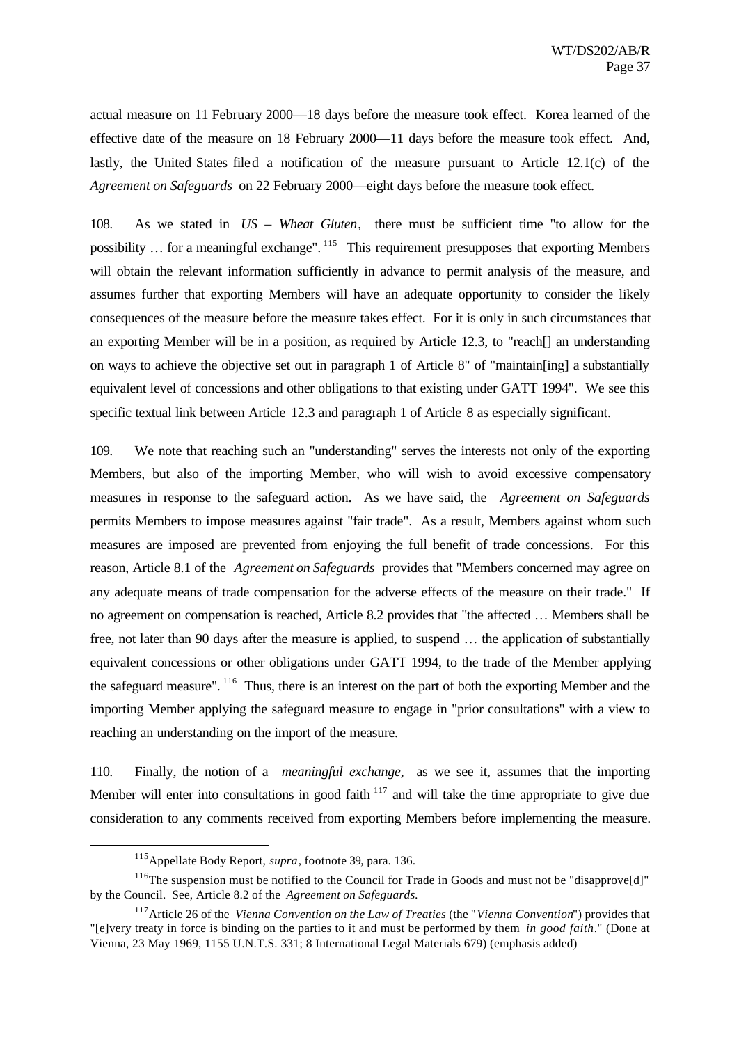actual measure on 11 February 2000—18 days before the measure took effect. Korea learned of the effective date of the measure on 18 February 2000—11 days before the measure took effect. And, lastly, the United States filed a notification of the measure pursuant to Article 12.1(c) of the *Agreement on Safeguards* on 22 February 2000—eight days before the measure took effect.

108. As we stated in *US – Wheat Gluten*, there must be sufficient time "to allow for the possibility … for a meaningful exchange".[115] This requirement presupposes that exporting Members will obtain the relevant information sufficiently in advance to permit analysis of the measure, and assumes further that exporting Members will have an adequate opportunity to consider the likely consequences of the measure before the measure takes effect. For it is only in such circumstances that an exporting Member will be in a position, as required by Article 12.3, to "reach[] an understanding on ways to achieve the objective set out in paragraph 1 of Article 8" of "maintain[ing] a substantially equivalent level of concessions and other obligations to that existing under GATT 1994". We see this specific textual link between Article 12.3 and paragraph 1 of Article 8 as especially significant.

109. We note that reaching such an "understanding" serves the interests not only of the exporting Members, but also of the importing Member, who will wish to avoid excessive compensatory measures in response to the safeguard action. As we have said, the *Agreement on Safeguards* permits Members to impose measures against "fair trade". As a result, Members against whom such measures are imposed are prevented from enjoying the full benefit of trade concessions. For this reason, Article 8.1 of the *Agreement on Safeguards* provides that "Members concerned may agree on any adequate means of trade compensation for the adverse effects of the measure on their trade." If no agreement on compensation is reached, Article 8.2 provides that "the affected … Members shall be free, not later than 90 days after the measure is applied, to suspend … the application of substantially equivalent concessions or other obligations under GATT 1994, to the trade of the Member applying the safeguard measure".[116] Thus, there is an interest on the part of both the exporting Member and the importing Member applying the safeguard measure to engage in "prior consultations" with a view to reaching an understanding on the import of the measure.

110. Finally, the notion of a *meaningful exchange*, as we see it, assumes that the importing Member will enter into consultations in good faith[117] and will take the time appropriate to give due consideration to any comments received from exporting Members before implementing the measure.

---

[115] Appellate Body Report, *supra*, footnote 39, para. 136.

[116] The suspension must be notified to the Council for Trade in Goods and must not be "disapprove[d]" by the Council. See, Article 8.2 of the *Agreement on Safeguards*.

[117] Article 26 of the *Vienna Convention on the Law of Treaties* (the "*Vienna Convention*") provides that "[e]very treaty in force is binding on the parties to it and must be performed by them *in good faith*." (Done at Vienna, 23 May 1969, 1155 U.N.T.S. 331; 8 International Legal Materials 679) (emphasis added)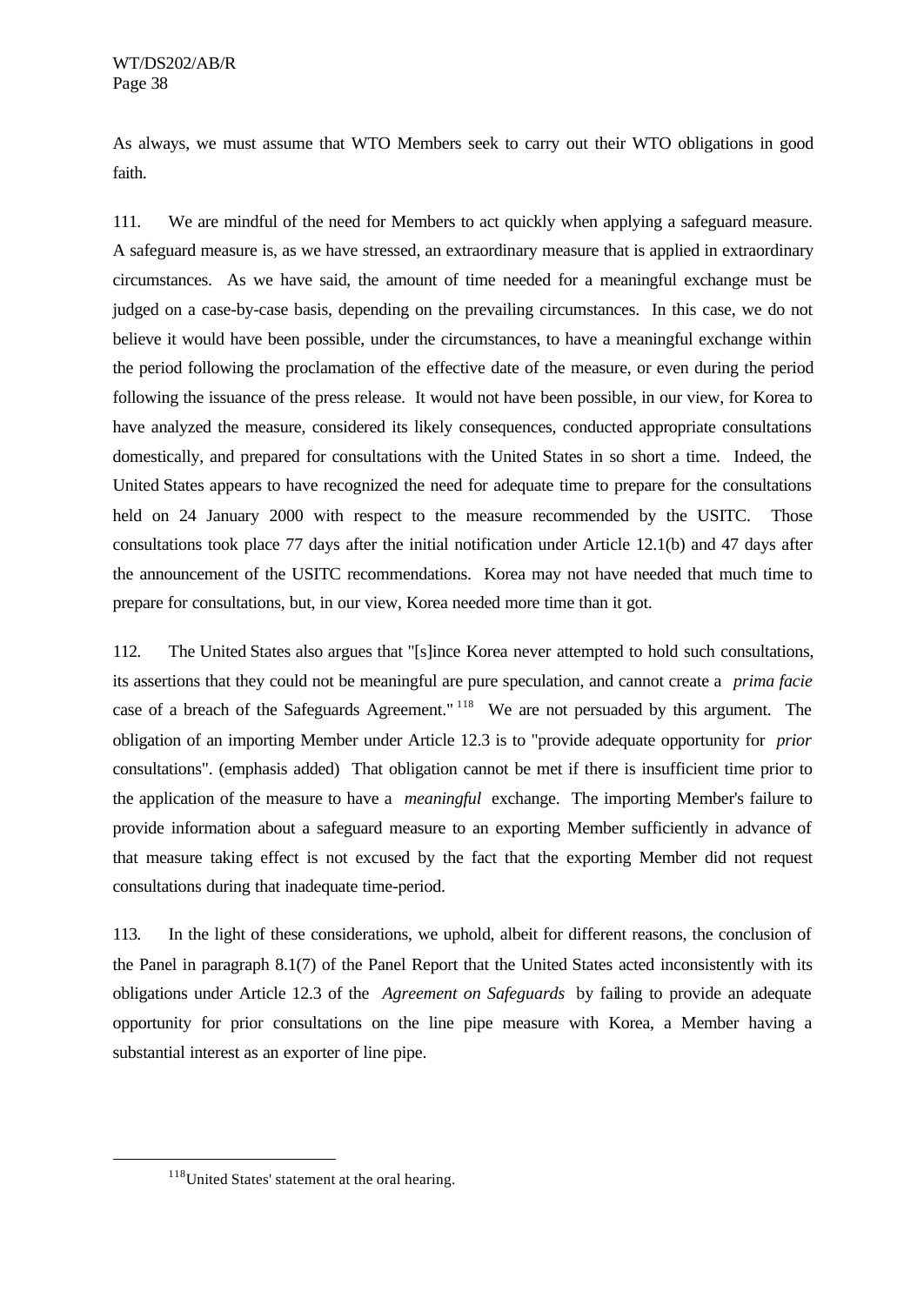As always, we must assume that WTO Members seek to carry out their WTO obligations in good faith.

111. We are mindful of the need for Members to act quickly when applying a safeguard measure. A safeguard measure is, as we have stressed, an extraordinary measure that is applied in extraordinary circumstances. As we have said, the amount of time needed for a meaningful exchange must be judged on a case-by-case basis, depending on the prevailing circumstances. In this case, we do not believe it would have been possible, under the circumstances, to have a meaningful exchange within the period following the proclamation of the effective date of the measure, or even during the period following the issuance of the press release. It would not have been possible, in our view, for Korea to have analyzed the measure, considered its likely consequences, conducted appropriate consultations domestically, and prepared for consultations with the United States in so short a time. Indeed, the United States appears to have recognized the need for adequate time to prepare for the consultations held on 24 January 2000 with respect to the measure recommended by the USITC. Those consultations took place 77 days after the initial notification under Article 12.1(b) and 47 days after the announcement of the USITC recommendations. Korea may not have needed that much time to prepare for consultations, but, in our view, Korea needed more time than it got.

112. The United States also argues that "[s]ince Korea never attempted to hold such consultations, its assertions that they could not be meaningful are pure speculation, and cannot create a *prima facie* case of a breach of the Safeguards Agreement."[118] We are not persuaded by this argument. The obligation of an importing Member under Article 12.3 is to "provide adequate opportunity for *prior* consultations". (emphasis added) That obligation cannot be met if there is insufficient time prior to the application of the measure to have a *meaningful* exchange. The importing Member's failure to provide information about a safeguard measure to an exporting Member sufficiently in advance of that measure taking effect is not excused by the fact that the exporting Member did not request consultations during that inadequate time-period.

113. In the light of these considerations, we uphold, albeit for different reasons, the conclusion of the Panel in paragraph 8.1(7) of the Panel Report that the United States acted inconsistently with its obligations under Article 12.3 of the *Agreement on Safeguards* by failing to provide an adequate opportunity for prior consultations on the line pipe measure with Korea, a Member having a substantial interest as an exporter of line pipe.

---

[118] United States' statement at the oral hearing.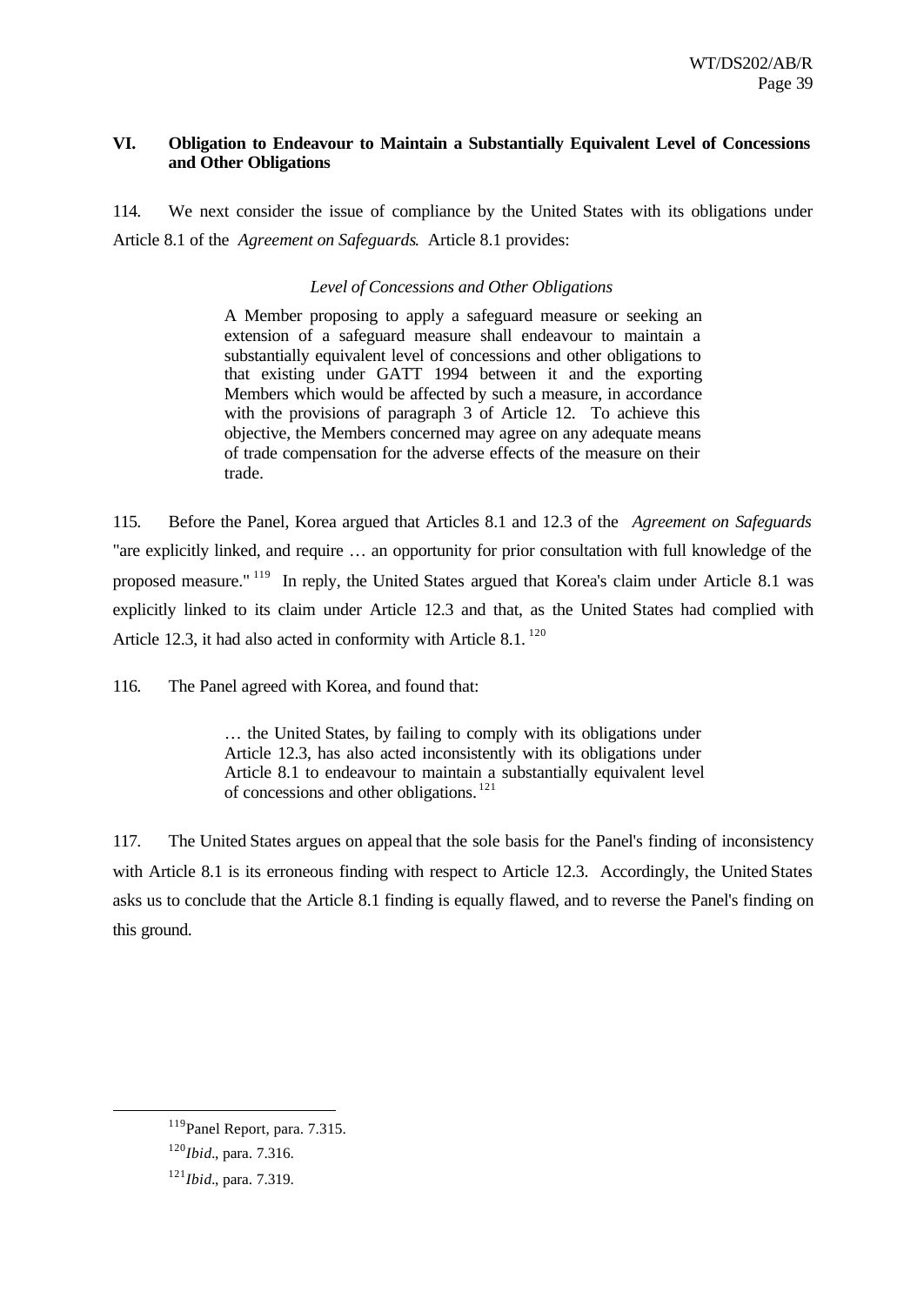## VI. Obligation to Endeavour to Maintain a Substantially Equivalent Level of Concessions and Other Obligations

114. We next consider the issue of compliance by the United States with its obligations under Article 8.1 of the *Agreement on Safeguards*. Article 8.1 provides:

> *Level of Concessions and Other Obligations*
>
> A Member proposing to apply a safeguard measure or seeking an extension of a safeguard measure shall endeavour to maintain a substantially equivalent level of concessions and other obligations to that existing under GATT 1994 between it and the exporting Members which would be affected by such a measure, in accordance with the provisions of paragraph 3 of Article 12. To achieve this objective, the Members concerned may agree on any adequate means of trade compensation for the adverse effects of the measure on their trade.

115. Before the Panel, Korea argued that Articles 8.1 and 12.3 of the *Agreement on Safeguards* "are explicitly linked, and require … an opportunity for prior consultation with full knowledge of the proposed measure." [119] In reply, the United States argued that Korea's claim under Article 8.1 was explicitly linked to its claim under Article 12.3 and that, as the United States had complied with Article 12.3, it had also acted in conformity with Article 8.1. [120]

116. The Panel agreed with Korea, and found that:

> … the United States, by failing to comply with its obligations under Article 12.3, has also acted inconsistently with its obligations under Article 8.1 to endeavour to maintain a substantially equivalent level of concessions and other obligations. [121]

117. The United States argues on appeal that the sole basis for the Panel's finding of inconsistency with Article 8.1 is its erroneous finding with respect to Article 12.3. Accordingly, the United States asks us to conclude that the Article 8.1 finding is equally flawed, and to reverse the Panel's finding on this ground.

---

[119] Panel Report, para. 7.315.

[120] *Ibid*., para. 7.316.

[121] *Ibid*., para. 7.319.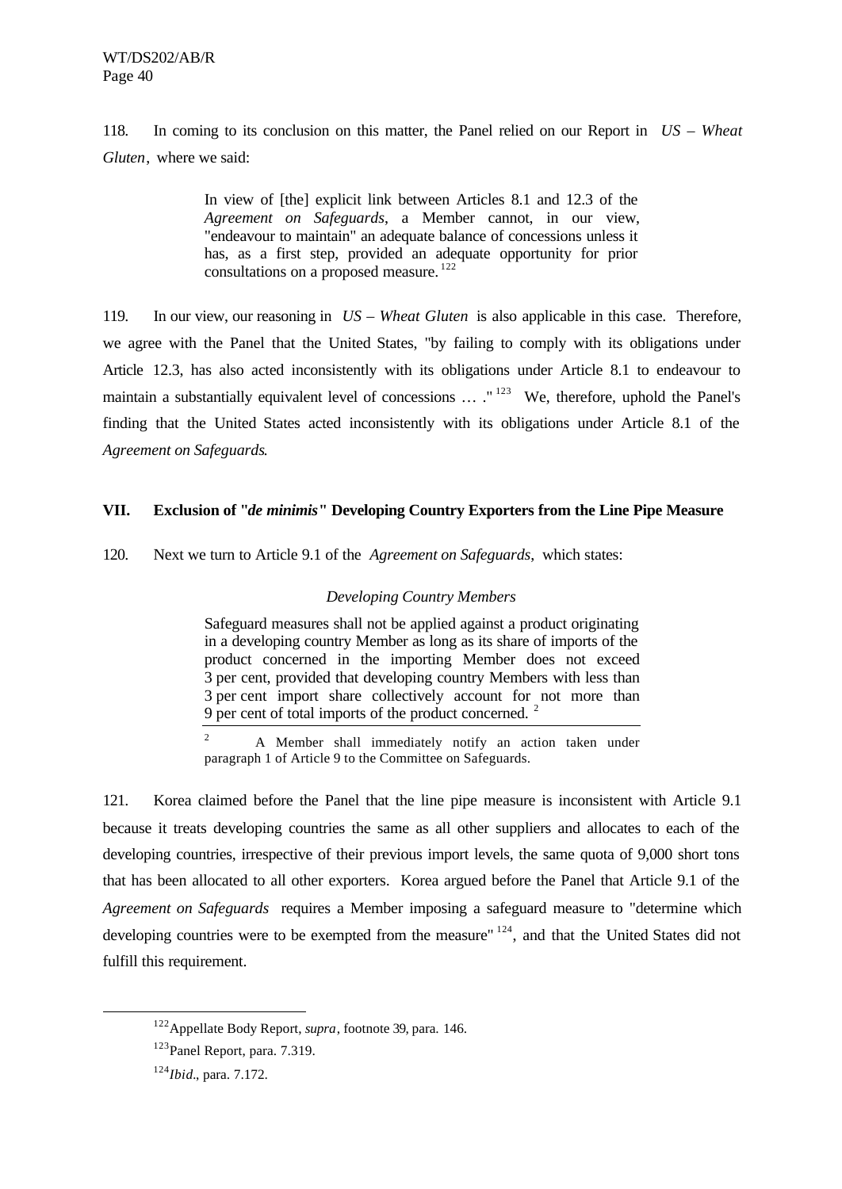118. In coming to its conclusion on this matter, the Panel relied on our Report in *US – Wheat Gluten*, where we said:

> In view of [the] explicit link between Articles 8.1 and 12.3 of the *Agreement on Safeguards*, a Member cannot, in our view, "endeavour to maintain" an adequate balance of concessions unless it has, as a first step, provided an adequate opportunity for prior consultations on a proposed measure.[122]

119. In our view, our reasoning in *US – Wheat Gluten* is also applicable in this case. Therefore, we agree with the Panel that the United States, "by failing to comply with its obligations under Article 12.3, has also acted inconsistently with its obligations under Article 8.1 to endeavour to maintain a substantially equivalent level of concessions … ."[123] We, therefore, uphold the Panel's finding that the United States acted inconsistently with its obligations under Article 8.1 of the *Agreement on Safeguards*.

## VII. Exclusion of "*de minimis*" Developing Country Exporters from the Line Pipe Measure

120. Next we turn to Article 9.1 of the *Agreement on Safeguards*, which states:

> *Developing Country Members*
>
> Safeguard measures shall not be applied against a product originating in a developing country Member as long as its share of imports of the product concerned in the importing Member does not exceed 3 per cent, provided that developing country Members with less than 3 per cent import share collectively account for not more than 9 per cent of total imports of the product concerned.[2]
>
> [2] A Member shall immediately notify an action taken under paragraph 1 of Article 9 to the Committee on Safeguards.

121. Korea claimed before the Panel that the line pipe measure is inconsistent with Article 9.1 because it treats developing countries the same as all other suppliers and allocates to each of the developing countries, irrespective of their previous import levels, the same quota of 9,000 short tons that has been allocated to all other exporters. Korea argued before the Panel that Article 9.1 of the *Agreement on Safeguards* requires a Member imposing a safeguard measure to "determine which developing countries were to be exempted from the measure"[124], and that the United States did not fulfill this requirement.

---

[122] Appellate Body Report, *supra*, footnote 39, para. 146.

[123] Panel Report, para. 7.319.

[124] *Ibid*., para. 7.172.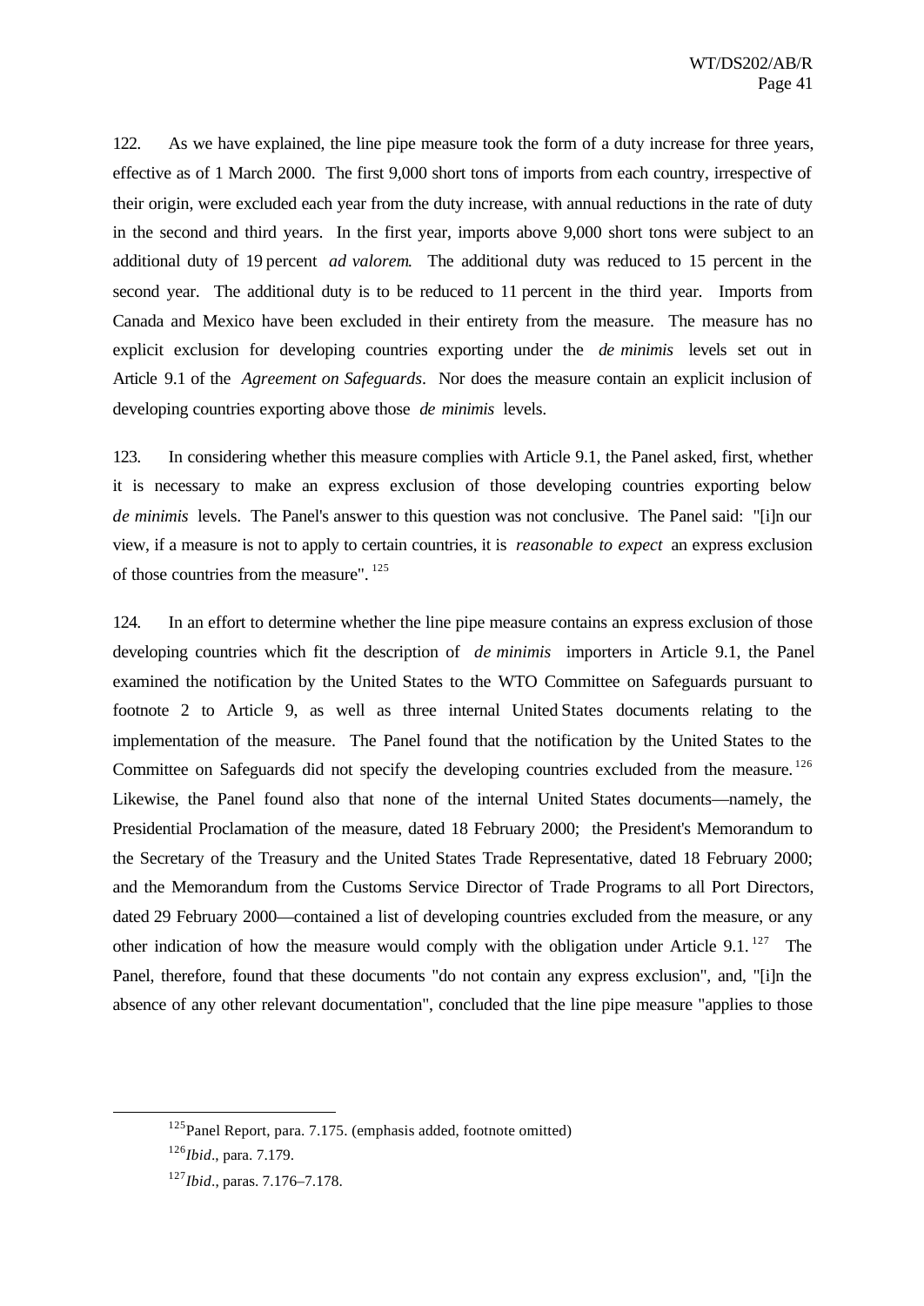122. As we have explained, the line pipe measure took the form of a duty increase for three years, effective as of 1 March 2000. The first 9,000 short tons of imports from each country, irrespective of their origin, were excluded each year from the duty increase, with annual reductions in the rate of duty in the second and third years. In the first year, imports above 9,000 short tons were subject to an additional duty of 19 percent *ad valorem*. The additional duty was reduced to 15 percent in the second year. The additional duty is to be reduced to 11 percent in the third year. Imports from Canada and Mexico have been excluded in their entirety from the measure. The measure has no explicit exclusion for developing countries exporting under the *de minimis* levels set out in Article 9.1 of the *Agreement on Safeguards*. Nor does the measure contain an explicit inclusion of developing countries exporting above those *de minimis* levels.

123. In considering whether this measure complies with Article 9.1, the Panel asked, first, whether it is necessary to make an express exclusion of those developing countries exporting below *de minimis* levels. The Panel's answer to this question was not conclusive. The Panel said: "[i]n our view, if a measure is not to apply to certain countries, it is *reasonable to expect* an express exclusion of those countries from the measure".[125]

124. In an effort to determine whether the line pipe measure contains an express exclusion of those developing countries which fit the description of *de minimis* importers in Article 9.1, the Panel examined the notification by the United States to the WTO Committee on Safeguards pursuant to footnote 2 to Article 9, as well as three internal United States documents relating to the implementation of the measure. The Panel found that the notification by the United States to the Committee on Safeguards did not specify the developing countries excluded from the measure.[126] Likewise, the Panel found also that none of the internal United States documents—namely, the Presidential Proclamation of the measure, dated 18 February 2000; the President's Memorandum to the Secretary of the Treasury and the United States Trade Representative, dated 18 February 2000; and the Memorandum from the Customs Service Director of Trade Programs to all Port Directors, dated 29 February 2000—contained a list of developing countries excluded from the measure, or any other indication of how the measure would comply with the obligation under Article 9.1.[127] The Panel, therefore, found that these documents "do not contain any express exclusion", and, "[i]n the absence of any other relevant documentation", concluded that the line pipe measure "applies to those

---

[125] Panel Report, para. 7.175. (emphasis added, footnote omitted)

[126] *Ibid*., para. 7.179.

[127] *Ibid*., paras. 7.176–7.178.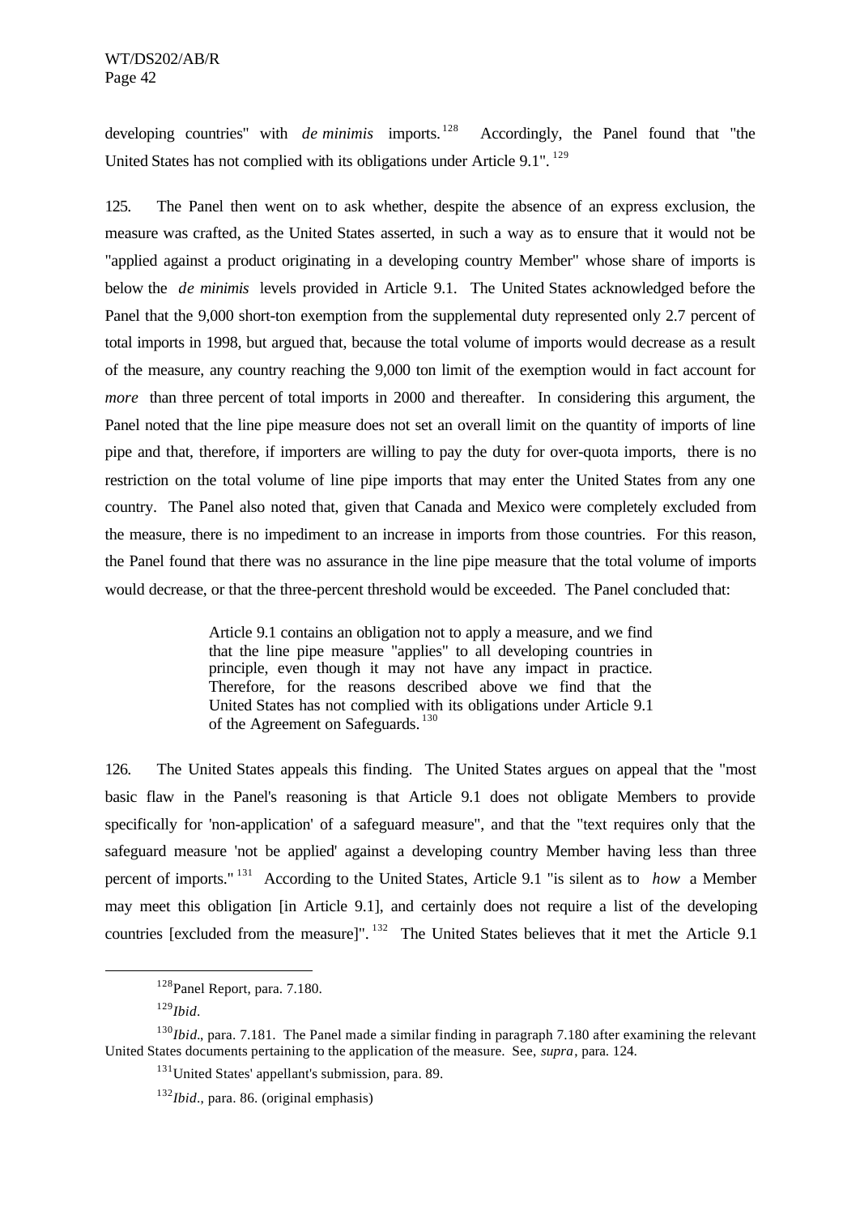developing countries" with *de minimis* imports.[128] Accordingly, the Panel found that "the United States has not complied with its obligations under Article 9.1".[129]

125. The Panel then went on to ask whether, despite the absence of an express exclusion, the measure was crafted, as the United States asserted, in such a way as to ensure that it would not be "applied against a product originating in a developing country Member" whose share of imports is below the *de minimis* levels provided in Article 9.1. The United States acknowledged before the Panel that the 9,000 short-ton exemption from the supplemental duty represented only 2.7 percent of total imports in 1998, but argued that, because the total volume of imports would decrease as a result of the measure, any country reaching the 9,000 ton limit of the exemption would in fact account for *more* than three percent of total imports in 2000 and thereafter. In considering this argument, the Panel noted that the line pipe measure does not set an overall limit on the quantity of imports of line pipe and that, therefore, if importers are willing to pay the duty for over-quota imports, there is no restriction on the total volume of line pipe imports that may enter the United States from any one country. The Panel also noted that, given that Canada and Mexico were completely excluded from the measure, there is no impediment to an increase in imports from those countries. For this reason, the Panel found that there was no assurance in the line pipe measure that the total volume of imports would decrease, or that the three-percent threshold would be exceeded. The Panel concluded that:

> Article 9.1 contains an obligation not to apply a measure, and we find that the line pipe measure "applies" to all developing countries in principle, even though it may not have any impact in practice. Therefore, for the reasons described above we find that the United States has not complied with its obligations under Article 9.1 of the Agreement on Safeguards.[130]

126. The United States appeals this finding. The United States argues on appeal that the "most basic flaw in the Panel's reasoning is that Article 9.1 does not obligate Members to provide specifically for 'non-application' of a safeguard measure", and that the "text requires only that the safeguard measure 'not be applied' against a developing country Member having less than three percent of imports."[131] According to the United States, Article 9.1 "is silent as to *how* a Member may meet this obligation [in Article 9.1], and certainly does not require a list of the developing countries [excluded from the measure]".[132] The United States believes that it met the Article 9.1

---

[128] Panel Report, para. 7.180.

[129] *Ibid*.

[130] *Ibid*., para. 7.181. The Panel made a similar finding in paragraph 7.180 after examining the relevant United States documents pertaining to the application of the measure. See, *supra*, para. 124.

[131] United States' appellant's submission, para. 89.

[132] *Ibid*., para. 86. (original emphasis)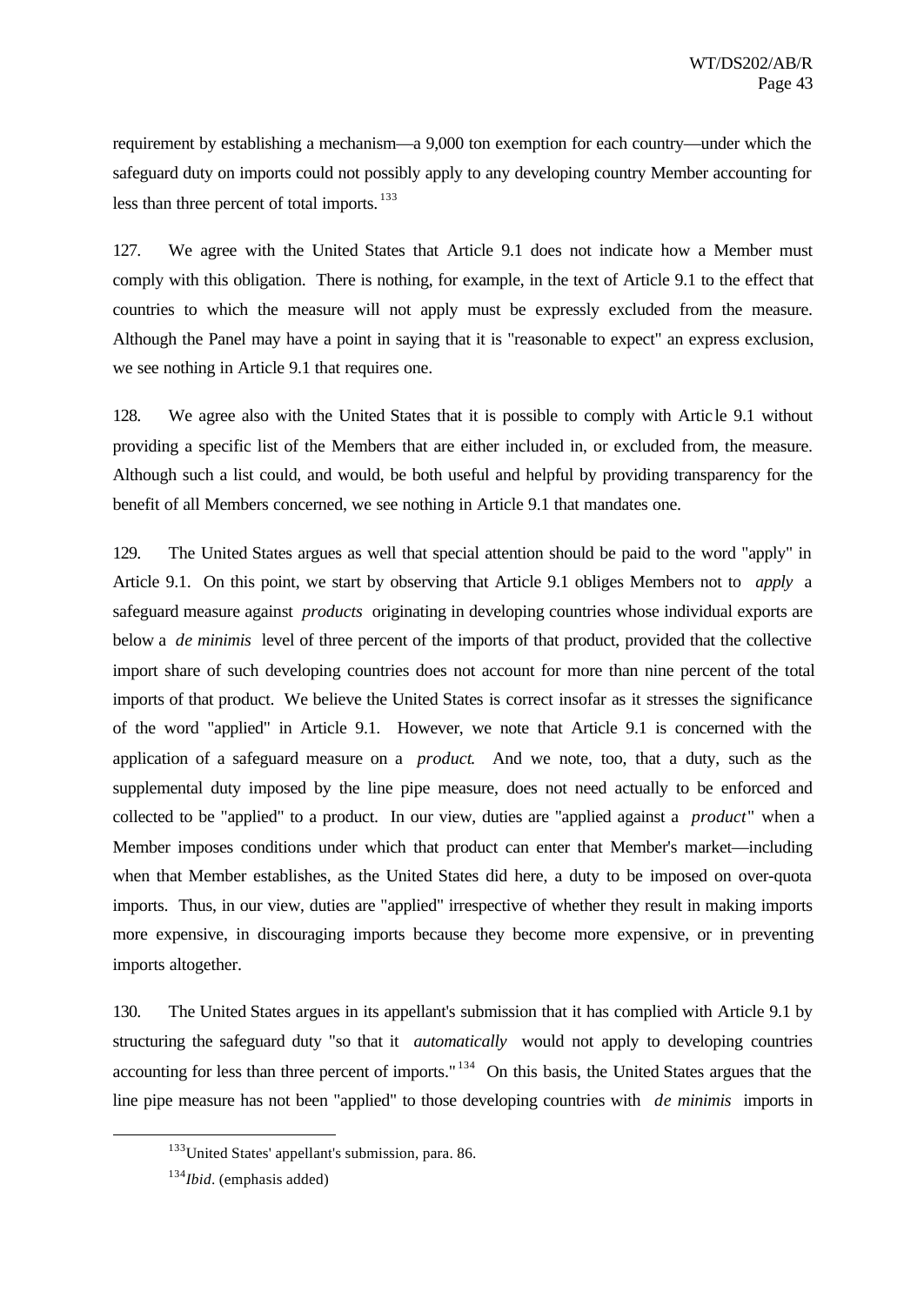requirement by establishing a mechanism—a 9,000 ton exemption for each country—under which the safeguard duty on imports could not possibly apply to any developing country Member accounting for less than three percent of total imports.[133]

127. We agree with the United States that Article 9.1 does not indicate how a Member must comply with this obligation. There is nothing, for example, in the text of Article 9.1 to the effect that countries to which the measure will not apply must be expressly excluded from the measure. Although the Panel may have a point in saying that it is "reasonable to expect" an express exclusion, we see nothing in Article 9.1 that requires one.

128. We agree also with the United States that it is possible to comply with Article 9.1 without providing a specific list of the Members that are either included in, or excluded from, the measure. Although such a list could, and would, be both useful and helpful by providing transparency for the benefit of all Members concerned, we see nothing in Article 9.1 that mandates one.

129. The United States argues as well that special attention should be paid to the word "apply" in Article 9.1. On this point, we start by observing that Article 9.1 obliges Members not to *apply* a safeguard measure against *products* originating in developing countries whose individual exports are below a *de minimis* level of three percent of the imports of that product, provided that the collective import share of such developing countries does not account for more than nine percent of the total imports of that product. We believe the United States is correct insofar as it stresses the significance of the word "applied" in Article 9.1. However, we note that Article 9.1 is concerned with the application of a safeguard measure on a *product*. And we note, too, that a duty, such as the supplemental duty imposed by the line pipe measure, does not need actually to be enforced and collected to be "applied" to a product. In our view, duties are "applied against a *product*" when a Member imposes conditions under which that product can enter that Member's market—including when that Member establishes, as the United States did here, a duty to be imposed on over-quota imports. Thus, in our view, duties are "applied" irrespective of whether they result in making imports more expensive, in discouraging imports because they become more expensive, or in preventing imports altogether.

130. The United States argues in its appellant's submission that it has complied with Article 9.1 by structuring the safeguard duty "so that it *automatically* would not apply to developing countries accounting for less than three percent of imports."[134] On this basis, the United States argues that the line pipe measure has not been "applied" to those developing countries with *de minimis* imports in

---

[133] United States' appellant's submission, para. 86.

[134] *Ibid*. (emphasis added)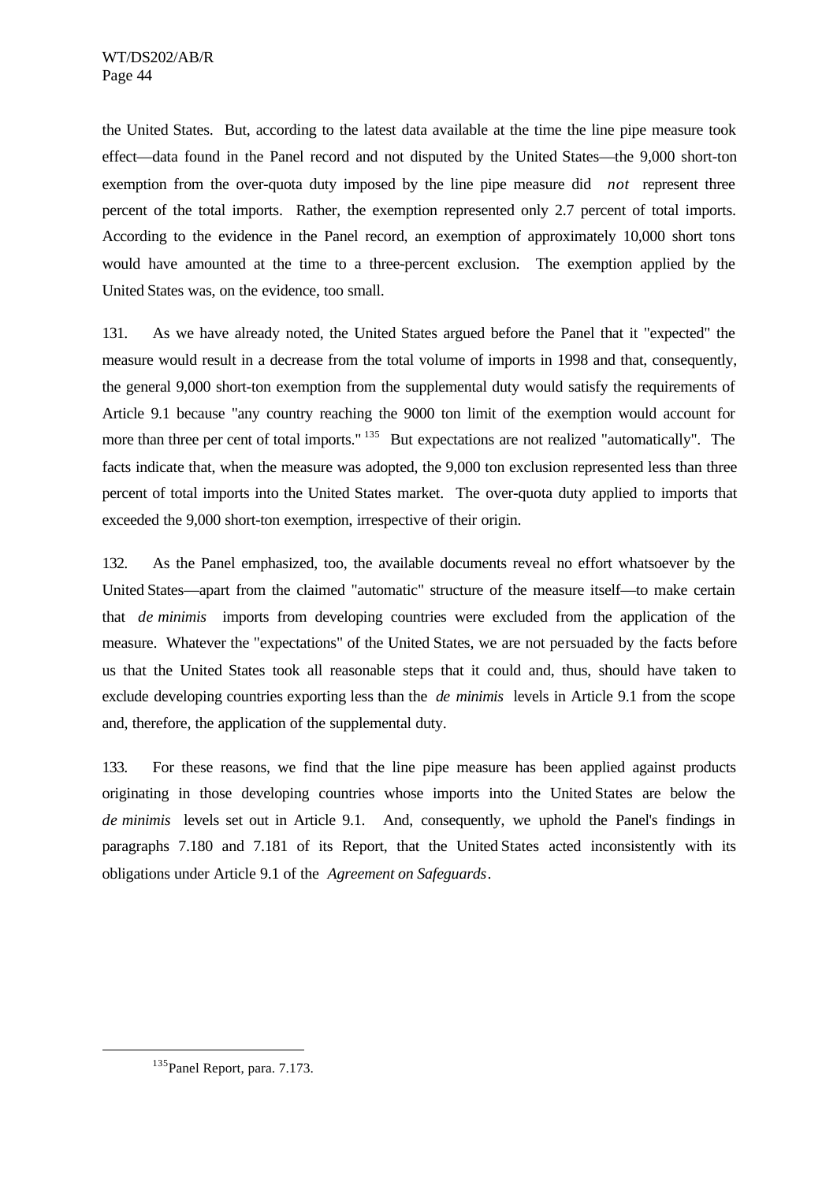the United States. But, according to the latest data available at the time the line pipe measure took effect—data found in the Panel record and not disputed by the United States—the 9,000 short-ton exemption from the over-quota duty imposed by the line pipe measure did *not* represent three percent of the total imports. Rather, the exemption represented only 2.7 percent of total imports. According to the evidence in the Panel record, an exemption of approximately 10,000 short tons would have amounted at the time to a three-percent exclusion. The exemption applied by the United States was, on the evidence, too small.

131. As we have already noted, the United States argued before the Panel that it "expected" the measure would result in a decrease from the total volume of imports in 1998 and that, consequently, the general 9,000 short-ton exemption from the supplemental duty would satisfy the requirements of Article 9.1 because "any country reaching the 9000 ton limit of the exemption would account for more than three per cent of total imports." [135] But expectations are not realized "automatically". The facts indicate that, when the measure was adopted, the 9,000 ton exclusion represented less than three percent of total imports into the United States market. The over-quota duty applied to imports that exceeded the 9,000 short-ton exemption, irrespective of their origin.

132. As the Panel emphasized, too, the available documents reveal no effort whatsoever by the United States—apart from the claimed "automatic" structure of the measure itself—to make certain that *de minimis* imports from developing countries were excluded from the application of the measure. Whatever the "expectations" of the United States, we are not persuaded by the facts before us that the United States took all reasonable steps that it could and, thus, should have taken to exclude developing countries exporting less than the *de minimis* levels in Article 9.1 from the scope and, therefore, the application of the supplemental duty.

133. For these reasons, we find that the line pipe measure has been applied against products originating in those developing countries whose imports into the United States are below the *de minimis* levels set out in Article 9.1. And, consequently, we uphold the Panel's findings in paragraphs 7.180 and 7.181 of its Report, that the United States acted inconsistently with its obligations under Article 9.1 of the *Agreement on Safeguards*.

[135] Panel Report, para. 7.173.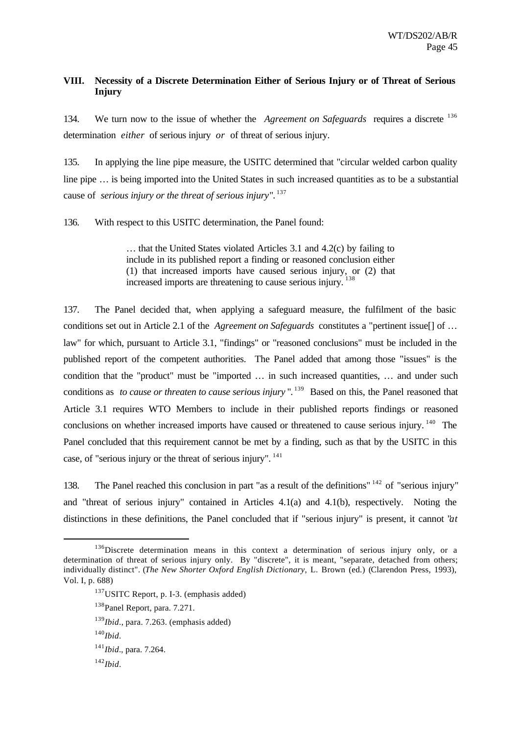## VIII. Necessity of a Discrete Determination Either of Serious Injury or of Threat of Serious Injury

134. We turn now to the issue of whether the *Agreement on Safeguards* requires a discrete [136] determination *either* of serious injury *or* of threat of serious injury.

135. In applying the line pipe measure, the USITC determined that "circular welded carbon quality line pipe … is being imported into the United States in such increased quantities as to be a substantial cause of *serious injury or the threat of serious injury*". [137]

136. With respect to this USITC determination, the Panel found:

> … that the United States violated Articles 3.1 and 4.2(c) by failing to include in its published report a finding or reasoned conclusion either (1) that increased imports have caused serious injury, or (2) that increased imports are threatening to cause serious injury. [138]

137. The Panel decided that, when applying a safeguard measure, the fulfilment of the basic conditions set out in Article 2.1 of the *Agreement on Safeguards* constitutes a "pertinent issue[] of … law" for which, pursuant to Article 3.1, "findings" or "reasoned conclusions" must be included in the published report of the competent authorities. The Panel added that among those "issues" is the condition that the "product" must be "imported … in such increased quantities, … and under such conditions as *to cause or threaten to cause serious injury* ". [139] Based on this, the Panel reasoned that Article 3.1 requires WTO Members to include in their published reports findings or reasoned conclusions on whether increased imports have caused or threatened to cause serious injury. [140] The Panel concluded that this requirement cannot be met by a finding, such as that by the USITC in this case, of "serious injury or the threat of serious injury". [141]

138. The Panel reached this conclusion in part "as a result of the definitions" [142] of "serious injury" and "threat of serious injury" contained in Articles 4.1(a) and 4.1(b), respectively. Noting the distinctions in these definitions, the Panel concluded that if "serious injury" is present, it cannot "at

---

[136] Discrete determination means in this context a determination of serious injury only, or a determination of threat of serious injury only. By "discrete", it is meant, "separate, detached from others; individually distinct". (*The New Shorter Oxford English Dictionary*, L. Brown (ed.) (Clarendon Press, 1993), Vol. I, p. 688)

[137] USITC Report, p. I-3. (emphasis added)

[138] Panel Report, para. 7.271.

[139] *Ibid*., para. 7.263. (emphasis added)

[140] *Ibid*.

[141] *Ibid*., para. 7.264.

[142] *Ibid*.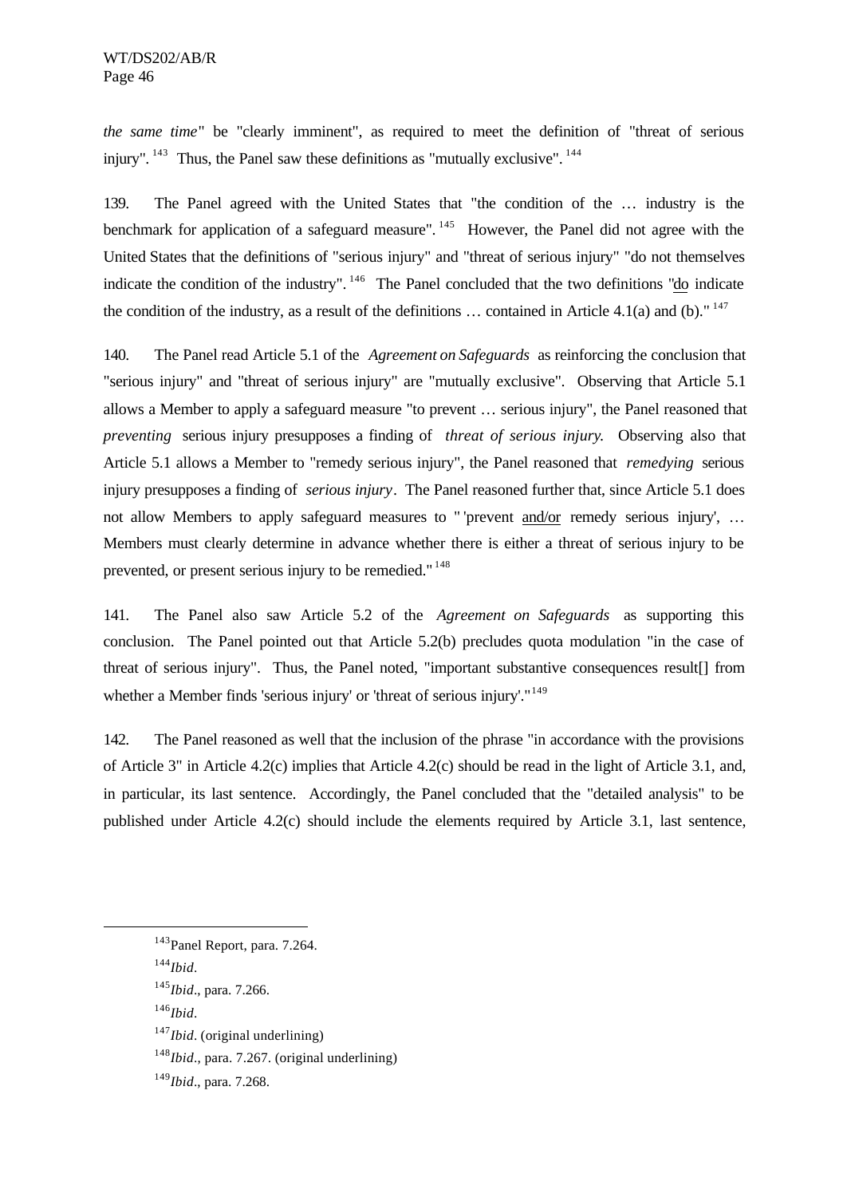*the same time*" be "clearly imminent", as required to meet the definition of "threat of serious injury".[143] Thus, the Panel saw these definitions as "mutually exclusive".[144]

139. The Panel agreed with the United States that "the condition of the … industry is the benchmark for application of a safeguard measure".[145] However, the Panel did not agree with the United States that the definitions of "serious injury" and "threat of serious injury" "do not themselves indicate the condition of the industry".[146] The Panel concluded that the two definitions "do indicate the condition of the industry, as a result of the definitions … contained in Article 4.1(a) and (b)."[147]

140. The Panel read Article 5.1 of the *Agreement on Safeguards* as reinforcing the conclusion that "serious injury" and "threat of serious injury" are "mutually exclusive". Observing that Article 5.1 allows a Member to apply a safeguard measure "to prevent … serious injury", the Panel reasoned that *preventing* serious injury presupposes a finding of *threat of serious injury.* Observing also that Article 5.1 allows a Member to "remedy serious injury", the Panel reasoned that *remedying* serious injury presupposes a finding of *serious injury*. The Panel reasoned further that, since Article 5.1 does not allow Members to apply safeguard measures to "'prevent and/or remedy serious injury', … Members must clearly determine in advance whether there is either a threat of serious injury to be prevented, or present serious injury to be remedied."[148]

141. The Panel also saw Article 5.2 of the *Agreement on Safeguards* as supporting this conclusion. The Panel pointed out that Article 5.2(b) precludes quota modulation "in the case of threat of serious injury". Thus, the Panel noted, "important substantive consequences result[] from whether a Member finds 'serious injury' or 'threat of serious injury'."[149]

142. The Panel reasoned as well that the inclusion of the phrase "in accordance with the provisions of Article 3" in Article 4.2(c) implies that Article 4.2(c) should be read in the light of Article 3.1, and, in particular, its last sentence. Accordingly, the Panel concluded that the "detailed analysis" to be published under Article 4.2(c) should include the elements required by Article 3.1, last sentence,

---

[143] Panel Report, para. 7.264.

[144] *Ibid*.

[145] *Ibid*., para. 7.266.

[146] *Ibid*.

[147] *Ibid*. (original underlining)

[148] *Ibid*., para. 7.267. (original underlining)

[149] *Ibid*., para. 7.268.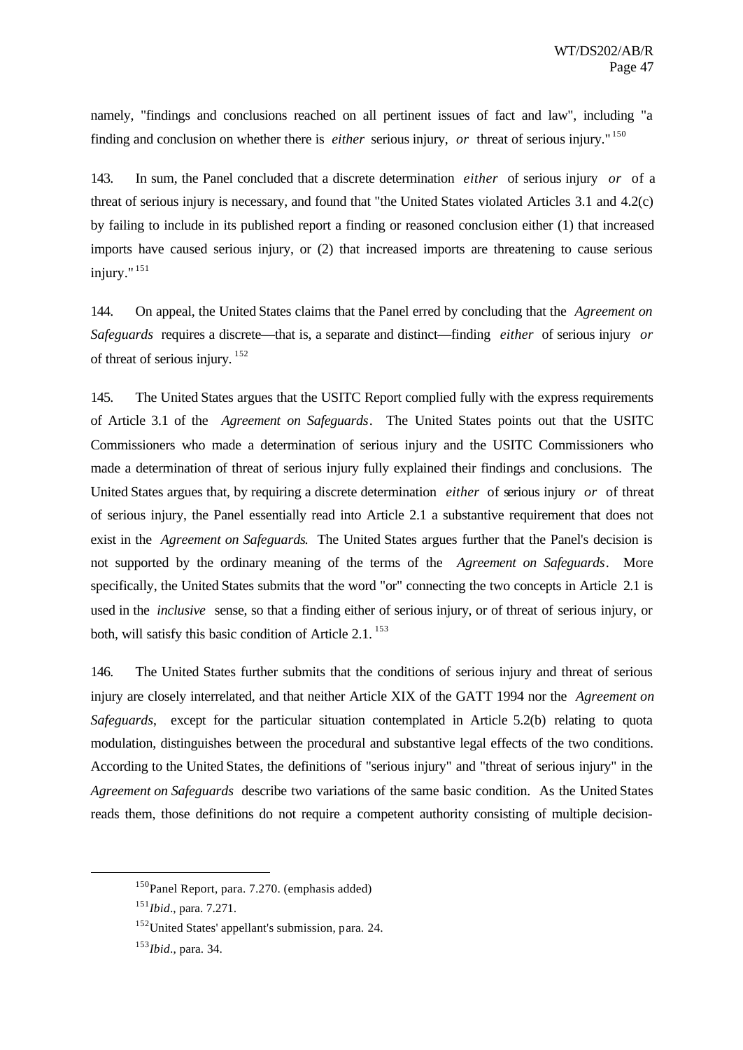namely, "findings and conclusions reached on all pertinent issues of fact and law", including "a finding and conclusion on whether there is *either* serious injury, *or* threat of serious injury."[150]

143. In sum, the Panel concluded that a discrete determination *either* of serious injury *or* of a threat of serious injury is necessary, and found that "the United States violated Articles 3.1 and 4.2(c) by failing to include in its published report a finding or reasoned conclusion either (1) that increased imports have caused serious injury, or (2) that increased imports are threatening to cause serious injury."[151]

144. On appeal, the United States claims that the Panel erred by concluding that the *Agreement on Safeguards* requires a discrete—that is, a separate and distinct—finding *either* of serious injury *or* of threat of serious injury.[152]

145. The United States argues that the USITC Report complied fully with the express requirements of Article 3.1 of the *Agreement on Safeguards*. The United States points out that the USITC Commissioners who made a determination of serious injury and the USITC Commissioners who made a determination of threat of serious injury fully explained their findings and conclusions. The United States argues that, by requiring a discrete determination *either* of serious injury *or* of threat of serious injury, the Panel essentially read into Article 2.1 a substantive requirement that does not exist in the *Agreement on Safeguards*. The United States argues further that the Panel's decision is not supported by the ordinary meaning of the terms of the *Agreement on Safeguards*. More specifically, the United States submits that the word "or" connecting the two concepts in Article 2.1 is used in the *inclusive* sense, so that a finding either of serious injury, or of threat of serious injury, or both, will satisfy this basic condition of Article 2.1.[153]

146. The United States further submits that the conditions of serious injury and threat of serious injury are closely interrelated, and that neither Article XIX of the GATT 1994 nor the *Agreement on Safeguards*, except for the particular situation contemplated in Article 5.2(b) relating to quota modulation, distinguishes between the procedural and substantive legal effects of the two conditions. According to the United States, the definitions of "serious injury" and "threat of serious injury" in the *Agreement on Safeguards* describe two variations of the same basic condition. As the United States reads them, those definitions do not require a competent authority consisting of multiple decision-

---

[150] Panel Report, para. 7.270. (emphasis added)

[151] *Ibid*., para. 7.271.

[152] United States' appellant's submission, para. 24.

[153] *Ibid*., para. 34.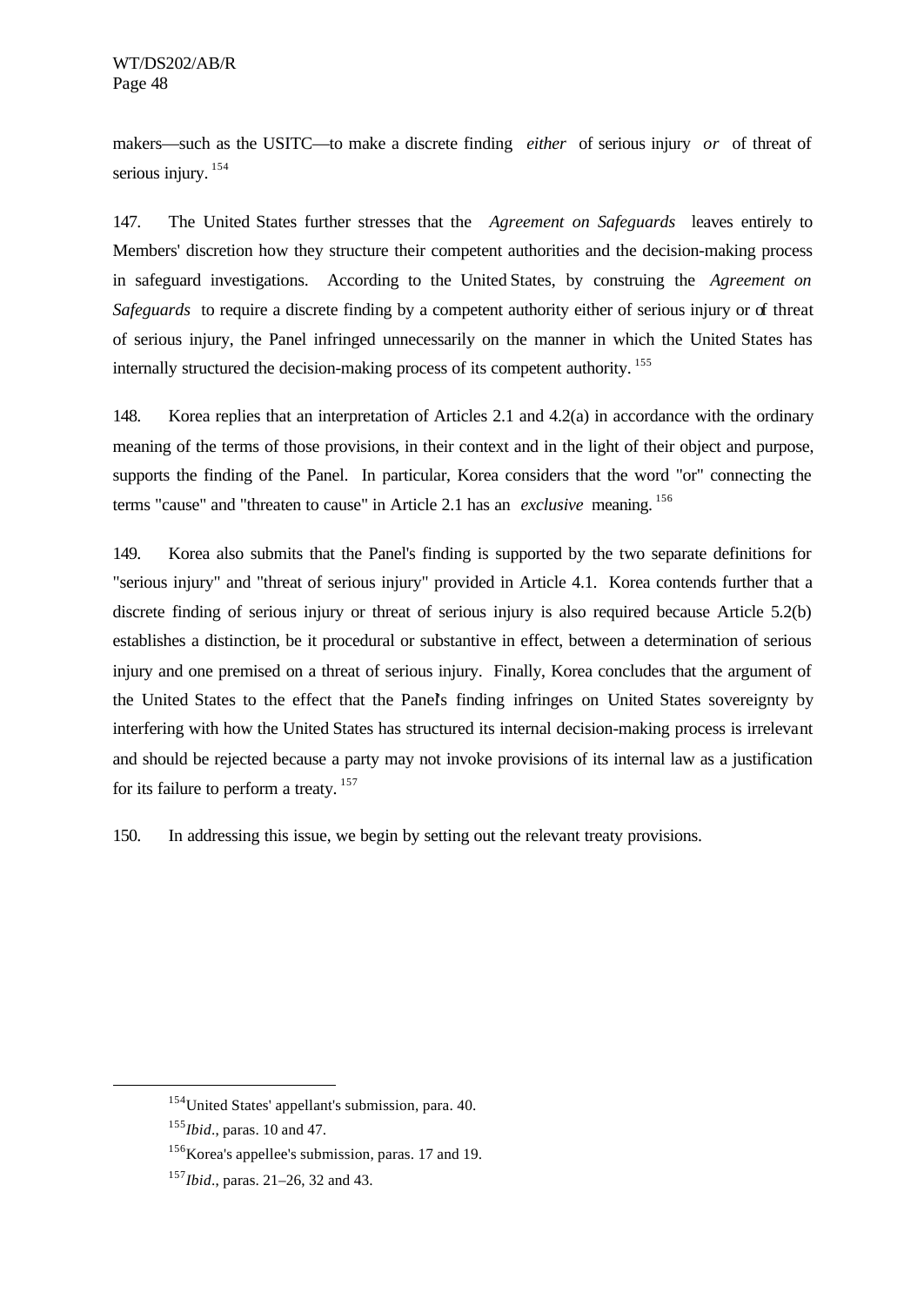makers—such as the USITC—to make a discrete finding *either* of serious injury *or* of threat of serious injury. [154]

147. The United States further stresses that the *Agreement on Safeguards* leaves entirely to Members' discretion how they structure their competent authorities and the decision-making process in safeguard investigations. According to the United States, by construing the *Agreement on Safeguards* to require a discrete finding by a competent authority either of serious injury or of threat of serious injury, the Panel infringed unnecessarily on the manner in which the United States has internally structured the decision-making process of its competent authority. [155]

148. Korea replies that an interpretation of Articles 2.1 and 4.2(a) in accordance with the ordinary meaning of the terms of those provisions, in their context and in the light of their object and purpose, supports the finding of the Panel. In particular, Korea considers that the word "or" connecting the terms "cause" and "threaten to cause" in Article 2.1 has an *exclusive* meaning. [156]

149. Korea also submits that the Panel's finding is supported by the two separate definitions for "serious injury" and "threat of serious injury" provided in Article 4.1. Korea contends further that a discrete finding of serious injury or threat of serious injury is also required because Article 5.2(b) establishes a distinction, be it procedural or substantive in effect, between a determination of serious injury and one premised on a threat of serious injury. Finally, Korea concludes that the argument of the United States to the effect that the Panel's finding infringes on United States sovereignty by interfering with how the United States has structured its internal decision-making process is irrelevant and should be rejected because a party may not invoke provisions of its internal law as a justification for its failure to perform a treaty. [157]

150. In addressing this issue, we begin by setting out the relevant treaty provisions.

---

[154] United States' appellant's submission, para. 40.

[155] *Ibid*., paras. 10 and 47.

[156] Korea's appellee's submission, paras. 17 and 19.

[157] *Ibid*., paras. 21–26, 32 and 43.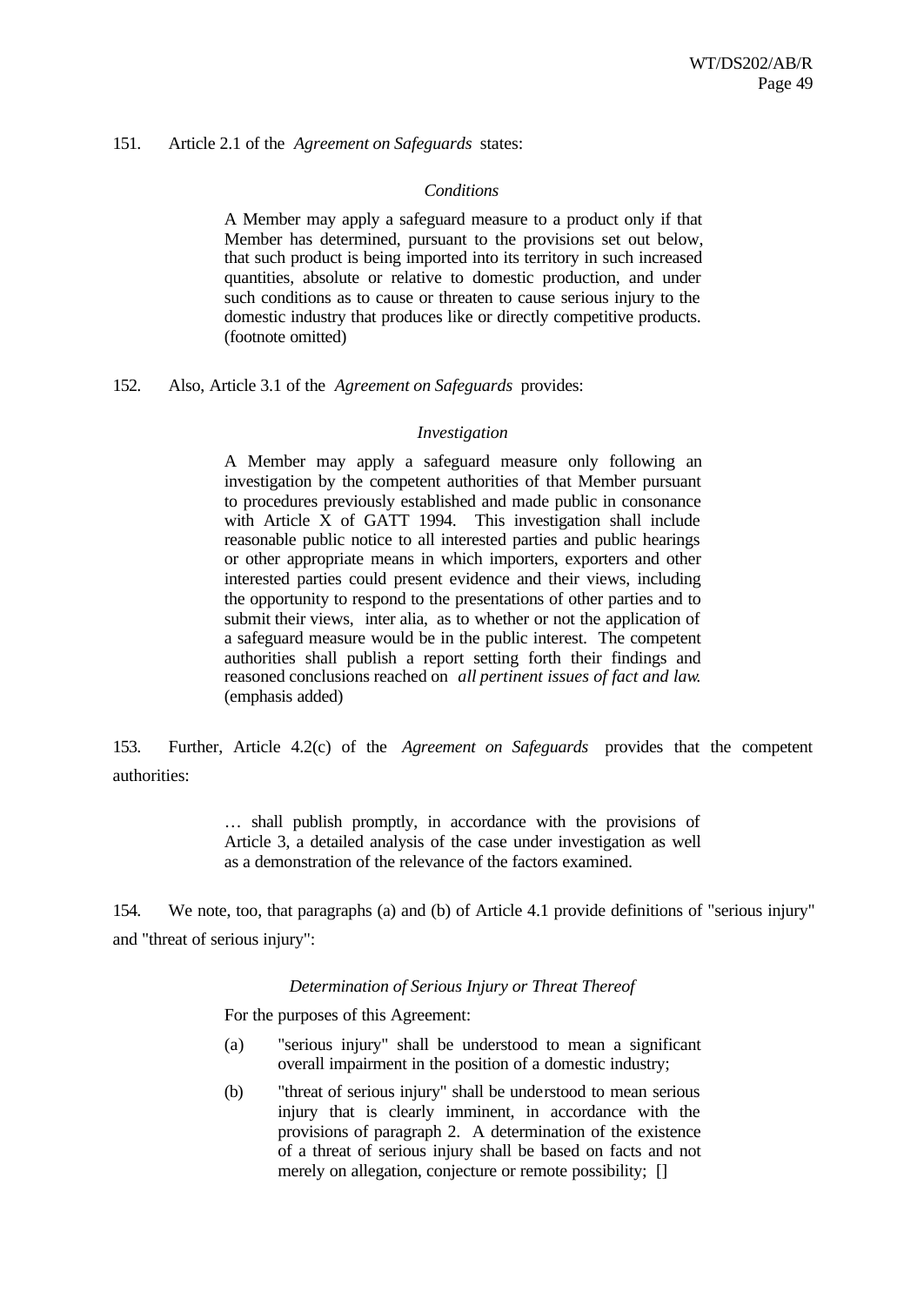151. Article 2.1 of the *Agreement on Safeguards* states:

> *Conditions*
>
> A Member may apply a safeguard measure to a product only if that Member has determined, pursuant to the provisions set out below, that such product is being imported into its territory in such increased quantities, absolute or relative to domestic production, and under such conditions as to cause or threaten to cause serious injury to the domestic industry that produces like or directly competitive products. (footnote omitted)

152. Also, Article 3.1 of the *Agreement on Safeguards* provides:

> *Investigation*
>
> A Member may apply a safeguard measure only following an investigation by the competent authorities of that Member pursuant to procedures previously established and made public in consonance with Article X of GATT 1994. This investigation shall include reasonable public notice to all interested parties and public hearings or other appropriate means in which importers, exporters and other interested parties could present evidence and their views, including the opportunity to respond to the presentations of other parties and to submit their views, *inter alia*, as to whether or not the application of a safeguard measure would be in the public interest. The competent authorities shall publish a report setting forth their findings and reasoned conclusions reached on *all pertinent issues of fact and law*. (emphasis added)

153. Further, Article 4.2(c) of the *Agreement on Safeguards* provides that the competent authorities:

> … shall publish promptly, in accordance with the provisions of Article 3, a detailed analysis of the case under investigation as well as a demonstration of the relevance of the factors examined.

154. We note, too, that paragraphs (a) and (b) of Article 4.1 provide definitions of "serious injury" and "threat of serious injury":

> *Determination of Serious Injury or Threat Thereof*
>
> For the purposes of this Agreement:
>
> (a) "serious injury" shall be understood to mean a significant overall impairment in the position of a domestic industry;
>
> (b) "threat of serious injury" shall be understood to mean serious injury that is clearly imminent, in accordance with the provisions of paragraph 2. A determination of the existence of a threat of serious injury shall be based on facts and not merely on allegation, conjecture or remote possibility; []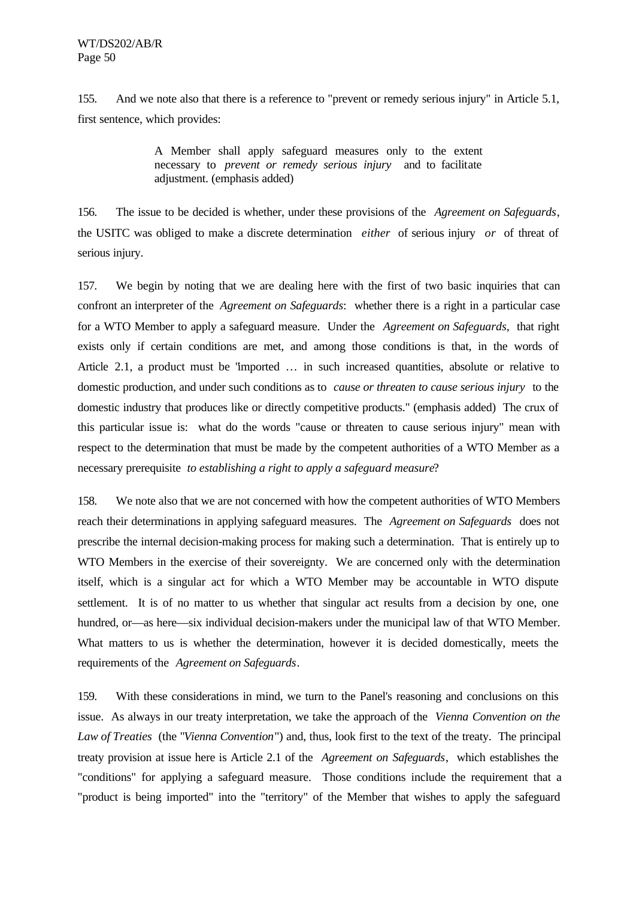155. And we note also that there is a reference to "prevent or remedy serious injury" in Article 5.1, first sentence, which provides:

> A Member shall apply safeguard measures only to the extent necessary to *prevent or remedy serious injury* and to facilitate adjustment. (emphasis added)

156. The issue to be decided is whether, under these provisions of the *Agreement on Safeguards*, the USITC was obliged to make a discrete determination *either* of serious injury *or* of threat of serious injury.

157. We begin by noting that we are dealing here with the first of two basic inquiries that can confront an interpreter of the *Agreement on Safeguards*: whether there is a right in a particular case for a WTO Member to apply a safeguard measure. Under the *Agreement on Safeguards,* that right exists only if certain conditions are met, and among those conditions is that, in the words of Article 2.1, a product must be "imported … in such increased quantities, absolute or relative to domestic production, and under such conditions as to *cause or threaten to cause serious injury* to the domestic industry that produces like or directly competitive products." (emphasis added) The crux of this particular issue is: what do the words "cause or threaten to cause serious injury" mean with respect to the determination that must be made by the competent authorities of a WTO Member as a necessary prerequisite *to establishing a right to apply a safeguard measure*?

158. We note also that we are not concerned with how the competent authorities of WTO Members reach their determinations in applying safeguard measures. The *Agreement on Safeguards* does not prescribe the internal decision-making process for making such a determination. That is entirely up to WTO Members in the exercise of their sovereignty. We are concerned only with the determination itself, which is a singular act for which a WTO Member may be accountable in WTO dispute settlement. It is of no matter to us whether that singular act results from a decision by one, one hundred, or—as here—six individual decision-makers under the municipal law of that WTO Member. What matters to us is whether the determination, however it is decided domestically, meets the requirements of the *Agreement on Safeguards*.

159. With these considerations in mind, we turn to the Panel's reasoning and conclusions on this issue. As always in our treaty interpretation, we take the approach of the *Vienna Convention on the Law of Treaties* (the "*Vienna Convention*") and, thus, look first to the text of the treaty. The principal treaty provision at issue here is Article 2.1 of the *Agreement on Safeguards*, which establishes the "conditions" for applying a safeguard measure. Those conditions include the requirement that a "product is being imported" into the "territory" of the Member that wishes to apply the safeguard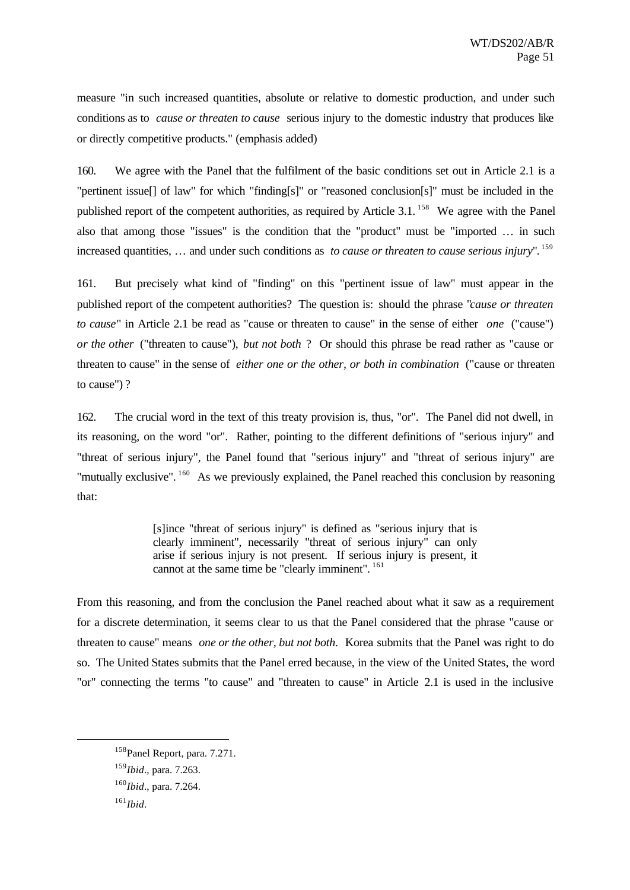measure "in such increased quantities, absolute or relative to domestic production, and under such conditions as to *cause or threaten to cause* serious injury to the domestic industry that produces like or directly competitive products." (emphasis added)

160. We agree with the Panel that the fulfilment of the basic conditions set out in Article 2.1 is a "pertinent issue[] of law" for which "finding[s]" or "reasoned conclusion[s]" must be included in the published report of the competent authorities, as required by Article 3.1.[158] We agree with the Panel also that among those "issues" is the condition that the "product" must be "imported … in such increased quantities, … and under such conditions as *to cause or threaten to cause serious injury*".[159]

161. But precisely what kind of "finding" on this "pertinent issue of law" must appear in the published report of the competent authorities? The question is: should the phrase "*cause or threaten to cause*" in Article 2.1 be read as "cause or threaten to cause" in the sense of either *one* ("cause") *or the other* ("threaten to cause"), *but not both* ? Or should this phrase be read rather as "cause or threaten to cause" in the sense of *either one or the other, or both in combination* ("cause or threaten to cause") ?

162. The crucial word in the text of this treaty provision is, thus, "or". The Panel did not dwell, in its reasoning, on the word "or". Rather, pointing to the different definitions of "serious injury" and "threat of serious injury", the Panel found that "serious injury" and "threat of serious injury" are "mutually exclusive".[160] As we previously explained, the Panel reached this conclusion by reasoning that:

> [s]ince "threat of serious injury" is defined as "serious injury that is clearly imminent", necessarily "threat of serious injury" can only arise if serious injury is not present. If serious injury is present, it cannot at the same time be "clearly imminent".[161]

From this reasoning, and from the conclusion the Panel reached about what it saw as a requirement for a discrete determination, it seems clear to us that the Panel considered that the phrase "cause or threaten to cause" means *one or the other, but not both*. Korea submits that the Panel was right to do so. The United States submits that the Panel erred because, in the view of the United States, the word "or" connecting the terms "to cause" and "threaten to cause" in Article 2.1 is used in the inclusive

---

[158] Panel Report, para. 7.271.

[159] *Ibid*., para. 7.263.

[160] *Ibid*., para. 7.264.

[161] *Ibid*.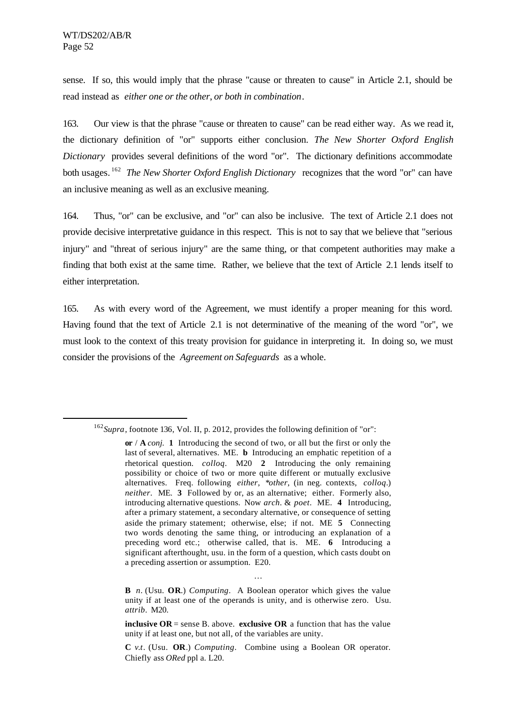sense. If so, this would imply that the phrase "cause or threaten to cause" in Article 2.1, should be read instead as *either one or the other, or both in combination*.

163. Our view is that the phrase "cause or threaten to cause" can be read either way. As we read it, the dictionary definition of "or" supports either conclusion. *The New Shorter Oxford English Dictionary* provides several definitions of the word "or". The dictionary definitions accommodate both usages.[162] *The New Shorter Oxford English Dictionary* recognizes that the word "or" can have an inclusive meaning as well as an exclusive meaning.

164. Thus, "or" can be exclusive, and "or" can also be inclusive. The text of Article 2.1 does not provide decisive interpretative guidance in this respect. This is not to say that we believe that "serious injury" and "threat of serious injury" are the same thing, or that competent authorities may make a finding that both exist at the same time. Rather, we believe that the text of Article 2.1 lends itself to either interpretation.

165. As with every word of the Agreement, we must identify a proper meaning for this word. Having found that the text of Article 2.1 is not determinative of the meaning of the word "or", we must look to the context of this treaty provision for guidance in interpreting it. In doing so, we must consider the provisions of the *Agreement on Safeguards* as a whole.

---

[162] *Supra*, footnote 136, Vol. II, p. 2012, provides the following definition of "or":

> **or** / **A** *conj.* **1** Introducing the second of two, or all but the first or only the last of several, alternatives. ME. **b** Introducing an emphatic repetition of a rhetorical question. *colloq.* M20 **2** Introducing the only remaining possibility or choice of two or more quite different or mutually exclusive alternatives. Freq. following *either*, *\*other*, (in neg. contexts, *colloq.*) *neither*. ME. **3** Followed by or, as an alternative; either. Formerly also, introducing alternative questions. Now *arch.* & *poet.* ME. **4** Introducing, after a primary statement, a secondary alternative, or consequence of setting aside the primary statement; otherwise, else; if not. ME **5** Connecting two words denoting the same thing, or introducing an explanation of a preceding word etc.; otherwise called, that is. ME. **6** Introducing a significant afterthought, usu. in the form of a question, which casts doubt on a preceding assertion or assumption. E20.
>
> …
>
> **B** *n.* (Usu. **OR**.) *Computing*. A Boolean operator which gives the value unity if at least one of the operands is unity, and is otherwise zero. Usu. *attrib.* M20.
>
> **inclusive OR** = sense B. above. **exclusive OR** a function that has the value unity if at least one, but not all, of the variables are unity.
>
> **C** *v.t.* (Usu. **OR**.) *Computing*. Combine using a Boolean OR operator. Chiefly ass *ORed* ppl a. L20.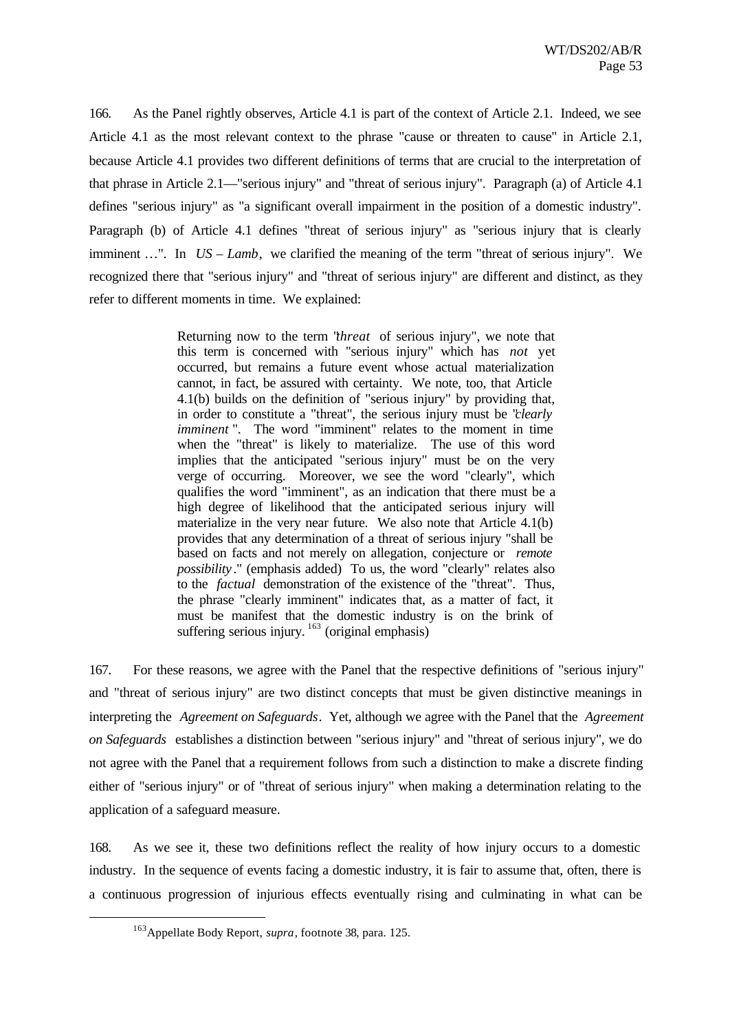166. As the Panel rightly observes, Article 4.1 is part of the context of Article 2.1. Indeed, we see Article 4.1 as the most relevant context to the phrase "cause or threaten to cause" in Article 2.1, because Article 4.1 provides two different definitions of terms that are crucial to the interpretation of that phrase in Article 2.1—"serious injury" and "threat of serious injury". Paragraph (a) of Article 4.1 defines "serious injury" as "a significant overall impairment in the position of a domestic industry". Paragraph (b) of Article 4.1 defines "threat of serious injury" as "serious injury that is clearly imminent …". In *US – Lamb*, we clarified the meaning of the term "threat of serious injury". We recognized there that "serious injury" and "threat of serious injury" are different and distinct, as they refer to different moments in time. We explained:

> Returning now to the term "*threat* of serious injury", we note that this term is concerned with "serious injury" which has *not* yet occurred, but remains a future event whose actual materialization cannot, in fact, be assured with certainty. We note, too, that Article 4.1(b) builds on the definition of "serious injury" by providing that, in order to constitute a "threat", the serious injury must be "*clearly imminent*". The word "imminent" relates to the moment in time when the "threat" is likely to materialize. The use of this word implies that the anticipated "serious injury" must be on the very verge of occurring. Moreover, we see the word "clearly", which qualifies the word "imminent", as an indication that there must be a high degree of likelihood that the anticipated serious injury will materialize in the very near future. We also note that Article 4.1(b) provides that any determination of a threat of serious injury "shall be based on facts and not merely on allegation, conjecture or *remote possibility*." (emphasis added) To us, the word "clearly" relates also to the *factual* demonstration of the existence of the "threat". Thus, the phrase "clearly imminent" indicates that, as a matter of fact, it must be manifest that the domestic industry is on the brink of suffering serious injury.[163] (original emphasis)

167. For these reasons, we agree with the Panel that the respective definitions of "serious injury" and "threat of serious injury" are two distinct concepts that must be given distinctive meanings in interpreting the *Agreement on Safeguards*. Yet, although we agree with the Panel that the *Agreement on Safeguards* establishes a distinction between "serious injury" and "threat of serious injury", we do not agree with the Panel that a requirement follows from such a distinction to make a discrete finding either of "serious injury" or of "threat of serious injury" when making a determination relating to the application of a safeguard measure.

168. As we see it, these two definitions reflect the reality of how injury occurs to a domestic industry. In the sequence of events facing a domestic industry, it is fair to assume that, often, there is a continuous progression of injurious effects eventually rising and culminating in what can be

---

[163] Appellate Body Report, *supra*, footnote 38, para. 125.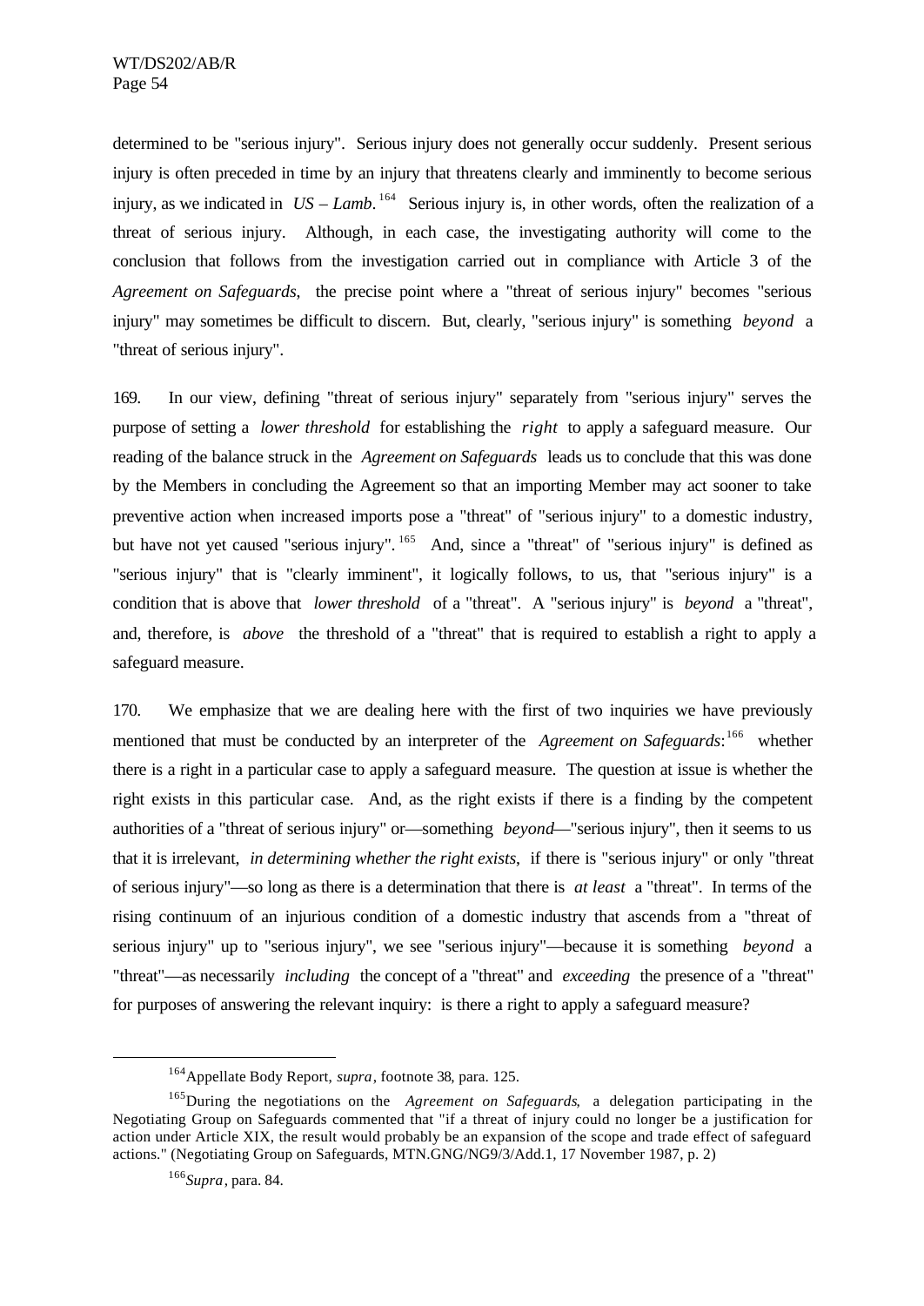determined to be "serious injury". Serious injury does not generally occur suddenly. Present serious injury is often preceded in time by an injury that threatens clearly and imminently to become serious injury, as we indicated in *US – Lamb*.[164] Serious injury is, in other words, often the realization of a threat of serious injury. Although, in each case, the investigating authority will come to the conclusion that follows from the investigation carried out in compliance with Article 3 of the *Agreement on Safeguards*, the precise point where a "threat of serious injury" becomes "serious injury" may sometimes be difficult to discern. But, clearly, "serious injury" is something *beyond* a "threat of serious injury".

169. In our view, defining "threat of serious injury" separately from "serious injury" serves the purpose of setting a *lower threshold* for establishing the *right* to apply a safeguard measure. Our reading of the balance struck in the *Agreement on Safeguards* leads us to conclude that this was done by the Members in concluding the Agreement so that an importing Member may act sooner to take preventive action when increased imports pose a "threat" of "serious injury" to a domestic industry, but have not yet caused "serious injury".[165] And, since a "threat" of "serious injury" is defined as "serious injury" that is "clearly imminent", it logically follows, to us, that "serious injury" is a condition that is above that *lower threshold* of a "threat". A "serious injury" is *beyond* a "threat", and, therefore, is *above* the threshold of a "threat" that is required to establish a right to apply a safeguard measure.

170. We emphasize that we are dealing here with the first of two inquiries we have previously mentioned that must be conducted by an interpreter of the *Agreement on Safeguards*:[166] whether there is a right in a particular case to apply a safeguard measure. The question at issue is whether the right exists in this particular case. And, as the right exists if there is a finding by the competent authorities of a "threat of serious injury" or—something *beyond*—"serious injury", then it seems to us that it is irrelevant, *in determining whether the right exists*, if there is "serious injury" or only "threat of serious injury"—so long as there is a determination that there is *at least* a "threat". In terms of the rising continuum of an injurious condition of a domestic industry that ascends from a "threat of serious injury" up to "serious injury", we see "serious injury"—because it is something *beyond* a "threat"—as necessarily *including* the concept of a "threat" and *exceeding* the presence of a "threat" for purposes of answering the relevant inquiry: is there a right to apply a safeguard measure?

---

[164] Appellate Body Report, *supra*, footnote 38, para. 125.

[165] During the negotiations on the *Agreement on Safeguards*, a delegation participating in the Negotiating Group on Safeguards commented that "if a threat of injury could no longer be a justification for action under Article XIX, the result would probably be an expansion of the scope and trade effect of safeguard actions." (Negotiating Group on Safeguards, MTN.GNG/NG9/3/Add.1, 17 November 1987, p. 2)

[166] *Supra*, para. 84.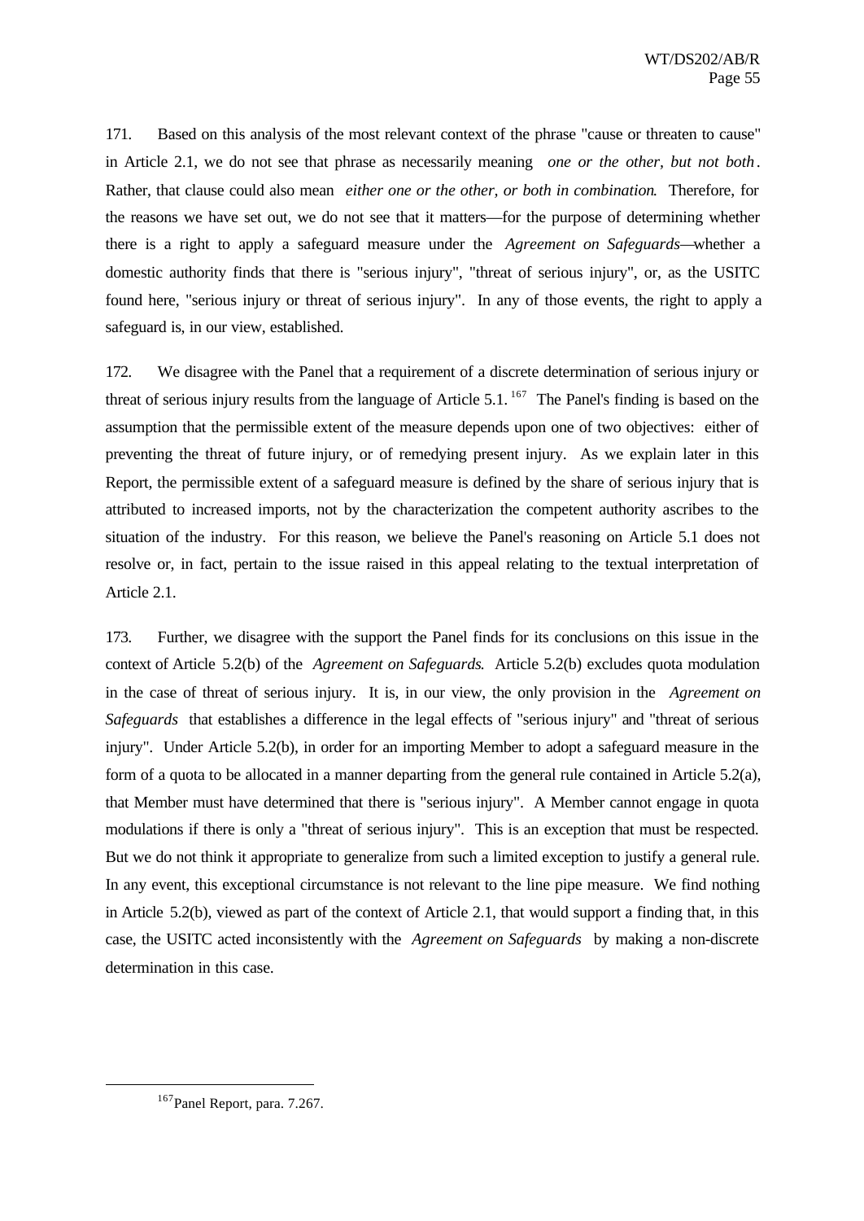171. Based on this analysis of the most relevant context of the phrase "cause or threaten to cause" in Article 2.1, we do not see that phrase as necessarily meaning *one or the other, but not both*. Rather, that clause could also mean *either one or the other, or both in combination*. Therefore, for the reasons we have set out, we do not see that it matters—for the purpose of determining whether there is a right to apply a safeguard measure under the *Agreement on Safeguards*—whether a domestic authority finds that there is "serious injury", "threat of serious injury", or, as the USITC found here, "serious injury or threat of serious injury". In any of those events, the right to apply a safeguard is, in our view, established.

172. We disagree with the Panel that a requirement of a discrete determination of serious injury or threat of serious injury results from the language of Article 5.1.[167] The Panel's finding is based on the assumption that the permissible extent of the measure depends upon one of two objectives: either of preventing the threat of future injury, or of remedying present injury. As we explain later in this Report, the permissible extent of a safeguard measure is defined by the share of serious injury that is attributed to increased imports, not by the characterization the competent authority ascribes to the situation of the industry. For this reason, we believe the Panel's reasoning on Article 5.1 does not resolve or, in fact, pertain to the issue raised in this appeal relating to the textual interpretation of Article 2.1.

173. Further, we disagree with the support the Panel finds for its conclusions on this issue in the context of Article 5.2(b) of the *Agreement on Safeguards*. Article 5.2(b) excludes quota modulation in the case of threat of serious injury. It is, in our view, the only provision in the *Agreement on Safeguards* that establishes a difference in the legal effects of "serious injury" and "threat of serious injury". Under Article 5.2(b), in order for an importing Member to adopt a safeguard measure in the form of a quota to be allocated in a manner departing from the general rule contained in Article 5.2(a), that Member must have determined that there is "serious injury". A Member cannot engage in quota modulations if there is only a "threat of serious injury". This is an exception that must be respected. But we do not think it appropriate to generalize from such a limited exception to justify a general rule. In any event, this exceptional circumstance is not relevant to the line pipe measure. We find nothing in Article 5.2(b), viewed as part of the context of Article 2.1, that would support a finding that, in this case, the USITC acted inconsistently with the *Agreement on Safeguards* by making a non-discrete determination in this case.

---

[167] Panel Report, para. 7.267.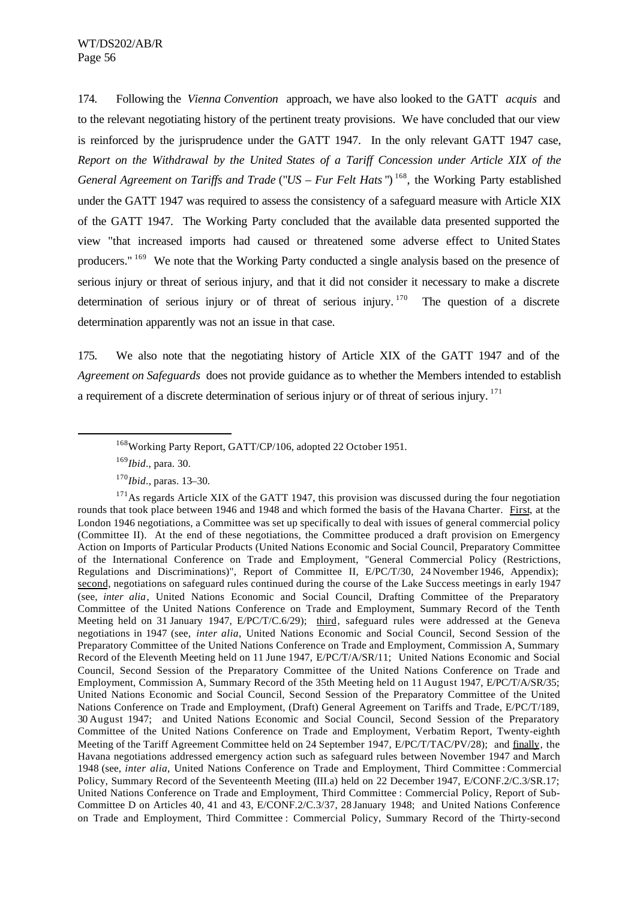174. Following the *Vienna Convention* approach, we have also looked to the GATT *acquis* and to the relevant negotiating history of the pertinent treaty provisions. We have concluded that our view is reinforced by the jurisprudence under the GATT 1947. In the only relevant GATT 1947 case, *Report on the Withdrawal by the United States of a Tariff Concession under Article XIX of the General Agreement on Tariffs and Trade* ("*US – Fur Felt Hats*")[168], the Working Party established under the GATT 1947 was required to assess the consistency of a safeguard measure with Article XIX of the GATT 1947. The Working Party concluded that the available data presented supported the view "that increased imports had caused or threatened some adverse effect to United States producers."[169] We note that the Working Party conducted a single analysis based on the presence of serious injury or threat of serious injury, and that it did not consider it necessary to make a discrete determination of serious injury or of threat of serious injury.[170] The question of a discrete determination apparently was not an issue in that case.

175. We also note that the negotiating history of Article XIX of the GATT 1947 and of the *Agreement on Safeguards* does not provide guidance as to whether the Members intended to establish a requirement of a discrete determination of serious injury or of threat of serious injury.[171]

---

[168] Working Party Report, GATT/CP/106, adopted 22 October 1951.

[169] *Ibid.*, para. 30.

[170] *Ibid.*, paras. 13–30.

[171] As regards Article XIX of the GATT 1947, this provision was discussed during the four negotiation rounds that took place between 1946 and 1948 and which formed the basis of the Havana Charter. First, at the London 1946 negotiations, a Committee was set up specifically to deal with issues of general commercial policy (Committee II). At the end of these negotiations, the Committee produced a draft provision on Emergency Action on Imports of Particular Products (United Nations Economic and Social Council, Preparatory Committee of the International Conference on Trade and Employment, "General Commercial Policy (Restrictions, Regulations and Discriminations)", Report of Committee II, E/PC/T/30, 24 November 1946, Appendix); second, negotiations on safeguard rules continued during the course of the Lake Success meetings in early 1947 (see, *inter alia*, United Nations Economic and Social Council, Drafting Committee of the Preparatory Committee of the United Nations Conference on Trade and Employment, Summary Record of the Tenth Meeting held on 31 January 1947, E/PC/T/C.6/29); third, safeguard rules were addressed at the Geneva negotiations in 1947 (see, *inter alia*, United Nations Economic and Social Council, Second Session of the Preparatory Committee of the United Nations Conference on Trade and Employment, Commission A, Summary Record of the Eleventh Meeting held on 11 June 1947, E/PC/T/A/SR/11; United Nations Economic and Social Council, Second Session of the Preparatory Committee of the United Nations Conference on Trade and Employment, Commission A, Summary Record of the 35th Meeting held on 11 August 1947, E/PC/T/A/SR/35; United Nations Economic and Social Council, Second Session of the Preparatory Committee of the United Nations Conference on Trade and Employment, (Draft) General Agreement on Tariffs and Trade, E/PC/T/189, 30 August 1947; and United Nations Economic and Social Council, Second Session of the Preparatory Committee of the United Nations Conference on Trade and Employment, Verbatim Report, Twenty-eighth Meeting of the Tariff Agreement Committee held on 24 September 1947, E/PC/T/TAC/PV/28); and finally, the Havana negotiations addressed emergency action such as safeguard rules between November 1947 and March 1948 (see, *inter alia*, United Nations Conference on Trade and Employment, Third Committee : Commercial Policy, Summary Record of the Seventeenth Meeting (III.a) held on 22 December 1947, E/CONF.2/C.3/SR.17; United Nations Conference on Trade and Employment, Third Committee : Commercial Policy, Report of Sub-Committee D on Articles 40, 41 and 43, E/CONF.2/C.3/37, 28 January 1948; and United Nations Conference on Trade and Employment, Third Committee : Commercial Policy, Summary Record of the Thirty-second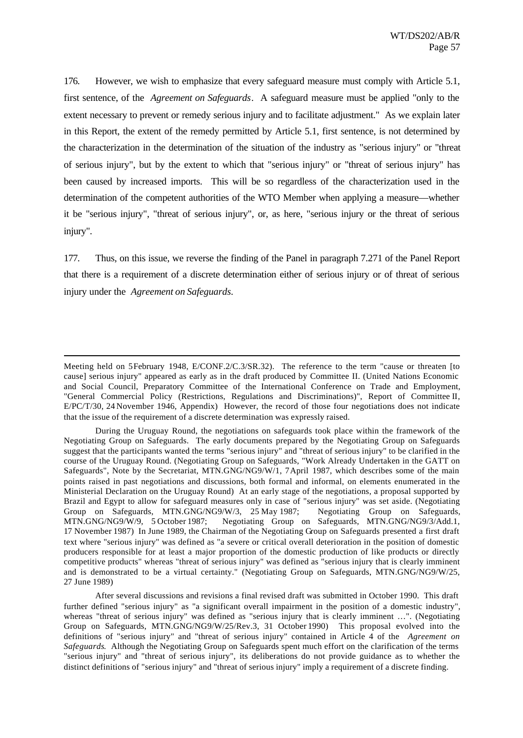176. However, we wish to emphasize that every safeguard measure must comply with Article 5.1, first sentence, of the *Agreement on Safeguards*. A safeguard measure must be applied "only to the extent necessary to prevent or remedy serious injury and to facilitate adjustment." As we explain later in this Report, the extent of the remedy permitted by Article 5.1, first sentence, is not determined by the characterization in the determination of the situation of the industry as "serious injury" or "threat of serious injury", but by the extent to which that "serious injury" or "threat of serious injury" has been caused by increased imports. This will be so regardless of the characterization used in the determination of the competent authorities of the WTO Member when applying a measure—whether it be "serious injury", "threat of serious injury", or, as here, "serious injury or the threat of serious injury".

177. Thus, on this issue, we reverse the finding of the Panel in paragraph 7.271 of the Panel Report that there is a requirement of a discrete determination either of serious injury or of threat of serious injury under the *Agreement on Safeguards*.

---

Meeting held on 5 February 1948, E/CONF.2/C.3/SR.32). The reference to the term "cause or threaten [to cause] serious injury" appeared as early as in the draft produced by Committee II. (United Nations Economic and Social Council, Preparatory Committee of the International Conference on Trade and Employment, "General Commercial Policy (Restrictions, Regulations and Discriminations)", Report of Committee II, E/PC/T/30, 24 November 1946, Appendix) However, the record of those four negotiations does not indicate that the issue of the requirement of a discrete determination was expressly raised.

During the Uruguay Round, the negotiations on safeguards took place within the framework of the Negotiating Group on Safeguards. The early documents prepared by the Negotiating Group on Safeguards suggest that the participants wanted the terms "serious injury" and "threat of serious injury" to be clarified in the course of the Uruguay Round. (Negotiating Group on Safeguards, "Work Already Undertaken in the GATT on Safeguards", Note by the Secretariat, MTN.GNG/NG9/W/1, 7 April 1987, which describes some of the main points raised in past negotiations and discussions, both formal and informal, on elements enumerated in the Ministerial Declaration on the Uruguay Round) At an early stage of the negotiations, a proposal supported by Brazil and Egypt to allow for safeguard measures only in case of "serious injury" was set aside. (Negotiating Group on Safeguards, MTN.GNG/NG9/W/3, 25 May 1987; Negotiating Group on Safeguards, MTN.GNG/NG9/W/9, 5 October 1987; Negotiating Group on Safeguards, MTN.GNG/NG9/3/Add.1, 17 November 1987) In June 1989, the Chairman of the Negotiating Group on Safeguards presented a first draft text where "serious injury" was defined as "a severe or critical overall deterioration in the position of domestic producers responsible for at least a major proportion of the domestic production of like products or directly competitive products" whereas "threat of serious injury" was defined as "serious injury that is clearly imminent and is demonstrated to be a virtual certainty." (Negotiating Group on Safeguards, MTN.GNG/NG9/W/25, 27 June 1989)

After several discussions and revisions a final revised draft was submitted in October 1990. This draft further defined "serious injury" as "a significant overall impairment in the position of a domestic industry", whereas "threat of serious injury" was defined as "serious injury that is clearly imminent …". (Negotiating Group on Safeguards, MTN.GNG/NG9/W/25/Rev.3, 31 October 1990) This proposal evolved into the definitions of "serious injury" and "threat of serious injury" contained in Article 4 of the *Agreement on Safeguards*. Although the Negotiating Group on Safeguards spent much effort on the clarification of the terms "serious injury" and "threat of serious injury", its deliberations do not provide guidance as to whether the distinct definitions of "serious injury" and "threat of serious injury" imply a requirement of a discrete finding.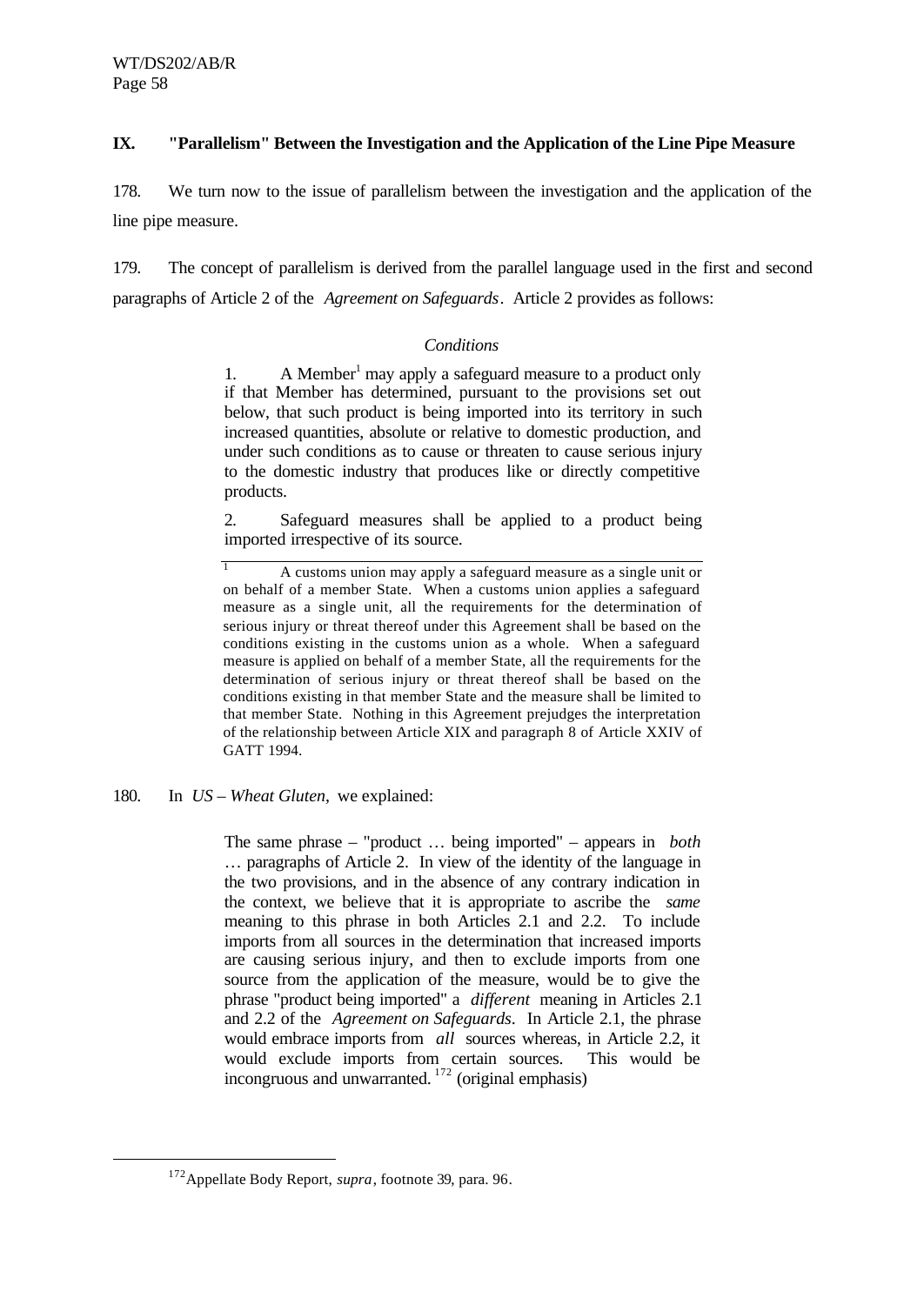## IX. "Parallelism" Between the Investigation and the Application of the Line Pipe Measure

178. We turn now to the issue of parallelism between the investigation and the application of the line pipe measure.

179. The concept of parallelism is derived from the parallel language used in the first and second paragraphs of Article 2 of the *Agreement on Safeguards*. Article 2 provides as follows:

> *Conditions*
>
> 1. A Member[1] may apply a safeguard measure to a product only if that Member has determined, pursuant to the provisions set out below, that such product is being imported into its territory in such increased quantities, absolute or relative to domestic production, and under such conditions as to cause or threaten to cause serious injury to the domestic industry that produces like or directly competitive products.
>
> 2. Safeguard measures shall be applied to a product being imported irrespective of its source.
>
> [1] A customs union may apply a safeguard measure as a single unit or on behalf of a member State. When a customs union applies a safeguard measure as a single unit, all the requirements for the determination of serious injury or threat thereof under this Agreement shall be based on the conditions existing in the customs union as a whole. When a safeguard measure is applied on behalf of a member State, all the requirements for the determination of serious injury or threat thereof shall be based on the conditions existing in that member State and the measure shall be limited to that member State. Nothing in this Agreement prejudges the interpretation of the relationship between Article XIX and paragraph 8 of Article XXIV of GATT 1994.

180. In *US – Wheat Gluten*, we explained:

> The same phrase – "product … being imported" – appears in *both* … paragraphs of Article 2. In view of the identity of the language in the two provisions, and in the absence of any contrary indication in the context, we believe that it is appropriate to ascribe the *same* meaning to this phrase in both Articles 2.1 and 2.2. To include imports from all sources in the determination that increased imports are causing serious injury, and then to exclude imports from one source from the application of the measure, would be to give the phrase "product being imported" a *different* meaning in Articles 2.1 and 2.2 of the *Agreement on Safeguards*. In Article 2.1, the phrase would embrace imports from *all* sources whereas, in Article 2.2, it would exclude imports from certain sources. This would be incongruous and unwarranted.[172] (original emphasis)

[172] Appellate Body Report, *supra*, footnote 39, para. 96.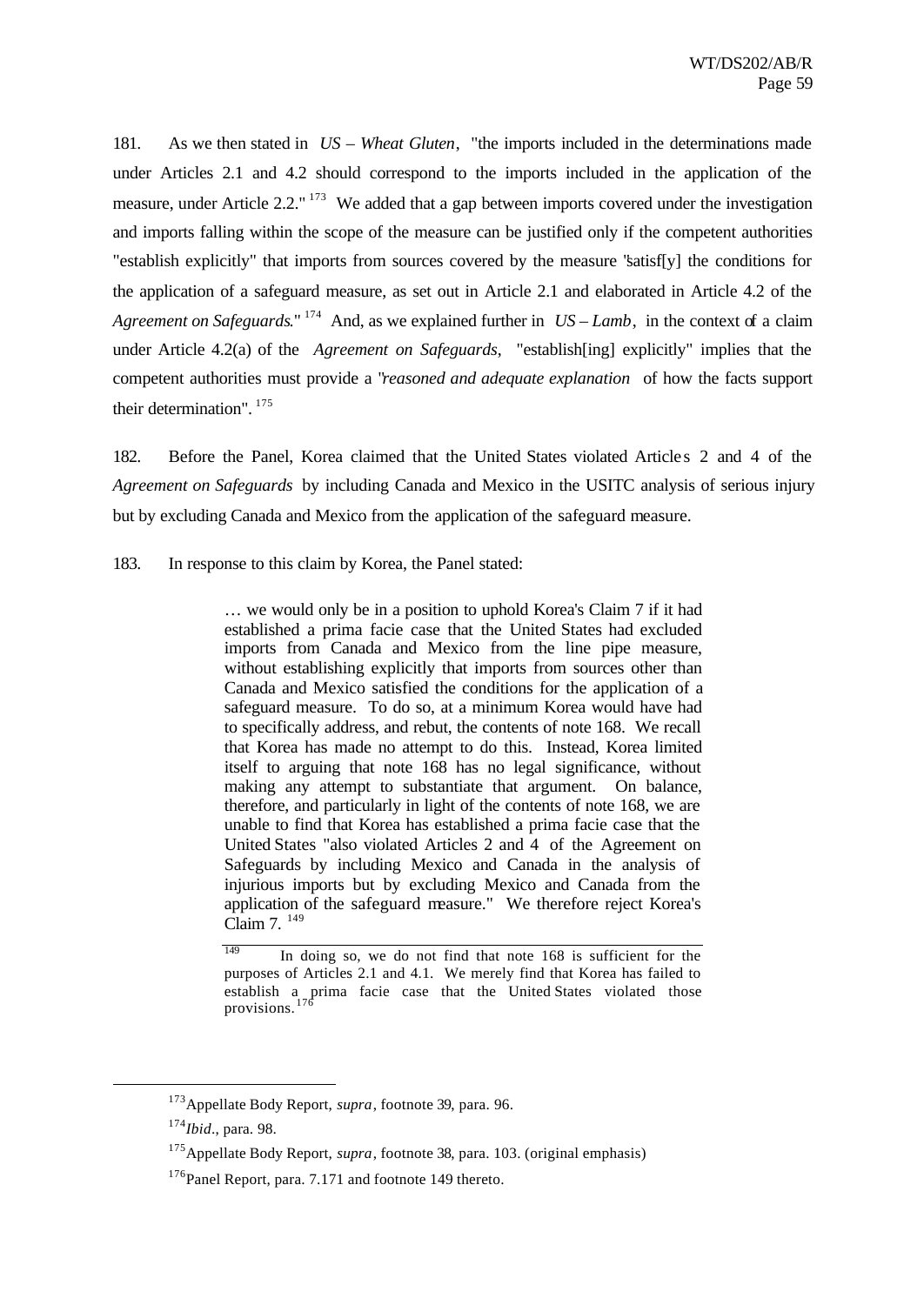181. As we then stated in *US – Wheat Gluten*, "the imports included in the determinations made under Articles 2.1 and 4.2 should correspond to the imports included in the application of the measure, under Article 2.2."[173] We added that a gap between imports covered under the investigation and imports falling within the scope of the measure can be justified only if the competent authorities "establish explicitly" that imports from sources covered by the measure "satisf[y] the conditions for the application of a safeguard measure, as set out in Article 2.1 and elaborated in Article 4.2 of the *Agreement on Safeguards*."[174] And, as we explained further in *US – Lamb*, in the context of a claim under Article 4.2(a) of the *Agreement on Safeguards*, "establish[ing] explicitly" implies that the competent authorities must provide a "*reasoned and adequate explanation* of how the facts support their determination".[175]

182. Before the Panel, Korea claimed that the United States violated Articles 2 and 4 of the *Agreement on Safeguards* by including Canada and Mexico in the USITC analysis of serious injury but by excluding Canada and Mexico from the application of the safeguard measure.

183. In response to this claim by Korea, the Panel stated:

> … we would only be in a position to uphold Korea's Claim 7 if it had established a prima facie case that the United States had excluded imports from Canada and Mexico from the line pipe measure, without establishing explicitly that imports from sources other than Canada and Mexico satisfied the conditions for the application of a safeguard measure. To do so, at a minimum Korea would have had to specifically address, and rebut, the contents of note 168. We recall that Korea has made no attempt to do this. Instead, Korea limited itself to arguing that note 168 has no legal significance, without making any attempt to substantiate that argument. On balance, therefore, and particularly in light of the contents of note 168, we are unable to find that Korea has established a prima facie case that the United States "also violated Articles 2 and 4 of the Agreement on Safeguards by including Mexico and Canada in the analysis of injurious imports but by excluding Mexico and Canada from the application of the safeguard measure." We therefore reject Korea's Claim 7. [149]
>
> [149] In doing so, we do not find that note 168 is sufficient for the purposes of Articles 2.1 and 4.1. We merely find that Korea has failed to establish a prima facie case that the United States violated those provisions.[176]

---

[173] Appellate Body Report, *supra*, footnote 39, para. 96.

[174] *Ibid*., para. 98.

[175] Appellate Body Report, *supra*, footnote 38, para. 103. (original emphasis)

[176] Panel Report, para. 7.171 and footnote 149 thereto.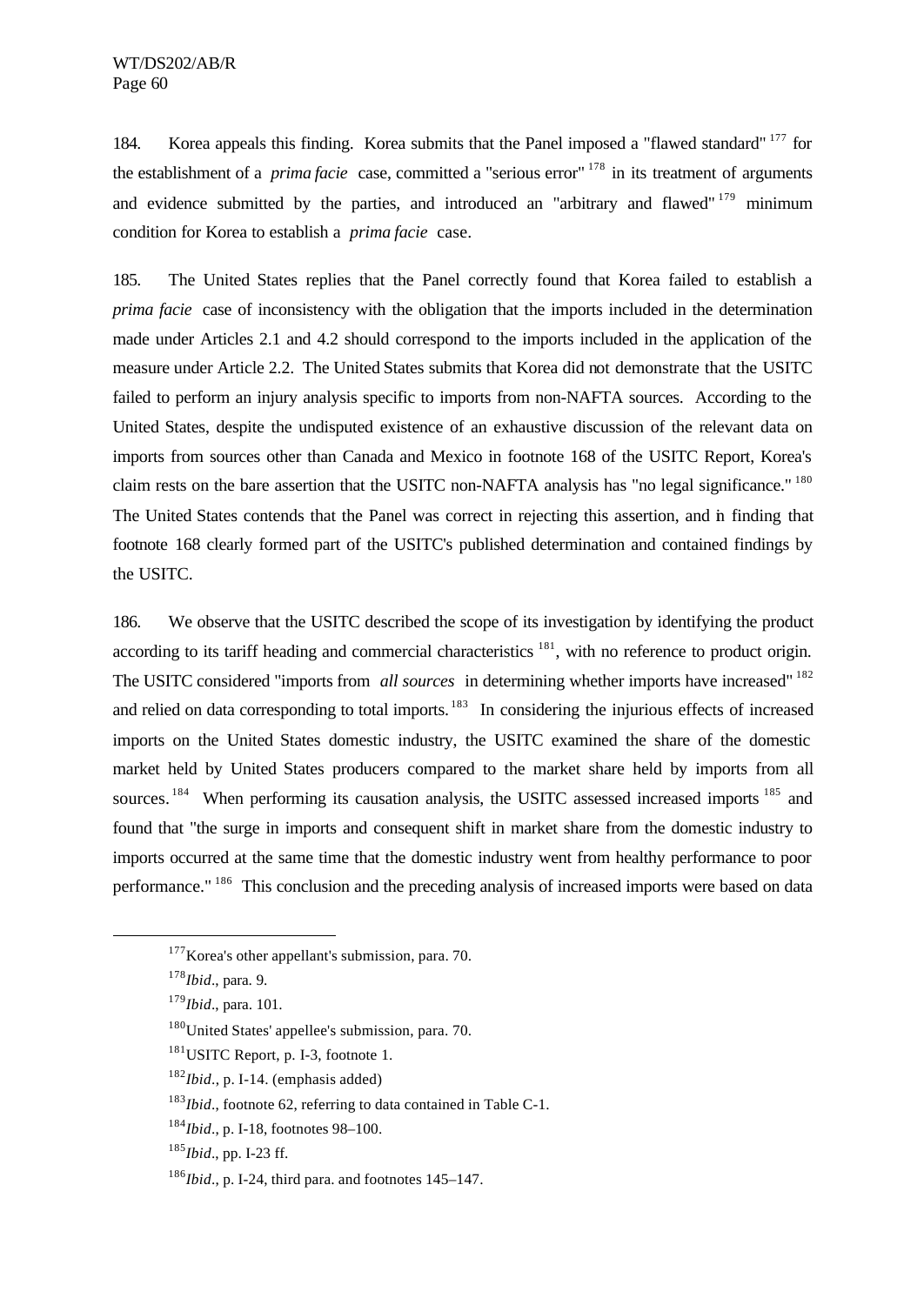184. Korea appeals this finding. Korea submits that the Panel imposed a "flawed standard"[177] for the establishment of a *prima facie* case, committed a "serious error"[178] in its treatment of arguments and evidence submitted by the parties, and introduced an "arbitrary and flawed"[179] minimum condition for Korea to establish a *prima facie* case.

185. The United States replies that the Panel correctly found that Korea failed to establish a *prima facie* case of inconsistency with the obligation that the imports included in the determination made under Articles 2.1 and 4.2 should correspond to the imports included in the application of the measure under Article 2.2. The United States submits that Korea did not demonstrate that the USITC failed to perform an injury analysis specific to imports from non-NAFTA sources. According to the United States, despite the undisputed existence of an exhaustive discussion of the relevant data on imports from sources other than Canada and Mexico in footnote 168 of the USITC Report, Korea's claim rests on the bare assertion that the USITC non-NAFTA analysis has "no legal significance."[180] The United States contends that the Panel was correct in rejecting this assertion, and in finding that footnote 168 clearly formed part of the USITC's published determination and contained findings by the USITC.

186. We observe that the USITC described the scope of its investigation by identifying the product according to its tariff heading and commercial characteristics[181], with no reference to product origin. The USITC considered "imports from *all sources* in determining whether imports have increased"[182] and relied on data corresponding to total imports.[183] In considering the injurious effects of increased imports on the United States domestic industry, the USITC examined the share of the domestic market held by United States producers compared to the market share held by imports from all sources.[184] When performing its causation analysis, the USITC assessed increased imports[185] and found that "the surge in imports and consequent shift in market share from the domestic industry to imports occurred at the same time that the domestic industry went from healthy performance to poor performance."[186] This conclusion and the preceding analysis of increased imports were based on data

---

[177] Korea's other appellant's submission, para. 70.

[178] *Ibid*., para. 9.

[179] *Ibid*., para. 101.

[180] United States' appellee's submission, para. 70.

[181] USITC Report, p. I-3, footnote 1.

[182] *Ibid*., p. I-14. (emphasis added)

[183] *Ibid*., footnote 62, referring to data contained in Table C-1.

[184] *Ibid*., p. I-18, footnotes 98–100.

[185] *Ibid*., pp. I-23 ff.

[186] *Ibid*., p. I-24, third para. and footnotes 145–147.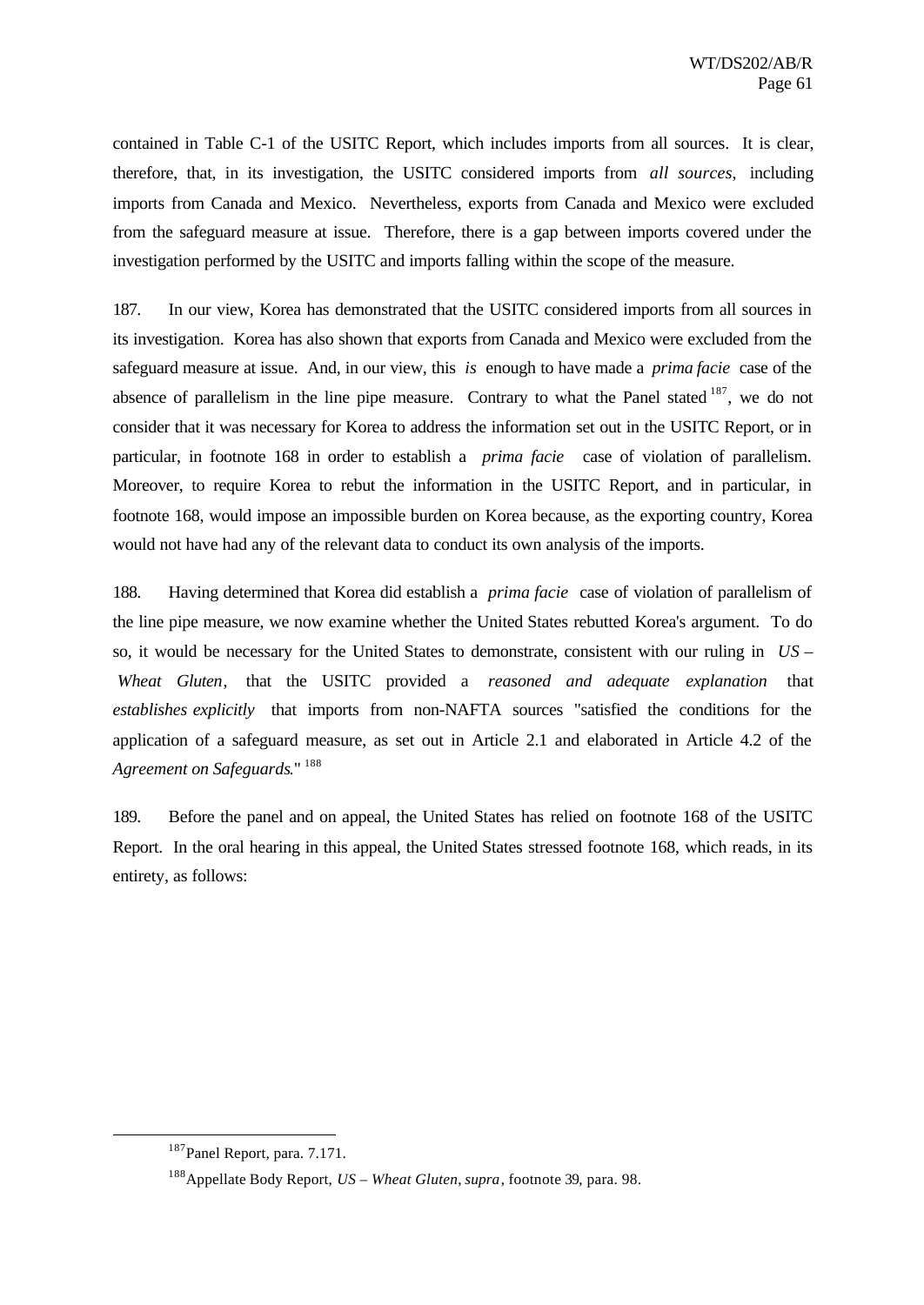contained in Table C-1 of the USITC Report, which includes imports from all sources. It is clear, therefore, that, in its investigation, the USITC considered imports from *all sources*, including imports from Canada and Mexico. Nevertheless, exports from Canada and Mexico were excluded from the safeguard measure at issue. Therefore, there is a gap between imports covered under the investigation performed by the USITC and imports falling within the scope of the measure.

187. In our view, Korea has demonstrated that the USITC considered imports from all sources in its investigation. Korea has also shown that exports from Canada and Mexico were excluded from the safeguard measure at issue. And, in our view, this *is* enough to have made a *prima facie* case of the absence of parallelism in the line pipe measure. Contrary to what the Panel stated[187], we do not consider that it was necessary for Korea to address the information set out in the USITC Report, or in particular, in footnote 168 in order to establish a *prima facie* case of violation of parallelism. Moreover, to require Korea to rebut the information in the USITC Report, and in particular, in footnote 168, would impose an impossible burden on Korea because, as the exporting country, Korea would not have had any of the relevant data to conduct its own analysis of the imports.

188. Having determined that Korea did establish a *prima facie* case of violation of parallelism of the line pipe measure, we now examine whether the United States rebutted Korea's argument. To do so, it would be necessary for the United States to demonstrate, consistent with our ruling in *US – Wheat Gluten*, that the USITC provided a *reasoned and adequate explanation* that *establishes explicitly* that imports from non-NAFTA sources "satisfied the conditions for the application of a safeguard measure, as set out in Article 2.1 and elaborated in Article 4.2 of the *Agreement on Safeguards*."[188]

189. Before the panel and on appeal, the United States has relied on footnote 168 of the USITC Report. In the oral hearing in this appeal, the United States stressed footnote 168, which reads, in its entirety, as follows:

---

[187] Panel Report, para. 7.171.

[188] Appellate Body Report, *US – Wheat Gluten*, *supra*, footnote 39, para. 98.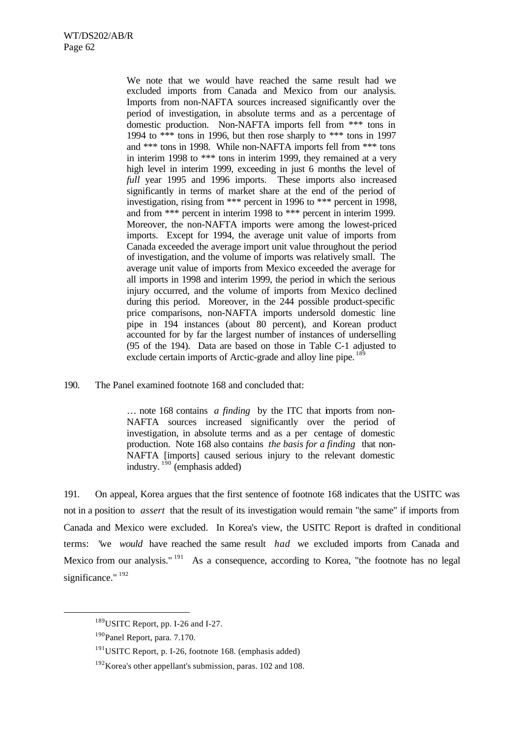> We note that we would have reached the same result had we excluded imports from Canada and Mexico from our analysis. Imports from non-NAFTA sources increased significantly over the period of investigation, in absolute terms and as a percentage of domestic production. Non-NAFTA imports fell from *** tons in 1994 to *** tons in 1996, but then rose sharply to *** tons in 1997 and *** tons in 1998. While non-NAFTA imports fell from *** tons in interim 1998 to *** tons in interim 1999, they remained at a very high level in interim 1999, exceeding in just 6 months the level of *full* year 1995 and 1996 imports. These imports also increased significantly in terms of market share at the end of the period of investigation, rising from *** percent in 1996 to *** percent in 1998, and from *** percent in interim 1998 to *** percent in interim 1999. Moreover, the non-NAFTA imports were among the lowest-priced imports. Except for 1994, the average unit value of imports from Canada exceeded the average import unit value throughout the period of investigation, and the volume of imports was relatively small. The average unit value of imports from Mexico exceeded the average for all imports in 1998 and interim 1999, the period in which the serious injury occurred, and the volume of imports from Mexico declined during this period. Moreover, in the 244 possible product-specific price comparisons, non-NAFTA imports undersold domestic line pipe in 194 instances (about 80 percent), and Korean product accounted for by far the largest number of instances of underselling (95 of the 194). Data are based on those in Table C-1 adjusted to exclude certain imports of Arctic-grade and alloy line pipe.[189]

190. The Panel examined footnote 168 and concluded that:

> … note 168 contains *a finding* by the ITC that imports from non-NAFTA sources increased significantly over the period of investigation, in absolute terms and as a per centage of domestic production. Note 168 also contains *the basis for a finding* that non-NAFTA [imports] caused serious injury to the relevant domestic industry.[190] (emphasis added)

191. On appeal, Korea argues that the first sentence of footnote 168 indicates that the USITC was not in a position to *assert* that the result of its investigation would remain "the same" if imports from Canada and Mexico were excluded. In Korea's view, the USITC Report is drafted in conditional terms: "we *would* have reached the same result *had* we excluded imports from Canada and Mexico from our analysis."[191] As a consequence, according to Korea, "the footnote has no legal significance."[192]

---

[189] USITC Report, pp. I-26 and I-27.

[190] Panel Report, para. 7.170.

[191] USITC Report, p. I-26, footnote 168. (emphasis added)

[192] Korea's other appellant's submission, paras. 102 and 108.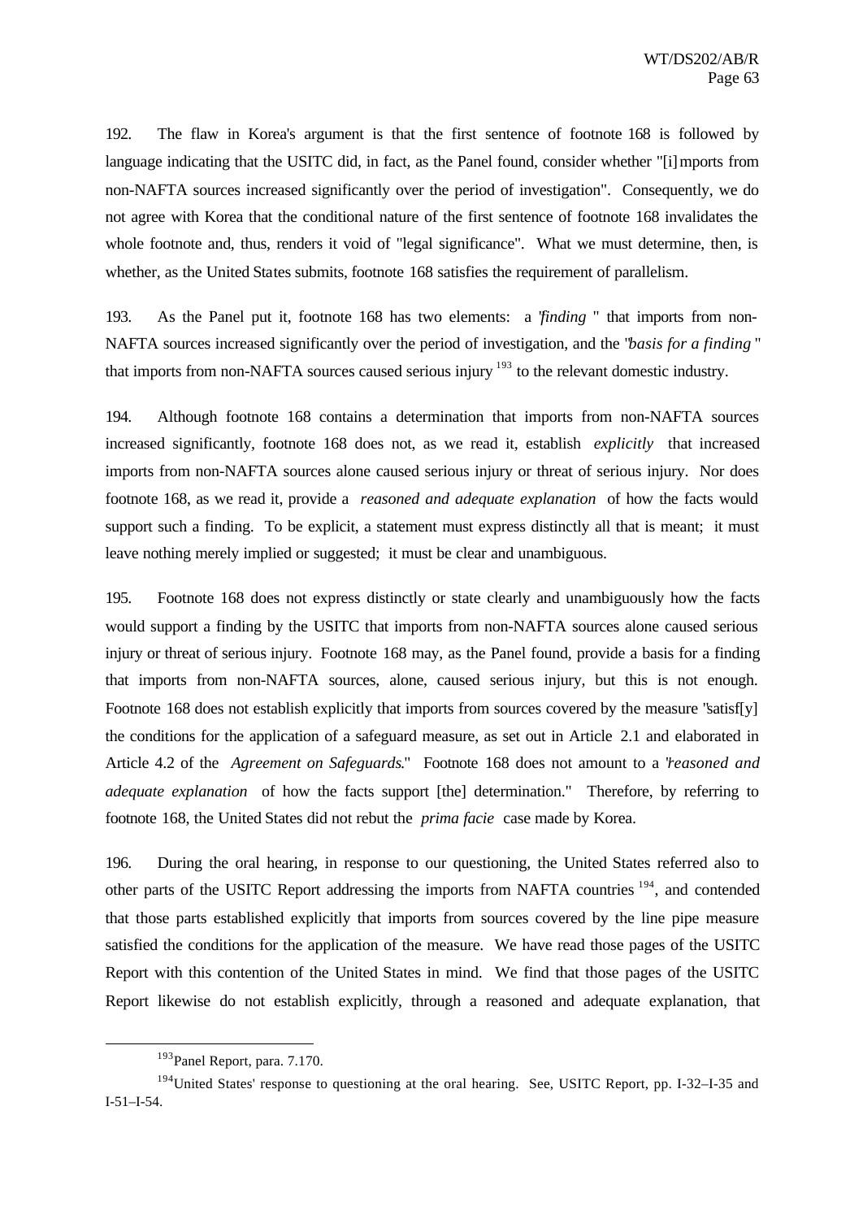192. The flaw in Korea's argument is that the first sentence of footnote 168 is followed by language indicating that the USITC did, in fact, as the Panel found, consider whether "[i]mports from non-NAFTA sources increased significantly over the period of investigation". Consequently, we do not agree with Korea that the conditional nature of the first sentence of footnote 168 invalidates the whole footnote and, thus, renders it void of "legal significance". What we must determine, then, is whether, as the United States submits, footnote 168 satisfies the requirement of parallelism.

193. As the Panel put it, footnote 168 has two elements: a "*finding*" that imports from non-NAFTA sources increased significantly over the period of investigation, and the "*basis for a finding*" that imports from non-NAFTA sources caused serious injury [193] to the relevant domestic industry.

194. Although footnote 168 contains a determination that imports from non-NAFTA sources increased significantly, footnote 168 does not, as we read it, establish *explicitly* that increased imports from non-NAFTA sources alone caused serious injury or threat of serious injury. Nor does footnote 168, as we read it, provide a *reasoned and adequate explanation* of how the facts would support such a finding. To be explicit, a statement must express distinctly all that is meant; it must leave nothing merely implied or suggested; it must be clear and unambiguous.

195. Footnote 168 does not express distinctly or state clearly and unambiguously how the facts would support a finding by the USITC that imports from non-NAFTA sources alone caused serious injury or threat of serious injury. Footnote 168 may, as the Panel found, provide a basis for a finding that imports from non-NAFTA sources, alone, caused serious injury, but this is not enough. Footnote 168 does not establish explicitly that imports from sources covered by the measure "satisf[y] the conditions for the application of a safeguard measure, as set out in Article 2.1 and elaborated in Article 4.2 of the *Agreement on Safeguards*." Footnote 168 does not amount to a "*reasoned and adequate explanation* of how the facts support [the] determination." Therefore, by referring to footnote 168, the United States did not rebut the *prima facie* case made by Korea.

196. During the oral hearing, in response to our questioning, the United States referred also to other parts of the USITC Report addressing the imports from NAFTA countries [194], and contended that those parts established explicitly that imports from sources covered by the line pipe measure satisfied the conditions for the application of the measure. We have read those pages of the USITC Report with this contention of the United States in mind. We find that those pages of the USITC Report likewise do not establish explicitly, through a reasoned and adequate explanation, that

---

[193] Panel Report, para. 7.170.

[194] United States' response to questioning at the oral hearing. See, USITC Report, pp. I-32–I-35 and I-51–I-54.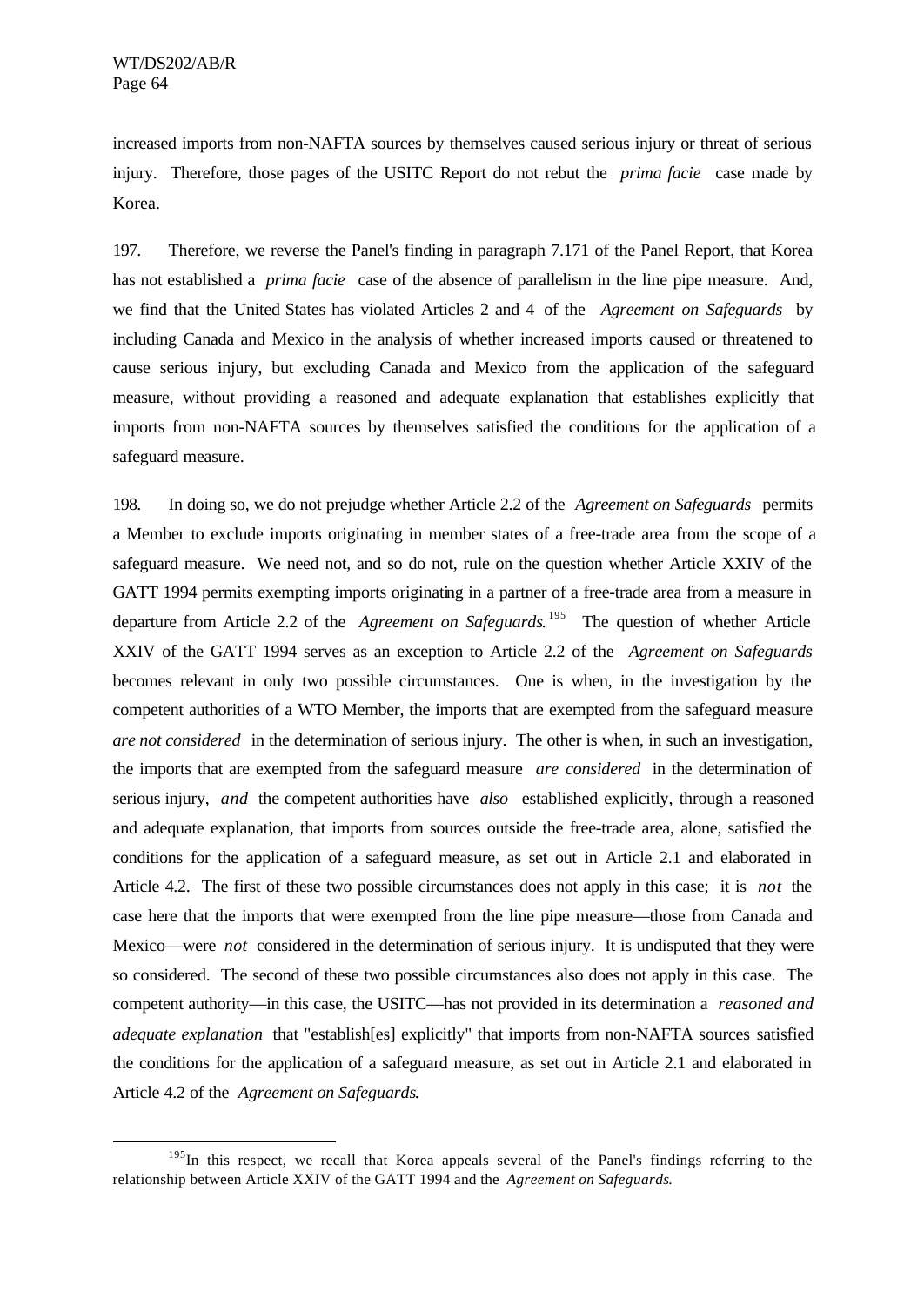increased imports from non-NAFTA sources by themselves caused serious injury or threat of serious injury. Therefore, those pages of the USITC Report do not rebut the *prima facie* case made by Korea.

197. Therefore, we reverse the Panel's finding in paragraph 7.171 of the Panel Report, that Korea has not established a *prima facie* case of the absence of parallelism in the line pipe measure. And, we find that the United States has violated Articles 2 and 4 of the *Agreement on Safeguards* by including Canada and Mexico in the analysis of whether increased imports caused or threatened to cause serious injury, but excluding Canada and Mexico from the application of the safeguard measure, without providing a reasoned and adequate explanation that establishes explicitly that imports from non-NAFTA sources by themselves satisfied the conditions for the application of a safeguard measure.

198. In doing so, we do not prejudge whether Article 2.2 of the *Agreement on Safeguards* permits a Member to exclude imports originating in member states of a free-trade area from the scope of a safeguard measure. We need not, and so do not, rule on the question whether Article XXIV of the GATT 1994 permits exempting imports originating in a partner of a free-trade area from a measure in departure from Article 2.2 of the *Agreement on Safeguards*.[195] The question of whether Article XXIV of the GATT 1994 serves as an exception to Article 2.2 of the *Agreement on Safeguards* becomes relevant in only two possible circumstances. One is when, in the investigation by the competent authorities of a WTO Member, the imports that are exempted from the safeguard measure *are not considered* in the determination of serious injury. The other is when, in such an investigation, the imports that are exempted from the safeguard measure *are considered* in the determination of serious injury, *and* the competent authorities have *also* established explicitly, through a reasoned and adequate explanation, that imports from sources outside the free-trade area, alone, satisfied the conditions for the application of a safeguard measure, as set out in Article 2.1 and elaborated in Article 4.2. The first of these two possible circumstances does not apply in this case; it is *not* the case here that the imports that were exempted from the line pipe measure—those from Canada and Mexico—were *not* considered in the determination of serious injury. It is undisputed that they were so considered. The second of these two possible circumstances also does not apply in this case. The competent authority—in this case, the USITC—has not provided in its determination a *reasoned and adequate explanation* that "establish[es] explicitly" that imports from non-NAFTA sources satisfied the conditions for the application of a safeguard measure, as set out in Article 2.1 and elaborated in Article 4.2 of the *Agreement on Safeguards*.

---

[195] In this respect, we recall that Korea appeals several of the Panel's findings referring to the relationship between Article XXIV of the GATT 1994 and the *Agreement on Safeguards*.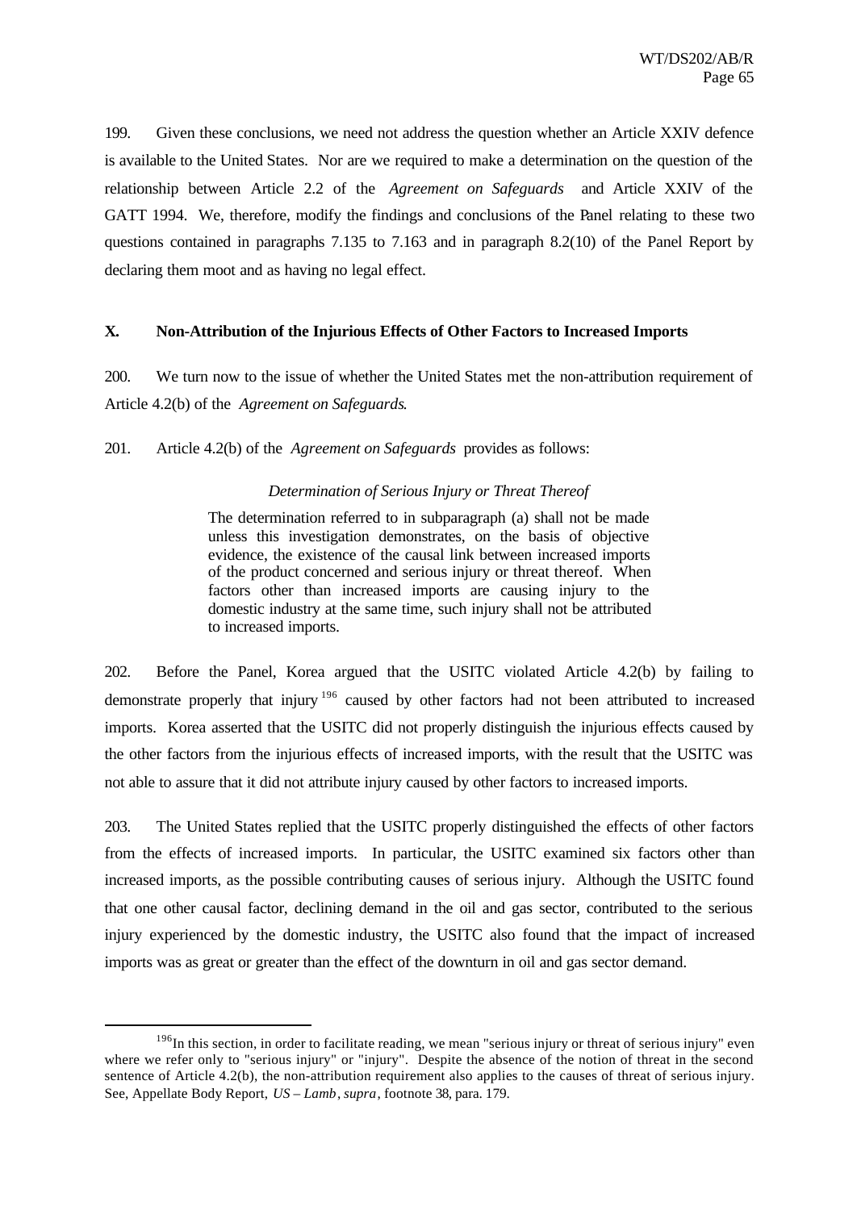199. Given these conclusions, we need not address the question whether an Article XXIV defence is available to the United States. Nor are we required to make a determination on the question of the relationship between Article 2.2 of the *Agreement on Safeguards* and Article XXIV of the GATT 1994. We, therefore, modify the findings and conclusions of the Panel relating to these two questions contained in paragraphs 7.135 to 7.163 and in paragraph 8.2(10) of the Panel Report by declaring them moot and as having no legal effect.

## X. Non-Attribution of the Injurious Effects of Other Factors to Increased Imports

200. We turn now to the issue of whether the United States met the non-attribution requirement of Article 4.2(b) of the *Agreement on Safeguards*.

201. Article 4.2(b) of the *Agreement on Safeguards* provides as follows:

> *Determination of Serious Injury or Threat Thereof*
>
> The determination referred to in subparagraph (a) shall not be made unless this investigation demonstrates, on the basis of objective evidence, the existence of the causal link between increased imports of the product concerned and serious injury or threat thereof. When factors other than increased imports are causing injury to the domestic industry at the same time, such injury shall not be attributed to increased imports.

202. Before the Panel, Korea argued that the USITC violated Article 4.2(b) by failing to demonstrate properly that injury [196] caused by other factors had not been attributed to increased imports. Korea asserted that the USITC did not properly distinguish the injurious effects caused by the other factors from the injurious effects of increased imports, with the result that the USITC was not able to assure that it did not attribute injury caused by other factors to increased imports.

203. The United States replied that the USITC properly distinguished the effects of other factors from the effects of increased imports. In particular, the USITC examined six factors other than increased imports, as the possible contributing causes of serious injury. Although the USITC found that one other causal factor, declining demand in the oil and gas sector, contributed to the serious injury experienced by the domestic industry, the USITC also found that the impact of increased imports was as great or greater than the effect of the downturn in oil and gas sector demand.

---

[196] In this section, in order to facilitate reading, we mean "serious injury or threat of serious injury" even where we refer only to "serious injury" or "injury". Despite the absence of the notion of threat in the second sentence of Article 4.2(b), the non-attribution requirement also applies to the causes of threat of serious injury. See, Appellate Body Report, *US – Lamb*, *supra*, footnote 38, para. 179.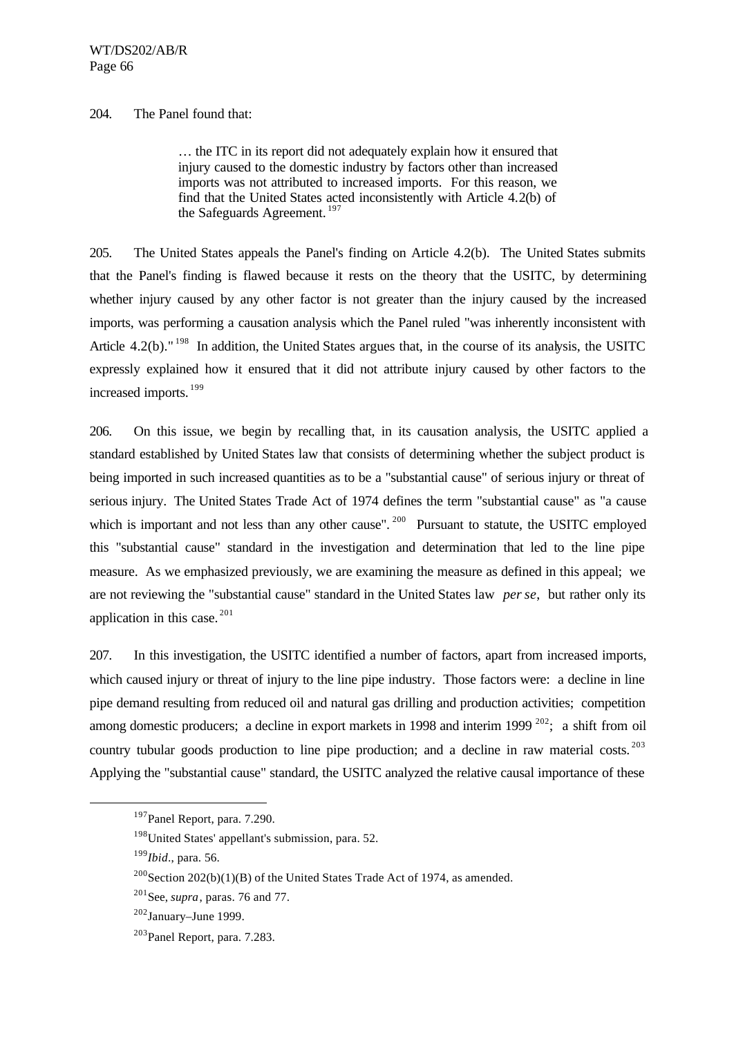204. The Panel found that:

> … the ITC in its report did not adequately explain how it ensured that injury caused to the domestic industry by factors other than increased imports was not attributed to increased imports. For this reason, we find that the United States acted inconsistently with Article 4.2(b) of the Safeguards Agreement.[197]

205. The United States appeals the Panel's finding on Article 4.2(b). The United States submits that the Panel's finding is flawed because it rests on the theory that the USITC, by determining whether injury caused by any other factor is not greater than the injury caused by the increased imports, was performing a causation analysis which the Panel ruled "was inherently inconsistent with Article 4.2(b)."[198] In addition, the United States argues that, in the course of its analysis, the USITC expressly explained how it ensured that it did not attribute injury caused by other factors to the increased imports.[199]

206. On this issue, we begin by recalling that, in its causation analysis, the USITC applied a standard established by United States law that consists of determining whether the subject product is being imported in such increased quantities as to be a "substantial cause" of serious injury or threat of serious injury. The United States Trade Act of 1974 defines the term "substantial cause" as "a cause which is important and not less than any other cause".[200] Pursuant to statute, the USITC employed this "substantial cause" standard in the investigation and determination that led to the line pipe measure. As we emphasized previously, we are examining the measure as defined in this appeal; we are not reviewing the "substantial cause" standard in the United States law *per se*, but rather only its application in this case.[201]

207. In this investigation, the USITC identified a number of factors, apart from increased imports, which caused injury or threat of injury to the line pipe industry. Those factors were: a decline in line pipe demand resulting from reduced oil and natural gas drilling and production activities; competition among domestic producers; a decline in export markets in 1998 and interim 1999[202]; a shift from oil country tubular goods production to line pipe production; and a decline in raw material costs.[203] Applying the "substantial cause" standard, the USITC analyzed the relative causal importance of these

---

[197] Panel Report, para. 7.290.

[198] United States' appellant's submission, para. 52.

[199] *Ibid*., para. 56.

[200] Section 202(b)(1)(B) of the United States Trade Act of 1974, as amended.

[201] See, *supra*, paras. 76 and 77.

[202] January–June 1999.

[203] Panel Report, para. 7.283.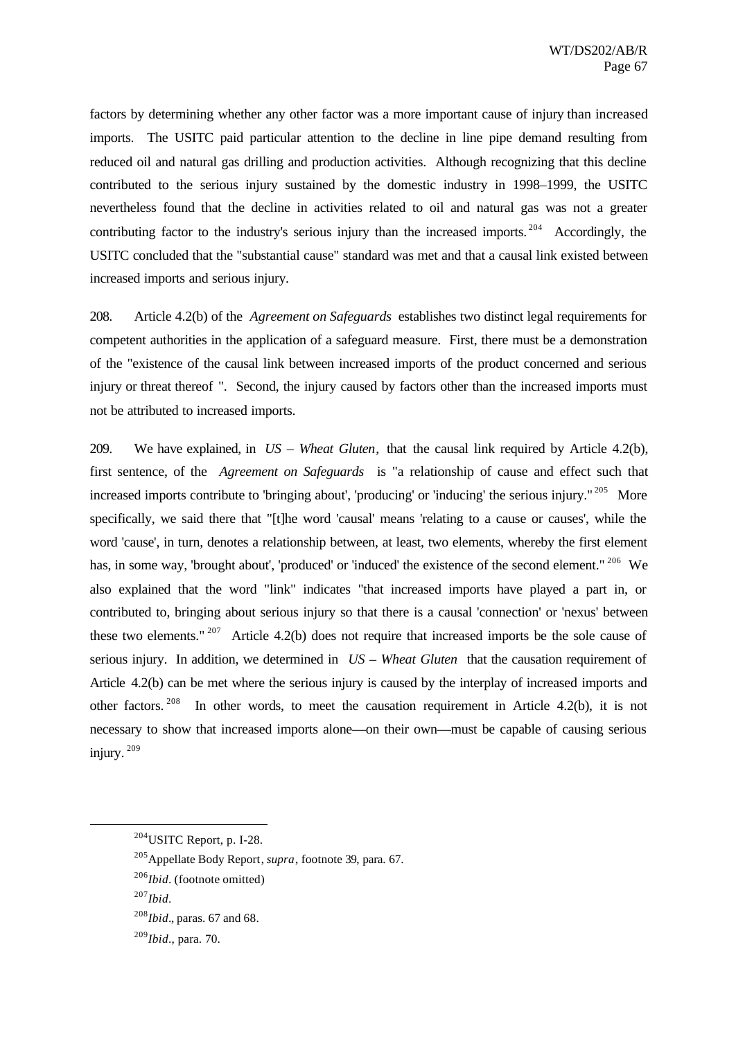factors by determining whether any other factor was a more important cause of injury than increased imports. The USITC paid particular attention to the decline in line pipe demand resulting from reduced oil and natural gas drilling and production activities. Although recognizing that this decline contributed to the serious injury sustained by the domestic industry in 1998–1999, the USITC nevertheless found that the decline in activities related to oil and natural gas was not a greater contributing factor to the industry's serious injury than the increased imports.[204] Accordingly, the USITC concluded that the "substantial cause" standard was met and that a causal link existed between increased imports and serious injury.

208. Article 4.2(b) of the *Agreement on Safeguards* establishes two distinct legal requirements for competent authorities in the application of a safeguard measure. First, there must be a demonstration of the "existence of the causal link between increased imports of the product concerned and serious injury or threat thereof ". Second, the injury caused by factors other than the increased imports must not be attributed to increased imports.

209. We have explained, in *US – Wheat Gluten*, that the causal link required by Article 4.2(b), first sentence, of the *Agreement on Safeguards* is "a relationship of cause and effect such that increased imports contribute to 'bringing about', 'producing' or 'inducing' the serious injury."[205] More specifically, we said there that "[t]he word 'causal' means 'relating to a cause or causes', while the word 'cause', in turn, denotes a relationship between, at least, two elements, whereby the first element has, in some way, 'brought about', 'produced' or 'induced' the existence of the second element."[206] We also explained that the word "link" indicates "that increased imports have played a part in, or contributed to, bringing about serious injury so that there is a causal 'connection' or 'nexus' between these two elements."[207] Article 4.2(b) does not require that increased imports be the sole cause of serious injury. In addition, we determined in *US – Wheat Gluten* that the causation requirement of Article 4.2(b) can be met where the serious injury is caused by the interplay of increased imports and other factors.[208] In other words, to meet the causation requirement in Article 4.2(b), it is not necessary to show that increased imports alone—on their own—must be capable of causing serious injury.[209]

---

[204] USITC Report, p. I-28.

[205] Appellate Body Report, *supra*, footnote 39, para. 67.

[206] *Ibid*. (footnote omitted)

[207] *Ibid*.

[208] *Ibid*., paras. 67 and 68.

[209] *Ibid*., para. 70.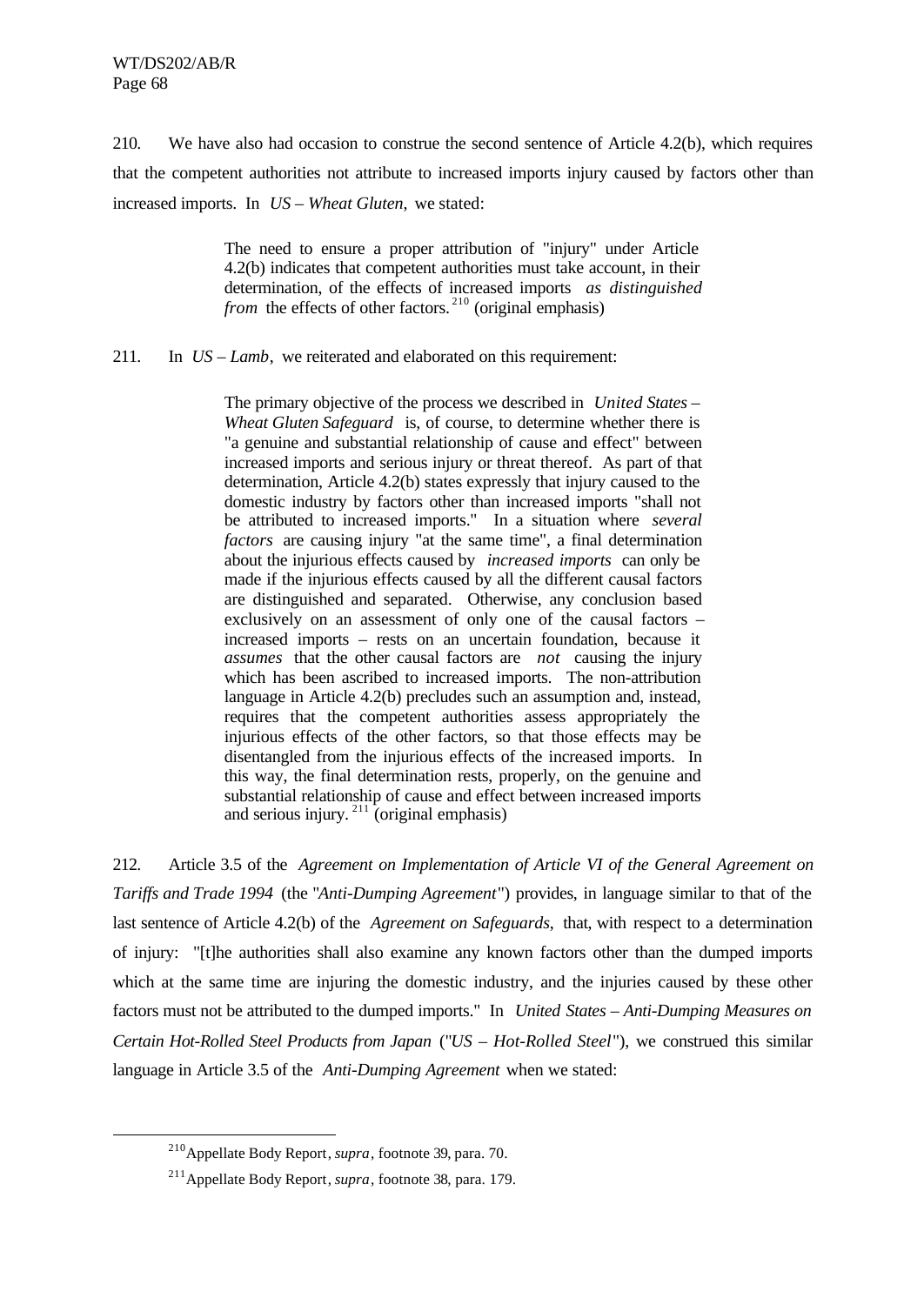210. We have also had occasion to construe the second sentence of Article 4.2(b), which requires that the competent authorities not attribute to increased imports injury caused by factors other than increased imports. In *US – Wheat Gluten*, we stated:

> The need to ensure a proper attribution of "injury" under Article 4.2(b) indicates that competent authorities must take account, in their determination, of the effects of increased imports *as distinguished from* the effects of other factors.[210] (original emphasis)

211. In *US – Lamb*, we reiterated and elaborated on this requirement:

> The primary objective of the process we described in *United States – Wheat Gluten Safeguard* is, of course, to determine whether there is "a genuine and substantial relationship of cause and effect" between increased imports and serious injury or threat thereof. As part of that determination, Article 4.2(b) states expressly that injury caused to the domestic industry by factors other than increased imports "shall not be attributed to increased imports." In a situation where *several factors* are causing injury "at the same time", a final determination about the injurious effects caused by *increased imports* can only be made if the injurious effects caused by all the different causal factors are distinguished and separated. Otherwise, any conclusion based exclusively on an assessment of only one of the causal factors – increased imports – rests on an uncertain foundation, because it *assumes* that the other causal factors are *not* causing the injury which has been ascribed to increased imports. The non-attribution language in Article 4.2(b) precludes such an assumption and, instead, requires that the competent authorities assess appropriately the injurious effects of the other factors, so that those effects may be disentangled from the injurious effects of the increased imports. In this way, the final determination rests, properly, on the genuine and substantial relationship of cause and effect between increased imports and serious injury.[211] (original emphasis)

212. Article 3.5 of the *Agreement on Implementation of Article VI of the General Agreement on Tariffs and Trade 1994* (the "*Anti-Dumping Agreement*") provides, in language similar to that of the last sentence of Article 4.2(b) of the *Agreement on Safeguards*, that, with respect to a determination of injury: "[t]he authorities shall also examine any known factors other than the dumped imports which at the same time are injuring the domestic industry, and the injuries caused by these other factors must not be attributed to the dumped imports." In *United States – Anti-Dumping Measures on Certain Hot-Rolled Steel Products from Japan* ("*US – Hot-Rolled Steel*"), we construed this similar language in Article 3.5 of the *Anti-Dumping Agreement* when we stated:

---

[210] Appellate Body Report, *supra*, footnote 39, para. 70.

[211] Appellate Body Report, *supra*, footnote 38, para. 179.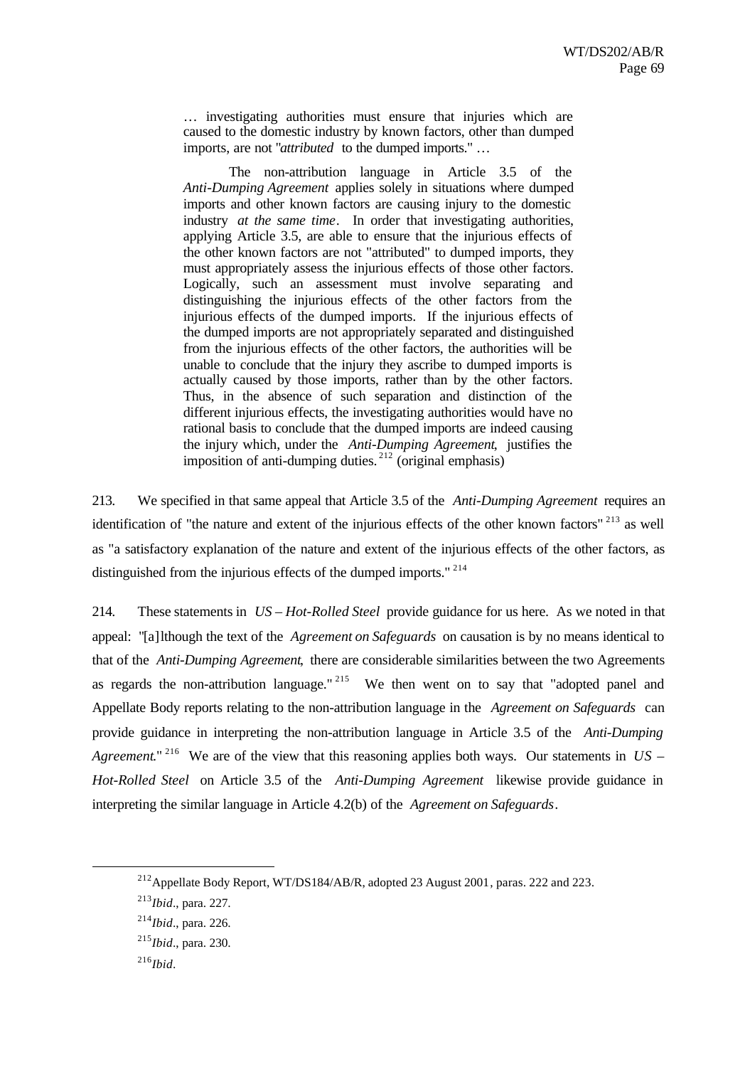> … investigating authorities must ensure that injuries which are caused to the domestic industry by known factors, other than dumped imports, are not "*attributed* to the dumped imports." …
>
> The non-attribution language in Article 3.5 of the *Anti-Dumping Agreement* applies solely in situations where dumped imports and other known factors are causing injury to the domestic industry *at the same time*. In order that investigating authorities, applying Article 3.5, are able to ensure that the injurious effects of the other known factors are not "attributed" to dumped imports, they must appropriately assess the injurious effects of those other factors. Logically, such an assessment must involve separating and distinguishing the injurious effects of the other factors from the injurious effects of the dumped imports. If the injurious effects of the dumped imports are not appropriately separated and distinguished from the injurious effects of the other factors, the authorities will be unable to conclude that the injury they ascribe to dumped imports is actually caused by those imports, rather than by the other factors. Thus, in the absence of such separation and distinction of the different injurious effects, the investigating authorities would have no rational basis to conclude that the dumped imports are indeed causing the injury which, under the *Anti-Dumping Agreement*, justifies the imposition of anti-dumping duties.[212] (original emphasis)

213. We specified in that same appeal that Article 3.5 of the *Anti-Dumping Agreement* requires an identification of "the nature and extent of the injurious effects of the other known factors"[213] as well as "a satisfactory explanation of the nature and extent of the injurious effects of the other factors, as distinguished from the injurious effects of the dumped imports."[214]

214. These statements in *US – Hot-Rolled Steel* provide guidance for us here. As we noted in that appeal: "[a]lthough the text of the *Agreement on Safeguards* on causation is by no means identical to that of the *Anti-Dumping Agreement*, there are considerable similarities between the two Agreements as regards the non-attribution language."[215] We then went on to say that "adopted panel and Appellate Body reports relating to the non-attribution language in the *Agreement on Safeguards* can provide guidance in interpreting the non-attribution language in Article 3.5 of the *Anti-Dumping Agreement*."[216] We are of the view that this reasoning applies both ways. Our statements in *US – Hot-Rolled Steel* on Article 3.5 of the *Anti-Dumping Agreement* likewise provide guidance in interpreting the similar language in Article 4.2(b) of the *Agreement on Safeguards*.

---

[212] Appellate Body Report, WT/DS184/AB/R, adopted 23 August 2001, paras. 222 and 223.

[213] *Ibid*., para. 227.

[214] *Ibid*., para. 226.

[215] *Ibid*., para. 230.

[216] *Ibid*.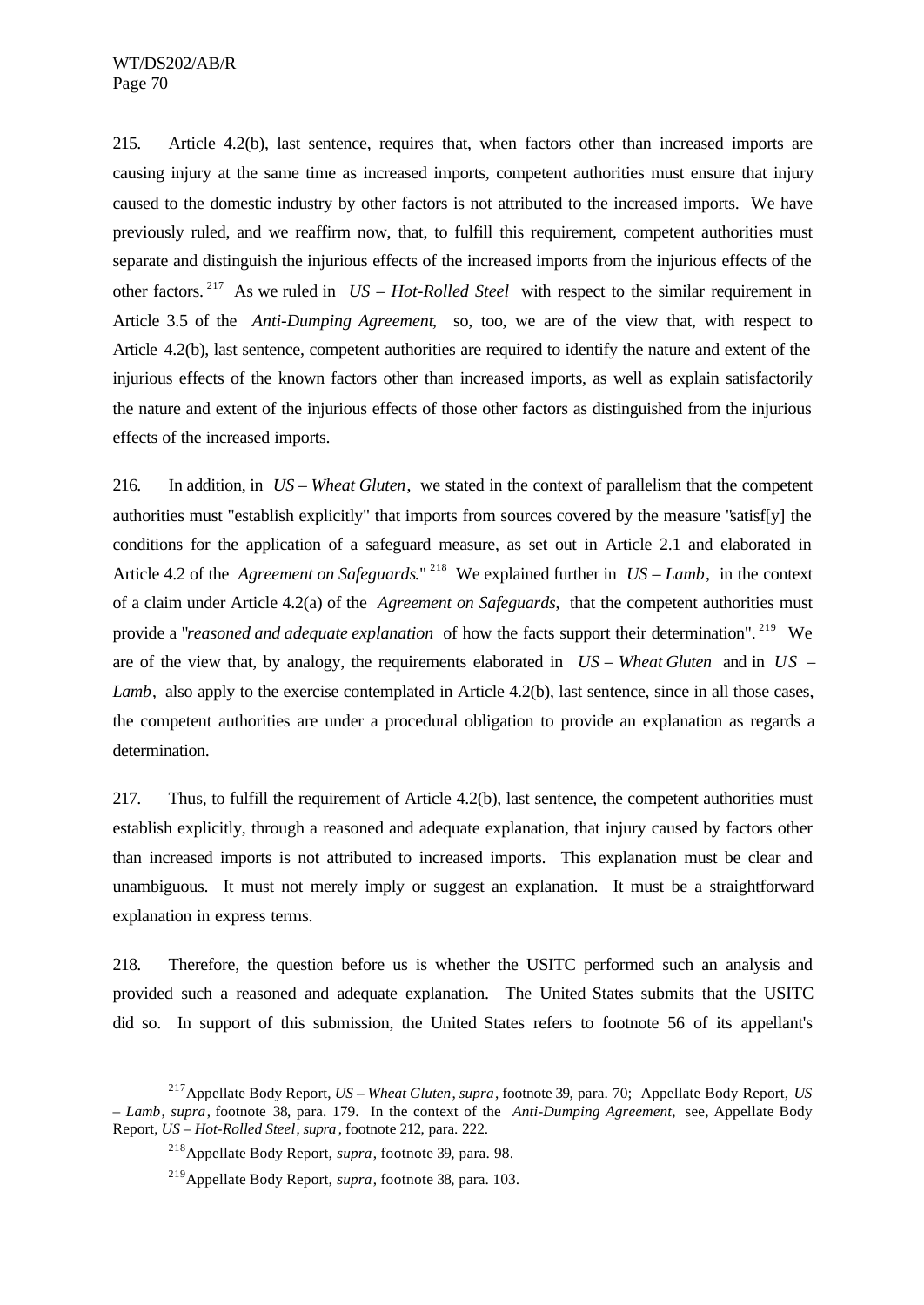215. Article 4.2(b), last sentence, requires that, when factors other than increased imports are causing injury at the same time as increased imports, competent authorities must ensure that injury caused to the domestic industry by other factors is not attributed to the increased imports. We have previously ruled, and we reaffirm now, that, to fulfill this requirement, competent authorities must separate and distinguish the injurious effects of the increased imports from the injurious effects of the other factors.[217] As we ruled in *US – Hot-Rolled Steel* with respect to the similar requirement in Article 3.5 of the *Anti-Dumping Agreement*, so, too, we are of the view that, with respect to Article 4.2(b), last sentence, competent authorities are required to identify the nature and extent of the injurious effects of the known factors other than increased imports, as well as explain satisfactorily the nature and extent of the injurious effects of those other factors as distinguished from the injurious effects of the increased imports.

216. In addition, in *US – Wheat Gluten*, we stated in the context of parallelism that the competent authorities must "establish explicitly" that imports from sources covered by the measure "satisf[y] the conditions for the application of a safeguard measure, as set out in Article 2.1 and elaborated in Article 4.2 of the *Agreement on Safeguards*."[218] We explained further in *US – Lamb*, in the context of a claim under Article 4.2(a) of the *Agreement on Safeguards*, that the competent authorities must provide a "*reasoned and adequate explanation* of how the facts support their determination".[219] We are of the view that, by analogy, the requirements elaborated in *US – Wheat Gluten* and in *US – Lamb*, also apply to the exercise contemplated in Article 4.2(b), last sentence, since in all those cases, the competent authorities are under a procedural obligation to provide an explanation as regards a determination.

217. Thus, to fulfill the requirement of Article 4.2(b), last sentence, the competent authorities must establish explicitly, through a reasoned and adequate explanation, that injury caused by factors other than increased imports is not attributed to increased imports. This explanation must be clear and unambiguous. It must not merely imply or suggest an explanation. It must be a straightforward explanation in express terms.

218. Therefore, the question before us is whether the USITC performed such an analysis and provided such a reasoned and adequate explanation. The United States submits that the USITC did so. In support of this submission, the United States refers to footnote 56 of its appellant's

---

[217] Appellate Body Report, *US – Wheat Gluten*, *supra*, footnote 39, para. 70; Appellate Body Report, *US – Lamb*, *supra*, footnote 38, para. 179. In the context of the *Anti-Dumping Agreement*, see, Appellate Body Report, *US – Hot-Rolled Steel*, *supra*, footnote 212, para. 222.

[218] Appellate Body Report, *supra*, footnote 39, para. 98.

[219] Appellate Body Report, *supra*, footnote 38, para. 103.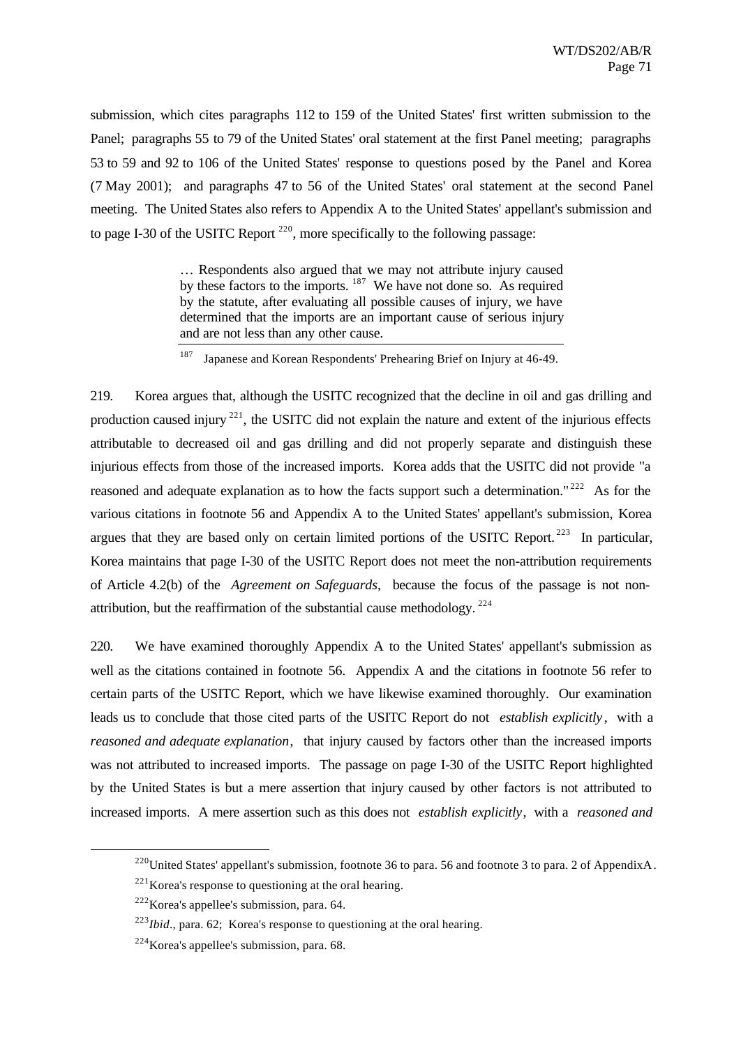submission, which cites paragraphs 112 to 159 of the United States' first written submission to the Panel; paragraphs 55 to 79 of the United States' oral statement at the first Panel meeting; paragraphs 53 to 59 and 92 to 106 of the United States' response to questions posed by the Panel and Korea (7 May 2001); and paragraphs 47 to 56 of the United States' oral statement at the second Panel meeting. The United States also refers to Appendix A to the United States' appellant's submission and to page I-30 of the USITC Report [220], more specifically to the following passage:

> … Respondents also argued that we may not attribute injury caused by these factors to the imports. [187] We have not done so. As required by the statute, after evaluating all possible causes of injury, we have determined that the imports are an important cause of serious injury and are not less than any other cause.
>
> ---
>
> [187] Japanese and Korean Respondents' Prehearing Brief on Injury at 46-49.

219. Korea argues that, although the USITC recognized that the decline in oil and gas drilling and production caused injury [221], the USITC did not explain the nature and extent of the injurious effects attributable to decreased oil and gas drilling and did not properly separate and distinguish these injurious effects from those of the increased imports. Korea adds that the USITC did not provide "a reasoned and adequate explanation as to how the facts support such a determination." [222] As for the various citations in footnote 56 and Appendix A to the United States' appellant's submission, Korea argues that they are based only on certain limited portions of the USITC Report. [223] In particular, Korea maintains that page I-30 of the USITC Report does not meet the non-attribution requirements of Article 4.2(b) of the *Agreement on Safeguards*, because the focus of the passage is not non-attribution, but the reaffirmation of the substantial cause methodology. [224]

220. We have examined thoroughly Appendix A to the United States' appellant's submission as well as the citations contained in footnote 56. Appendix A and the citations in footnote 56 refer to certain parts of the USITC Report, which we have likewise examined thoroughly. Our examination leads us to conclude that those cited parts of the USITC Report do not *establish explicitly*, with a *reasoned and adequate explanation*, that injury caused by factors other than the increased imports was not attributed to increased imports. The passage on page I-30 of the USITC Report highlighted by the United States is but a mere assertion that injury caused by other factors is not attributed to increased imports. A mere assertion such as this does not *establish explicitly*, with a *reasoned and*

---

[220] United States' appellant's submission, footnote 36 to para. 56 and footnote 3 to para. 2 of Appendix A.

[221] Korea's response to questioning at the oral hearing.

[222] Korea's appellee's submission, para. 64.

[223] *Ibid*., para. 62; Korea's response to questioning at the oral hearing.

[224] Korea's appellee's submission, para. 68.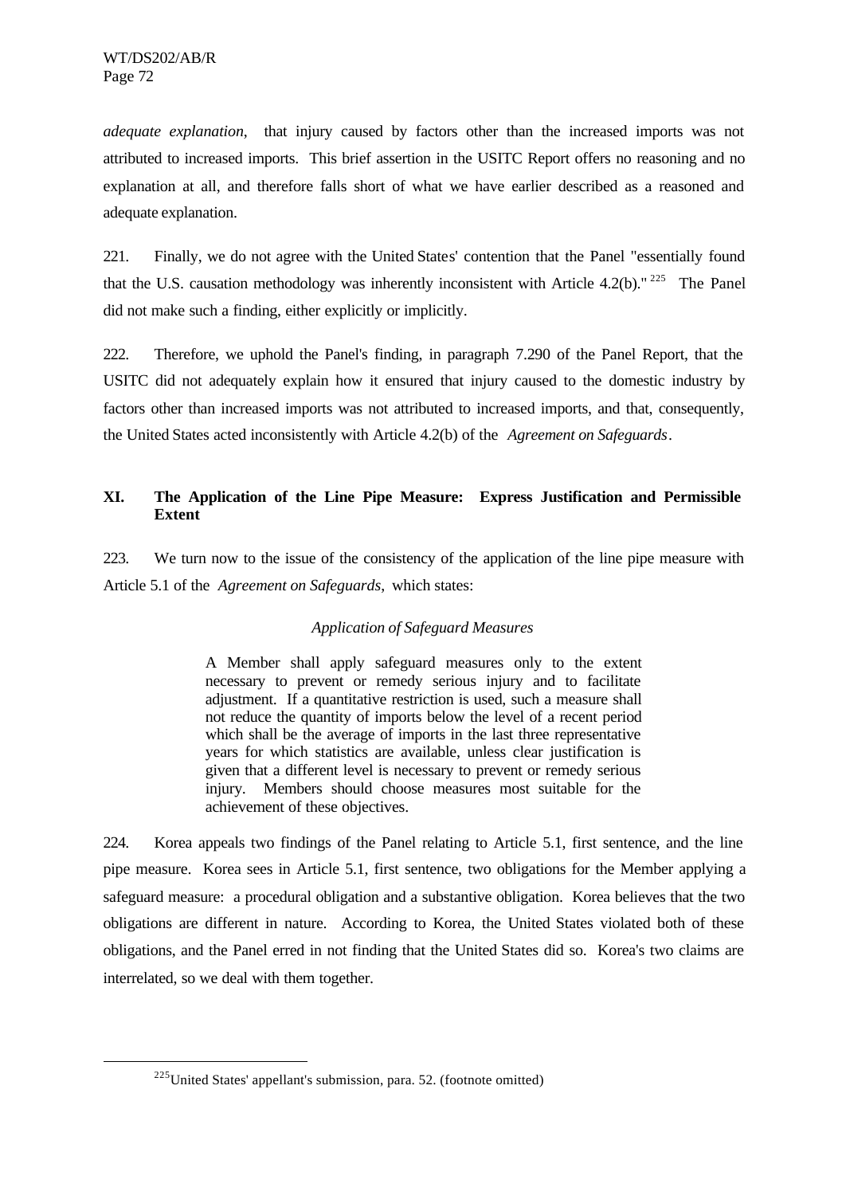*adequate explanation*, that injury caused by factors other than the increased imports was not attributed to increased imports. This brief assertion in the USITC Report offers no reasoning and no explanation at all, and therefore falls short of what we have earlier described as a reasoned and adequate explanation.

221. Finally, we do not agree with the United States' contention that the Panel "essentially found that the U.S. causation methodology was inherently inconsistent with Article 4.2(b)."[225] The Panel did not make such a finding, either explicitly or implicitly.

222. Therefore, we uphold the Panel's finding, in paragraph 7.290 of the Panel Report, that the USITC did not adequately explain how it ensured that injury caused to the domestic industry by factors other than increased imports was not attributed to increased imports, and that, consequently, the United States acted inconsistently with Article 4.2(b) of the *Agreement on Safeguards*.

## XI. The Application of the Line Pipe Measure: Express Justification and Permissible Extent

223. We turn now to the issue of the consistency of the application of the line pipe measure with Article 5.1 of the *Agreement on Safeguards*, which states:

> *Application of Safeguard Measures*
>
> A Member shall apply safeguard measures only to the extent necessary to prevent or remedy serious injury and to facilitate adjustment. If a quantitative restriction is used, such a measure shall not reduce the quantity of imports below the level of a recent period which shall be the average of imports in the last three representative years for which statistics are available, unless clear justification is given that a different level is necessary to prevent or remedy serious injury. Members should choose measures most suitable for the achievement of these objectives.

224. Korea appeals two findings of the Panel relating to Article 5.1, first sentence, and the line pipe measure. Korea sees in Article 5.1, first sentence, two obligations for the Member applying a safeguard measure: a procedural obligation and a substantive obligation. Korea believes that the two obligations are different in nature. According to Korea, the United States violated both of these obligations, and the Panel erred in not finding that the United States did so. Korea's two claims are interrelated, so we deal with them together.

---

[225] United States' appellant's submission, para. 52. (footnote omitted)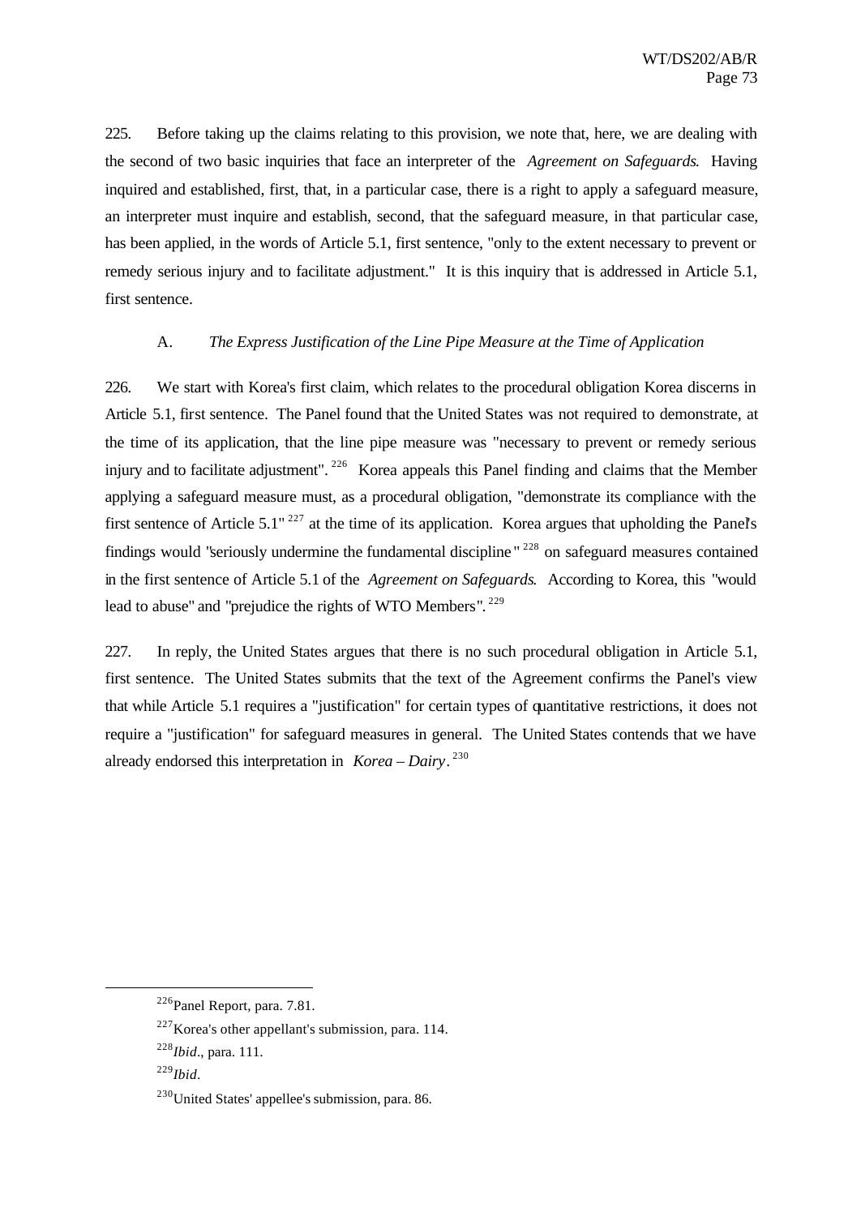225. Before taking up the claims relating to this provision, we note that, here, we are dealing with the second of two basic inquiries that face an interpreter of the *Agreement on Safeguards*. Having inquired and established, first, that, in a particular case, there is a right to apply a safeguard measure, an interpreter must inquire and establish, second, that the safeguard measure, in that particular case, has been applied, in the words of Article 5.1, first sentence, "only to the extent necessary to prevent or remedy serious injury and to facilitate adjustment." It is this inquiry that is addressed in Article 5.1, first sentence.

### A. *The Express Justification of the Line Pipe Measure at the Time of Application*

226. We start with Korea's first claim, which relates to the procedural obligation Korea discerns in Article 5.1, first sentence. The Panel found that the United States was not required to demonstrate, at the time of its application, that the line pipe measure was "necessary to prevent or remedy serious injury and to facilitate adjustment".[226] Korea appeals this Panel finding and claims that the Member applying a safeguard measure must, as a procedural obligation, "demonstrate its compliance with the first sentence of Article 5.1"[227] at the time of its application. Korea argues that upholding the Panel's findings would "seriously undermine the fundamental discipline"[228] on safeguard measures contained in the first sentence of Article 5.1 of the *Agreement on Safeguards*. According to Korea, this "would lead to abuse" and "prejudice the rights of WTO Members".[229]

227. In reply, the United States argues that there is no such procedural obligation in Article 5.1, first sentence. The United States submits that the text of the Agreement confirms the Panel's view that while Article 5.1 requires a "justification" for certain types of quantitative restrictions, it does not require a "justification" for safeguard measures in general. The United States contends that we have already endorsed this interpretation in *Korea – Dairy*.[230]

---

[226] Panel Report, para. 7.81.

[227] Korea's other appellant's submission, para. 114.

[228] *Ibid*., para. 111.

[229] *Ibid*.

[230] United States' appellee's submission, para. 86.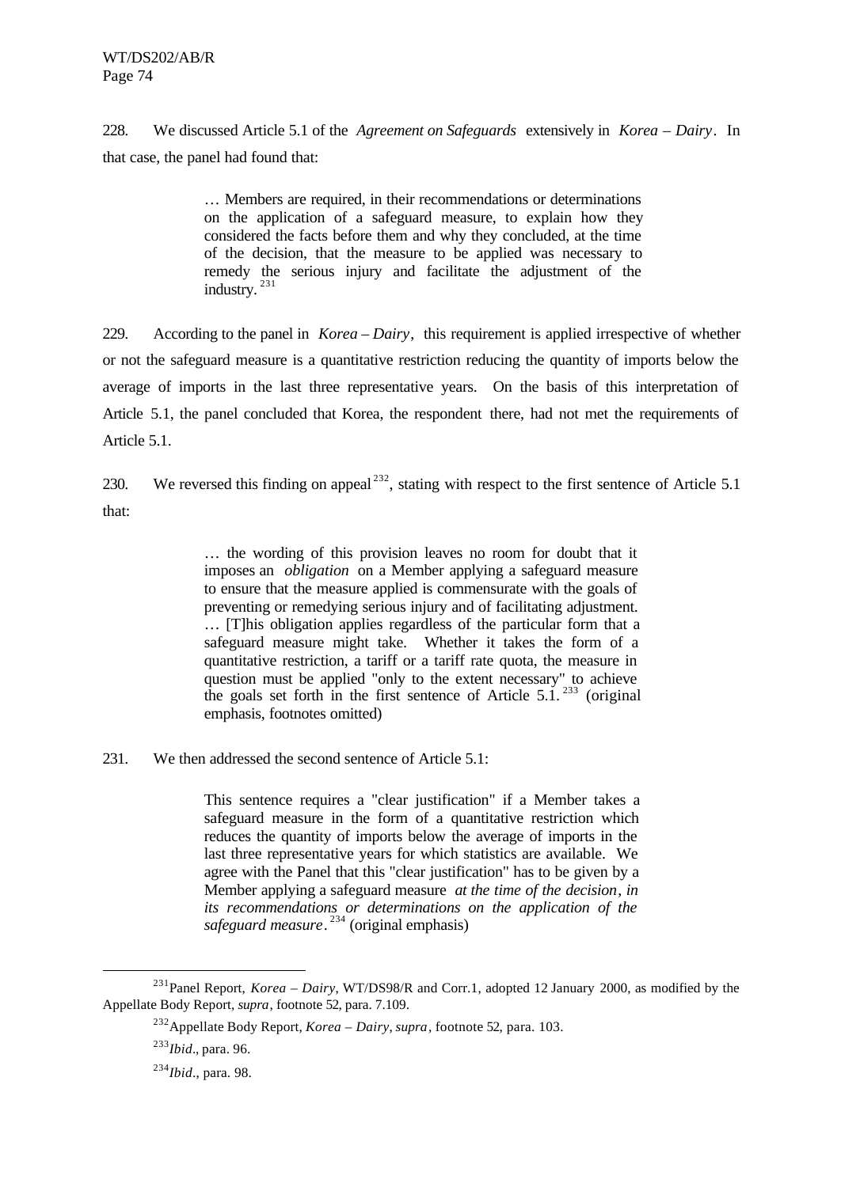228. We discussed Article 5.1 of the *Agreement on Safeguards* extensively in *Korea – Dairy*. In that case, the panel had found that:

> … Members are required, in their recommendations or determinations on the application of a safeguard measure, to explain how they considered the facts before them and why they concluded, at the time of the decision, that the measure to be applied was necessary to remedy the serious injury and facilitate the adjustment of the industry.[231]

229. According to the panel in *Korea – Dairy*, this requirement is applied irrespective of whether or not the safeguard measure is a quantitative restriction reducing the quantity of imports below the average of imports in the last three representative years. On the basis of this interpretation of Article 5.1, the panel concluded that Korea, the respondent there, had not met the requirements of Article 5.1.

230. We reversed this finding on appeal[232], stating with respect to the first sentence of Article 5.1 that:

> … the wording of this provision leaves no room for doubt that it imposes an *obligation* on a Member applying a safeguard measure to ensure that the measure applied is commensurate with the goals of preventing or remedying serious injury and of facilitating adjustment. … [T]his obligation applies regardless of the particular form that a safeguard measure might take. Whether it takes the form of a quantitative restriction, a tariff or a tariff rate quota, the measure in question must be applied "only to the extent necessary" to achieve the goals set forth in the first sentence of Article 5.1.[233] (original emphasis, footnotes omitted)

231. We then addressed the second sentence of Article 5.1:

> This sentence requires a "clear justification" if a Member takes a safeguard measure in the form of a quantitative restriction which reduces the quantity of imports below the average of imports in the last three representative years for which statistics are available. We agree with the Panel that this "clear justification" has to be given by a Member applying a safeguard measure *at the time of the decision*, *in its recommendations or determinations on the application of the safeguard measure*.[234] (original emphasis)

---

[231] Panel Report, *Korea – Dairy*, WT/DS98/R and Corr.1, adopted 12 January 2000, as modified by the Appellate Body Report, *supra*, footnote 52, para. 7.109.

[232] Appellate Body Report, *Korea – Dairy*, *supra*, footnote 52, para. 103.

[233] *Ibid*., para. 96.

[234] *Ibid*., para. 98.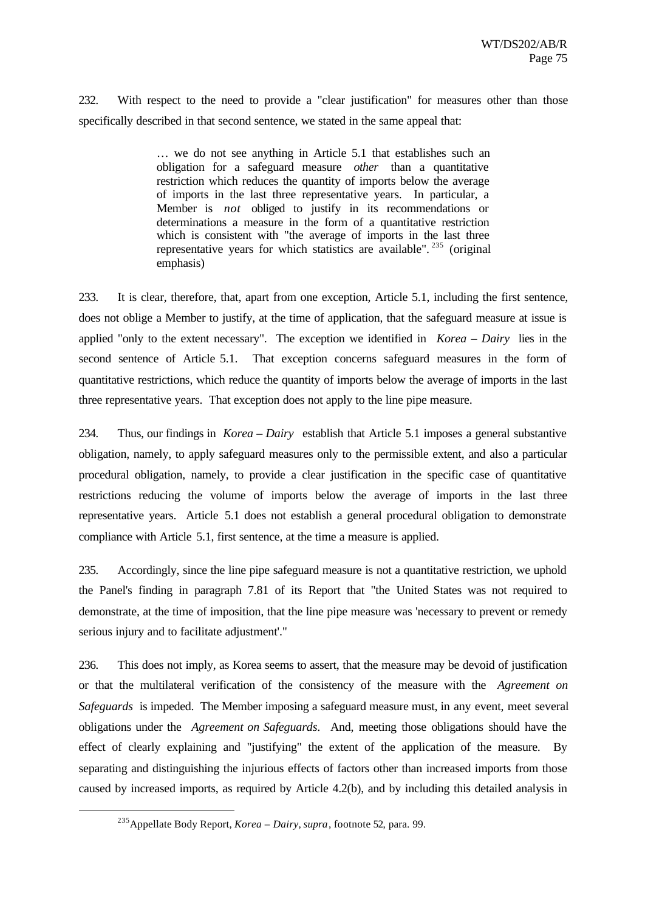232. With respect to the need to provide a "clear justification" for measures other than those specifically described in that second sentence, we stated in the same appeal that:

> … we do not see anything in Article 5.1 that establishes such an obligation for a safeguard measure *other* than a quantitative restriction which reduces the quantity of imports below the average of imports in the last three representative years. In particular, a Member is *not* obliged to justify in its recommendations or determinations a measure in the form of a quantitative restriction which is consistent with "the average of imports in the last three representative years for which statistics are available".[235] (original emphasis)

233. It is clear, therefore, that, apart from one exception, Article 5.1, including the first sentence, does not oblige a Member to justify, at the time of application, that the safeguard measure at issue is applied "only to the extent necessary". The exception we identified in *Korea – Dairy* lies in the second sentence of Article 5.1. That exception concerns safeguard measures in the form of quantitative restrictions, which reduce the quantity of imports below the average of imports in the last three representative years. That exception does not apply to the line pipe measure.

234. Thus, our findings in *Korea – Dairy* establish that Article 5.1 imposes a general substantive obligation, namely, to apply safeguard measures only to the permissible extent, and also a particular procedural obligation, namely, to provide a clear justification in the specific case of quantitative restrictions reducing the volume of imports below the average of imports in the last three representative years. Article 5.1 does not establish a general procedural obligation to demonstrate compliance with Article 5.1, first sentence, at the time a measure is applied.

235. Accordingly, since the line pipe safeguard measure is not a quantitative restriction, we uphold the Panel's finding in paragraph 7.81 of its Report that "the United States was not required to demonstrate, at the time of imposition, that the line pipe measure was 'necessary to prevent or remedy serious injury and to facilitate adjustment'."

236. This does not imply, as Korea seems to assert, that the measure may be devoid of justification or that the multilateral verification of the consistency of the measure with the *Agreement on Safeguards* is impeded. The Member imposing a safeguard measure must, in any event, meet several obligations under the *Agreement on Safeguards*. And, meeting those obligations should have the effect of clearly explaining and "justifying" the extent of the application of the measure. By separating and distinguishing the injurious effects of factors other than increased imports from those caused by increased imports, as required by Article 4.2(b), and by including this detailed analysis in

---

[235] Appellate Body Report, *Korea – Dairy, supra*, footnote 52, para. 99.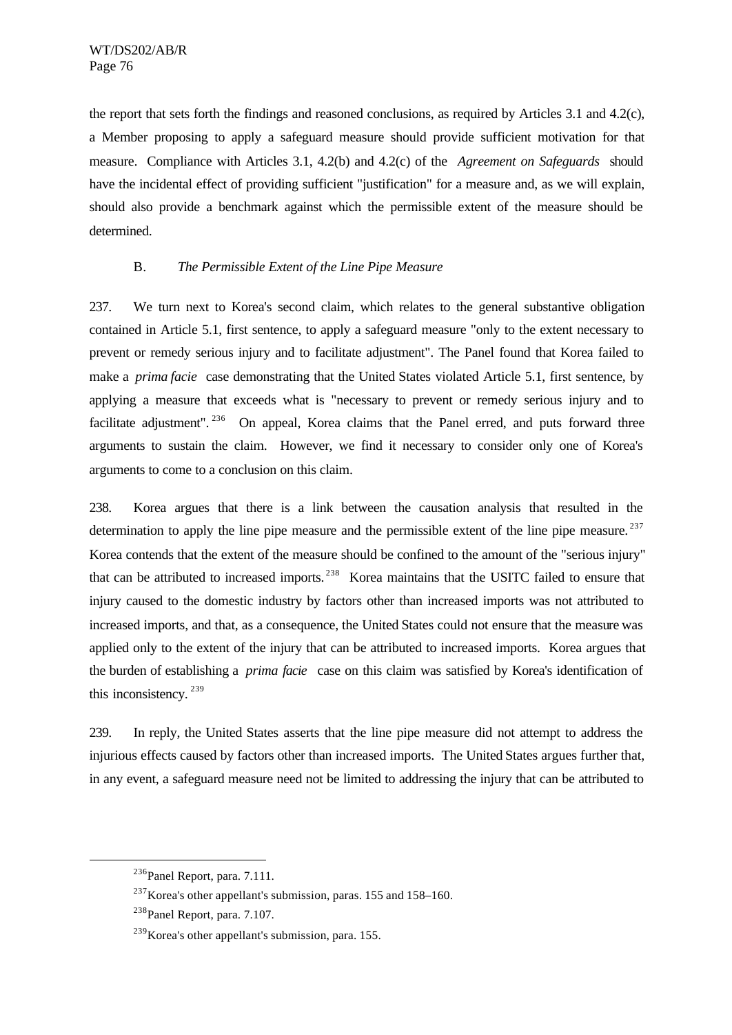the report that sets forth the findings and reasoned conclusions, as required by Articles 3.1 and 4.2(c), a Member proposing to apply a safeguard measure should provide sufficient motivation for that measure. Compliance with Articles 3.1, 4.2(b) and 4.2(c) of the *Agreement on Safeguards* should have the incidental effect of providing sufficient "justification" for a measure and, as we will explain, should also provide a benchmark against which the permissible extent of the measure should be determined.

### B. *The Permissible Extent of the Line Pipe Measure*

237. We turn next to Korea's second claim, which relates to the general substantive obligation contained in Article 5.1, first sentence, to apply a safeguard measure "only to the extent necessary to prevent or remedy serious injury and to facilitate adjustment". The Panel found that Korea failed to make a *prima facie* case demonstrating that the United States violated Article 5.1, first sentence, by applying a measure that exceeds what is "necessary to prevent or remedy serious injury and to facilitate adjustment".[236] On appeal, Korea claims that the Panel erred, and puts forward three arguments to sustain the claim. However, we find it necessary to consider only one of Korea's arguments to come to a conclusion on this claim.

238. Korea argues that there is a link between the causation analysis that resulted in the determination to apply the line pipe measure and the permissible extent of the line pipe measure.[237] Korea contends that the extent of the measure should be confined to the amount of the "serious injury" that can be attributed to increased imports.[238] Korea maintains that the USITC failed to ensure that injury caused to the domestic industry by factors other than increased imports was not attributed to increased imports, and that, as a consequence, the United States could not ensure that the measure was applied only to the extent of the injury that can be attributed to increased imports. Korea argues that the burden of establishing a *prima facie* case on this claim was satisfied by Korea's identification of this inconsistency.[239]

239. In reply, the United States asserts that the line pipe measure did not attempt to address the injurious effects caused by factors other than increased imports. The United States argues further that, in any event, a safeguard measure need not be limited to addressing the injury that can be attributed to

---

[236] Panel Report, para. 7.111.

[237] Korea's other appellant's submission, paras. 155 and 158–160.

[238] Panel Report, para. 7.107.

[239] Korea's other appellant's submission, para. 155.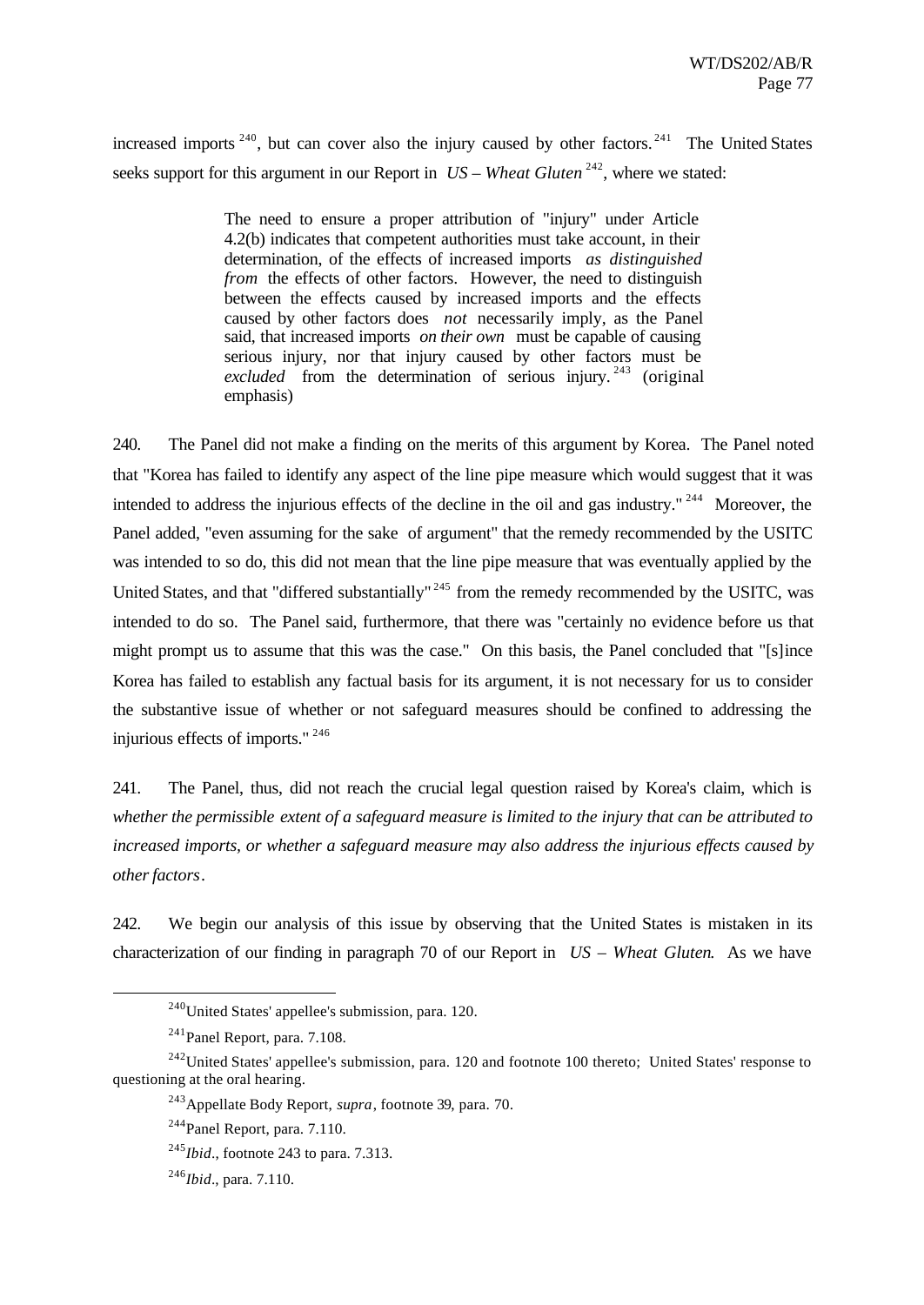increased imports[240], but can cover also the injury caused by other factors.[241] The United States seeks support for this argument in our Report in *US – Wheat Gluten*[242], where we stated:

> The need to ensure a proper attribution of "injury" under Article 4.2(b) indicates that competent authorities must take account, in their determination, of the effects of increased imports *as distinguished from* the effects of other factors. However, the need to distinguish between the effects caused by increased imports and the effects caused by other factors does *not* necessarily imply, as the Panel said, that increased imports *on their own* must be capable of causing serious injury, nor that injury caused by other factors must be *excluded* from the determination of serious injury.[243] (original emphasis)

240. The Panel did not make a finding on the merits of this argument by Korea. The Panel noted that "Korea has failed to identify any aspect of the line pipe measure which would suggest that it was intended to address the injurious effects of the decline in the oil and gas industry."[244] Moreover, the Panel added, "even assuming for the sake of argument" that the remedy recommended by the USITC was intended to so do, this did not mean that the line pipe measure that was eventually applied by the United States, and that "differed substantially"[245] from the remedy recommended by the USITC, was intended to do so. The Panel said, furthermore, that there was "certainly no evidence before us that might prompt us to assume that this was the case." On this basis, the Panel concluded that "[s]ince Korea has failed to establish any factual basis for its argument, it is not necessary for us to consider the substantive issue of whether or not safeguard measures should be confined to addressing the injurious effects of imports."[246]

241. The Panel, thus, did not reach the crucial legal question raised by Korea's claim, which is *whether the permissible extent of a safeguard measure is limited to the injury that can be attributed to increased imports, or whether a safeguard measure may also address the injurious effects caused by other factors*.

242. We begin our analysis of this issue by observing that the United States is mistaken in its characterization of our finding in paragraph 70 of our Report in *US – Wheat Gluten*. As we have

---

[240] United States' appellee's submission, para. 120.

[241] Panel Report, para. 7.108.

[242] United States' appellee's submission, para. 120 and footnote 100 thereto; United States' response to questioning at the oral hearing.

[243] Appellate Body Report, *supra*, footnote 39, para. 70.

[244] Panel Report, para. 7.110.

[245] *Ibid*., footnote 243 to para. 7.313.

[246] *Ibid*., para. 7.110.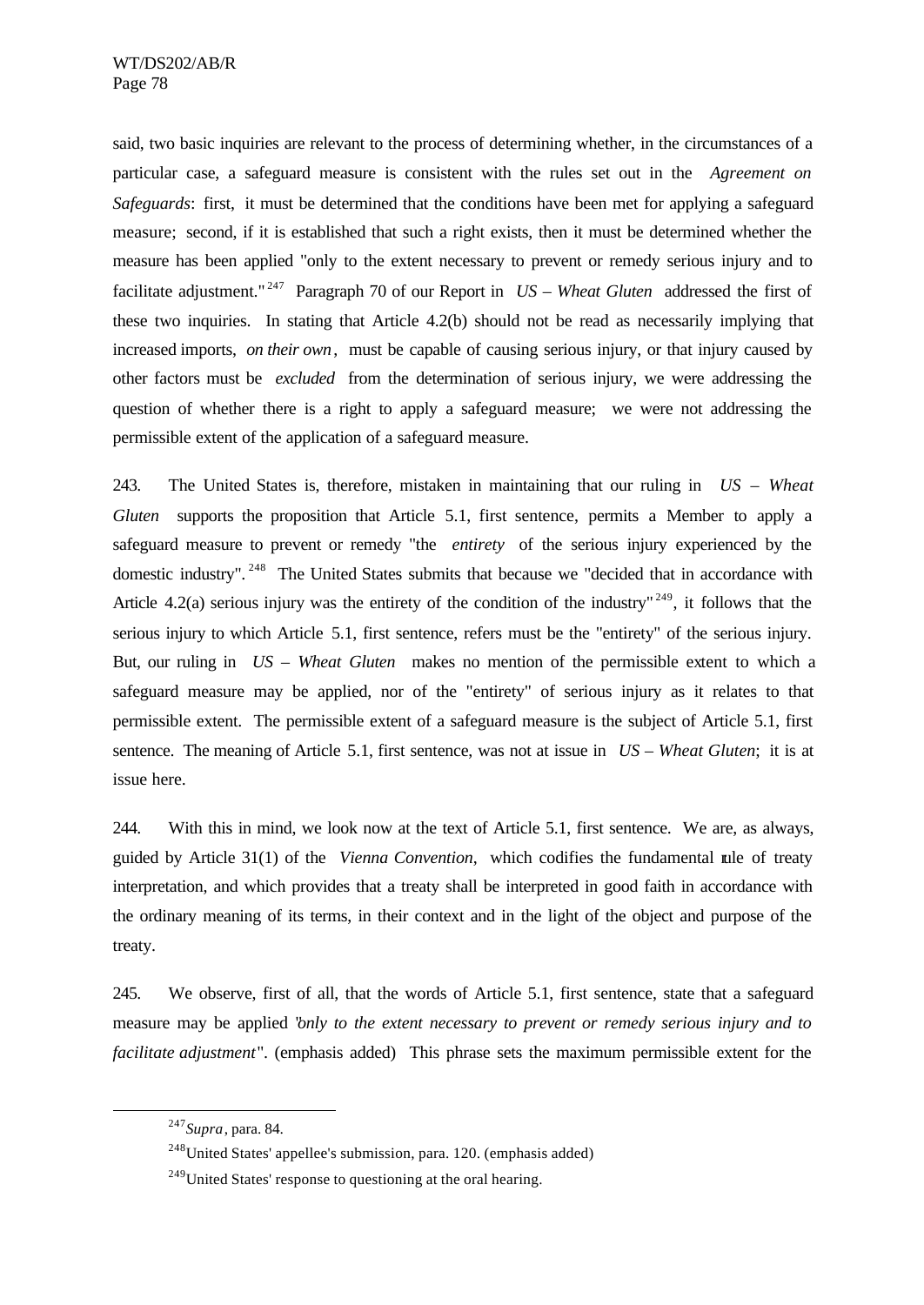said, two basic inquiries are relevant to the process of determining whether, in the circumstances of a particular case, a safeguard measure is consistent with the rules set out in the *Agreement on Safeguards*: first, it must be determined that the conditions have been met for applying a safeguard measure; second, if it is established that such a right exists, then it must be determined whether the measure has been applied "only to the extent necessary to prevent or remedy serious injury and to facilitate adjustment."[247] Paragraph 70 of our Report in *US – Wheat Gluten* addressed the first of these two inquiries. In stating that Article 4.2(b) should not be read as necessarily implying that increased imports, *on their own*, must be capable of causing serious injury, or that injury caused by other factors must be *excluded* from the determination of serious injury, we were addressing the question of whether there is a right to apply a safeguard measure; we were not addressing the permissible extent of the application of a safeguard measure.

243. The United States is, therefore, mistaken in maintaining that our ruling in *US – Wheat Gluten* supports the proposition that Article 5.1, first sentence, permits a Member to apply a safeguard measure to prevent or remedy "the *entirety* of the serious injury experienced by the domestic industry".[248] The United States submits that because we "decided that in accordance with Article 4.2(a) serious injury was the entirety of the condition of the industry"[249], it follows that the serious injury to which Article 5.1, first sentence, refers must be the "entirety" of the serious injury. But, our ruling in *US – Wheat Gluten* makes no mention of the permissible extent to which a safeguard measure may be applied, nor of the "entirety" of serious injury as it relates to that permissible extent. The permissible extent of a safeguard measure is the subject of Article 5.1, first sentence. The meaning of Article 5.1, first sentence, was not at issue in *US – Wheat Gluten*; it is at issue here.

244. With this in mind, we look now at the text of Article 5.1, first sentence. We are, as always, guided by Article 31(1) of the *Vienna Convention*, which codifies the fundamental rule of treaty interpretation, and which provides that a treaty shall be interpreted in good faith in accordance with the ordinary meaning of its terms, in their context and in the light of the object and purpose of the treaty.

245. We observe, first of all, that the words of Article 5.1, first sentence, state that a safeguard measure may be applied "*only to the extent necessary to prevent or remedy serious injury and to facilitate adjustment*". (emphasis added) This phrase sets the maximum permissible extent for the

---

[247] *Supra*, para. 84.

[248] United States' appellee's submission, para. 120. (emphasis added)

[249] United States' response to questioning at the oral hearing.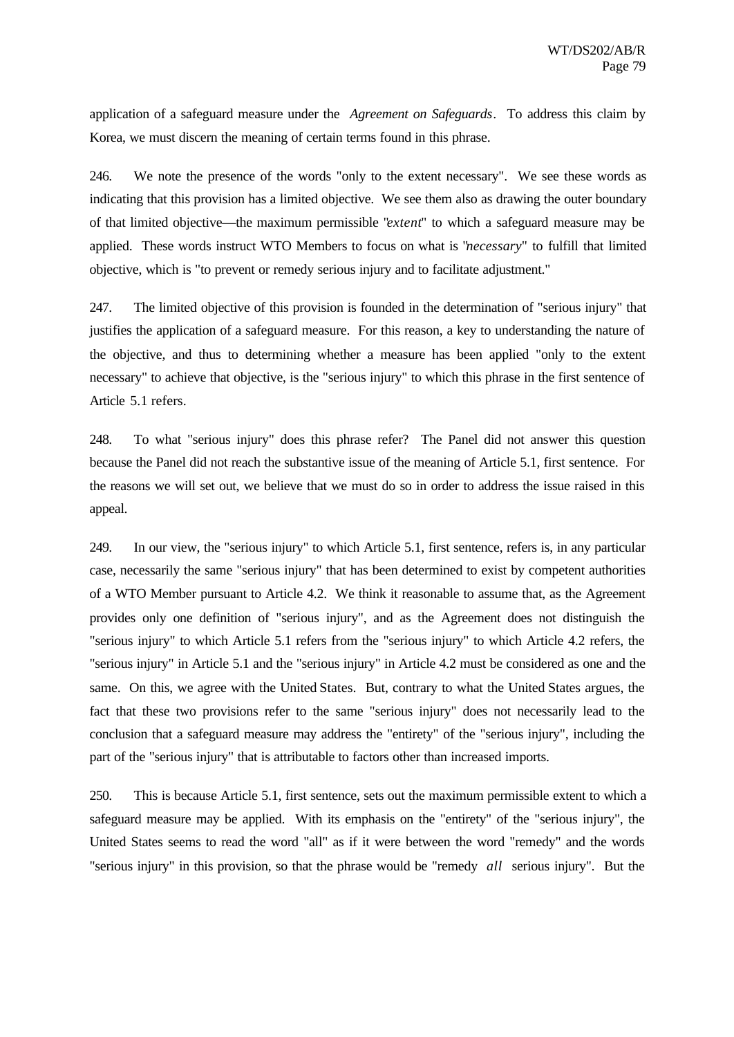application of a safeguard measure under the *Agreement on Safeguards*. To address this claim by Korea, we must discern the meaning of certain terms found in this phrase.

246. We note the presence of the words "only to the extent necessary". We see these words as indicating that this provision has a limited objective. We see them also as drawing the outer boundary of that limited objective—the maximum permissible "*extent*" to which a safeguard measure may be applied. These words instruct WTO Members to focus on what is "*necessary*" to fulfill that limited objective, which is "to prevent or remedy serious injury and to facilitate adjustment."

247. The limited objective of this provision is founded in the determination of "serious injury" that justifies the application of a safeguard measure. For this reason, a key to understanding the nature of the objective, and thus to determining whether a measure has been applied "only to the extent necessary" to achieve that objective, is the "serious injury" to which this phrase in the first sentence of Article 5.1 refers.

248. To what "serious injury" does this phrase refer? The Panel did not answer this question because the Panel did not reach the substantive issue of the meaning of Article 5.1, first sentence. For the reasons we will set out, we believe that we must do so in order to address the issue raised in this appeal.

249. In our view, the "serious injury" to which Article 5.1, first sentence, refers is, in any particular case, necessarily the same "serious injury" that has been determined to exist by competent authorities of a WTO Member pursuant to Article 4.2. We think it reasonable to assume that, as the Agreement provides only one definition of "serious injury", and as the Agreement does not distinguish the "serious injury" to which Article 5.1 refers from the "serious injury" to which Article 4.2 refers, the "serious injury" in Article 5.1 and the "serious injury" in Article 4.2 must be considered as one and the same. On this, we agree with the United States. But, contrary to what the United States argues, the fact that these two provisions refer to the same "serious injury" does not necessarily lead to the conclusion that a safeguard measure may address the "entirety" of the "serious injury", including the part of the "serious injury" that is attributable to factors other than increased imports.

250. This is because Article 5.1, first sentence, sets out the maximum permissible extent to which a safeguard measure may be applied. With its emphasis on the "entirety" of the "serious injury", the United States seems to read the word "all" as if it were between the word "remedy" and the words "serious injury" in this provision, so that the phrase would be "remedy *all* serious injury". But the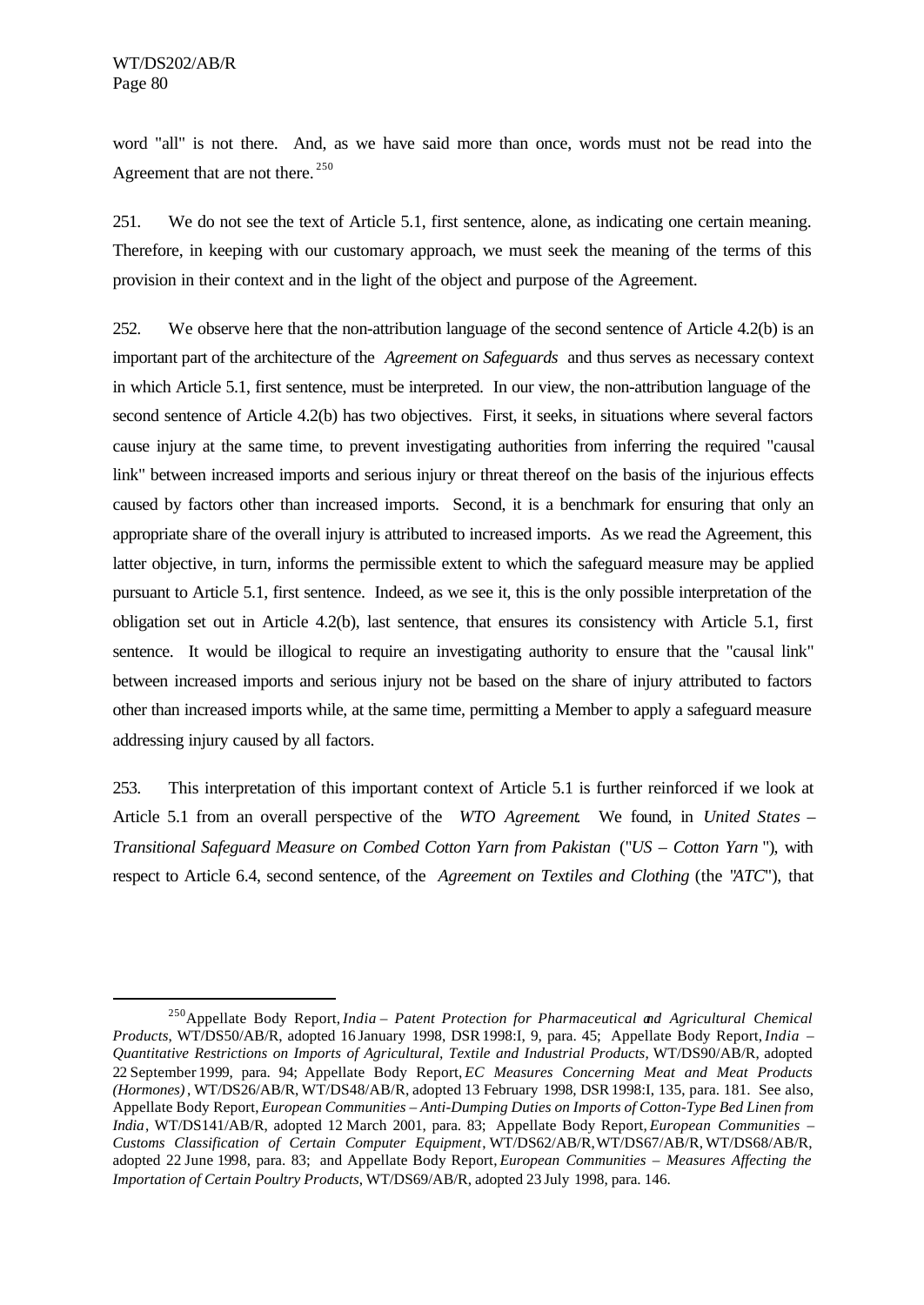word "all" is not there. And, as we have said more than once, words must not be read into the Agreement that are not there.[250]

251. We do not see the text of Article 5.1, first sentence, alone, as indicating one certain meaning. Therefore, in keeping with our customary approach, we must seek the meaning of the terms of this provision in their context and in the light of the object and purpose of the Agreement.

252. We observe here that the non-attribution language of the second sentence of Article 4.2(b) is an important part of the architecture of the *Agreement on Safeguards* and thus serves as necessary context in which Article 5.1, first sentence, must be interpreted. In our view, the non-attribution language of the second sentence of Article 4.2(b) has two objectives. First, it seeks, in situations where several factors cause injury at the same time, to prevent investigating authorities from inferring the required "causal link" between increased imports and serious injury or threat thereof on the basis of the injurious effects caused by factors other than increased imports. Second, it is a benchmark for ensuring that only an appropriate share of the overall injury is attributed to increased imports. As we read the Agreement, this latter objective, in turn, informs the permissible extent to which the safeguard measure may be applied pursuant to Article 5.1, first sentence. Indeed, as we see it, this is the only possible interpretation of the obligation set out in Article 4.2(b), last sentence, that ensures its consistency with Article 5.1, first sentence. It would be illogical to require an investigating authority to ensure that the "causal link" between increased imports and serious injury not be based on the share of injury attributed to factors other than increased imports while, at the same time, permitting a Member to apply a safeguard measure addressing injury caused by all factors.

253. This interpretation of this important context of Article 5.1 is further reinforced if we look at Article 5.1 from an overall perspective of the *WTO Agreement*. We found, in *United States – Transitional Safeguard Measure on Combed Cotton Yarn from Pakistan* ("*US – Cotton Yarn*"), with respect to Article 6.4, second sentence, of the *Agreement on Textiles and Clothing* (the "*ATC*"), that

---

[250] Appellate Body Report, *India – Patent Protection for Pharmaceutical and Agricultural Chemical Products*, WT/DS50/AB/R, adopted 16 January 1998, DSR 1998:I, 9, para. 45; Appellate Body Report, *India – Quantitative Restrictions on Imports of Agricultural, Textile and Industrial Products*, WT/DS90/AB/R, adopted 22 September 1999, para. 94; Appellate Body Report, *EC Measures Concerning Meat and Meat Products (Hormones)*, WT/DS26/AB/R, WT/DS48/AB/R, adopted 13 February 1998, DSR 1998:I, 135, para. 181. See also, Appellate Body Report, *European Communities – Anti-Dumping Duties on Imports of Cotton-Type Bed Linen from India*, WT/DS141/AB/R, adopted 12 March 2001, para. 83; Appellate Body Report, *European Communities – Customs Classification of Certain Computer Equipment*, WT/DS62/AB/R, WT/DS67/AB/R, WT/DS68/AB/R, adopted 22 June 1998, para. 83; and Appellate Body Report, *European Communities – Measures Affecting the Importation of Certain Poultry Products*, WT/DS69/AB/R, adopted 23 July 1998, para. 146.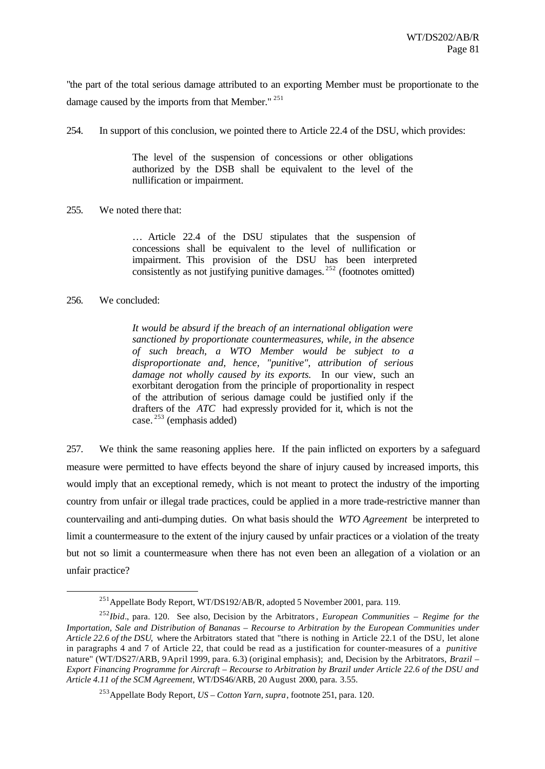"the part of the total serious damage attributed to an exporting Member must be proportionate to the damage caused by the imports from that Member." [251]

254. In support of this conclusion, we pointed there to Article 22.4 of the DSU, which provides:

> The level of the suspension of concessions or other obligations authorized by the DSB shall be equivalent to the level of the nullification or impairment.

255. We noted there that:

> … Article 22.4 of the DSU stipulates that the suspension of concessions shall be equivalent to the level of nullification or impairment. This provision of the DSU has been interpreted consistently as not justifying punitive damages. [252] (footnotes omitted)

256. We concluded:

> *It would be absurd if the breach of an international obligation were sanctioned by proportionate countermeasures, while, in the absence of such breach, a WTO Member would be subject to a disproportionate and, hence, "punitive", attribution of serious damage not wholly caused by its exports.* In our view, such an exorbitant derogation from the principle of proportionality in respect of the attribution of serious damage could be justified only if the drafters of the *ATC* had expressly provided for it, which is not the case. [253] (emphasis added)

257. We think the same reasoning applies here. If the pain inflicted on exporters by a safeguard measure were permitted to have effects beyond the share of injury caused by increased imports, this would imply that an exceptional remedy, which is not meant to protect the industry of the importing country from unfair or illegal trade practices, could be applied in a more trade-restrictive manner than countervailing and anti-dumping duties. On what basis should the *WTO Agreement* be interpreted to limit a countermeasure to the extent of the injury caused by unfair practices or a violation of the treaty but not so limit a countermeasure when there has not even been an allegation of a violation or an unfair practice?

---

[251] Appellate Body Report, WT/DS192/AB/R, adopted 5 November 2001, para. 119.

[252] *Ibid*., para. 120. See also, Decision by the Arbitrators, *European Communities – Regime for the Importation, Sale and Distribution of Bananas – Recourse to Arbitration by the European Communities under Article 22.6 of the DSU,* where the Arbitrators stated that "there is nothing in Article 22.1 of the DSU, let alone in paragraphs 4 and 7 of Article 22, that could be read as a justification for counter-measures of a *punitive* nature" (WT/DS27/ARB, 9 April 1999, para. 6.3) (original emphasis); and, Decision by the Arbitrators, *Brazil – Export Financing Programme for Aircraft – Recourse to Arbitration by Brazil under Article 22.6 of the DSU and Article 4.11 of the SCM Agreement*, WT/DS46/ARB, 20 August 2000, para. 3.55.

[253] Appellate Body Report, *US – Cotton Yarn, supra*, footnote 251, para. 120.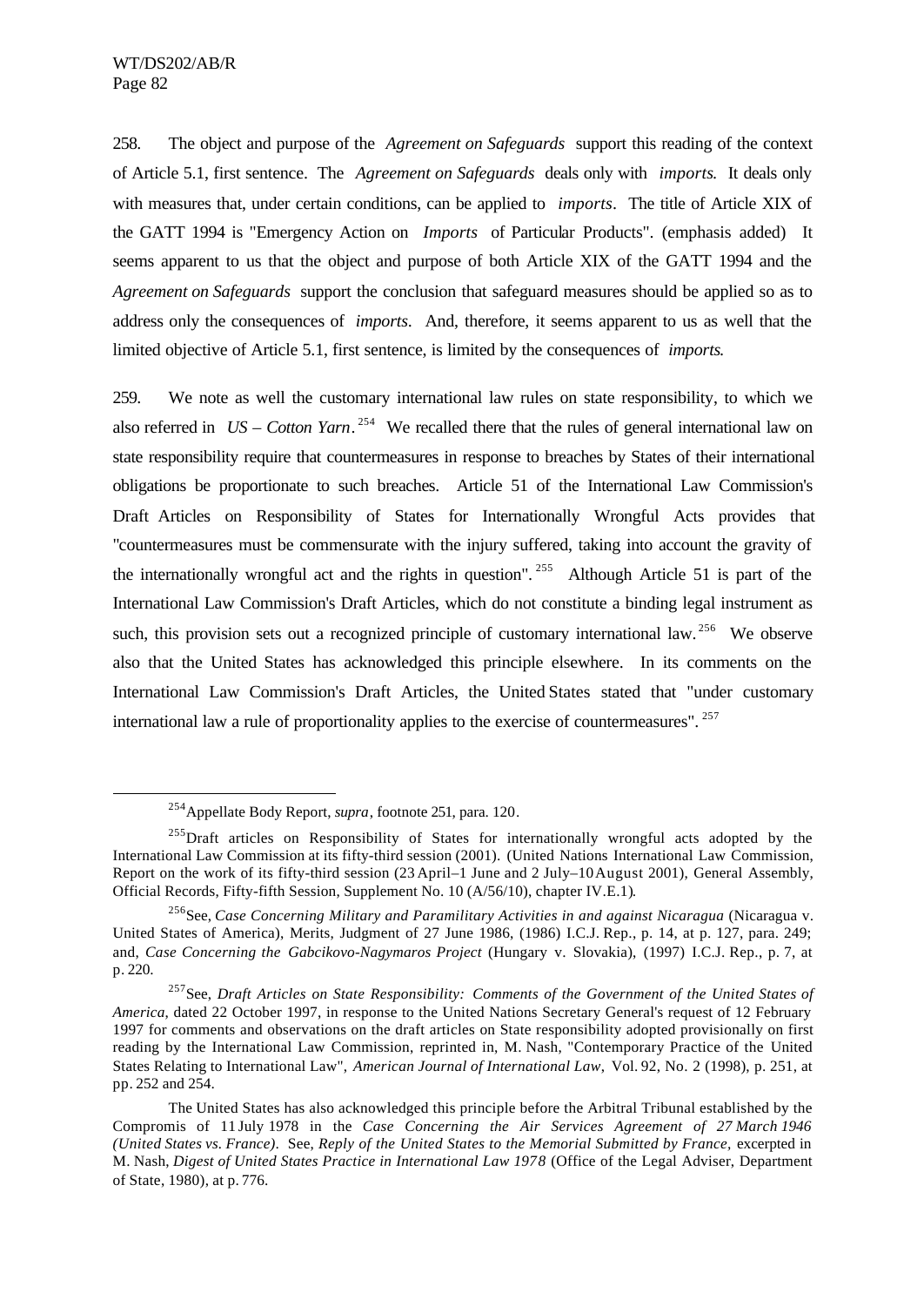258. The object and purpose of the *Agreement on Safeguards* support this reading of the context of Article 5.1, first sentence. The *Agreement on Safeguards* deals only with *imports*. It deals only with measures that, under certain conditions, can be applied to *imports*. The title of Article XIX of the GATT 1994 is "Emergency Action on *Imports* of Particular Products". (emphasis added) It seems apparent to us that the object and purpose of both Article XIX of the GATT 1994 and the *Agreement on Safeguards* support the conclusion that safeguard measures should be applied so as to address only the consequences of *imports*. And, therefore, it seems apparent to us as well that the limited objective of Article 5.1, first sentence, is limited by the consequences of *imports*.

259. We note as well the customary international law rules on state responsibility, to which we also referred in *US – Cotton Yarn*.[254] We recalled there that the rules of general international law on state responsibility require that countermeasures in response to breaches by States of their international obligations be proportionate to such breaches. Article 51 of the International Law Commission's Draft Articles on Responsibility of States for Internationally Wrongful Acts provides that "countermeasures must be commensurate with the injury suffered, taking into account the gravity of the internationally wrongful act and the rights in question".[255] Although Article 51 is part of the International Law Commission's Draft Articles, which do not constitute a binding legal instrument as such, this provision sets out a recognized principle of customary international law.[256] We observe also that the United States has acknowledged this principle elsewhere. In its comments on the International Law Commission's Draft Articles, the United States stated that "under customary international law a rule of proportionality applies to the exercise of countermeasures".[257]

---

[254] Appellate Body Report, *supra*, footnote 251, para. 120.

[255] Draft articles on Responsibility of States for internationally wrongful acts adopted by the International Law Commission at its fifty-third session (2001). (United Nations International Law Commission, Report on the work of its fifty-third session (23 April–1 June and 2 July–10 August 2001), General Assembly, Official Records, Fifty-fifth Session, Supplement No. 10 (A/56/10), chapter IV.E.1).

[256] See, *Case Concerning Military and Paramilitary Activities in and against Nicaragua* (Nicaragua v. United States of America), Merits, Judgment of 27 June 1986, (1986) I.C.J. Rep., p. 14, at p. 127, para. 249; and, *Case Concerning the Gabcikovo-Nagymaros Project* (Hungary v. Slovakia), (1997) I.C.J. Rep., p. 7, at p. 220.

[257] See, *Draft Articles on State Responsibility: Comments of the Government of the United States of America*, dated 22 October 1997, in response to the United Nations Secretary General's request of 12 February 1997 for comments and observations on the draft articles on State responsibility adopted provisionally on first reading by the International Law Commission, reprinted in, M. Nash, "Contemporary Practice of the United States Relating to International Law", *American Journal of International Law*, Vol. 92, No. 2 (1998), p. 251, at pp. 252 and 254.

The United States has also acknowledged this principle before the Arbitral Tribunal established by the Compromis of 11 July 1978 in the *Case Concerning the Air Services Agreement of 27 March 1946 (United States vs. France)*. See, *Reply of the United States to the Memorial Submitted by France*, excerpted in M. Nash, *Digest of United States Practice in International Law 1978* (Office of the Legal Adviser, Department of State, 1980), at p. 776.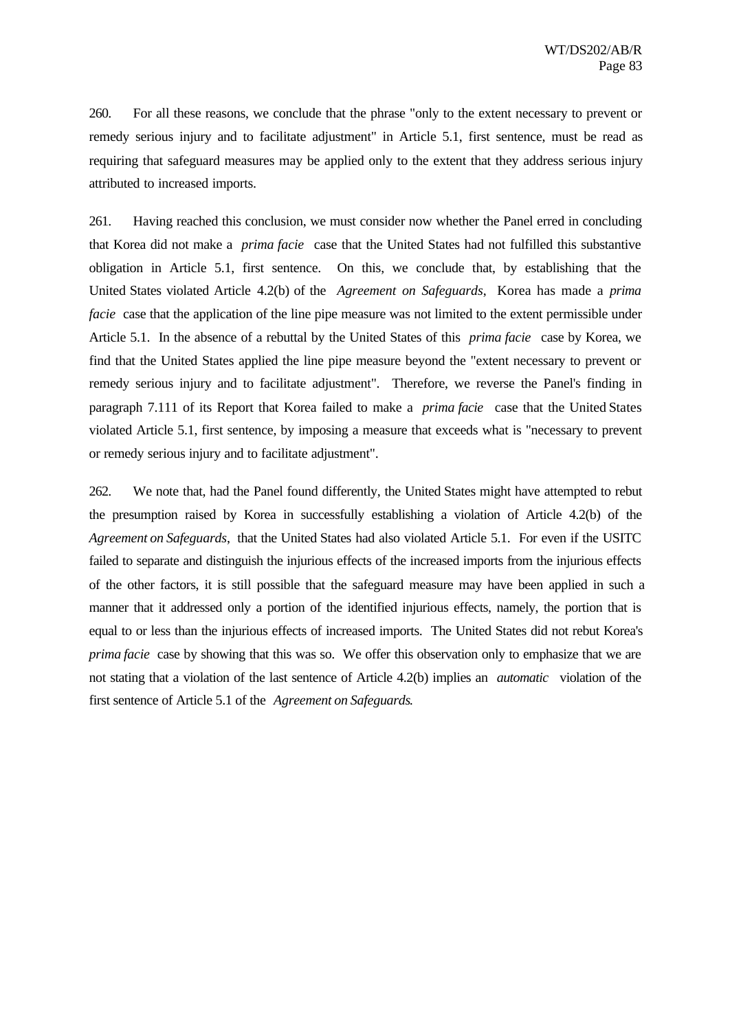260. For all these reasons, we conclude that the phrase "only to the extent necessary to prevent or remedy serious injury and to facilitate adjustment" in Article 5.1, first sentence, must be read as requiring that safeguard measures may be applied only to the extent that they address serious injury attributed to increased imports.

261. Having reached this conclusion, we must consider now whether the Panel erred in concluding that Korea did not make a *prima facie* case that the United States had not fulfilled this substantive obligation in Article 5.1, first sentence. On this, we conclude that, by establishing that the United States violated Article 4.2(b) of the *Agreement on Safeguards*, Korea has made a *prima facie* case that the application of the line pipe measure was not limited to the extent permissible under Article 5.1. In the absence of a rebuttal by the United States of this *prima facie* case by Korea, we find that the United States applied the line pipe measure beyond the "extent necessary to prevent or remedy serious injury and to facilitate adjustment". Therefore, we reverse the Panel's finding in paragraph 7.111 of its Report that Korea failed to make a *prima facie* case that the United States violated Article 5.1, first sentence, by imposing a measure that exceeds what is "necessary to prevent or remedy serious injury and to facilitate adjustment".

262. We note that, had the Panel found differently, the United States might have attempted to rebut the presumption raised by Korea in successfully establishing a violation of Article 4.2(b) of the *Agreement on Safeguards*, that the United States had also violated Article 5.1. For even if the USITC failed to separate and distinguish the injurious effects of the increased imports from the injurious effects of the other factors, it is still possible that the safeguard measure may have been applied in such a manner that it addressed only a portion of the identified injurious effects, namely, the portion that is equal to or less than the injurious effects of increased imports. The United States did not rebut Korea's *prima facie* case by showing that this was so. We offer this observation only to emphasize that we are not stating that a violation of the last sentence of Article 4.2(b) implies an *automatic* violation of the first sentence of Article 5.1 of the *Agreement on Safeguards*.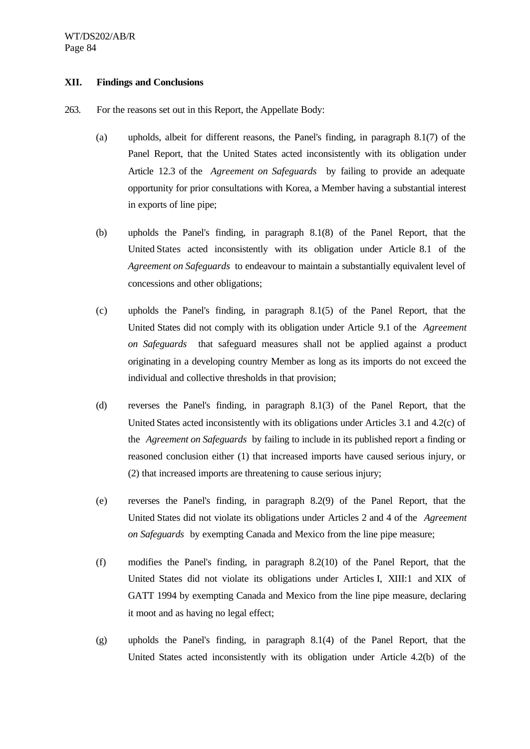## XII. Findings and Conclusions

263. For the reasons set out in this Report, the Appellate Body:

(a) upholds, albeit for different reasons, the Panel's finding, in paragraph 8.1(7) of the Panel Report, that the United States acted inconsistently with its obligation under Article 12.3 of the *Agreement on Safeguards* by failing to provide an adequate opportunity for prior consultations with Korea, a Member having a substantial interest in exports of line pipe;

(b) upholds the Panel's finding, in paragraph 8.1(8) of the Panel Report, that the United States acted inconsistently with its obligation under Article 8.1 of the *Agreement on Safeguards* to endeavour to maintain a substantially equivalent level of concessions and other obligations;

(c) upholds the Panel's finding, in paragraph 8.1(5) of the Panel Report, that the United States did not comply with its obligation under Article 9.1 of the *Agreement on Safeguards* that safeguard measures shall not be applied against a product originating in a developing country Member as long as its imports do not exceed the individual and collective thresholds in that provision;

(d) reverses the Panel's finding, in paragraph 8.1(3) of the Panel Report, that the United States acted inconsistently with its obligations under Articles 3.1 and 4.2(c) of the *Agreement on Safeguards* by failing to include in its published report a finding or reasoned conclusion either (1) that increased imports have caused serious injury, or (2) that increased imports are threatening to cause serious injury;

(e) reverses the Panel's finding, in paragraph 8.2(9) of the Panel Report, that the United States did not violate its obligations under Articles 2 and 4 of the *Agreement on Safeguards* by exempting Canada and Mexico from the line pipe measure;

(f) modifies the Panel's finding, in paragraph 8.2(10) of the Panel Report, that the United States did not violate its obligations under Articles I, XIII:1 and XIX of GATT 1994 by exempting Canada and Mexico from the line pipe measure, declaring it moot and as having no legal effect;

(g) upholds the Panel's finding, in paragraph 8.1(4) of the Panel Report, that the United States acted inconsistently with its obligation under Article 4.2(b) of the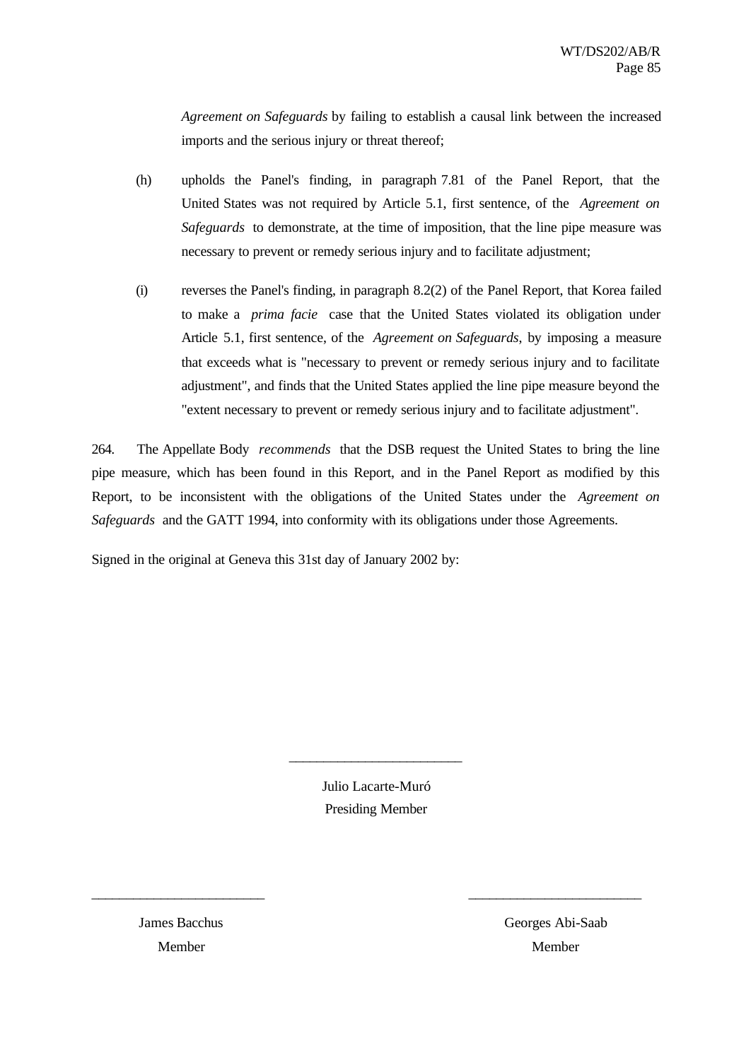*Agreement on Safeguards* by failing to establish a causal link between the increased imports and the serious injury or threat thereof;

(h) upholds the Panel's finding, in paragraph 7.81 of the Panel Report, that the United States was not required by Article 5.1, first sentence, of the *Agreement on Safeguards* to demonstrate, at the time of imposition, that the line pipe measure was necessary to prevent or remedy serious injury and to facilitate adjustment;

(i) reverses the Panel's finding, in paragraph 8.2(2) of the Panel Report, that Korea failed to make a *prima facie* case that the United States violated its obligation under Article 5.1, first sentence, of the *Agreement on Safeguards*, by imposing a measure that exceeds what is "necessary to prevent or remedy serious injury and to facilitate adjustment", and finds that the United States applied the line pipe measure beyond the "extent necessary to prevent or remedy serious injury and to facilitate adjustment".

264. The Appellate Body *recommends* that the DSB request the United States to bring the line pipe measure, which has been found in this Report, and in the Panel Report as modified by this Report, to be inconsistent with the obligations of the United States under the *Agreement on Safeguards* and the GATT 1994, into conformity with its obligations under those Agreements.

Signed in the original at Geneva this 31st day of January 2002 by:

_________________________

Julio Lacarte-Muró
Presiding Member

_________________________

James Bacchus
Member

_________________________

Georges Abi-Saab
Member